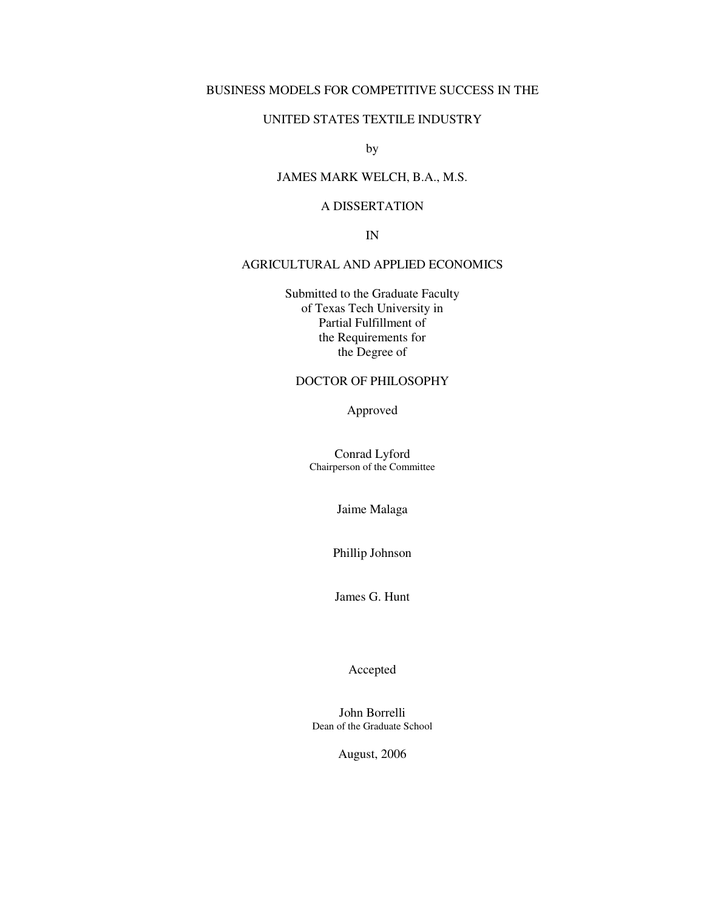# BUSINESS MODELS FOR COMPETITIVE SUCCESS IN THE UNITED STATES TEXTILE INDUSTRY

by

JAMES MARK WELCH, B.A., M.S.

A DISSERTATION

IN

AGRICULTURAL AND APPLIED ECONOMICS

Submitted to the Graduate Faculty
of Texas Tech University in
Partial Fulfillment of
the Requirements for
the Degree of

DOCTOR OF PHILOSOPHY

Approved

Conrad Lyford
Chairperson of the Committee

Jaime Malaga

Phillip Johnson

James G. Hunt

Accepted

John Borrelli
Dean of the Graduate School

August, 2006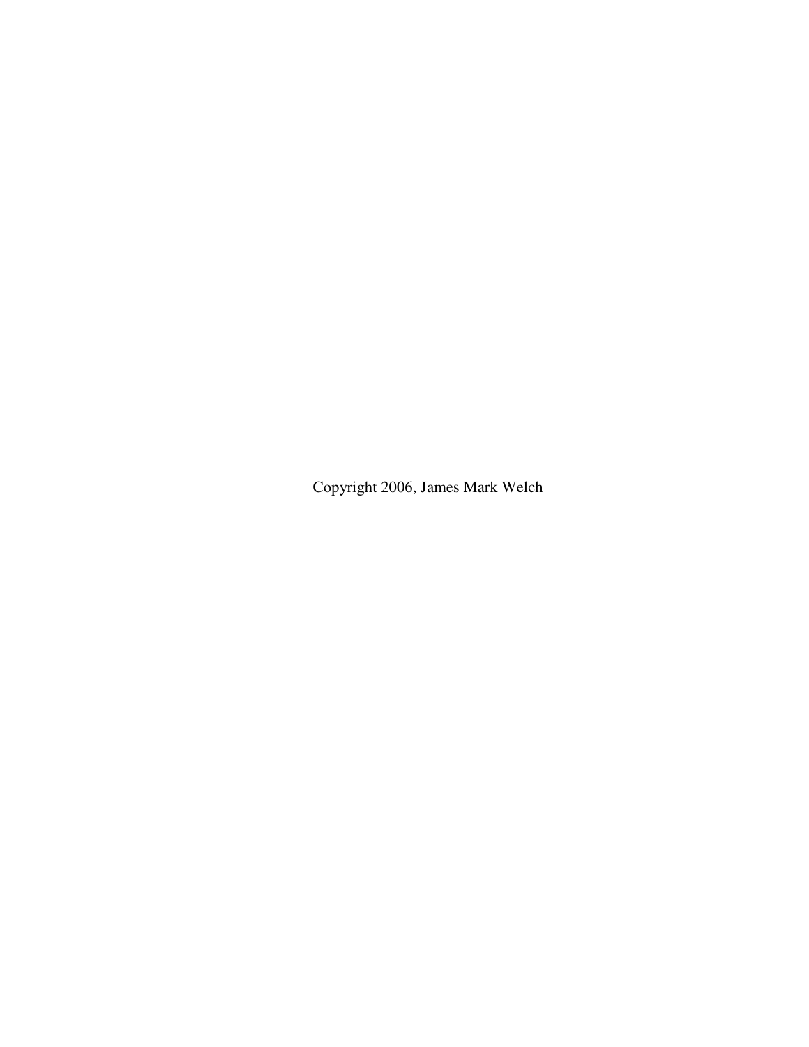Copyright 2006, James Mark Welch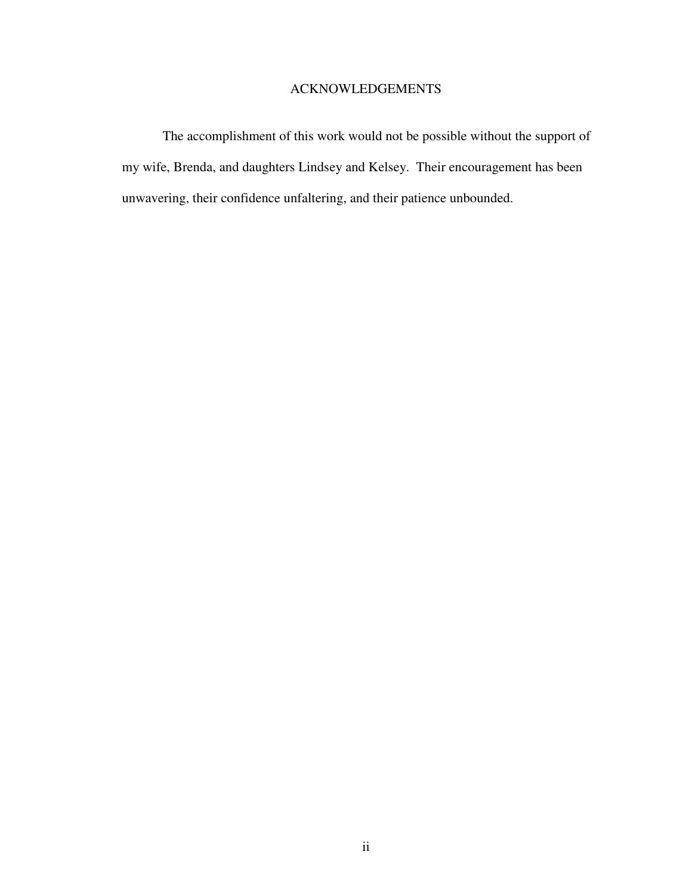# ACKNOWLEDGEMENTS

The accomplishment of this work would not be possible without the support of my wife, Brenda, and daughters Lindsey and Kelsey. Their encouragement has been unwavering, their confidence unfaltering, and their patience unbounded.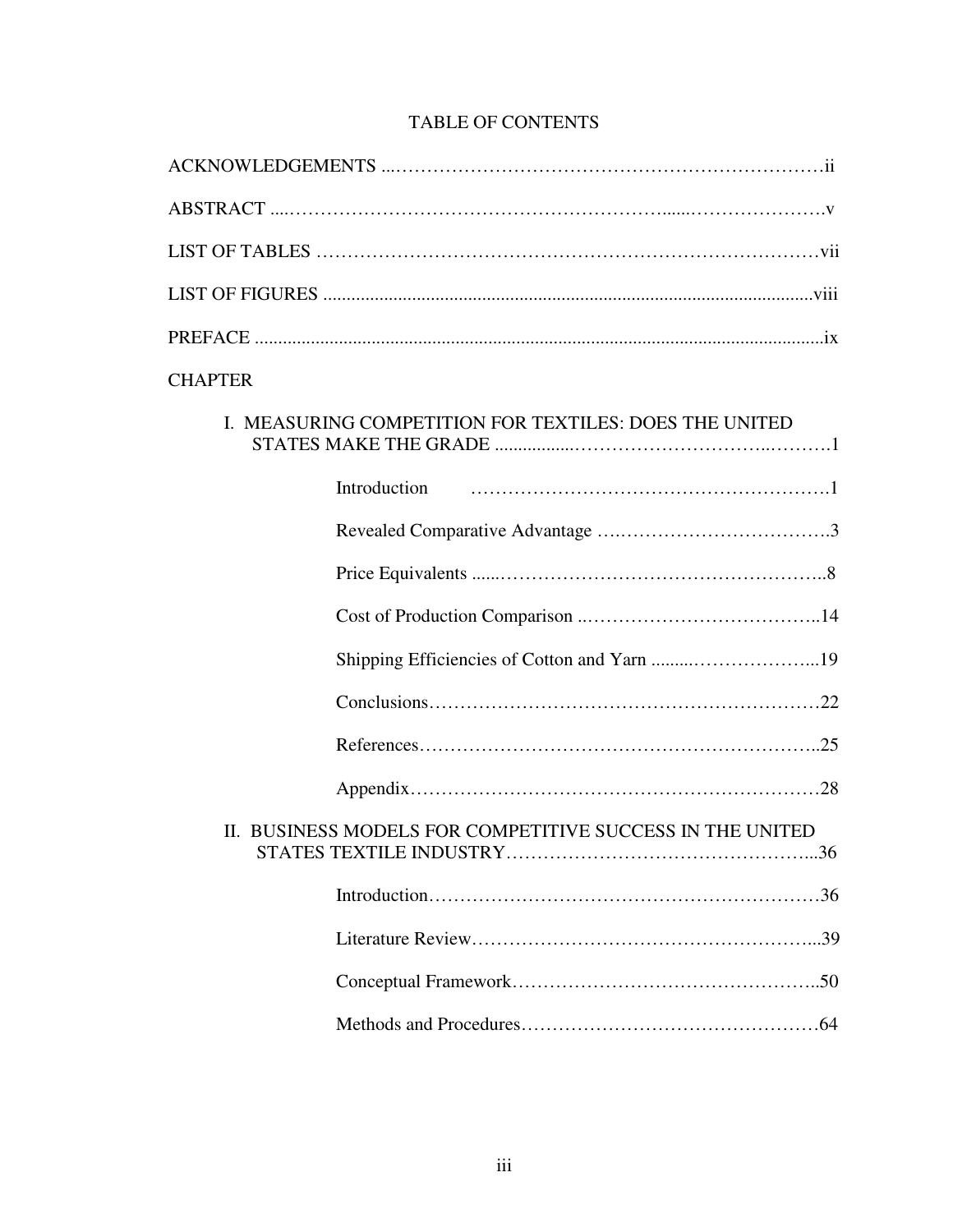# TABLE OF CONTENTS

ACKNOWLEDGEMENTS ....................................................................................ii

ABSTRACT ..........................................................................................................v

LIST OF TABLES ..............................................................................................vii

LIST OF FIGURES ............................................................................................viii

PREFACE ............................................................................................................ix

CHAPTER

I. MEASURING COMPETITION FOR TEXTILES: DOES THE UNITED STATES MAKE THE GRADE ..........................................................1

- Introduction ..........................................................................1
- Revealed Comparative Advantage ...........................................3
- Price Equivalents ...................................................................8
- Cost of Production Comparison ...........................................14
- Shipping Efficiencies of Cotton and Yarn ..............................19
- Conclusions.........................................................................22
- References..........................................................................25
- Appendix............................................................................28

II. BUSINESS MODELS FOR COMPETITIVE SUCCESS IN THE UNITED STATES TEXTILE INDUSTRY...............................................................36

- Introduction.........................................................................36
- Literature Review................................................................39
- Conceptual Framework........................................................50
- Methods and Procedures......................................................64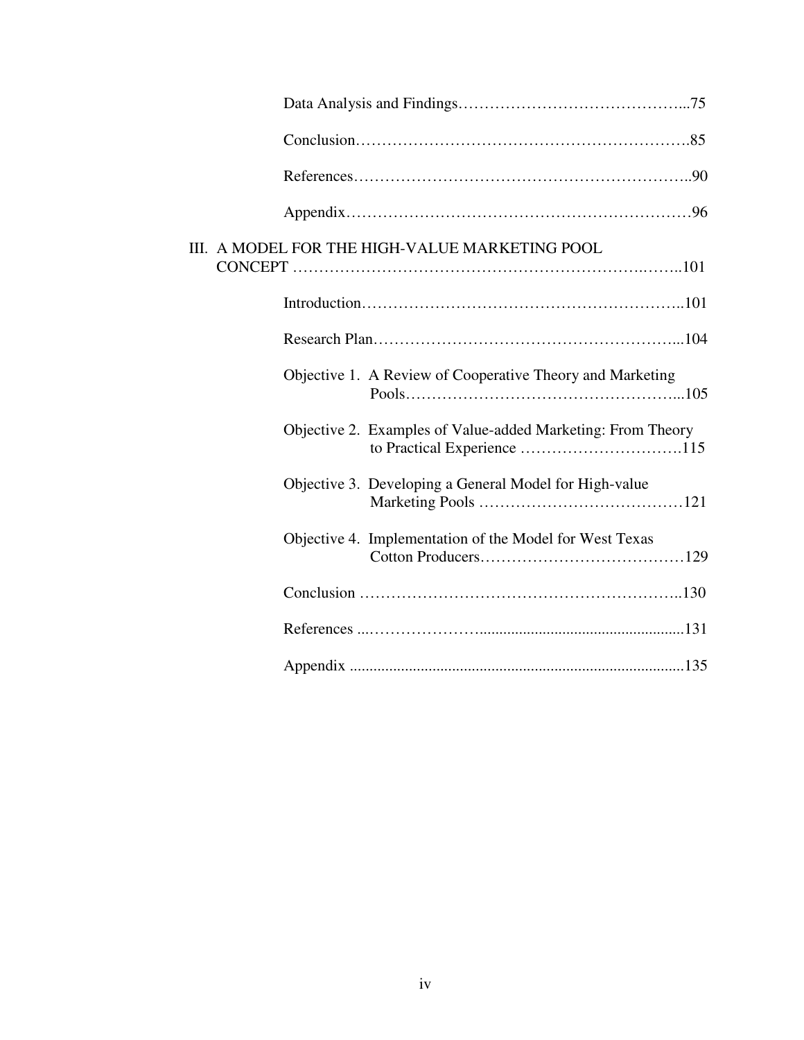Data Analysis and Findings........................................75

Conclusion........................................................85

References........................................................90

Appendix..........................................................96

III. A MODEL FOR THE HIGH-VALUE MARKETING POOL CONCEPT ........................................................101

Introduction......................................................101

Research Plan.....................................................104

Objective 1. A Review of Cooperative Theory and Marketing Pools.............................................105

Objective 2. Examples of Value-added Marketing: From Theory to Practical Experience ............................115

Objective 3. Developing a General Model for High-value Marketing Pools ....................................121

Objective 4. Implementation of the Model for West Texas Cotton Producers....................................129

Conclusion .......................................................130

References .......................................................131

Appendix .........................................................135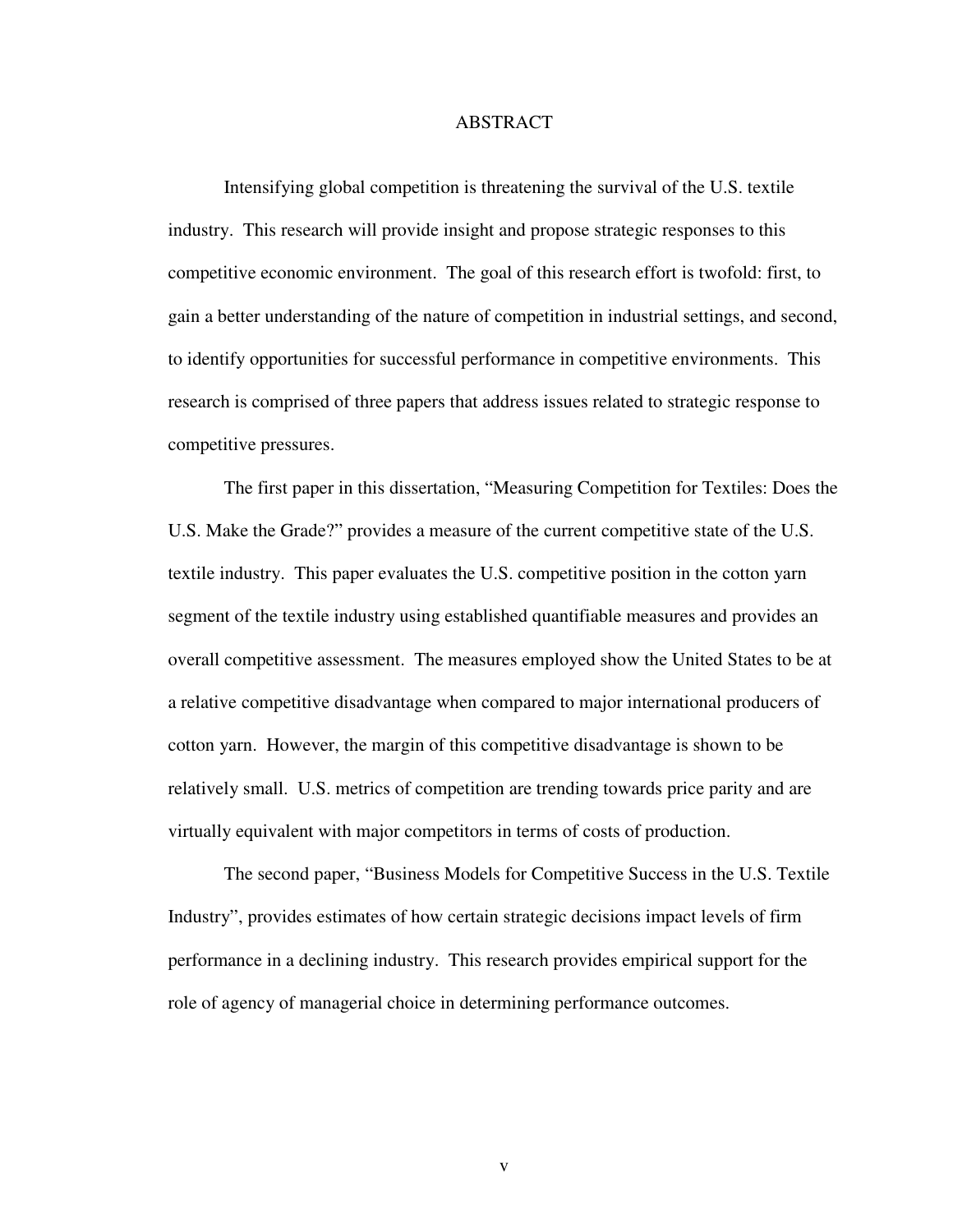# ABSTRACT

Intensifying global competition is threatening the survival of the U.S. textile industry. This research will provide insight and propose strategic responses to this competitive economic environment. The goal of this research effort is twofold: first, to gain a better understanding of the nature of competition in industrial settings, and second, to identify opportunities for successful performance in competitive environments. This research is comprised of three papers that address issues related to strategic response to competitive pressures.

The first paper in this dissertation, "Measuring Competition for Textiles: Does the U.S. Make the Grade?" provides a measure of the current competitive state of the U.S. textile industry. This paper evaluates the U.S. competitive position in the cotton yarn segment of the textile industry using established quantifiable measures and provides an overall competitive assessment. The measures employed show the United States to be at a relative competitive disadvantage when compared to major international producers of cotton yarn. However, the margin of this competitive disadvantage is shown to be relatively small. U.S. metrics of competition are trending towards price parity and are virtually equivalent with major competitors in terms of costs of production.

The second paper, "Business Models for Competitive Success in the U.S. Textile Industry", provides estimates of how certain strategic decisions impact levels of firm performance in a declining industry. This research provides empirical support for the role of agency of managerial choice in determining performance outcomes.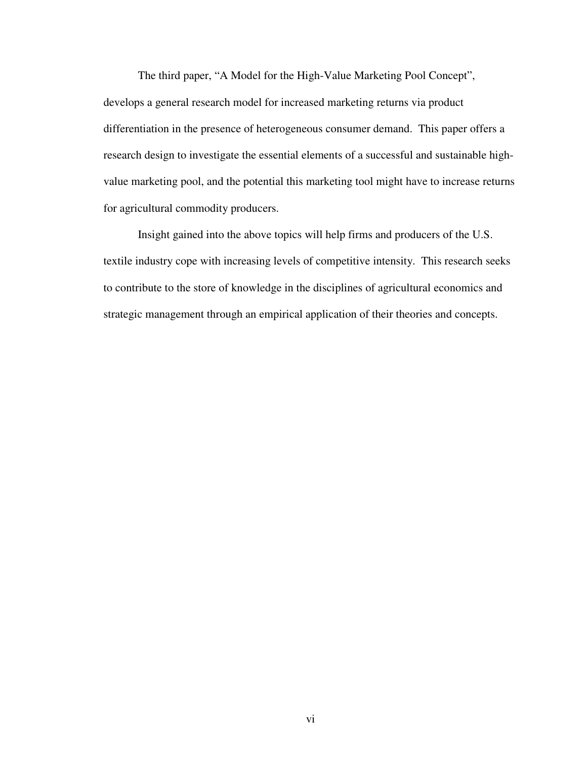The third paper, "A Model for the High-Value Marketing Pool Concept", develops a general research model for increased marketing returns via product differentiation in the presence of heterogeneous consumer demand. This paper offers a research design to investigate the essential elements of a successful and sustainable high-value marketing pool, and the potential this marketing tool might have to increase returns for agricultural commodity producers.

Insight gained into the above topics will help firms and producers of the U.S. textile industry cope with increasing levels of competitive intensity. This research seeks to contribute to the store of knowledge in the disciplines of agricultural economics and strategic management through an empirical application of their theories and concepts.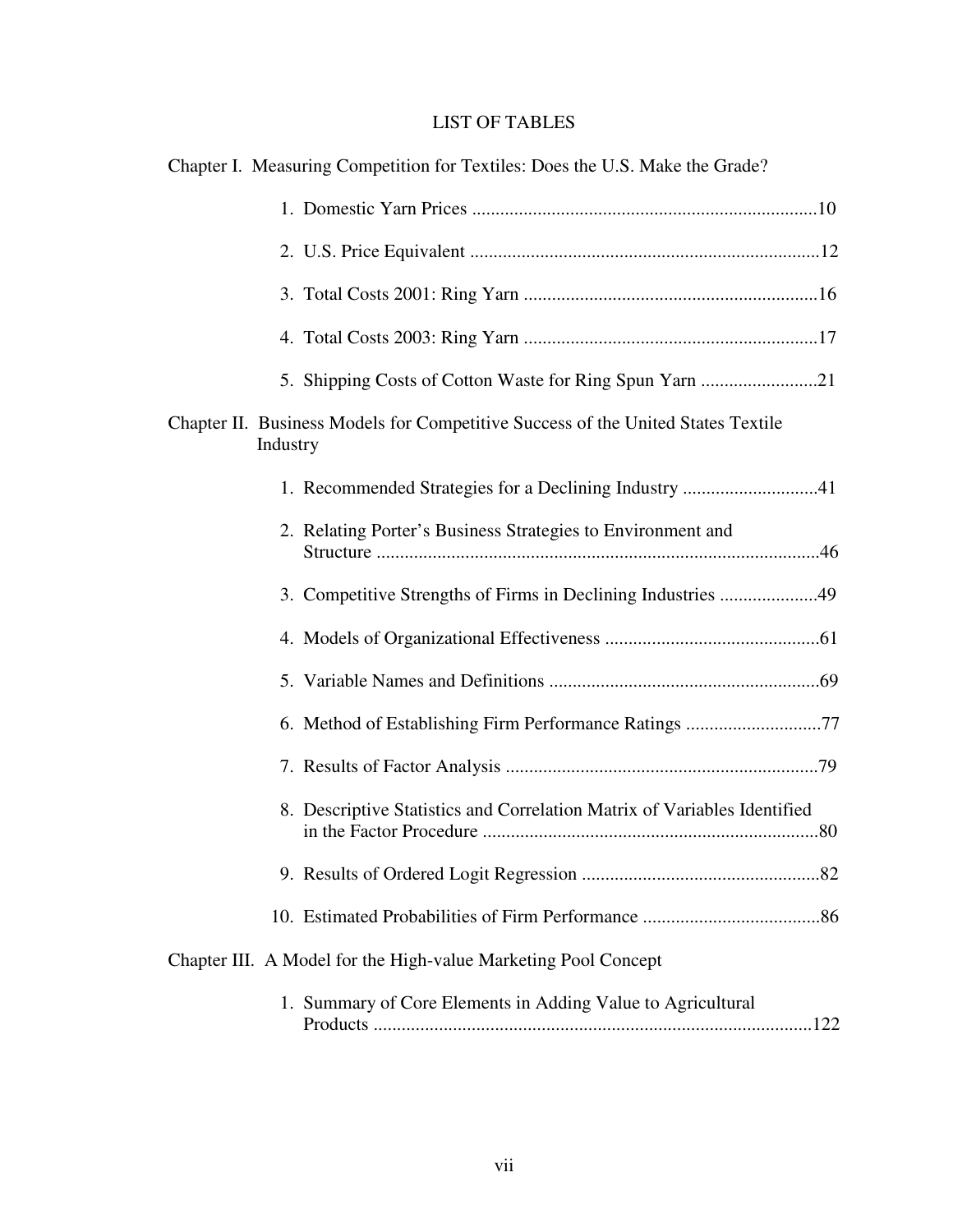# LIST OF TABLES

Chapter I. Measuring Competition for Textiles: Does the U.S. Make the Grade?

1. Domestic Yarn Prices ..........................................................................10
2. U.S. Price Equivalent ...........................................................................12
3. Total Costs 2001: Ring Yarn ...............................................................16
4. Total Costs 2003: Ring Yarn ...............................................................17
5. Shipping Costs of Cotton Waste for Ring Spun Yarn .........................21

Chapter II. Business Models for Competitive Success of the United States Textile Industry

1. Recommended Strategies for a Declining Industry .............................41
2. Relating Porter's Business Strategies to Environment and Structure ...............................................................................................46
3. Competitive Strengths of Firms in Declining Industries .....................49
4. Models of Organizational Effectiveness ..............................................61
5. Variable Names and Definitions ..........................................................69
6. Method of Establishing Firm Performance Ratings .............................77
7. Results of Factor Analysis ...................................................................79
8. Descriptive Statistics and Correlation Matrix of Variables Identified in the Factor Procedure ........................................................................80
9. Results of Ordered Logit Regression ...................................................82
10. Estimated Probabilities of Firm Performance ......................................86

Chapter III. A Model for the High-value Marketing Pool Concept

1. Summary of Core Elements in Adding Value to Agricultural Products ..............................................................................................122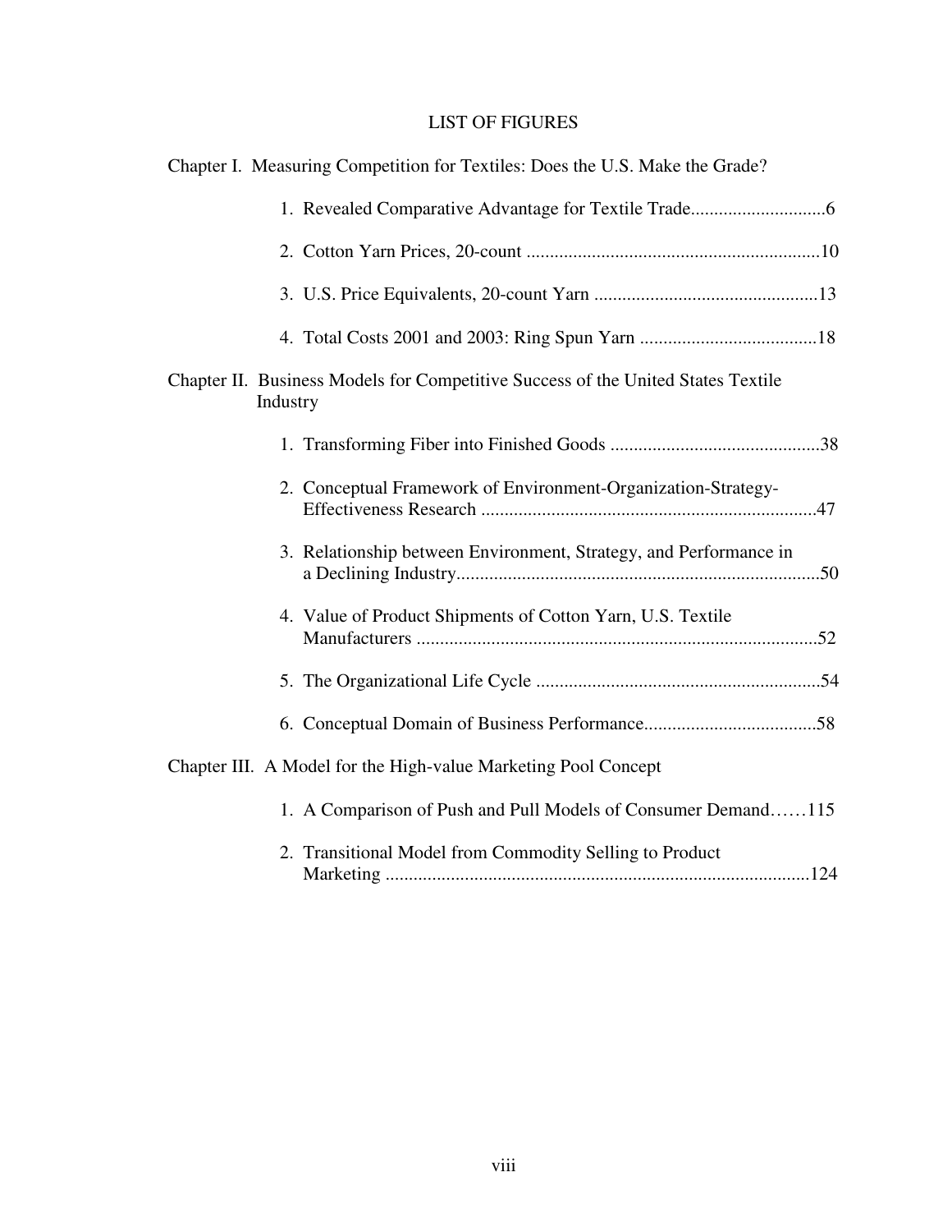# LIST OF FIGURES

Chapter I. Measuring Competition for Textiles: Does the U.S. Make the Grade?

1. Revealed Comparative Advantage for Textile Trade.............................6
2. Cotton Yarn Prices, 20-count ...............................................................10
3. U.S. Price Equivalents, 20-count Yarn ................................................13
4. Total Costs 2001 and 2003: Ring Spun Yarn ......................................18

Chapter II. Business Models for Competitive Success of the United States Textile Industry

1. Transforming Fiber into Finished Goods .............................................38
2. Conceptual Framework of Environment-Organization-Strategy-Effectiveness Research ........................................................................47
3. Relationship between Environment, Strategy, and Performance in a Declining Industry..............................................................................50
4. Value of Product Shipments of Cotton Yarn, U.S. Textile Manufacturers ......................................................................................52
5. The Organizational Life Cycle .............................................................54
6. Conceptual Domain of Business Performance.....................................58

Chapter III. A Model for the High-value Marketing Pool Concept

1. A Comparison of Push and Pull Models of Consumer Demand……115
2. Transitional Model from Commodity Selling to Product Marketing ..........................................................................................124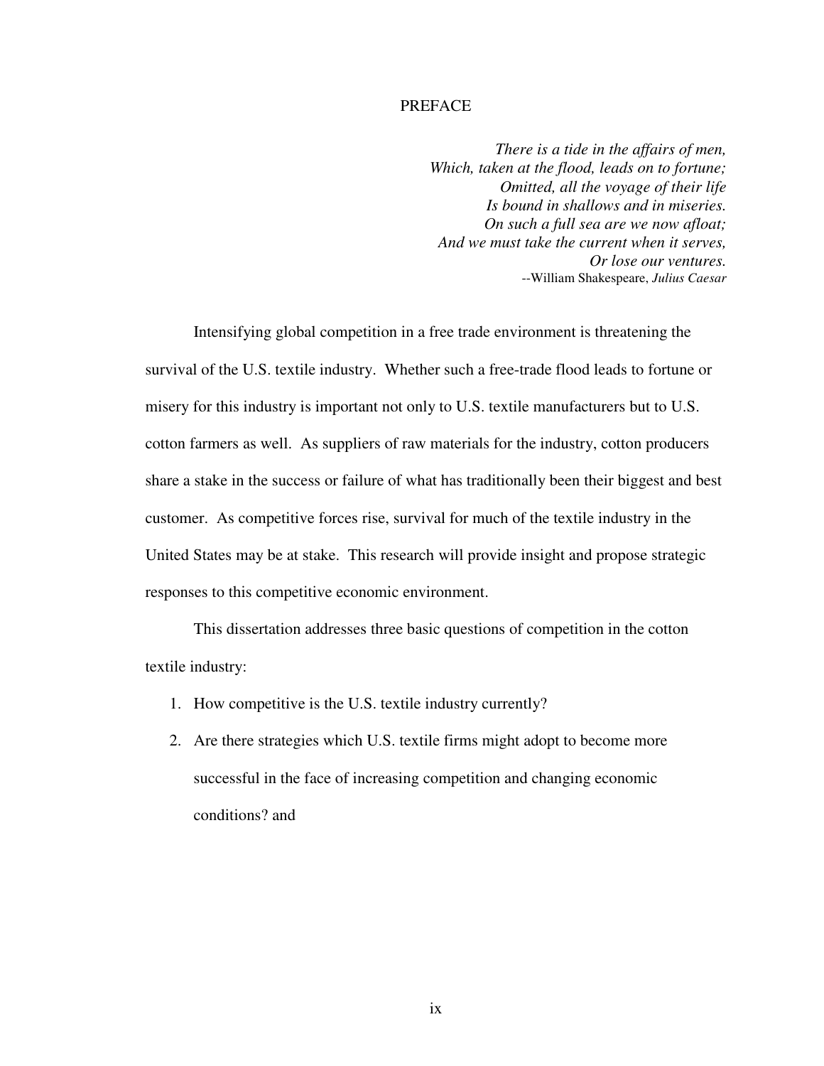# PREFACE

*There is a tide in the affairs of men,*
*Which, taken at the flood, leads on to fortune;*
*Omitted, all the voyage of their life*
*Is bound in shallows and in miseries.*
*On such a full sea are we now afloat;*
*And we must take the current when it serves,*
*Or lose our ventures.*
--William Shakespeare, *Julius Caesar*

Intensifying global competition in a free trade environment is threatening the survival of the U.S. textile industry. Whether such a free-trade flood leads to fortune or misery for this industry is important not only to U.S. textile manufacturers but to U.S. cotton farmers as well. As suppliers of raw materials for the industry, cotton producers share a stake in the success or failure of what has traditionally been their biggest and best customer. As competitive forces rise, survival for much of the textile industry in the United States may be at stake. This research will provide insight and propose strategic responses to this competitive economic environment.

This dissertation addresses three basic questions of competition in the cotton textile industry:

1. How competitive is the U.S. textile industry currently?
2. Are there strategies which U.S. textile firms might adopt to become more successful in the face of increasing competition and changing economic conditions? and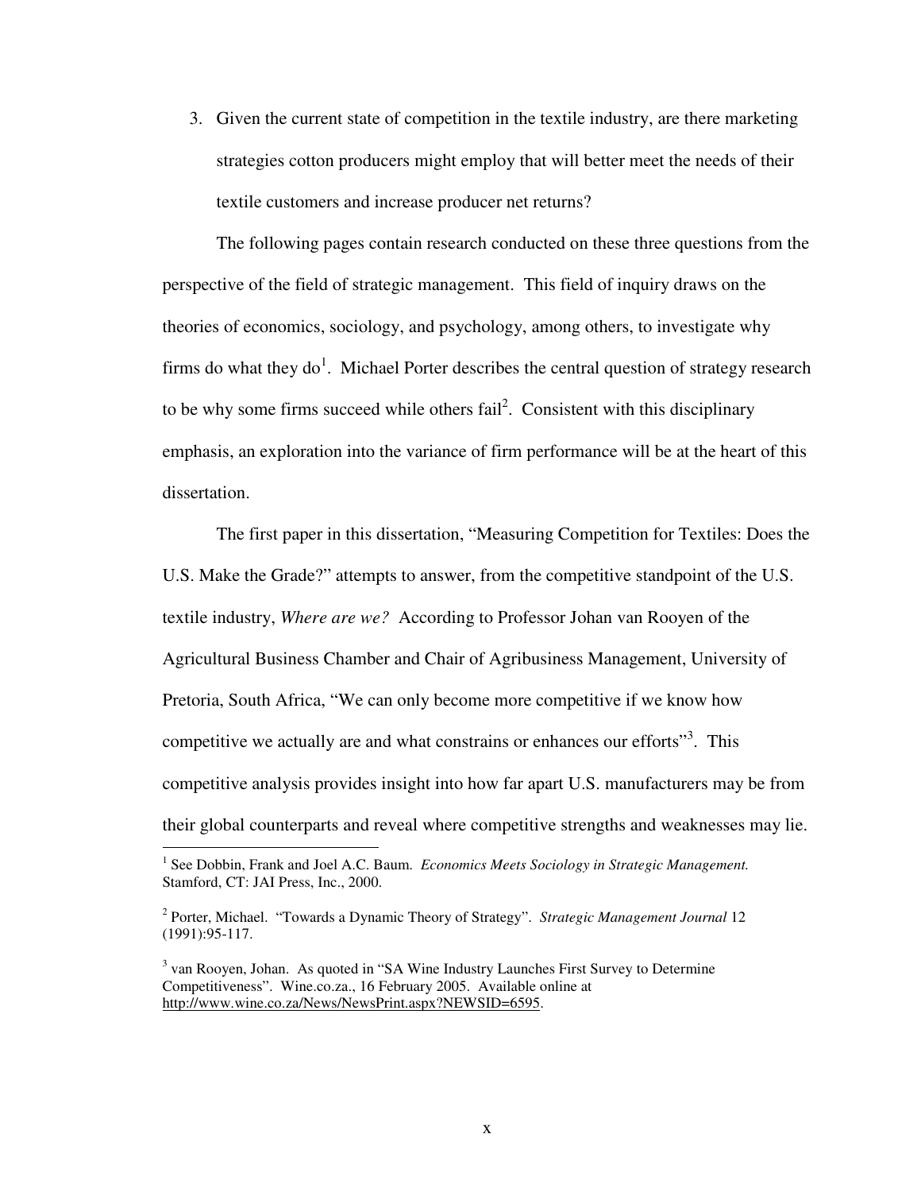3. Given the current state of competition in the textile industry, are there marketing strategies cotton producers might employ that will better meet the needs of their textile customers and increase producer net returns?

The following pages contain research conducted on these three questions from the perspective of the field of strategic management. This field of inquiry draws on the theories of economics, sociology, and psychology, among others, to investigate why firms do what they do[1]. Michael Porter describes the central question of strategy research to be why some firms succeed while others fail[2]. Consistent with this disciplinary emphasis, an exploration into the variance of firm performance will be at the heart of this dissertation.

The first paper in this dissertation, "Measuring Competition for Textiles: Does the U.S. Make the Grade?" attempts to answer, from the competitive standpoint of the U.S. textile industry, *Where are we?* According to Professor Johan van Rooyen of the Agricultural Business Chamber and Chair of Agribusiness Management, University of Pretoria, South Africa, "We can only become more competitive if we know how competitive we actually are and what constrains or enhances our efforts"[3]. This competitive analysis provides insight into how far apart U.S. manufacturers may be from their global counterparts and reveal where competitive strengths and weaknesses may lie.

---

[1] See Dobbin, Frank and Joel A.C. Baum. *Economics Meets Sociology in Strategic Management.* Stamford, CT: JAI Press, Inc., 2000.

[2] Porter, Michael. "Towards a Dynamic Theory of Strategy". *Strategic Management Journal* 12 (1991):95-117.

[3] van Rooyen, Johan. As quoted in "SA Wine Industry Launches First Survey to Determine Competitiveness". Wine.co.za., 16 February 2005. Available online at http://www.wine.co.za/News/NewsPrint.aspx?NEWSID=6595.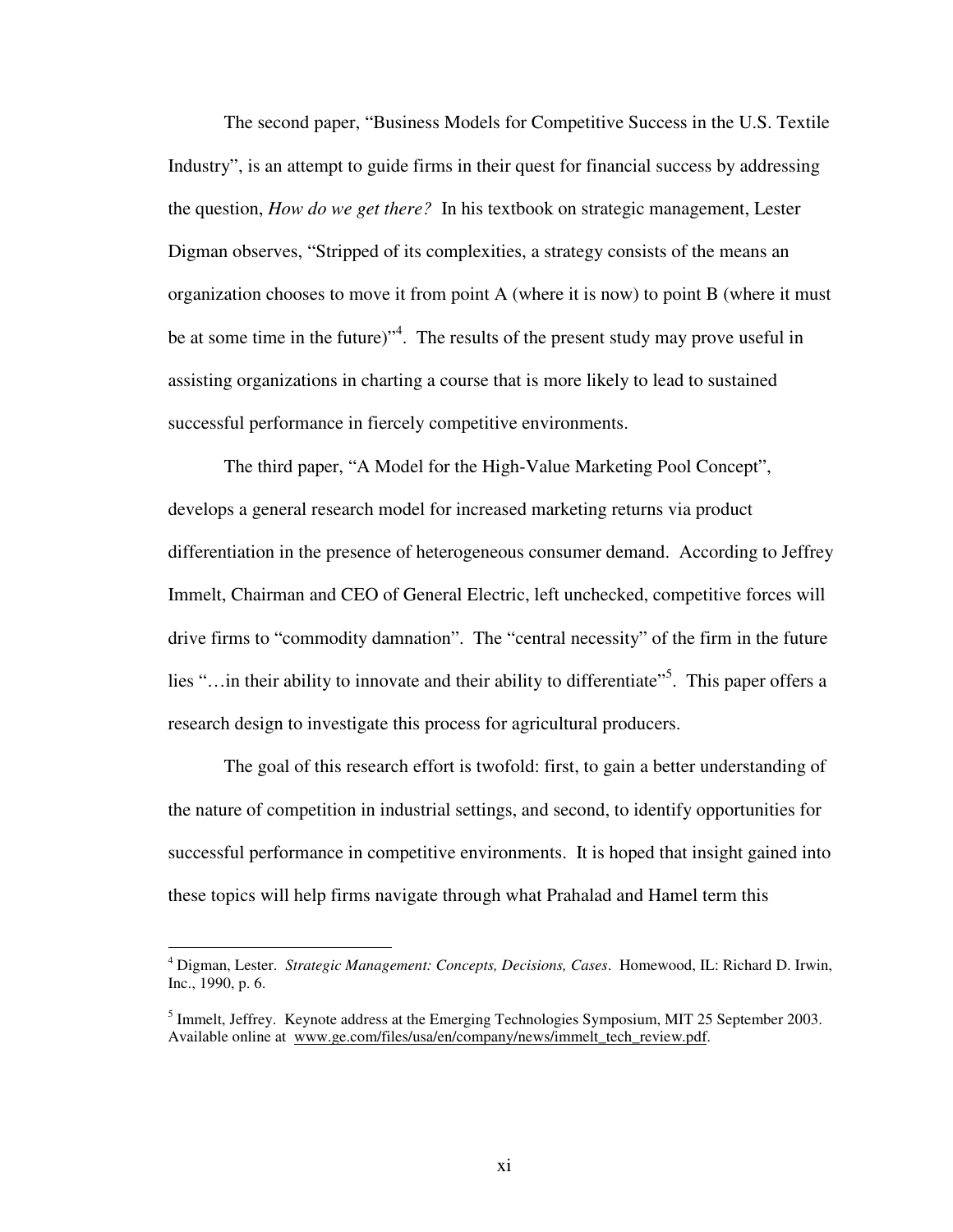The second paper, "Business Models for Competitive Success in the U.S. Textile Industry", is an attempt to guide firms in their quest for financial success by addressing the question, *How do we get there?* In his textbook on strategic management, Lester Digman observes, "Stripped of its complexities, a strategy consists of the means an organization chooses to move it from point A (where it is now) to point B (where it must be at some time in the future)"[4]. The results of the present study may prove useful in assisting organizations in charting a course that is more likely to lead to sustained successful performance in fiercely competitive environments.

The third paper, "A Model for the High-Value Marketing Pool Concept", develops a general research model for increased marketing returns via product differentiation in the presence of heterogeneous consumer demand. According to Jeffrey Immelt, Chairman and CEO of General Electric, left unchecked, competitive forces will drive firms to "commodity damnation". The "central necessity" of the firm in the future lies "…in their ability to innovate and their ability to differentiate"[5]. This paper offers a research design to investigate this process for agricultural producers.

The goal of this research effort is twofold: first, to gain a better understanding of the nature of competition in industrial settings, and second, to identify opportunities for successful performance in competitive environments. It is hoped that insight gained into these topics will help firms navigate through what Prahalad and Hamel term this

---

[4] Digman, Lester. *Strategic Management: Concepts, Decisions, Cases*. Homewood, IL: Richard D. Irwin, Inc., 1990, p. 6.

[5] Immelt, Jeffrey. Keynote address at the Emerging Technologies Symposium, MIT 25 September 2003. Available online at www.ge.com/files/usa/en/company/news/immelt_tech_review.pdf.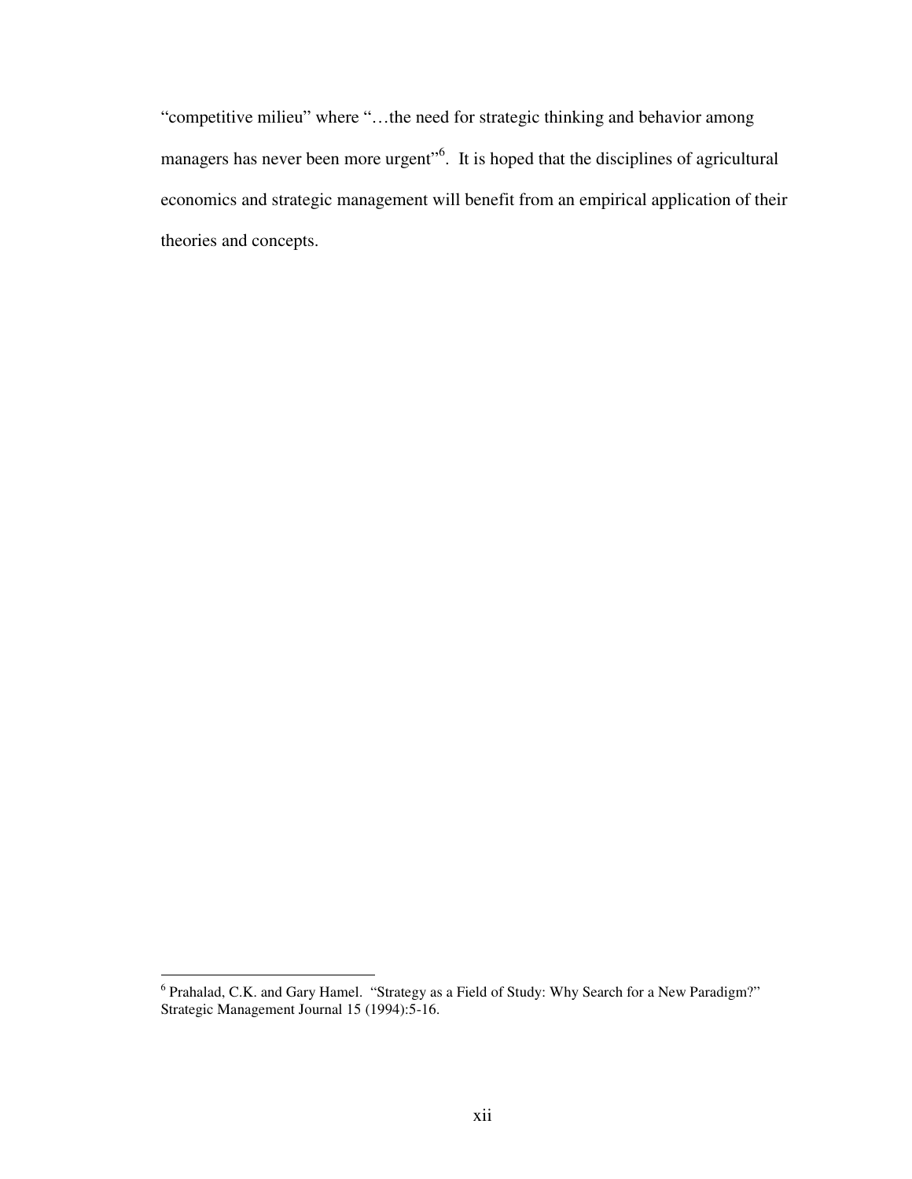"competitive milieu" where "…the need for strategic thinking and behavior among managers has never been more urgent"[6]. It is hoped that the disciplines of agricultural economics and strategic management will benefit from an empirical application of their theories and concepts.

---

[6] Prahalad, C.K. and Gary Hamel. "Strategy as a Field of Study: Why Search for a New Paradigm?" Strategic Management Journal 15 (1994):5-16.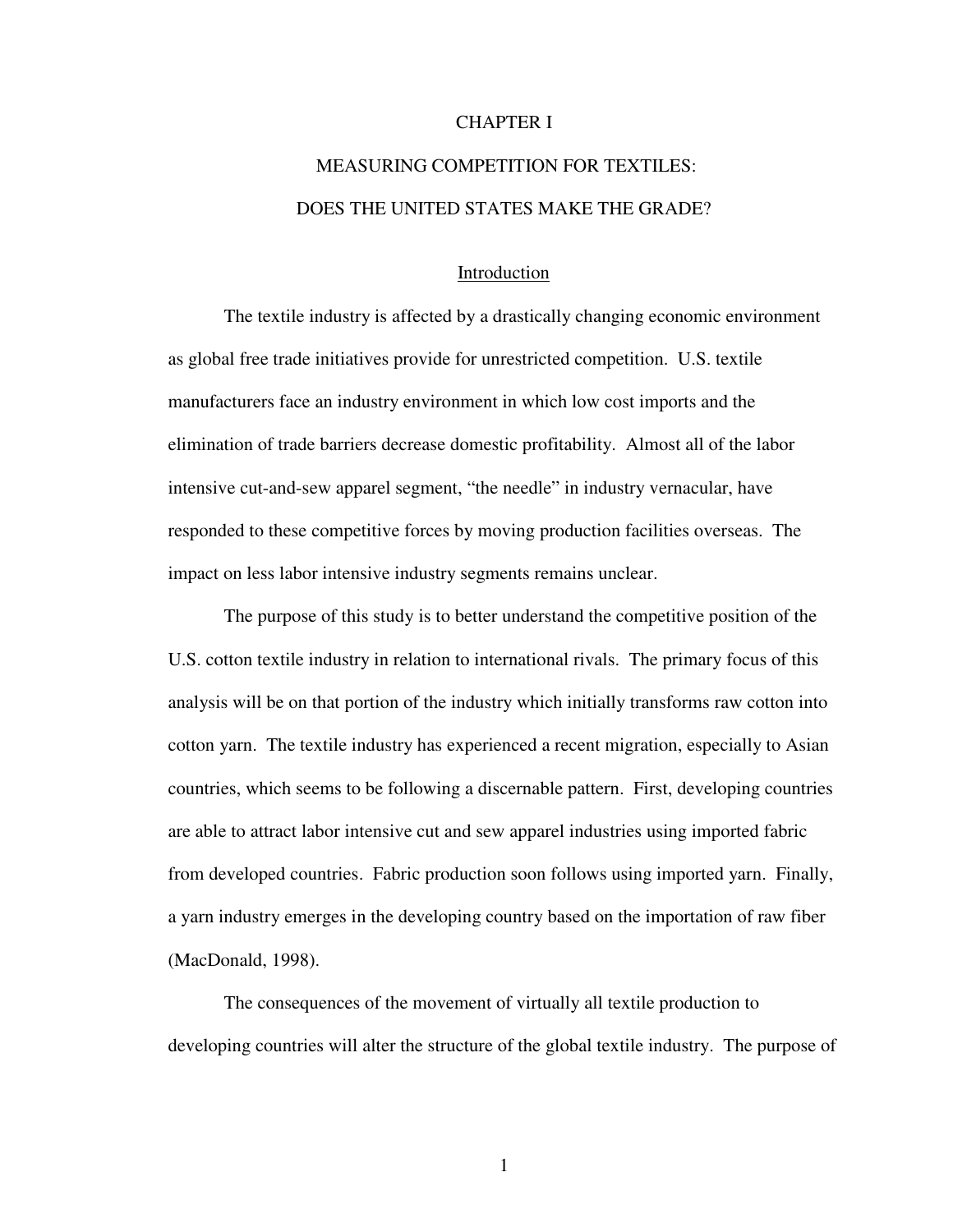# CHAPTER I

# MEASURING COMPETITION FOR TEXTILES: DOES THE UNITED STATES MAKE THE GRADE?

## Introduction

The textile industry is affected by a drastically changing economic environment as global free trade initiatives provide for unrestricted competition. U.S. textile manufacturers face an industry environment in which low cost imports and the elimination of trade barriers decrease domestic profitability. Almost all of the labor intensive cut-and-sew apparel segment, "the needle" in industry vernacular, have responded to these competitive forces by moving production facilities overseas. The impact on less labor intensive industry segments remains unclear.

The purpose of this study is to better understand the competitive position of the U.S. cotton textile industry in relation to international rivals. The primary focus of this analysis will be on that portion of the industry which initially transforms raw cotton into cotton yarn. The textile industry has experienced a recent migration, especially to Asian countries, which seems to be following a discernable pattern. First, developing countries are able to attract labor intensive cut and sew apparel industries using imported fabric from developed countries. Fabric production soon follows using imported yarn. Finally, a yarn industry emerges in the developing country based on the importation of raw fiber (MacDonald, 1998).

The consequences of the movement of virtually all textile production to developing countries will alter the structure of the global textile industry. The purpose of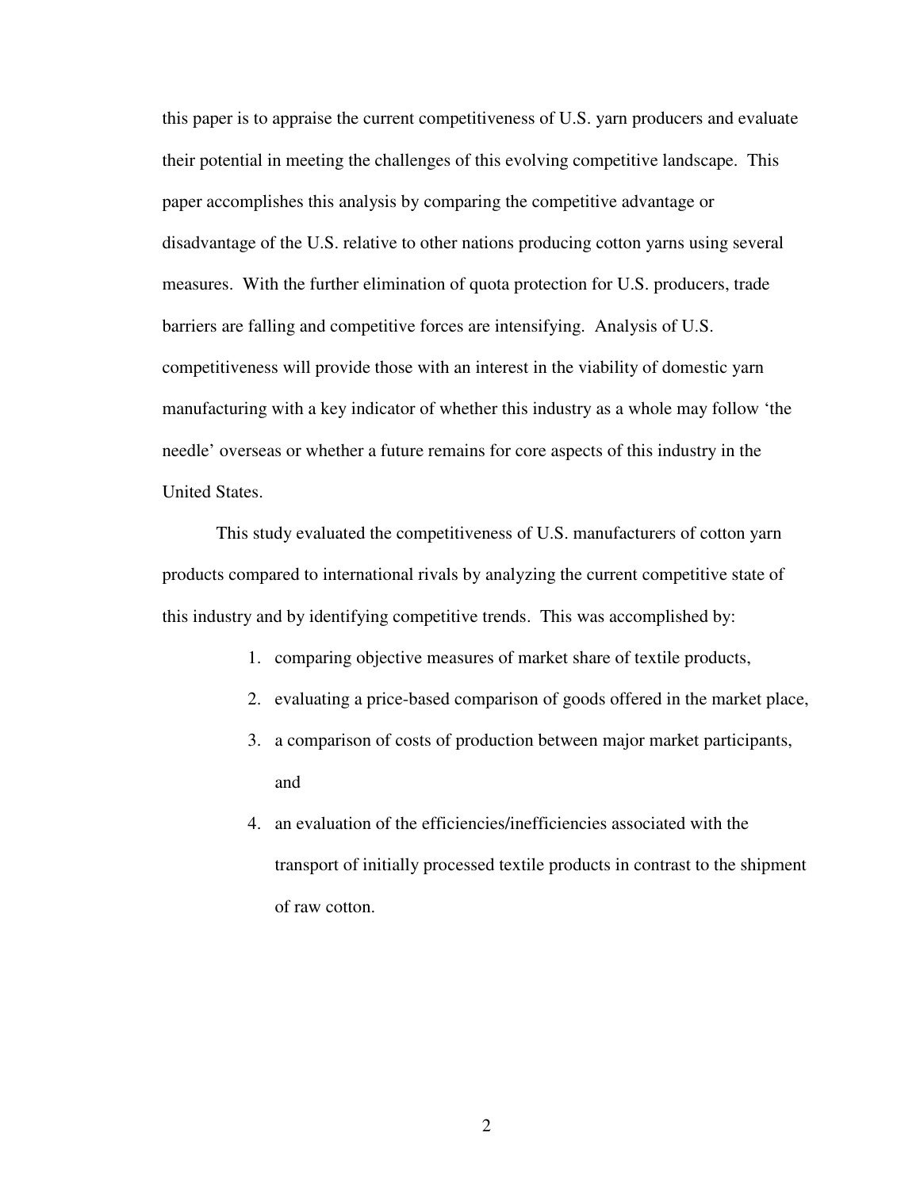this paper is to appraise the current competitiveness of U.S. yarn producers and evaluate their potential in meeting the challenges of this evolving competitive landscape. This paper accomplishes this analysis by comparing the competitive advantage or disadvantage of the U.S. relative to other nations producing cotton yarns using several measures. With the further elimination of quota protection for U.S. producers, trade barriers are falling and competitive forces are intensifying. Analysis of U.S. competitiveness will provide those with an interest in the viability of domestic yarn manufacturing with a key indicator of whether this industry as a whole may follow 'the needle' overseas or whether a future remains for core aspects of this industry in the United States.

This study evaluated the competitiveness of U.S. manufacturers of cotton yarn products compared to international rivals by analyzing the current competitive state of this industry and by identifying competitive trends. This was accomplished by:

1. comparing objective measures of market share of textile products,
2. evaluating a price-based comparison of goods offered in the market place,
3. a comparison of costs of production between major market participants, and
4. an evaluation of the efficiencies/inefficiencies associated with the transport of initially processed textile products in contrast to the shipment of raw cotton.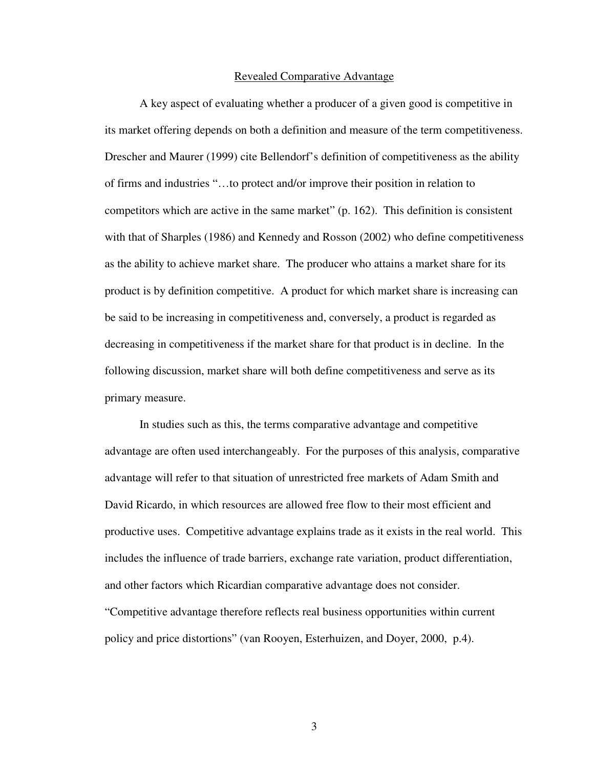## Revealed Comparative Advantage

A key aspect of evaluating whether a producer of a given good is competitive in its market offering depends on both a definition and measure of the term competitiveness. Drescher and Maurer (1999) cite Bellendorf's definition of competitiveness as the ability of firms and industries "…to protect and/or improve their position in relation to competitors which are active in the same market" (p. 162). This definition is consistent with that of Sharples (1986) and Kennedy and Rosson (2002) who define competitiveness as the ability to achieve market share. The producer who attains a market share for its product is by definition competitive. A product for which market share is increasing can be said to be increasing in competitiveness and, conversely, a product is regarded as decreasing in competitiveness if the market share for that product is in decline. In the following discussion, market share will both define competitiveness and serve as its primary measure.

In studies such as this, the terms comparative advantage and competitive advantage are often used interchangeably. For the purposes of this analysis, comparative advantage will refer to that situation of unrestricted free markets of Adam Smith and David Ricardo, in which resources are allowed free flow to their most efficient and productive uses. Competitive advantage explains trade as it exists in the real world. This includes the influence of trade barriers, exchange rate variation, product differentiation, and other factors which Ricardian comparative advantage does not consider. "Competitive advantage therefore reflects real business opportunities within current policy and price distortions" (van Rooyen, Esterhuizen, and Doyer, 2000, p.4).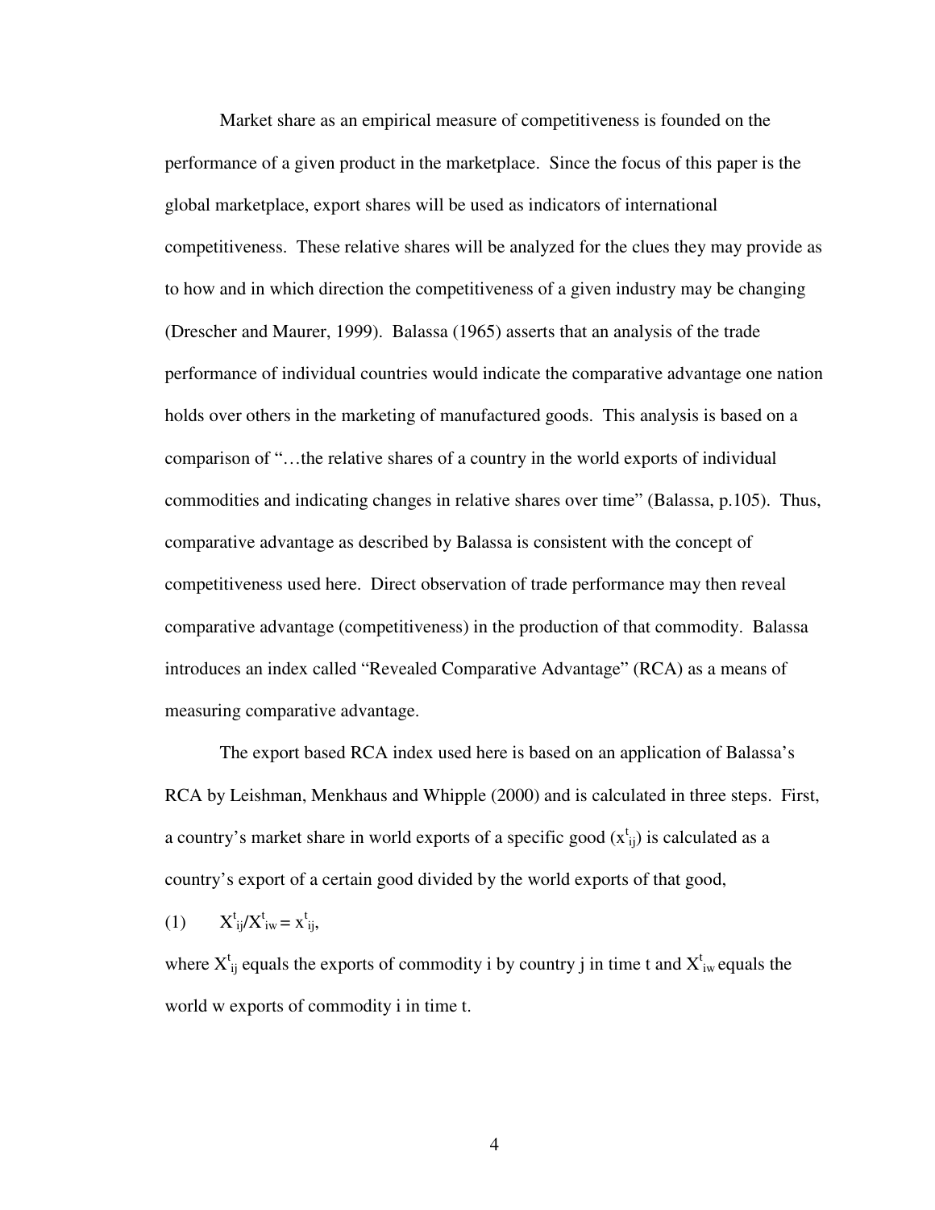Market share as an empirical measure of competitiveness is founded on the performance of a given product in the marketplace. Since the focus of this paper is the global marketplace, export shares will be used as indicators of international competitiveness. These relative shares will be analyzed for the clues they may provide as to how and in which direction the competitiveness of a given industry may be changing (Drescher and Maurer, 1999). Balassa (1965) asserts that an analysis of the trade performance of individual countries would indicate the comparative advantage one nation holds over others in the marketing of manufactured goods. This analysis is based on a comparison of "…the relative shares of a country in the world exports of individual commodities and indicating changes in relative shares over time" (Balassa, p.105). Thus, comparative advantage as described by Balassa is consistent with the concept of competitiveness used here. Direct observation of trade performance may then reveal comparative advantage (competitiveness) in the production of that commodity. Balassa introduces an index called "Revealed Comparative Advantage" (RCA) as a means of measuring comparative advantage.

The export based RCA index used here is based on an application of Balassa's RCA by Leishman, Menkhaus and Whipple (2000) and is calculated in three steps. First, a country's market share in world exports of a specific good ($x^t_{ij}$) is calculated as a country's export of a certain good divided by the world exports of that good,

(1) $X^t_{ij}/X^t_{iw} = x^t_{ij}$,

where $X^t_{ij}$ equals the exports of commodity i by country j in time t and $X^t_{iw}$ equals the world w exports of commodity i in time t.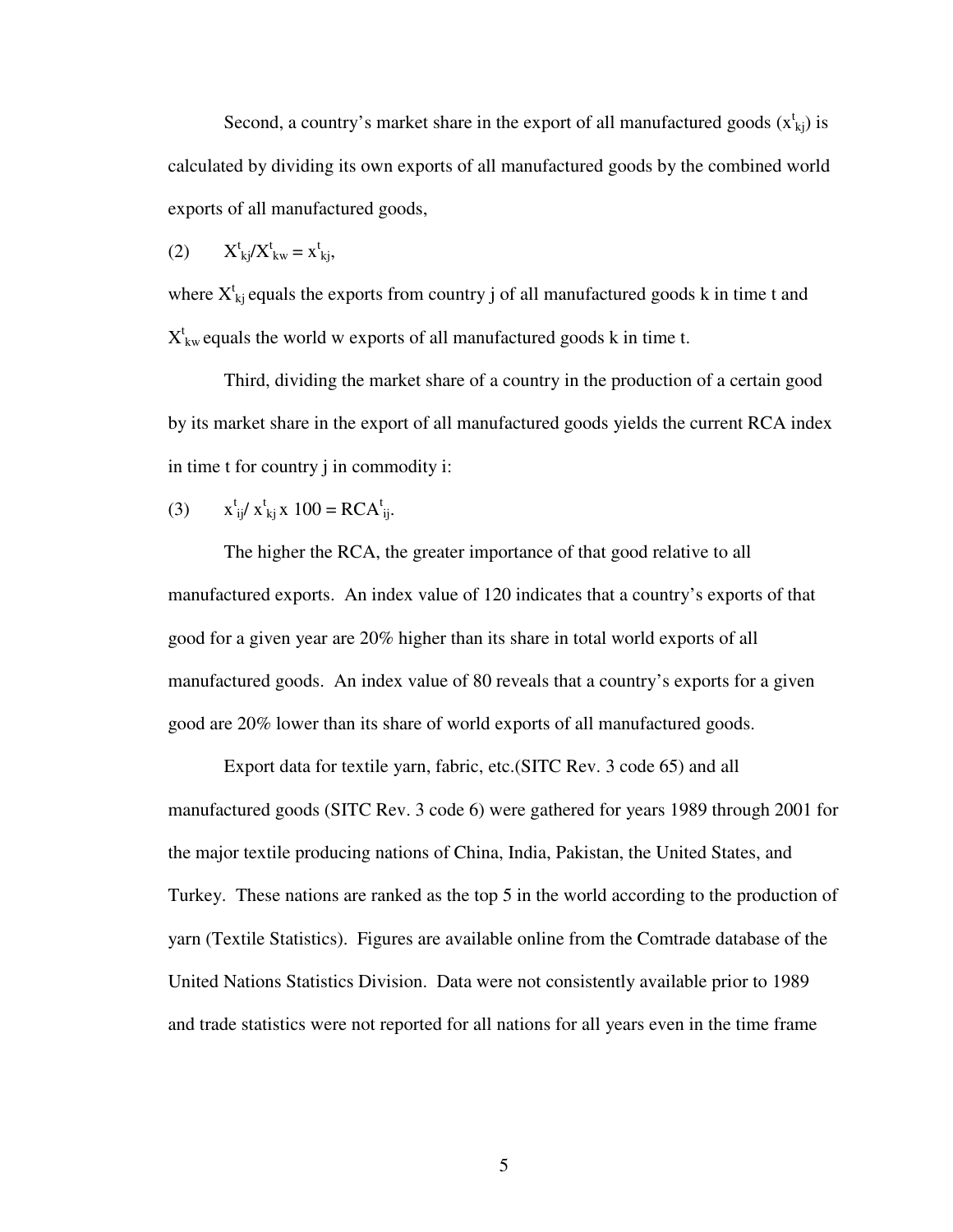Second, a country's market share in the export of all manufactured goods ($x^t_{kj}$) is calculated by dividing its own exports of all manufactured goods by the combined world exports of all manufactured goods,

(2) $X^t_{kj}/X^t_{kw} = x^t_{kj}$,

where $X^t_{kj}$ equals the exports from country j of all manufactured goods k in time t and $X^t_{kw}$ equals the world w exports of all manufactured goods k in time t.

Third, dividing the market share of a country in the production of a certain good by its market share in the export of all manufactured goods yields the current RCA index in time t for country j in commodity i:

(3) $x^t_{ij}/ x^t_{kj} \times 100 = RCA^t_{ij}$.

The higher the RCA, the greater importance of that good relative to all manufactured exports. An index value of 120 indicates that a country's exports of that good for a given year are 20% higher than its share in total world exports of all manufactured goods. An index value of 80 reveals that a country's exports for a given good are 20% lower than its share of world exports of all manufactured goods.

Export data for textile yarn, fabric, etc.(SITC Rev. 3 code 65) and all manufactured goods (SITC Rev. 3 code 6) were gathered for years 1989 through 2001 for the major textile producing nations of China, India, Pakistan, the United States, and Turkey. These nations are ranked as the top 5 in the world according to the production of yarn (Textile Statistics). Figures are available online from the Comtrade database of the United Nations Statistics Division. Data were not consistently available prior to 1989 and trade statistics were not reported for all nations for all years even in the time frame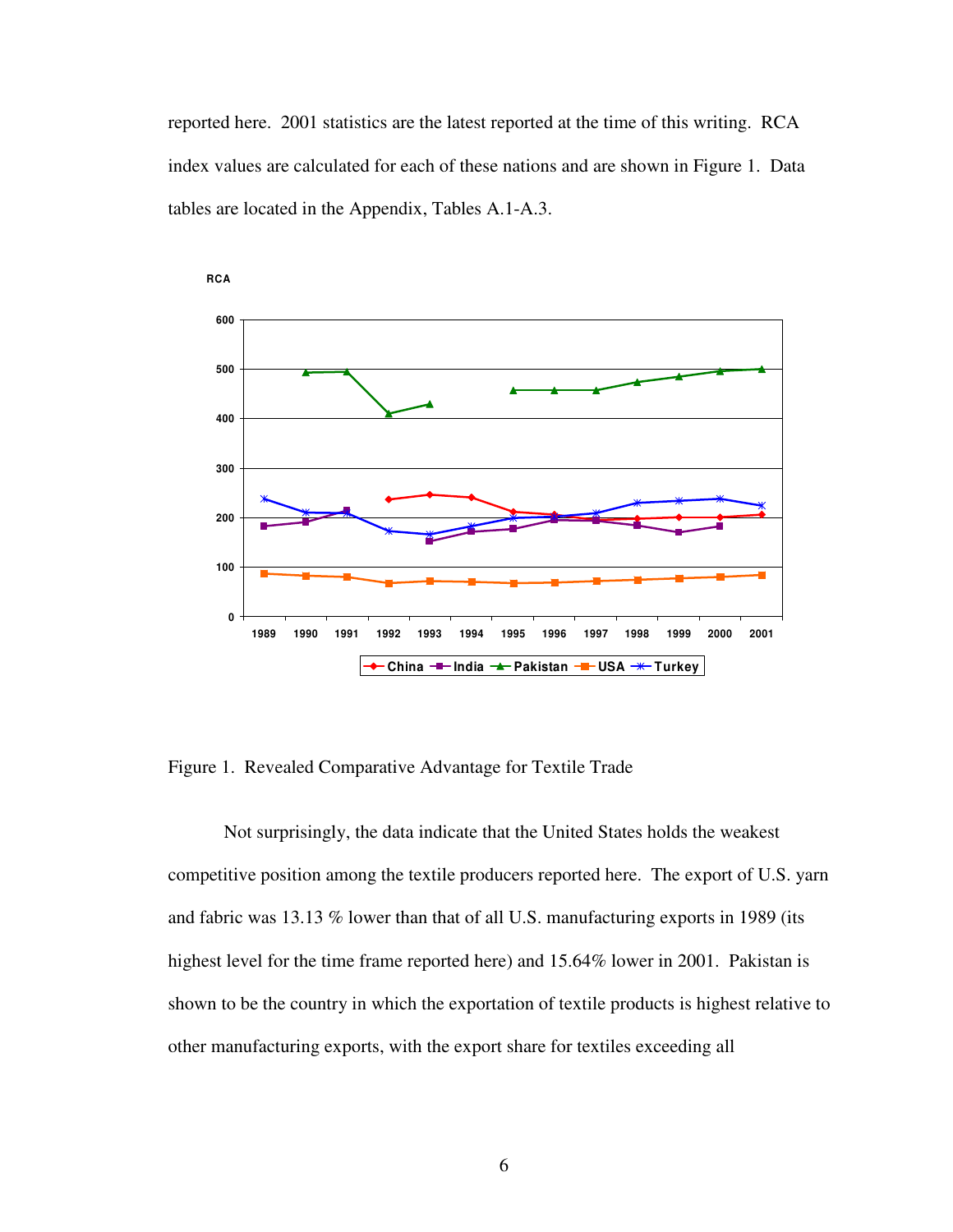reported here. 2001 statistics are the latest reported at the time of this writing. RCA index values are calculated for each of these nations and are shown in Figure 1. Data tables are located in the Appendix, Tables A.1-A.3.

Figure 1. Revealed Comparative Advantage for Textile Trade

Not surprisingly, the data indicate that the United States holds the weakest competitive position among the textile producers reported here. The export of U.S. yarn and fabric was 13.13 % lower than that of all U.S. manufacturing exports in 1989 (its highest level for the time frame reported here) and 15.64% lower in 2001. Pakistan is shown to be the country in which the exportation of textile products is highest relative to other manufacturing exports, with the export share for textiles exceeding all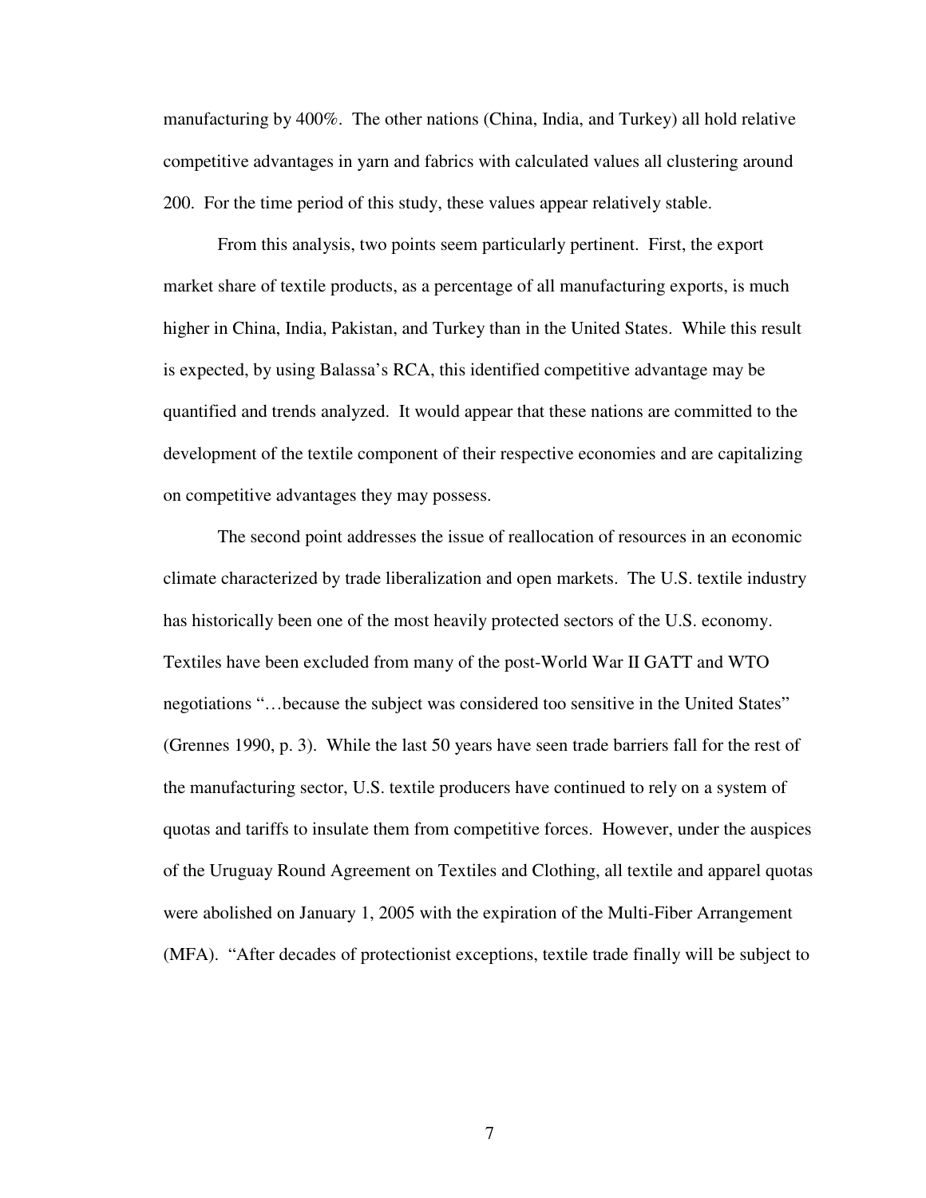manufacturing by 400%. The other nations (China, India, and Turkey) all hold relative competitive advantages in yarn and fabrics with calculated values all clustering around 200. For the time period of this study, these values appear relatively stable.

From this analysis, two points seem particularly pertinent. First, the export market share of textile products, as a percentage of all manufacturing exports, is much higher in China, India, Pakistan, and Turkey than in the United States. While this result is expected, by using Balassa's RCA, this identified competitive advantage may be quantified and trends analyzed. It would appear that these nations are committed to the development of the textile component of their respective economies and are capitalizing on competitive advantages they may possess.

The second point addresses the issue of reallocation of resources in an economic climate characterized by trade liberalization and open markets. The U.S. textile industry has historically been one of the most heavily protected sectors of the U.S. economy. Textiles have been excluded from many of the post-World War II GATT and WTO negotiations "…because the subject was considered too sensitive in the United States" (Grennes 1990, p. 3). While the last 50 years have seen trade barriers fall for the rest of the manufacturing sector, U.S. textile producers have continued to rely on a system of quotas and tariffs to insulate them from competitive forces. However, under the auspices of the Uruguay Round Agreement on Textiles and Clothing, all textile and apparel quotas were abolished on January 1, 2005 with the expiration of the Multi-Fiber Arrangement (MFA). "After decades of protectionist exceptions, textile trade finally will be subject to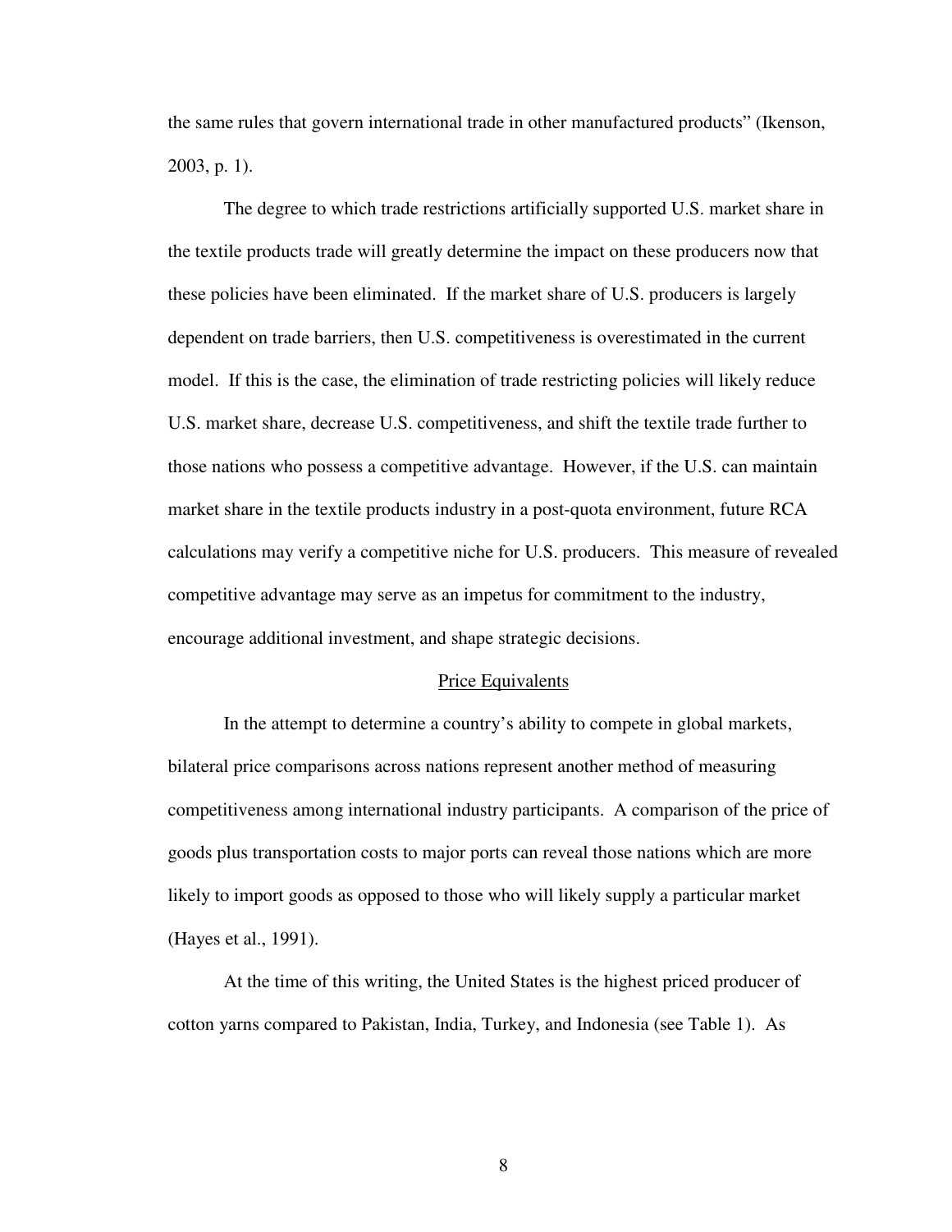the same rules that govern international trade in other manufactured products" (Ikenson, 2003, p. 1).

The degree to which trade restrictions artificially supported U.S. market share in the textile products trade will greatly determine the impact on these producers now that these policies have been eliminated. If the market share of U.S. producers is largely dependent on trade barriers, then U.S. competitiveness is overestimated in the current model. If this is the case, the elimination of trade restricting policies will likely reduce U.S. market share, decrease U.S. competitiveness, and shift the textile trade further to those nations who possess a competitive advantage. However, if the U.S. can maintain market share in the textile products industry in a post-quota environment, future RCA calculations may verify a competitive niche for U.S. producers. This measure of revealed competitive advantage may serve as an impetus for commitment to the industry, encourage additional investment, and shape strategic decisions.

## Price Equivalents

In the attempt to determine a country's ability to compete in global markets, bilateral price comparisons across nations represent another method of measuring competitiveness among international industry participants. A comparison of the price of goods plus transportation costs to major ports can reveal those nations which are more likely to import goods as opposed to those who will likely supply a particular market (Hayes et al., 1991).

At the time of this writing, the United States is the highest priced producer of cotton yarns compared to Pakistan, India, Turkey, and Indonesia (see Table 1). As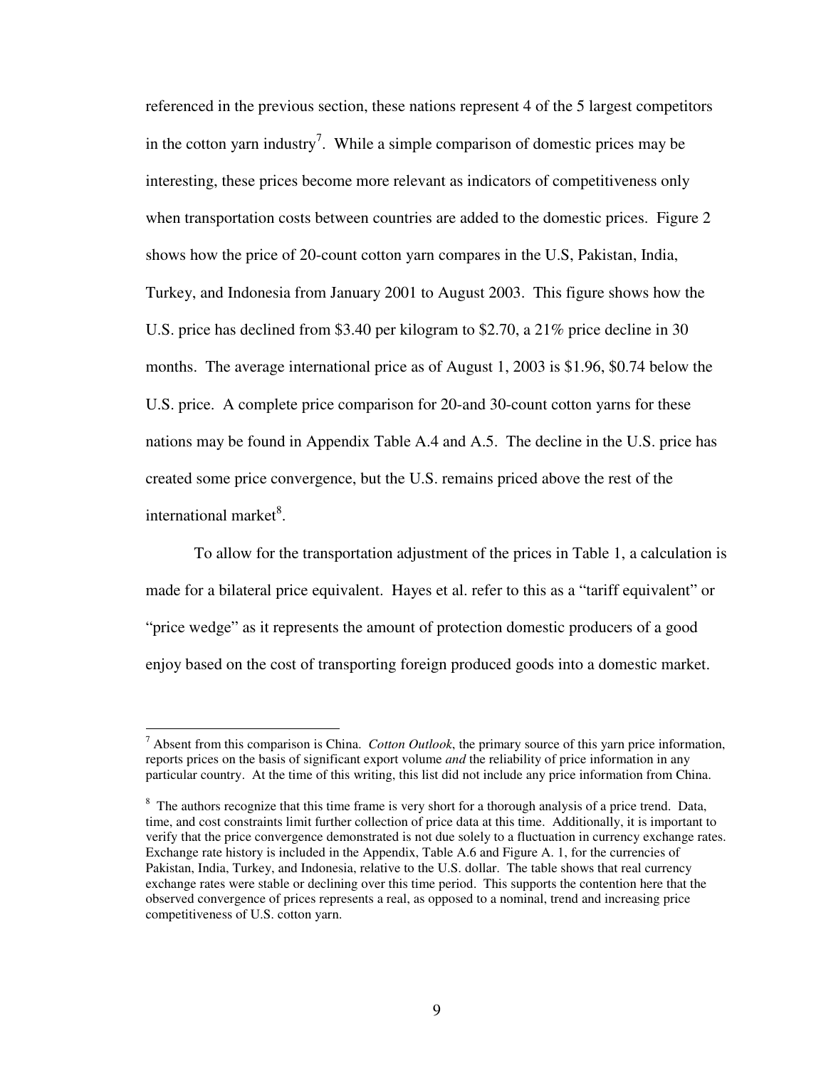referenced in the previous section, these nations represent 4 of the 5 largest competitors in the cotton yarn industry[7]. While a simple comparison of domestic prices may be interesting, these prices become more relevant as indicators of competitiveness only when transportation costs between countries are added to the domestic prices. Figure 2 shows how the price of 20-count cotton yarn compares in the U.S, Pakistan, India, Turkey, and Indonesia from January 2001 to August 2003. This figure shows how the U.S. price has declined from $3.40 per kilogram to $2.70, a 21% price decline in 30 months. The average international price as of August 1, 2003 is $1.96, $0.74 below the U.S. price. A complete price comparison for 20-and 30-count cotton yarns for these nations may be found in Appendix Table A.4 and A.5. The decline in the U.S. price has created some price convergence, but the U.S. remains priced above the rest of the international market[8].

To allow for the transportation adjustment of the prices in Table 1, a calculation is made for a bilateral price equivalent. Hayes et al. refer to this as a "tariff equivalent" or "price wedge" as it represents the amount of protection domestic producers of a good enjoy based on the cost of transporting foreign produced goods into a domestic market.

---

[7] Absent from this comparison is China. *Cotton Outlook*, the primary source of this yarn price information, reports prices on the basis of significant export volume *and* the reliability of price information in any particular country. At the time of this writing, this list did not include any price information from China.

[8] The authors recognize that this time frame is very short for a thorough analysis of a price trend. Data, time, and cost constraints limit further collection of price data at this time. Additionally, it is important to verify that the price convergence demonstrated is not due solely to a fluctuation in currency exchange rates. Exchange rate history is included in the Appendix, Table A.6 and Figure A. 1, for the currencies of Pakistan, India, Turkey, and Indonesia, relative to the U.S. dollar. The table shows that real currency exchange rates were stable or declining over this time period. This supports the contention here that the observed convergence of prices represents a real, as opposed to a nominal, trend and increasing price competitiveness of U.S. cotton yarn.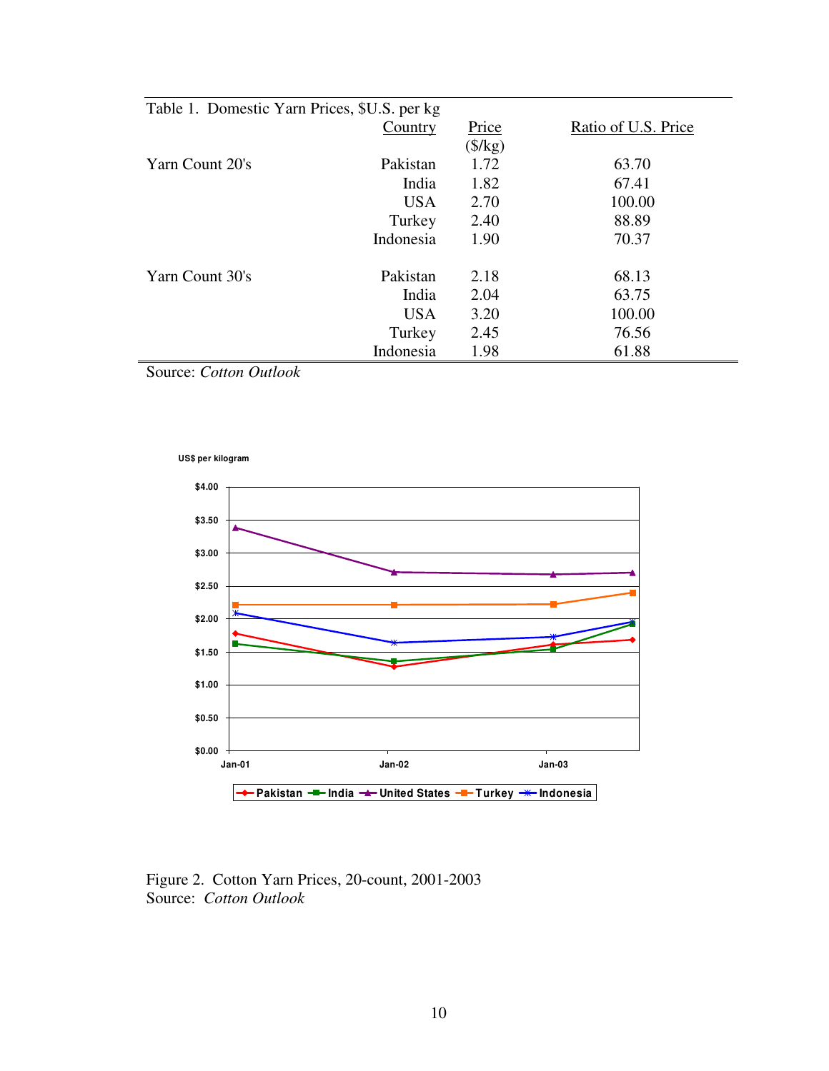Table 1. Domestic Yarn Prices, $U.S. per kg

| | Country | Price ($/kg) | Ratio of U.S. Price |
|---|---|---|---|
| Yarn Count 20's | Pakistan | 1.72 | 63.70 |
| | India | 1.82 | 67.41 |
| | USA | 2.70 | 100.00 |
| | Turkey | 2.40 | 88.89 |
| | Indonesia | 1.90 | 70.37 |
| Yarn Count 30's | Pakistan | 2.18 | 68.13 |
| | India | 2.04 | 63.75 |
| | USA | 3.20 | 100.00 |
| | Turkey | 2.45 | 76.56 |
| | Indonesia | 1.98 | 61.88 |

Source: *Cotton Outlook*

Figure 2. Cotton Yarn Prices, 20-count, 2001-2003
Source: *Cotton Outlook*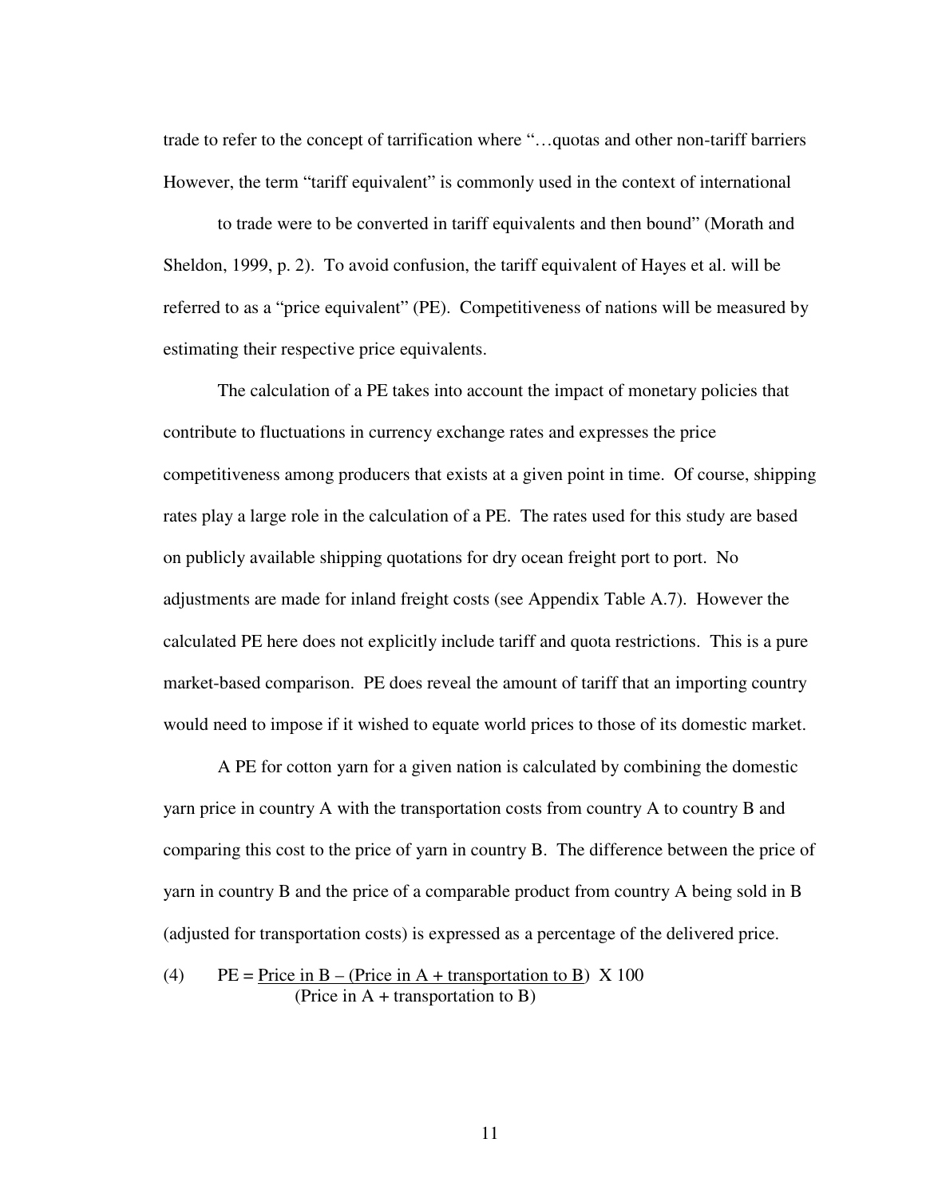However, the term “tariff equivalent” is commonly used in the context of international trade to refer to the concept of tarrification where “…quotas and other non-tariff barriers to trade were to be converted in tariff equivalents and then bound” (Morath and Sheldon, 1999, p. 2). To avoid confusion, the tariff equivalent of Hayes et al. will be referred to as a “price equivalent” (PE). Competitiveness of nations will be measured by estimating their respective price equivalents.

The calculation of a PE takes into account the impact of monetary policies that contribute to fluctuations in currency exchange rates and expresses the price competitiveness among producers that exists at a given point in time. Of course, shipping rates play a large role in the calculation of a PE. The rates used for this study are based on publicly available shipping quotations for dry ocean freight port to port. No adjustments are made for inland freight costs (see Appendix Table A.7). However the calculated PE here does not explicitly include tariff and quota restrictions. This is a pure market-based comparison. PE does reveal the amount of tariff that an importing country would need to impose if it wished to equate world prices to those of its domestic market.

A PE for cotton yarn for a given nation is calculated by combining the domestic yarn price in country A with the transportation costs from country A to country B and comparing this cost to the price of yarn in country B. The difference between the price of yarn in country B and the price of a comparable product from country A being sold in B (adjusted for transportation costs) is expressed as a percentage of the delivered price.

$$\text{(4)} \qquad PE = \frac{\text{Price in B} - (\text{Price in A} + \text{transportation to B})}{(\text{Price in A} + \text{transportation to B})} \times 100$$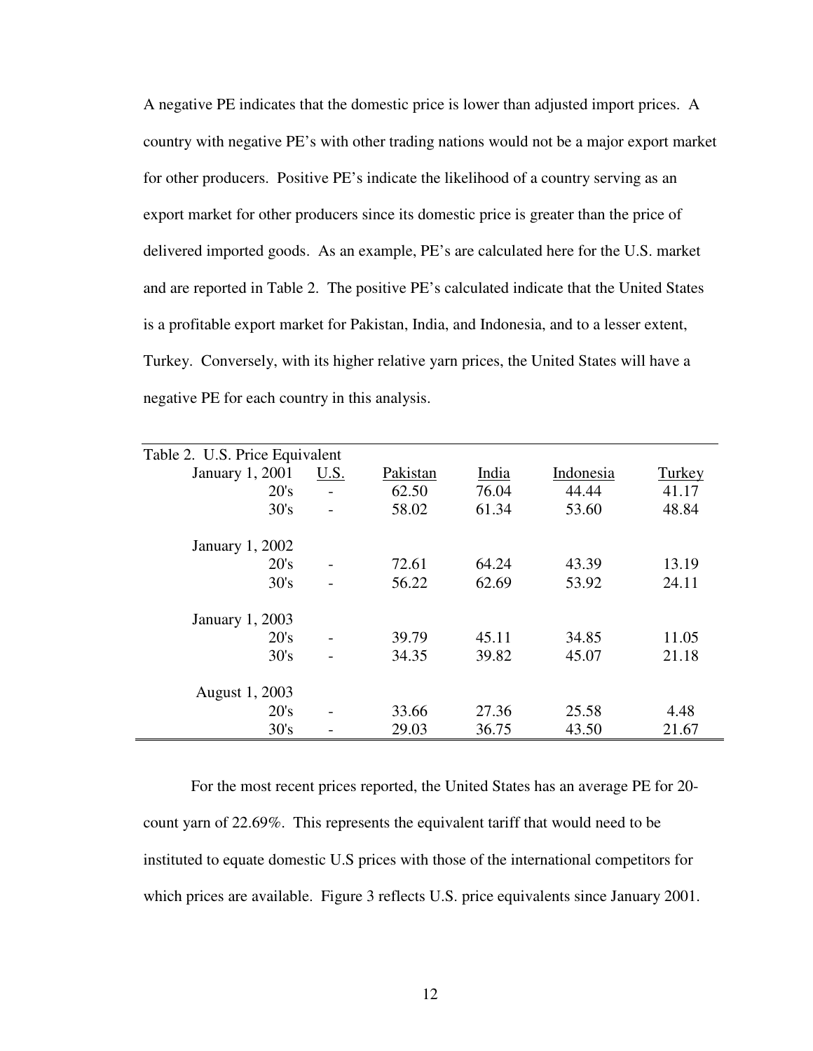A negative PE indicates that the domestic price is lower than adjusted import prices. A country with negative PE's with other trading nations would not be a major export market for other producers. Positive PE's indicate the likelihood of a country serving as an export market for other producers since its domestic price is greater than the price of delivered imported goods. As an example, PE's are calculated here for the U.S. market and are reported in Table 2. The positive PE's calculated indicate that the United States is a profitable export market for Pakistan, India, and Indonesia, and to a lesser extent, Turkey. Conversely, with its higher relative yarn prices, the United States will have a negative PE for each country in this analysis.

Table 2. U.S. Price Equivalent

| | U.S. | Pakistan | India | Indonesia | Turkey |
|---|---|---|---|---|---|
| January 1, 2001 | | | | | |
| 20's | - | 62.50 | 76.04 | 44.44 | 41.17 |
| 30's | - | 58.02 | 61.34 | 53.60 | 48.84 |
| January 1, 2002 | | | | | |
| 20's | - | 72.61 | 64.24 | 43.39 | 13.19 |
| 30's | - | 56.22 | 62.69 | 53.92 | 24.11 |
| January 1, 2003 | | | | | |
| 20's | - | 39.79 | 45.11 | 34.85 | 11.05 |
| 30's | - | 34.35 | 39.82 | 45.07 | 21.18 |
| August 1, 2003 | | | | | |
| 20's | - | 33.66 | 27.36 | 25.58 | 4.48 |
| 30's | - | 29.03 | 36.75 | 43.50 | 21.67 |

For the most recent prices reported, the United States has an average PE for 20-count yarn of 22.69%. This represents the equivalent tariff that would need to be instituted to equate domestic U.S prices with those of the international competitors for which prices are available. Figure 3 reflects U.S. price equivalents since January 2001.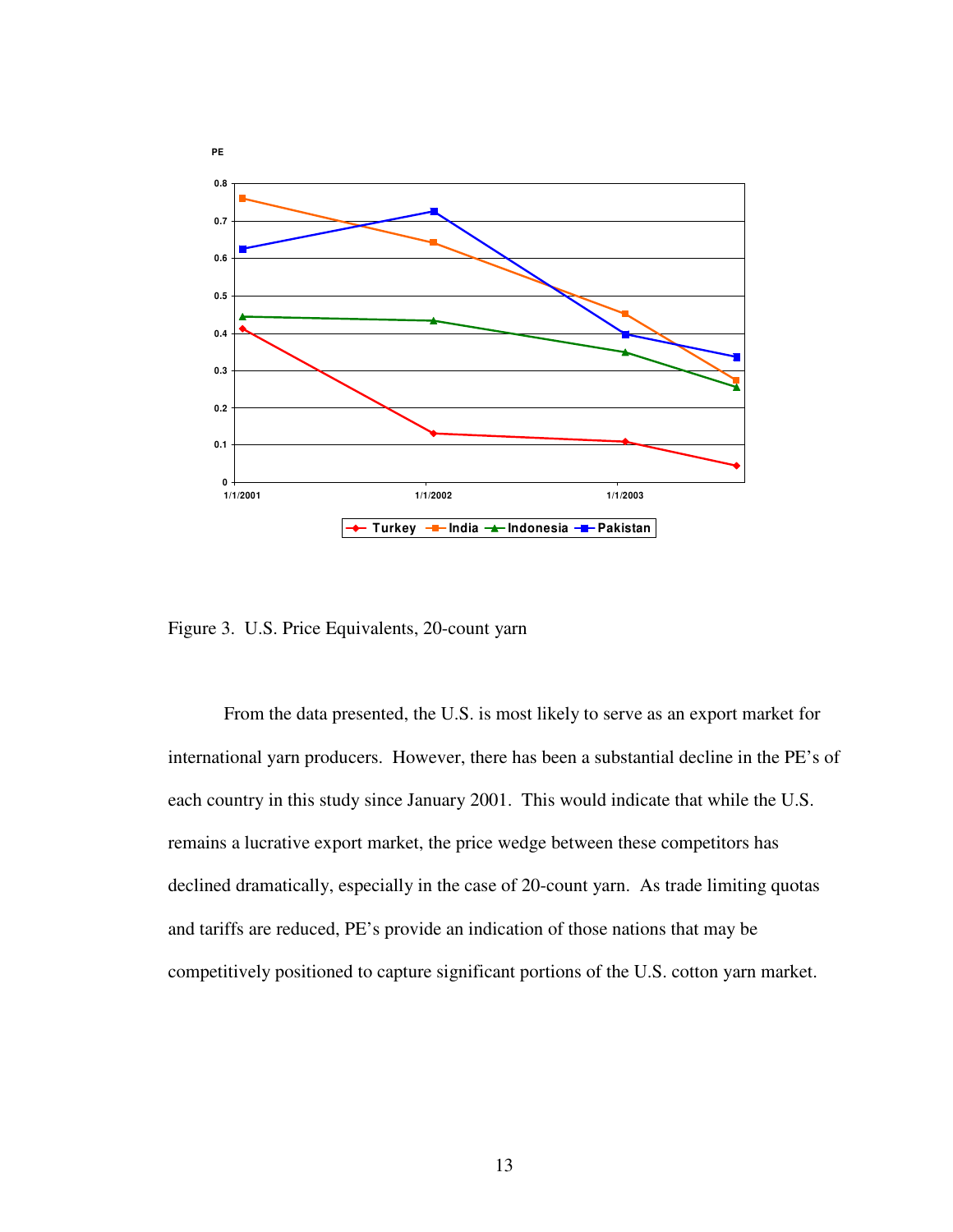Figure 3. U.S. Price Equivalents, 20-count yarn

From the data presented, the U.S. is most likely to serve as an export market for international yarn producers. However, there has been a substantial decline in the PE's of each country in this study since January 2001. This would indicate that while the U.S. remains a lucrative export market, the price wedge between these competitors has declined dramatically, especially in the case of 20-count yarn. As trade limiting quotas and tariffs are reduced, PE's provide an indication of those nations that may be competitively positioned to capture significant portions of the U.S. cotton yarn market.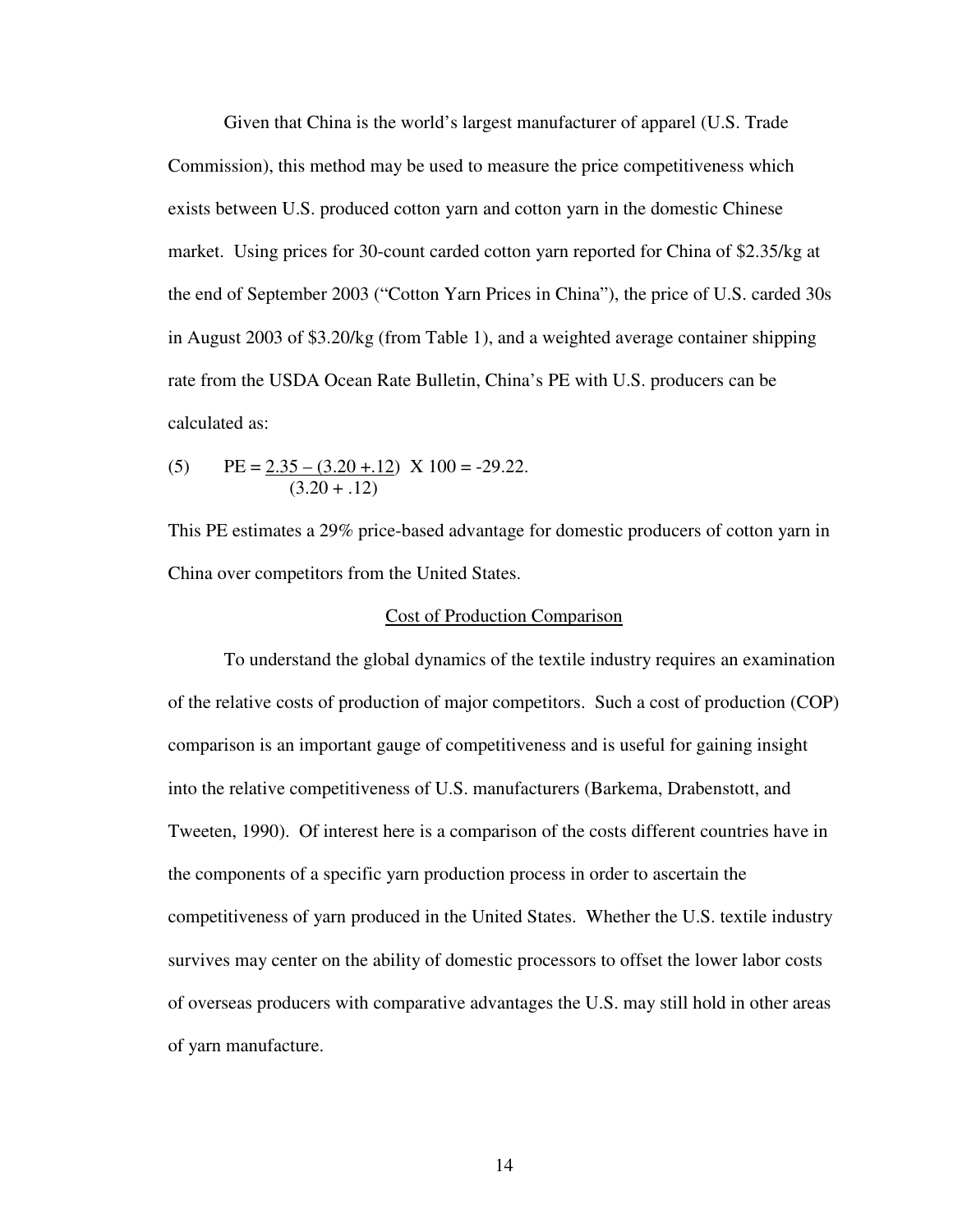Given that China is the world's largest manufacturer of apparel (U.S. Trade Commission), this method may be used to measure the price competitiveness which exists between U.S. produced cotton yarn and cotton yarn in the domestic Chinese market. Using prices for 30-count carded cotton yarn reported for China of \$2.35/kg at the end of September 2003 ("Cotton Yarn Prices in China"), the price of U.S. carded 30s in August 2003 of \$3.20/kg (from Table 1), and a weighted average container shipping rate from the USDA Ocean Rate Bulletin, China's PE with U.S. producers can be calculated as:

$$PE = \frac{2.35 - (3.20 + .12)}{(3.20 + .12)} \times 100 = -29.22. \qquad (5)$$

This PE estimates a 29% price-based advantage for domestic producers of cotton yarn in China over competitors from the United States.

## Cost of Production Comparison

To understand the global dynamics of the textile industry requires an examination of the relative costs of production of major competitors. Such a cost of production (COP) comparison is an important gauge of competitiveness and is useful for gaining insight into the relative competitiveness of U.S. manufacturers (Barkema, Drabenstott, and Tweeten, 1990). Of interest here is a comparison of the costs different countries have in the components of a specific yarn production process in order to ascertain the competitiveness of yarn produced in the United States. Whether the U.S. textile industry survives may center on the ability of domestic processors to offset the lower labor costs of overseas producers with comparative advantages the U.S. may still hold in other areas of yarn manufacture.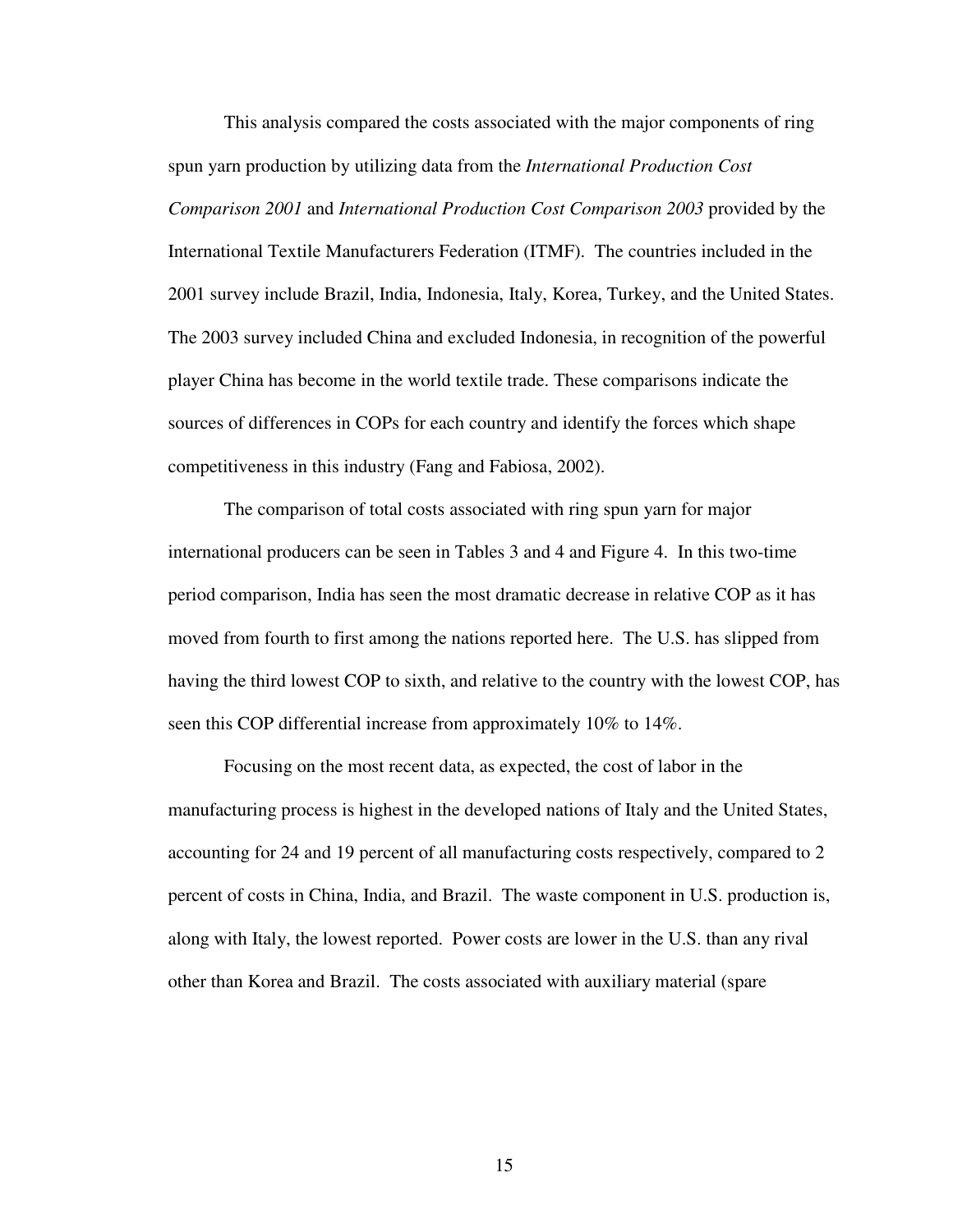This analysis compared the costs associated with the major components of ring spun yarn production by utilizing data from the *International Production Cost Comparison 2001* and *International Production Cost Comparison 2003* provided by the International Textile Manufacturers Federation (ITMF). The countries included in the 2001 survey include Brazil, India, Indonesia, Italy, Korea, Turkey, and the United States. The 2003 survey included China and excluded Indonesia, in recognition of the powerful player China has become in the world textile trade. These comparisons indicate the sources of differences in COPs for each country and identify the forces which shape competitiveness in this industry (Fang and Fabiosa, 2002).

The comparison of total costs associated with ring spun yarn for major international producers can be seen in Tables 3 and 4 and Figure 4. In this two-time period comparison, India has seen the most dramatic decrease in relative COP as it has moved from fourth to first among the nations reported here. The U.S. has slipped from having the third lowest COP to sixth, and relative to the country with the lowest COP, has seen this COP differential increase from approximately 10% to 14%.

Focusing on the most recent data, as expected, the cost of labor in the manufacturing process is highest in the developed nations of Italy and the United States, accounting for 24 and 19 percent of all manufacturing costs respectively, compared to 2 percent of costs in China, India, and Brazil. The waste component in U.S. production is, along with Italy, the lowest reported. Power costs are lower in the U.S. than any rival other than Korea and Brazil. The costs associated with auxiliary material (spare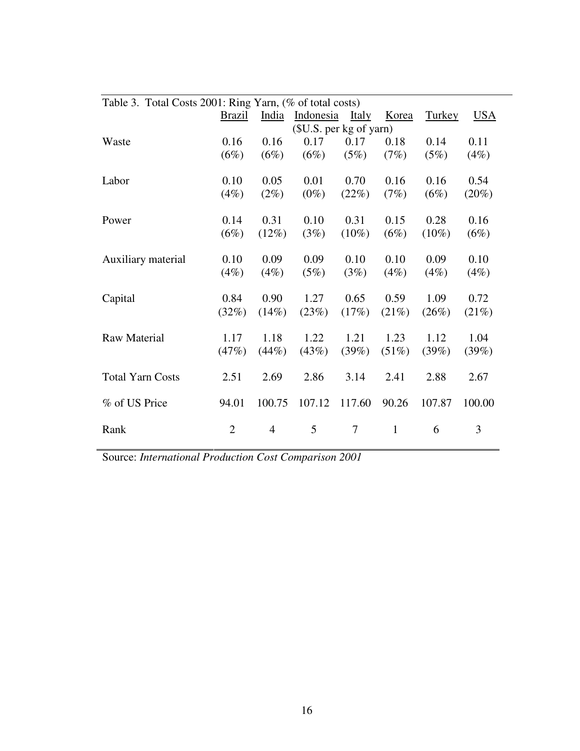Table 3. Total Costs 2001: Ring Yarn, (% of total costs)

| | Brazil | India | Indonesia | Italy | Korea | Turkey | USA |
|---|---|---|---|---|---|---|---|
| | | | ($U.S. per kg of yarn) | | | | |
| Waste | 0.16 | 0.16 | 0.17 | 0.17 | 0.18 | 0.14 | 0.11 |
| | (6%) | (6%) | (6%) | (5%) | (7%) | (5%) | (4%) |
| Labor | 0.10 | 0.05 | 0.01 | 0.70 | 0.16 | 0.16 | 0.54 |
| | (4%) | (2%) | (0%) | (22%) | (7%) | (6%) | (20%) |
| Power | 0.14 | 0.31 | 0.10 | 0.31 | 0.15 | 0.28 | 0.16 |
| | (6%) | (12%) | (3%) | (10%) | (6%) | (10%) | (6%) |
| Auxiliary material | 0.10 | 0.09 | 0.09 | 0.10 | 0.10 | 0.09 | 0.10 |
| | (4%) | (4%) | (5%) | (3%) | (4%) | (4%) | (4%) |
| Capital | 0.84 | 0.90 | 1.27 | 0.65 | 0.59 | 1.09 | 0.72 |
| | (32%) | (14%) | (23%) | (17%) | (21%) | (26%) | (21%) |
| Raw Material | 1.17 | 1.18 | 1.22 | 1.21 | 1.23 | 1.12 | 1.04 |
| | (47%) | (44%) | (43%) | (39%) | (51%) | (39%) | (39%) |
| Total Yarn Costs | 2.51 | 2.69 | 2.86 | 3.14 | 2.41 | 2.88 | 2.67 |
| % of US Price | 94.01 | 100.75 | 107.12 | 117.60 | 90.26 | 107.87 | 100.00 |
| Rank | 2 | 4 | 5 | 7 | 1 | 6 | 3 |

Source: *International Production Cost Comparison 2001*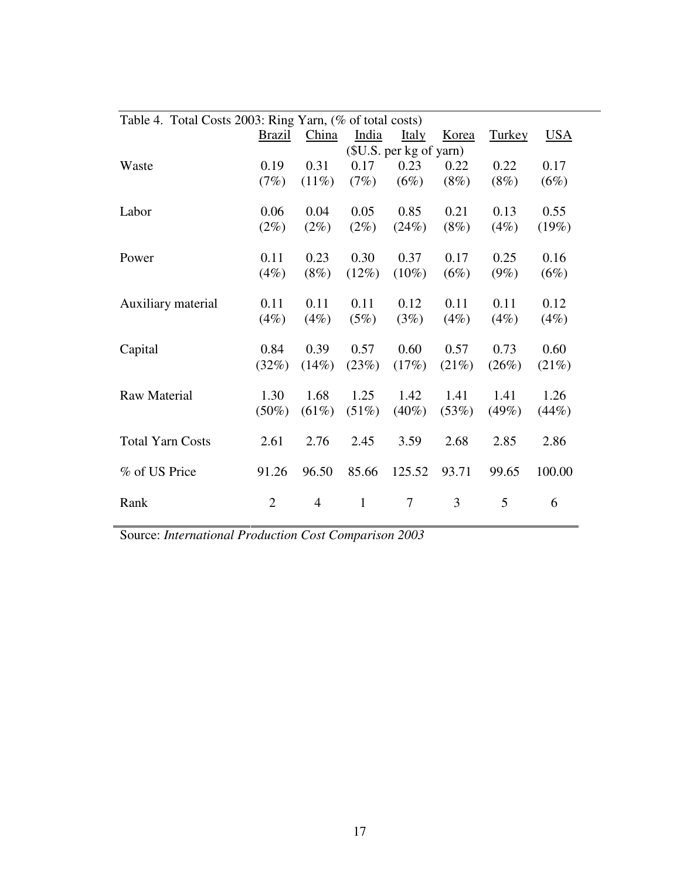Table 4. Total Costs 2003: Ring Yarn, (% of total costs)

| | Brazil | China | India | Italy | Korea | Turkey | USA |
|---|---|---|---|---|---|---|---|
| | | | ($U.S. per kg of yarn) | | | | |
| Waste | 0.19 | 0.31 | 0.17 | 0.23 | 0.22 | 0.22 | 0.17 |
| | (7%) | (11%) | (7%) | (6%) | (8%) | (8%) | (6%) |
| Labor | 0.06 | 0.04 | 0.05 | 0.85 | 0.21 | 0.13 | 0.55 |
| | (2%) | (2%) | (2%) | (24%) | (8%) | (4%) | (19%) |
| Power | 0.11 | 0.23 | 0.30 | 0.37 | 0.17 | 0.25 | 0.16 |
| | (4%) | (8%) | (12%) | (10%) | (6%) | (9%) | (6%) |
| Auxiliary material | 0.11 | 0.11 | 0.11 | 0.12 | 0.11 | 0.11 | 0.12 |
| | (4%) | (4%) | (5%) | (3%) | (4%) | (4%) | (4%) |
| Capital | 0.84 | 0.39 | 0.57 | 0.60 | 0.57 | 0.73 | 0.60 |
| | (32%) | (14%) | (23%) | (17%) | (21%) | (26%) | (21%) |
| Raw Material | 1.30 | 1.68 | 1.25 | 1.42 | 1.41 | 1.41 | 1.26 |
| | (50%) | (61%) | (51%) | (40%) | (53%) | (49%) | (44%) |
| Total Yarn Costs | 2.61 | 2.76 | 2.45 | 3.59 | 2.68 | 2.85 | 2.86 |
| % of US Price | 91.26 | 96.50 | 85.66 | 125.52 | 93.71 | 99.65 | 100.00 |
| Rank | 2 | 4 | 1 | 7 | 3 | 5 | 6 |

Source: *International Production Cost Comparison 2003*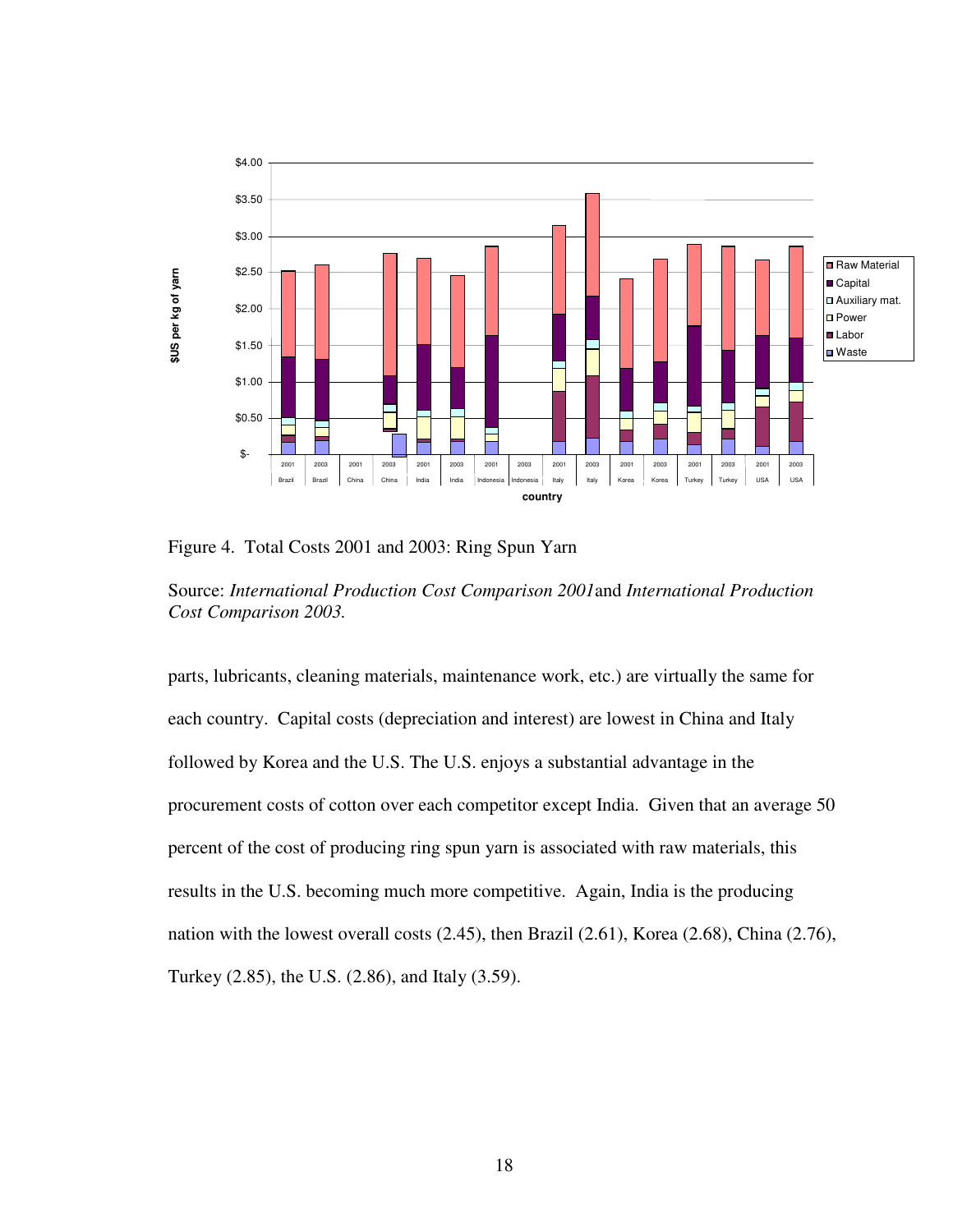Figure 4. Total Costs 2001 and 2003: Ring Spun Yarn

Source: *International Production Cost Comparison 2001* and *International Production Cost Comparison 2003.*

parts, lubricants, cleaning materials, maintenance work, etc.) are virtually the same for each country. Capital costs (depreciation and interest) are lowest in China and Italy followed by Korea and the U.S. The U.S. enjoys a substantial advantage in the procurement costs of cotton over each competitor except India. Given that an average 50 percent of the cost of producing ring spun yarn is associated with raw materials, this results in the U.S. becoming much more competitive. Again, India is the producing nation with the lowest overall costs (2.45), then Brazil (2.61), Korea (2.68), China (2.76), Turkey (2.85), the U.S. (2.86), and Italy (3.59).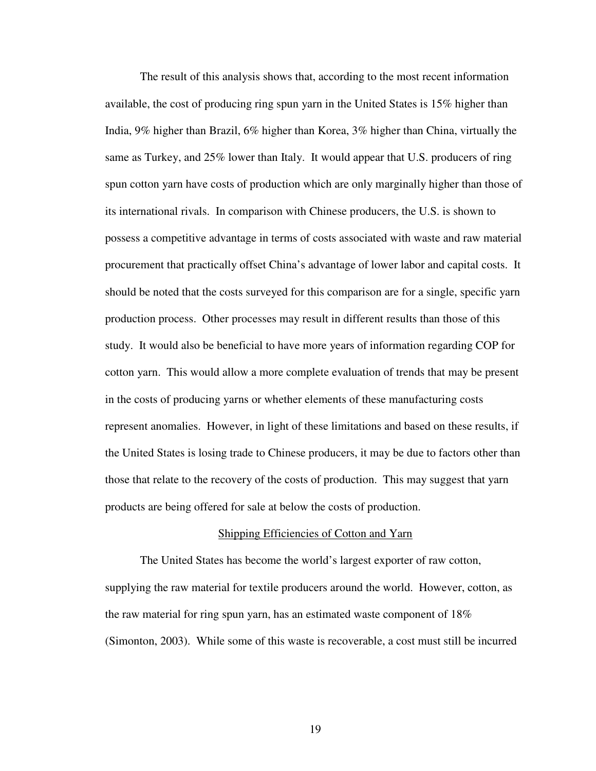The result of this analysis shows that, according to the most recent information available, the cost of producing ring spun yarn in the United States is 15% higher than India, 9% higher than Brazil, 6% higher than Korea, 3% higher than China, virtually the same as Turkey, and 25% lower than Italy. It would appear that U.S. producers of ring spun cotton yarn have costs of production which are only marginally higher than those of its international rivals. In comparison with Chinese producers, the U.S. is shown to possess a competitive advantage in terms of costs associated with waste and raw material procurement that practically offset China's advantage of lower labor and capital costs. It should be noted that the costs surveyed for this comparison are for a single, specific yarn production process. Other processes may result in different results than those of this study. It would also be beneficial to have more years of information regarding COP for cotton yarn. This would allow a more complete evaluation of trends that may be present in the costs of producing yarns or whether elements of these manufacturing costs represent anomalies. However, in light of these limitations and based on these results, if the United States is losing trade to Chinese producers, it may be due to factors other than those that relate to the recovery of the costs of production. This may suggest that yarn products are being offered for sale at below the costs of production.

## Shipping Efficiencies of Cotton and Yarn

The United States has become the world's largest exporter of raw cotton, supplying the raw material for textile producers around the world. However, cotton, as the raw material for ring spun yarn, has an estimated waste component of 18% (Simonton, 2003). While some of this waste is recoverable, a cost must still be incurred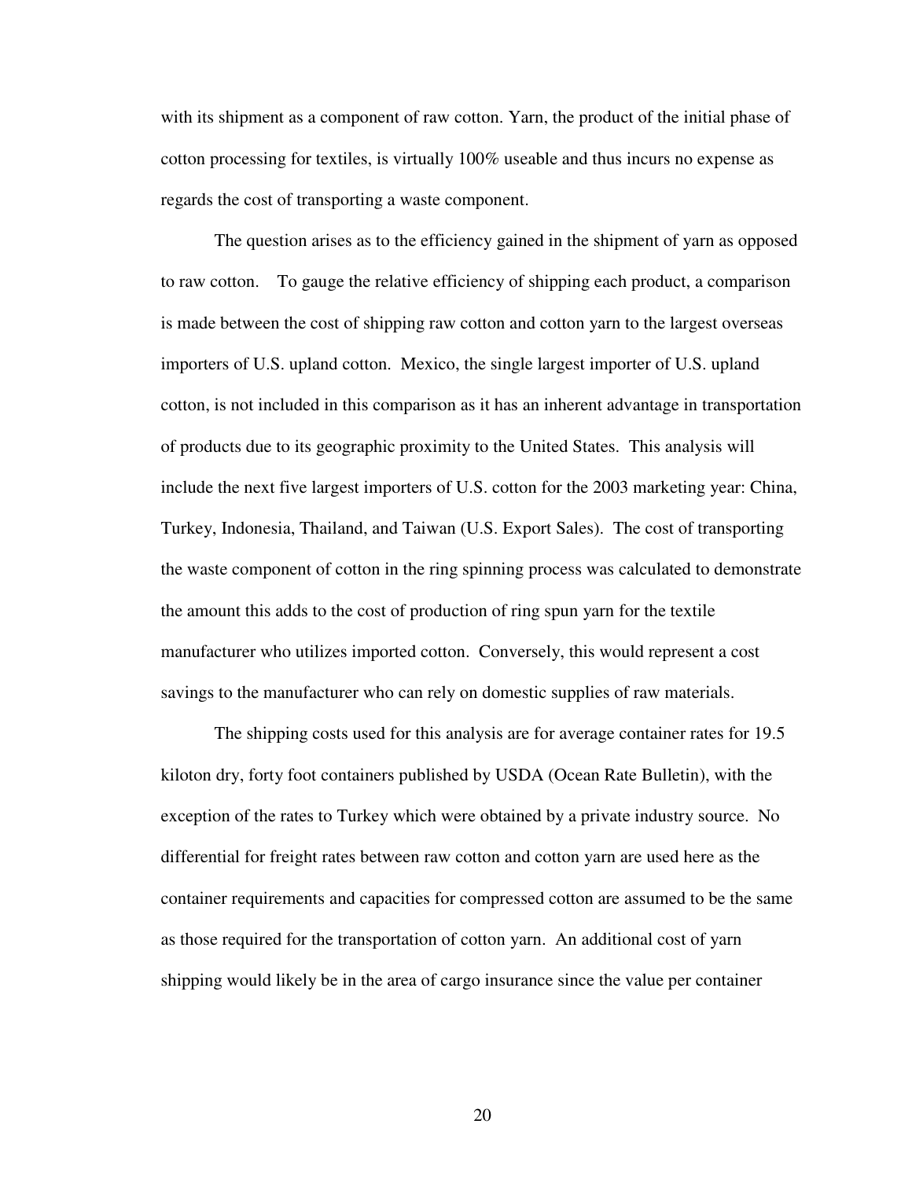with its shipment as a component of raw cotton. Yarn, the product of the initial phase of cotton processing for textiles, is virtually 100% useable and thus incurs no expense as regards the cost of transporting a waste component.

The question arises as to the efficiency gained in the shipment of yarn as opposed to raw cotton. To gauge the relative efficiency of shipping each product, a comparison is made between the cost of shipping raw cotton and cotton yarn to the largest overseas importers of U.S. upland cotton. Mexico, the single largest importer of U.S. upland cotton, is not included in this comparison as it has an inherent advantage in transportation of products due to its geographic proximity to the United States. This analysis will include the next five largest importers of U.S. cotton for the 2003 marketing year: China, Turkey, Indonesia, Thailand, and Taiwan (U.S. Export Sales). The cost of transporting the waste component of cotton in the ring spinning process was calculated to demonstrate the amount this adds to the cost of production of ring spun yarn for the textile manufacturer who utilizes imported cotton. Conversely, this would represent a cost savings to the manufacturer who can rely on domestic supplies of raw materials.

The shipping costs used for this analysis are for average container rates for 19.5 kiloton dry, forty foot containers published by USDA (Ocean Rate Bulletin), with the exception of the rates to Turkey which were obtained by a private industry source. No differential for freight rates between raw cotton and cotton yarn are used here as the container requirements and capacities for compressed cotton are assumed to be the same as those required for the transportation of cotton yarn. An additional cost of yarn shipping would likely be in the area of cargo insurance since the value per container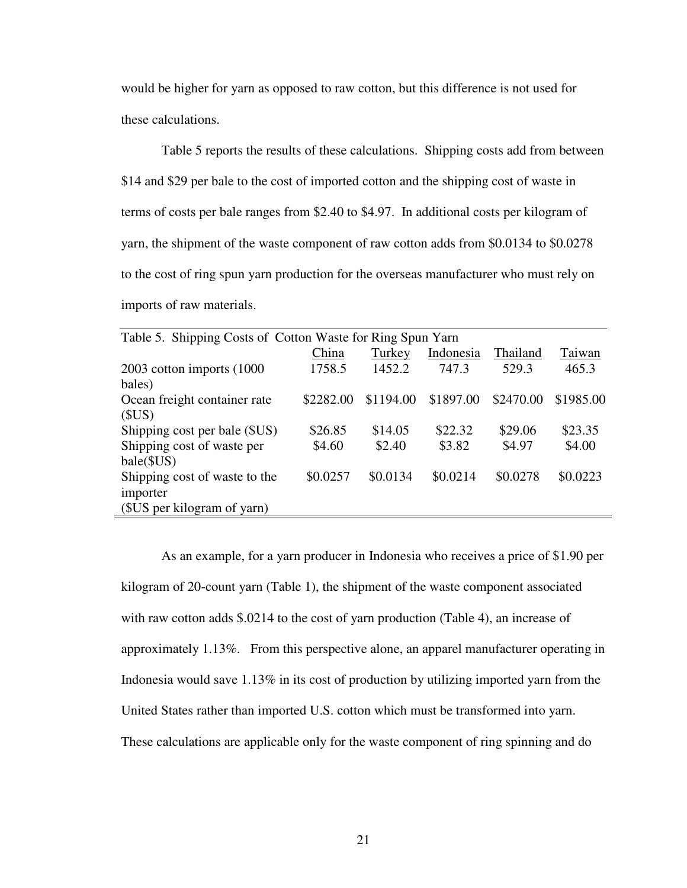would be higher for yarn as opposed to raw cotton, but this difference is not used for these calculations.

Table 5 reports the results of these calculations. Shipping costs add from between $14 and $29 per bale to the cost of imported cotton and the shipping cost of waste in terms of costs per bale ranges from $2.40 to $4.97. In additional costs per kilogram of yarn, the shipment of the waste component of raw cotton adds from $0.0134 to $0.0278 to the cost of ring spun yarn production for the overseas manufacturer who must rely on imports of raw materials.

Table 5. Shipping Costs of Cotton Waste for Ring Spun Yarn

| | China | Turkey | Indonesia | Thailand | Taiwan |
|---|---|---|---|---|---|
| 2003 cotton imports (1000 bales) | 1758.5 | 1452.2 | 747.3 | 529.3 | 465.3 |
| Ocean freight container rate ($US) | $2282.00 | $1194.00 | $1897.00 | $2470.00 | $1985.00 |
| Shipping cost per bale ($US) | $26.85 | $14.05 | $22.32 | $29.06 | $23.35 |
| Shipping cost of waste per bale($US) | $4.60 | $2.40 | $3.82 | $4.97 | $4.00 |
| Shipping cost of waste to the importer ($US per kilogram of yarn) | $0.0257 | $0.0134 | $0.0214 | $0.0278 | $0.0223 |

As an example, for a yarn producer in Indonesia who receives a price of $1.90 per kilogram of 20-count yarn (Table 1), the shipment of the waste component associated with raw cotton adds $.0214 to the cost of yarn production (Table 4), an increase of approximately 1.13%. From this perspective alone, an apparel manufacturer operating in Indonesia would save 1.13% in its cost of production by utilizing imported yarn from the United States rather than imported U.S. cotton which must be transformed into yarn. These calculations are applicable only for the waste component of ring spinning and do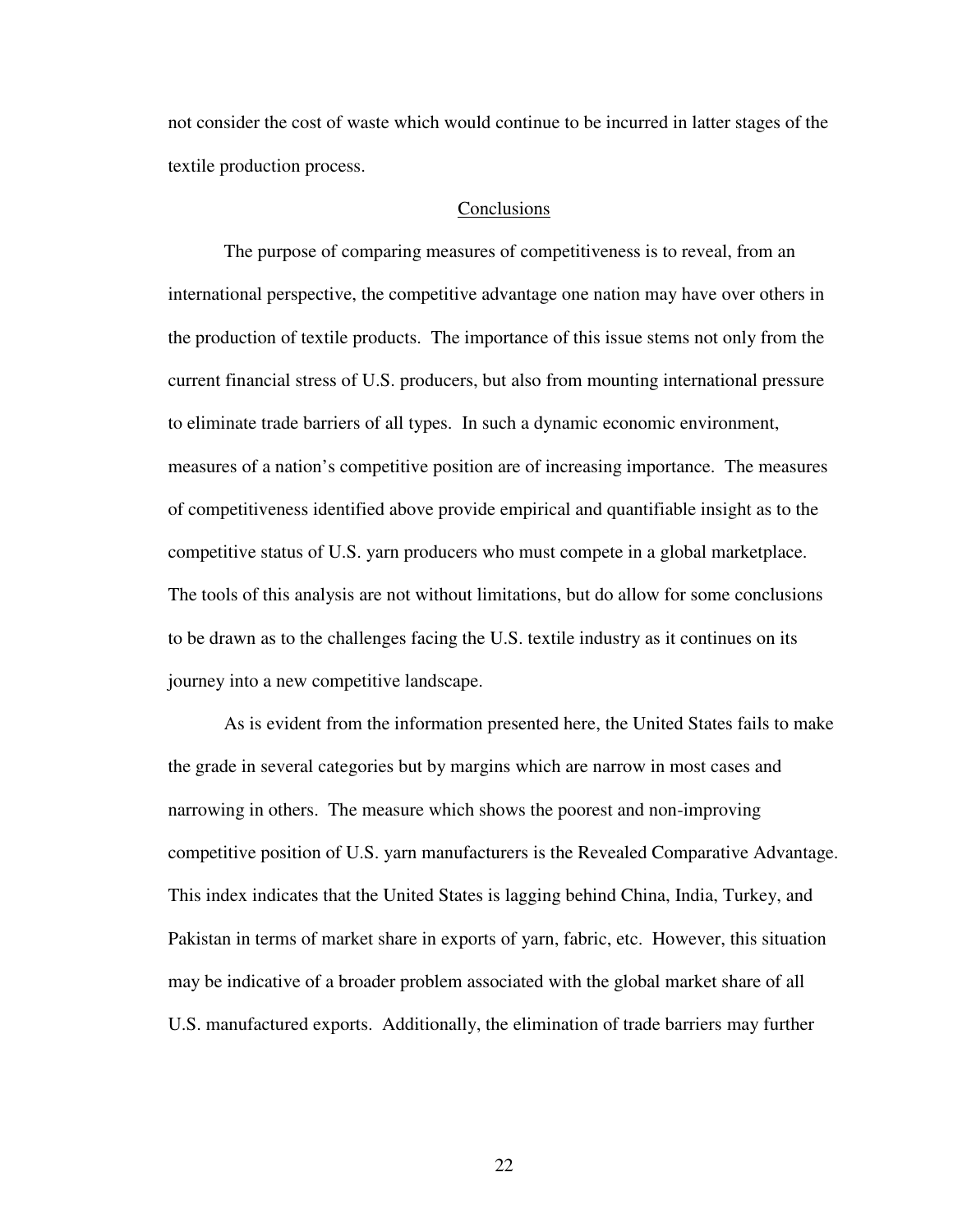not consider the cost of waste which would continue to be incurred in latter stages of the textile production process.

## Conclusions

The purpose of comparing measures of competitiveness is to reveal, from an international perspective, the competitive advantage one nation may have over others in the production of textile products. The importance of this issue stems not only from the current financial stress of U.S. producers, but also from mounting international pressure to eliminate trade barriers of all types. In such a dynamic economic environment, measures of a nation's competitive position are of increasing importance. The measures of competitiveness identified above provide empirical and quantifiable insight as to the competitive status of U.S. yarn producers who must compete in a global marketplace. The tools of this analysis are not without limitations, but do allow for some conclusions to be drawn as to the challenges facing the U.S. textile industry as it continues on its journey into a new competitive landscape.

As is evident from the information presented here, the United States fails to make the grade in several categories but by margins which are narrow in most cases and narrowing in others. The measure which shows the poorest and non-improving competitive position of U.S. yarn manufacturers is the Revealed Comparative Advantage. This index indicates that the United States is lagging behind China, India, Turkey, and Pakistan in terms of market share in exports of yarn, fabric, etc. However, this situation may be indicative of a broader problem associated with the global market share of all U.S. manufactured exports. Additionally, the elimination of trade barriers may further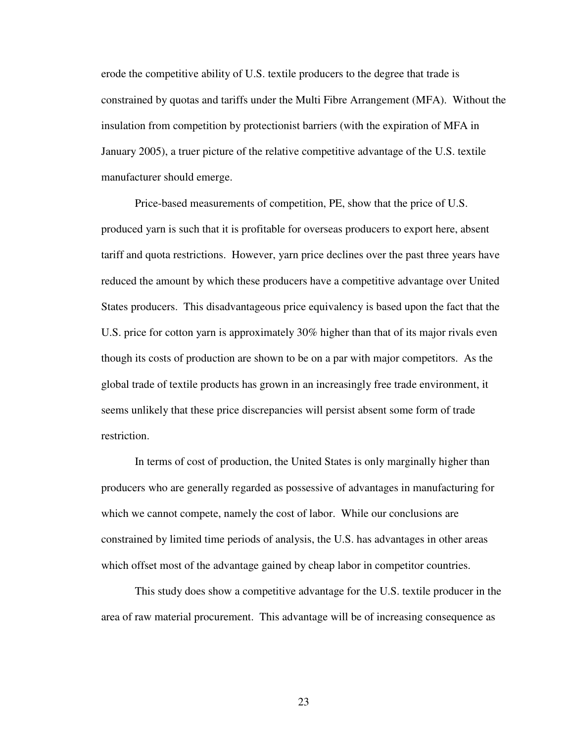erode the competitive ability of U.S. textile producers to the degree that trade is constrained by quotas and tariffs under the Multi Fibre Arrangement (MFA). Without the insulation from competition by protectionist barriers (with the expiration of MFA in January 2005), a truer picture of the relative competitive advantage of the U.S. textile manufacturer should emerge.

Price-based measurements of competition, PE, show that the price of U.S. produced yarn is such that it is profitable for overseas producers to export here, absent tariff and quota restrictions. However, yarn price declines over the past three years have reduced the amount by which these producers have a competitive advantage over United States producers. This disadvantageous price equivalency is based upon the fact that the U.S. price for cotton yarn is approximately 30% higher than that of its major rivals even though its costs of production are shown to be on a par with major competitors. As the global trade of textile products has grown in an increasingly free trade environment, it seems unlikely that these price discrepancies will persist absent some form of trade restriction.

In terms of cost of production, the United States is only marginally higher than producers who are generally regarded as possessive of advantages in manufacturing for which we cannot compete, namely the cost of labor. While our conclusions are constrained by limited time periods of analysis, the U.S. has advantages in other areas which offset most of the advantage gained by cheap labor in competitor countries.

This study does show a competitive advantage for the U.S. textile producer in the area of raw material procurement. This advantage will be of increasing consequence as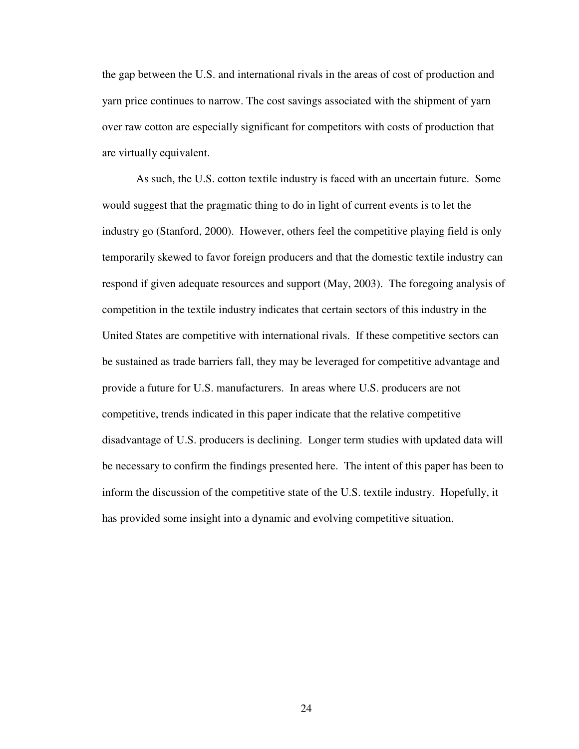the gap between the U.S. and international rivals in the areas of cost of production and yarn price continues to narrow. The cost savings associated with the shipment of yarn over raw cotton are especially significant for competitors with costs of production that are virtually equivalent.

As such, the U.S. cotton textile industry is faced with an uncertain future. Some would suggest that the pragmatic thing to do in light of current events is to let the industry go (Stanford, 2000). However, others feel the competitive playing field is only temporarily skewed to favor foreign producers and that the domestic textile industry can respond if given adequate resources and support (May, 2003). The foregoing analysis of competition in the textile industry indicates that certain sectors of this industry in the United States are competitive with international rivals. If these competitive sectors can be sustained as trade barriers fall, they may be leveraged for competitive advantage and provide a future for U.S. manufacturers. In areas where U.S. producers are not competitive, trends indicated in this paper indicate that the relative competitive disadvantage of U.S. producers is declining. Longer term studies with updated data will be necessary to confirm the findings presented here. The intent of this paper has been to inform the discussion of the competitive state of the U.S. textile industry. Hopefully, it has provided some insight into a dynamic and evolving competitive situation.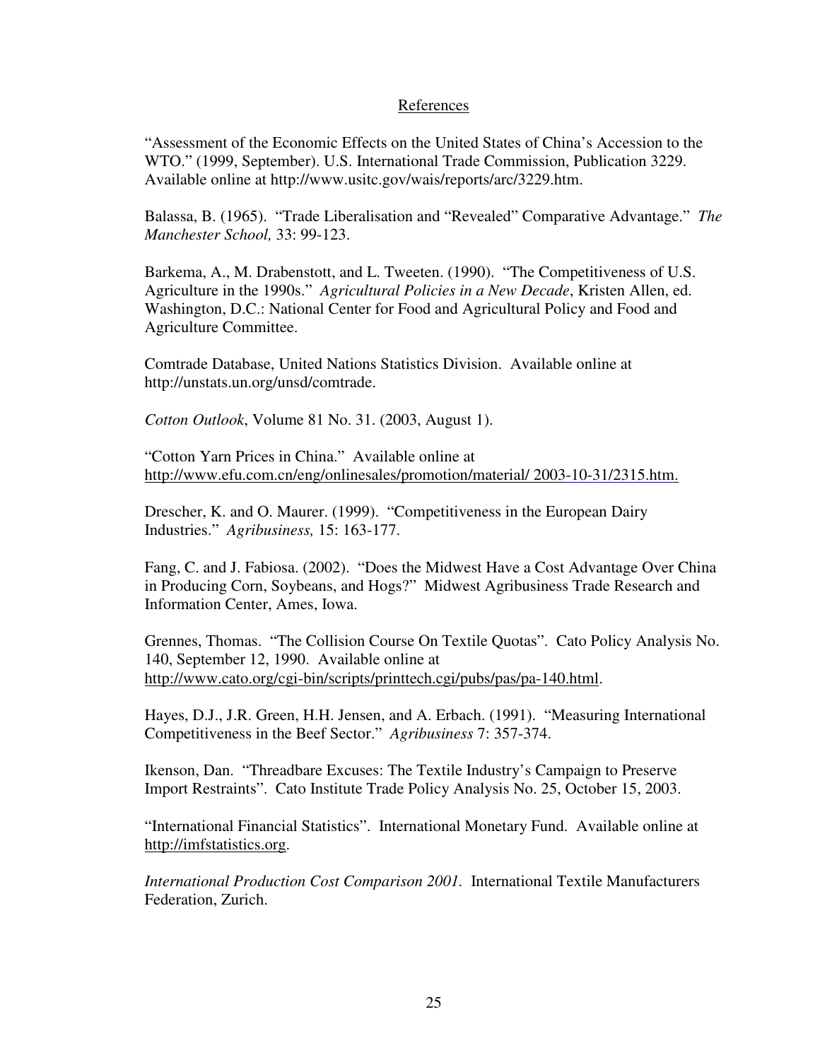## References

"Assessment of the Economic Effects on the United States of China's Accession to the WTO." (1999, September). U.S. International Trade Commission, Publication 3229. Available online at http://www.usitc.gov/wais/reports/arc/3229.htm.

Balassa, B. (1965). "Trade Liberalisation and "Revealed" Comparative Advantage." *The Manchester School,* 33: 99-123.

Barkema, A., M. Drabenstott, and L. Tweeten. (1990). "The Competitiveness of U.S. Agriculture in the 1990s." *Agricultural Policies in a New Decade*, Kristen Allen, ed. Washington, D.C.: National Center for Food and Agricultural Policy and Food and Agriculture Committee.

Comtrade Database, United Nations Statistics Division. Available online at http://unstats.un.org/unsd/comtrade.

*Cotton Outlook*, Volume 81 No. 31. (2003, August 1).

"Cotton Yarn Prices in China." Available online at http://www.efu.com.cn/eng/onlinesales/promotion/material/ 2003-10-31/2315.htm.

Drescher, K. and O. Maurer. (1999). "Competitiveness in the European Dairy Industries." *Agribusiness,* 15: 163-177.

Fang, C. and J. Fabiosa. (2002). "Does the Midwest Have a Cost Advantage Over China in Producing Corn, Soybeans, and Hogs?" Midwest Agribusiness Trade Research and Information Center, Ames, Iowa.

Grennes, Thomas. "The Collision Course On Textile Quotas". Cato Policy Analysis No. 140, September 12, 1990. Available online at http://www.cato.org/cgi-bin/scripts/printtech.cgi/pubs/pas/pa-140.html.

Hayes, D.J., J.R. Green, H.H. Jensen, and A. Erbach. (1991). "Measuring International Competitiveness in the Beef Sector." *Agribusiness* 7: 357-374.

Ikenson, Dan. "Threadbare Excuses: The Textile Industry's Campaign to Preserve Import Restraints". Cato Institute Trade Policy Analysis No. 25, October 15, 2003.

"International Financial Statistics". International Monetary Fund. Available online at http://imfstatistics.org.

*International Production Cost Comparison 2001.* International Textile Manufacturers Federation, Zurich.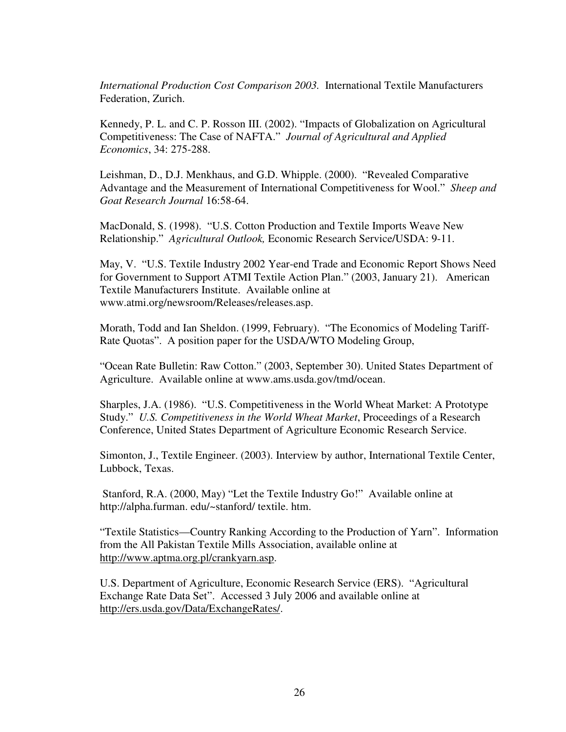*International Production Cost Comparison 2003.* International Textile Manufacturers Federation, Zurich.

Kennedy, P. L. and C. P. Rosson III. (2002). "Impacts of Globalization on Agricultural Competitiveness: The Case of NAFTA." *Journal of Agricultural and Applied Economics*, 34: 275-288.

Leishman, D., D.J. Menkhaus, and G.D. Whipple. (2000). "Revealed Comparative Advantage and the Measurement of International Competitiveness for Wool." *Sheep and Goat Research Journal* 16:58-64.

MacDonald, S. (1998). "U.S. Cotton Production and Textile Imports Weave New Relationship." *Agricultural Outlook,* Economic Research Service/USDA: 9-11.

May, V. "U.S. Textile Industry 2002 Year-end Trade and Economic Report Shows Need for Government to Support ATMI Textile Action Plan." (2003, January 21). American Textile Manufacturers Institute. Available online at www.atmi.org/newsroom/Releases/releases.asp.

Morath, Todd and Ian Sheldon. (1999, February). "The Economics of Modeling Tariff-Rate Quotas". A position paper for the USDA/WTO Modeling Group,

"Ocean Rate Bulletin: Raw Cotton." (2003, September 30). United States Department of Agriculture. Available online at www.ams.usda.gov/tmd/ocean.

Sharples, J.A. (1986). "U.S. Competitiveness in the World Wheat Market: A Prototype Study." *U.S. Competitiveness in the World Wheat Market*, Proceedings of a Research Conference, United States Department of Agriculture Economic Research Service.

Simonton, J., Textile Engineer. (2003). Interview by author, International Textile Center, Lubbock, Texas.

Stanford, R.A. (2000, May) "Let the Textile Industry Go!" Available online at http://alpha.furman. edu/~stanford/ textile. htm.

"Textile Statistics—Country Ranking According to the Production of Yarn". Information from the All Pakistan Textile Mills Association, available online at http://www.aptma.org.pl/crankyarn.asp.

U.S. Department of Agriculture, Economic Research Service (ERS). "Agricultural Exchange Rate Data Set". Accessed 3 July 2006 and available online at http://ers.usda.gov/Data/ExchangeRates/.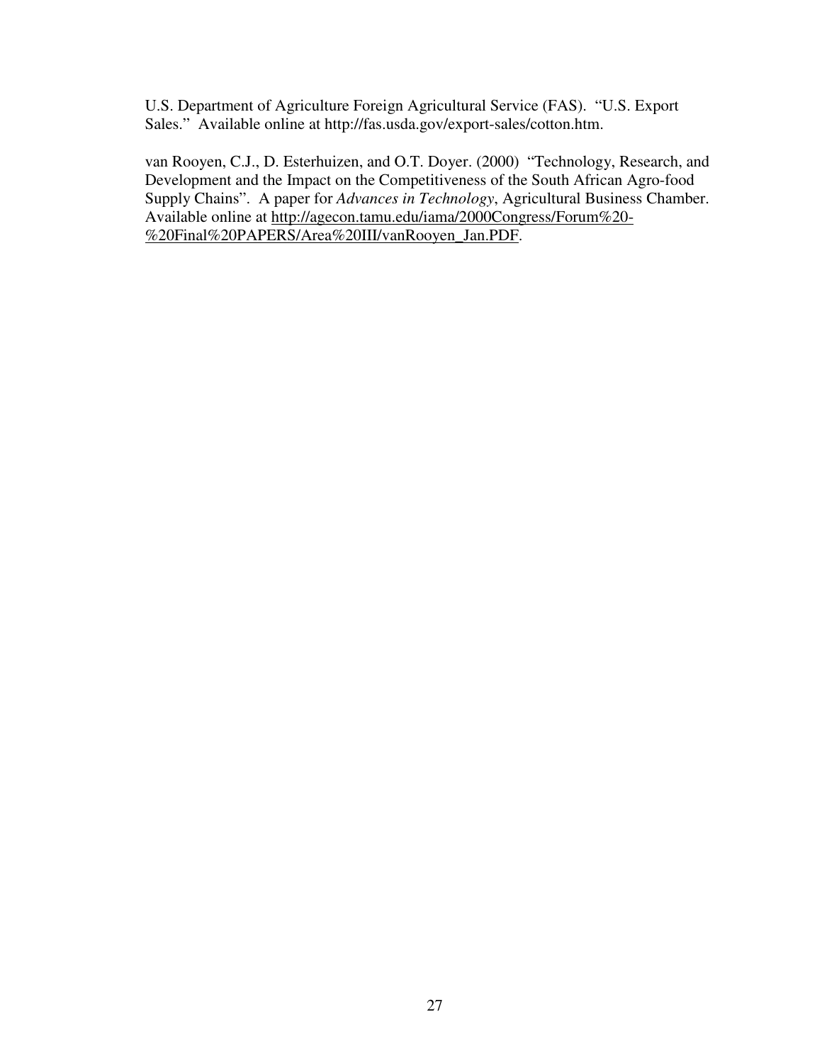U.S. Department of Agriculture Foreign Agricultural Service (FAS). "U.S. Export Sales." Available online at http://fas.usda.gov/export-sales/cotton.htm.

van Rooyen, C.J., D. Esterhuizen, and O.T. Doyer. (2000) "Technology, Research, and Development and the Impact on the Competitiveness of the South African Agro-food Supply Chains". A paper for *Advances in Technology*, Agricultural Business Chamber. Available online at http://agecon.tamu.edu/iama/2000Congress/Forum%20-%20Final%20PAPERS/Area%20III/vanRooyen_Jan.PDF.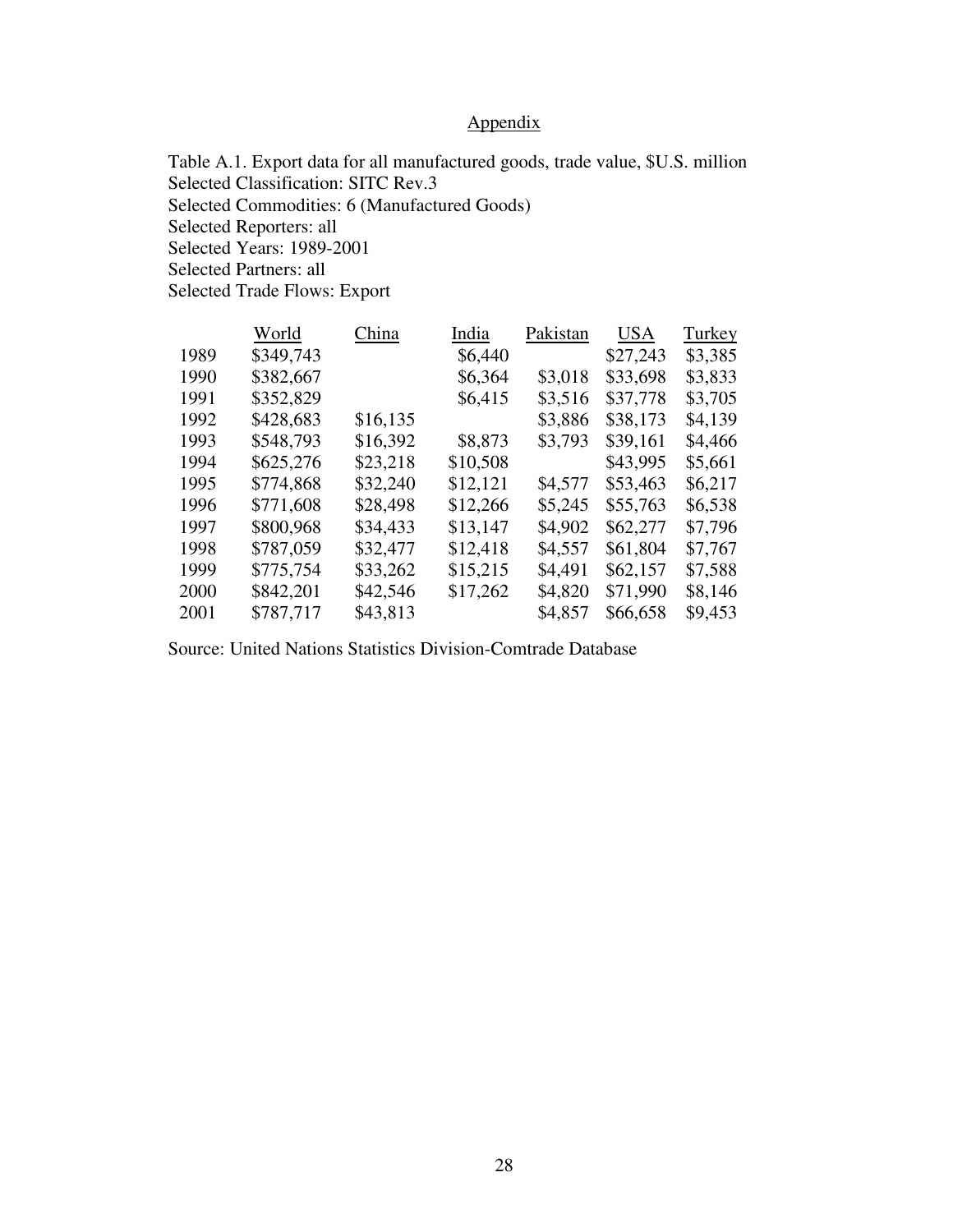# Appendix

Table A.1. Export data for all manufactured goods, trade value, $U.S. million
Selected Classification: SITC Rev.3
Selected Commodities: 6 (Manufactured Goods)
Selected Reporters: all
Selected Years: 1989-2001
Selected Partners: all
Selected Trade Flows: Export

| | World | China | India | Pakistan | USA | Turkey |
|---|---|---|---|---|---|---|
| 1989 | $349,743 | | $6,440 | | $27,243 | $3,385 |
| 1990 | $382,667 | | $6,364 | $3,018 | $33,698 | $3,833 |
| 1991 | $352,829 | | $6,415 | $3,516 | $37,778 | $3,705 |
| 1992 | $428,683 | $16,135 | | $3,886 | $38,173 | $4,139 |
| 1993 | $548,793 | $16,392 | $8,873 | $3,793 | $39,161 | $4,466 |
| 1994 | $625,276 | $23,218 | $10,508 | | $43,995 | $5,661 |
| 1995 | $774,868 | $32,240 | $12,121 | $4,577 | $53,463 | $6,217 |
| 1996 | $771,608 | $28,498 | $12,266 | $5,245 | $55,763 | $6,538 |
| 1997 | $800,968 | $34,433 | $13,147 | $4,902 | $62,277 | $7,796 |
| 1998 | $787,059 | $32,477 | $12,418 | $4,557 | $61,804 | $7,767 |
| 1999 | $775,754 | $33,262 | $15,215 | $4,491 | $62,157 | $7,588 |
| 2000 | $842,201 | $42,546 | $17,262 | $4,820 | $71,990 | $8,146 |
| 2001 | $787,717 | $43,813 | | $4,857 | $66,658 | $9,453 |

Source: United Nations Statistics Division-Comtrade Database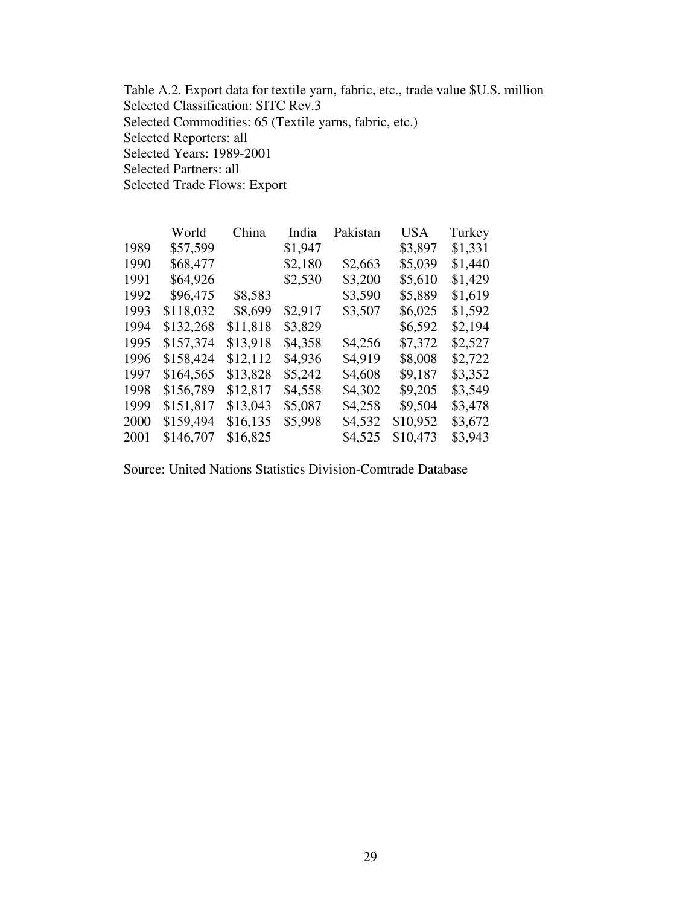Table A.2. Export data for textile yarn, fabric, etc., trade value $U.S. million
Selected Classification: SITC Rev.3
Selected Commodities: 65 (Textile yarns, fabric, etc.)
Selected Reporters: all
Selected Years: 1989-2001
Selected Partners: all
Selected Trade Flows: Export

| | World | China | India | Pakistan | USA | Turkey |
|---|---|---|---|---|---|---|
| 1989 | $57,599 | | $1,947 | | $3,897 | $1,331 |
| 1990 | $68,477 | | $2,180 | $2,663 | $5,039 | $1,440 |
| 1991 | $64,926 | | $2,530 | $3,200 | $5,610 | $1,429 |
| 1992 | $96,475 | $8,583 | | $3,590 | $5,889 | $1,619 |
| 1993 | $118,032 | $8,699 | $2,917 | $3,507 | $6,025 | $1,592 |
| 1994 | $132,268 | $11,818 | $3,829 | | $6,592 | $2,194 |
| 1995 | $157,374 | $13,918 | $4,358 | $4,256 | $7,372 | $2,527 |
| 1996 | $158,424 | $12,112 | $4,936 | $4,919 | $8,008 | $2,722 |
| 1997 | $164,565 | $13,828 | $5,242 | $4,608 | $9,187 | $3,352 |
| 1998 | $156,789 | $12,817 | $4,558 | $4,302 | $9,205 | $3,549 |
| 1999 | $151,817 | $13,043 | $5,087 | $4,258 | $9,504 | $3,478 |
| 2000 | $159,494 | $16,135 | $5,998 | $4,532 | $10,952 | $3,672 |
| 2001 | $146,707 | $16,825 | | $4,525 | $10,473 | $3,943 |

Source: United Nations Statistics Division-Comtrade Database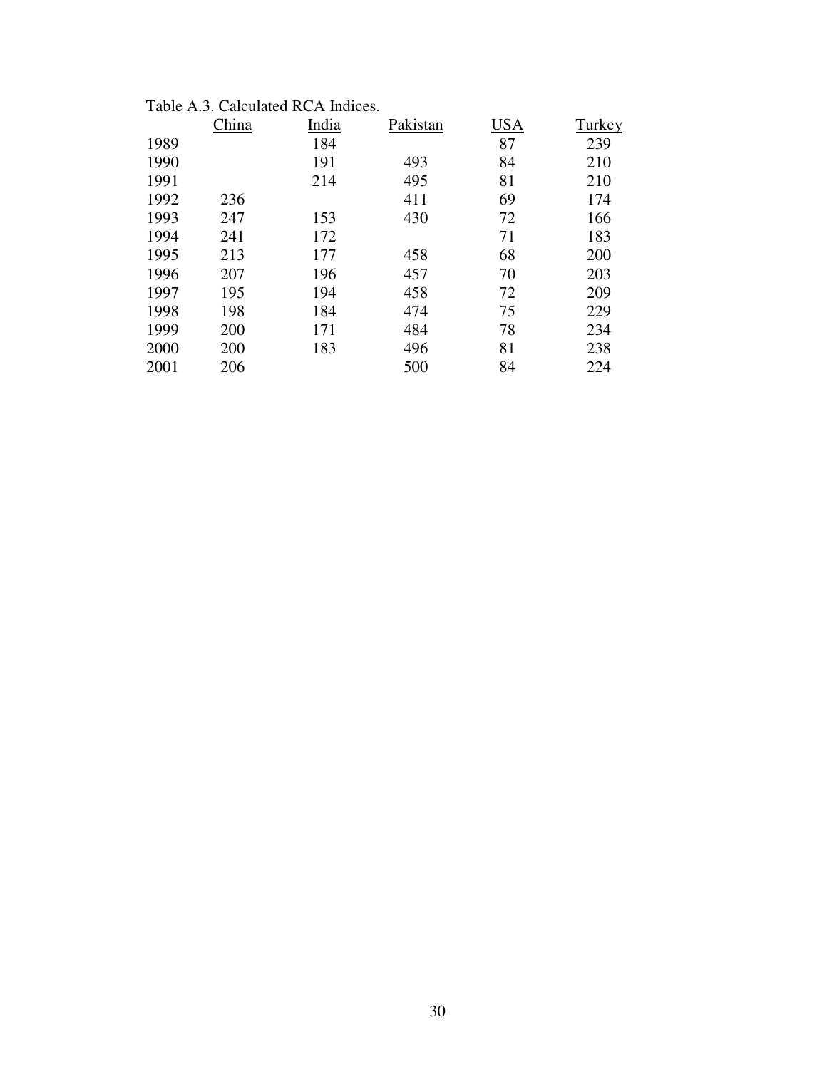Table A.3. Calculated RCA Indices.

| | China | India | Pakistan | USA | Turkey |
|---|---|---|---|---|---|
| 1989 | | 184 | | 87 | 239 |
| 1990 | | 191 | 493 | 84 | 210 |
| 1991 | | 214 | 495 | 81 | 210 |
| 1992 | 236 | | 411 | 69 | 174 |
| 1993 | 247 | 153 | 430 | 72 | 166 |
| 1994 | 241 | 172 | | 71 | 183 |
| 1995 | 213 | 177 | 458 | 68 | 200 |
| 1996 | 207 | 196 | 457 | 70 | 203 |
| 1997 | 195 | 194 | 458 | 72 | 209 |
| 1998 | 198 | 184 | 474 | 75 | 229 |
| 1999 | 200 | 171 | 484 | 78 | 234 |
| 2000 | 200 | 183 | 496 | 81 | 238 |
| 2001 | 206 | | 500 | 84 | 224 |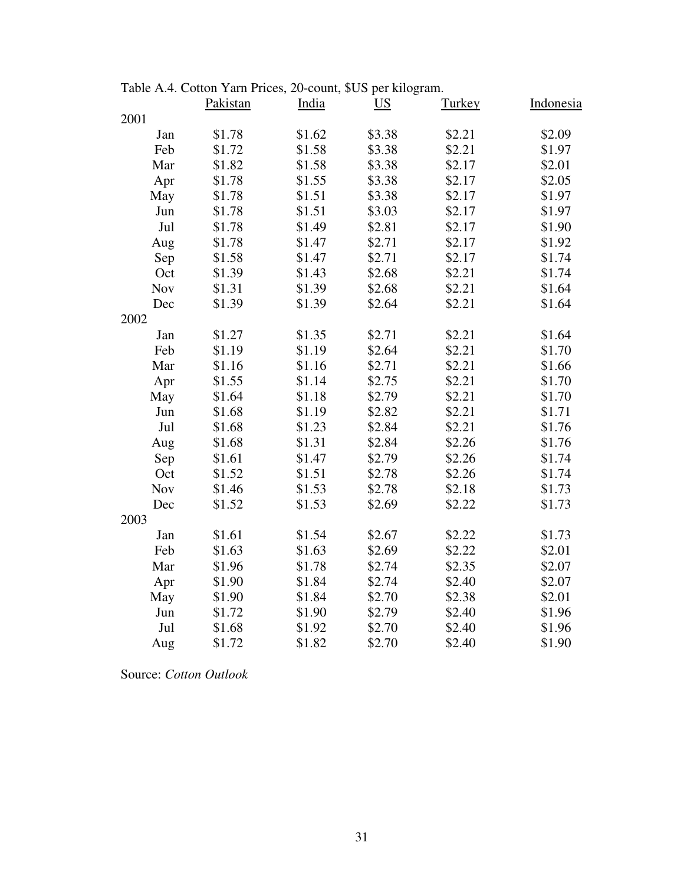Table A.4. Cotton Yarn Prices, 20-count, $US per kilogram.

| | Pakistan | India | US | Turkey | Indonesia |
|---|---|---|---|---|---|
| 2001 | | | | | |
| Jan | $1.78 | $1.62 | $3.38 | $2.21 | $2.09 |
| Feb | $1.72 | $1.58 | $3.38 | $2.21 | $1.97 |
| Mar | $1.82 | $1.58 | $3.38 | $2.17 | $2.01 |
| Apr | $1.78 | $1.55 | $3.38 | $2.17 | $2.05 |
| May | $1.78 | $1.51 | $3.38 | $2.17 | $1.97 |
| Jun | $1.78 | $1.51 | $3.03 | $2.17 | $1.97 |
| Jul | $1.78 | $1.49 | $2.81 | $2.17 | $1.90 |
| Aug | $1.78 | $1.47 | $2.71 | $2.17 | $1.92 |
| Sep | $1.58 | $1.47 | $2.71 | $2.17 | $1.74 |
| Oct | $1.39 | $1.43 | $2.68 | $2.21 | $1.74 |
| Nov | $1.31 | $1.39 | $2.68 | $2.21 | $1.64 |
| Dec | $1.39 | $1.39 | $2.64 | $2.21 | $1.64 |
| 2002 | | | | | |
| Jan | $1.27 | $1.35 | $2.71 | $2.21 | $1.64 |
| Feb | $1.19 | $1.19 | $2.64 | $2.21 | $1.70 |
| Mar | $1.16 | $1.16 | $2.71 | $2.21 | $1.66 |
| Apr | $1.55 | $1.14 | $2.75 | $2.21 | $1.70 |
| May | $1.64 | $1.18 | $2.79 | $2.21 | $1.70 |
| Jun | $1.68 | $1.19 | $2.82 | $2.21 | $1.71 |
| Jul | $1.68 | $1.23 | $2.84 | $2.21 | $1.76 |
| Aug | $1.68 | $1.31 | $2.84 | $2.26 | $1.76 |
| Sep | $1.61 | $1.47 | $2.79 | $2.26 | $1.74 |
| Oct | $1.52 | $1.51 | $2.78 | $2.26 | $1.74 |
| Nov | $1.46 | $1.53 | $2.78 | $2.18 | $1.73 |
| Dec | $1.52 | $1.53 | $2.69 | $2.22 | $1.73 |
| 2003 | | | | | |
| Jan | $1.61 | $1.54 | $2.67 | $2.22 | $1.73 |
| Feb | $1.63 | $1.63 | $2.69 | $2.22 | $2.01 |
| Mar | $1.96 | $1.78 | $2.74 | $2.35 | $2.07 |
| Apr | $1.90 | $1.84 | $2.74 | $2.40 | $2.07 |
| May | $1.90 | $1.84 | $2.70 | $2.38 | $2.01 |
| Jun | $1.72 | $1.90 | $2.79 | $2.40 | $1.96 |
| Jul | $1.68 | $1.92 | $2.70 | $2.40 | $1.96 |
| Aug | $1.72 | $1.82 | $2.70 | $2.40 | $1.90 |

Source: *Cotton Outlook*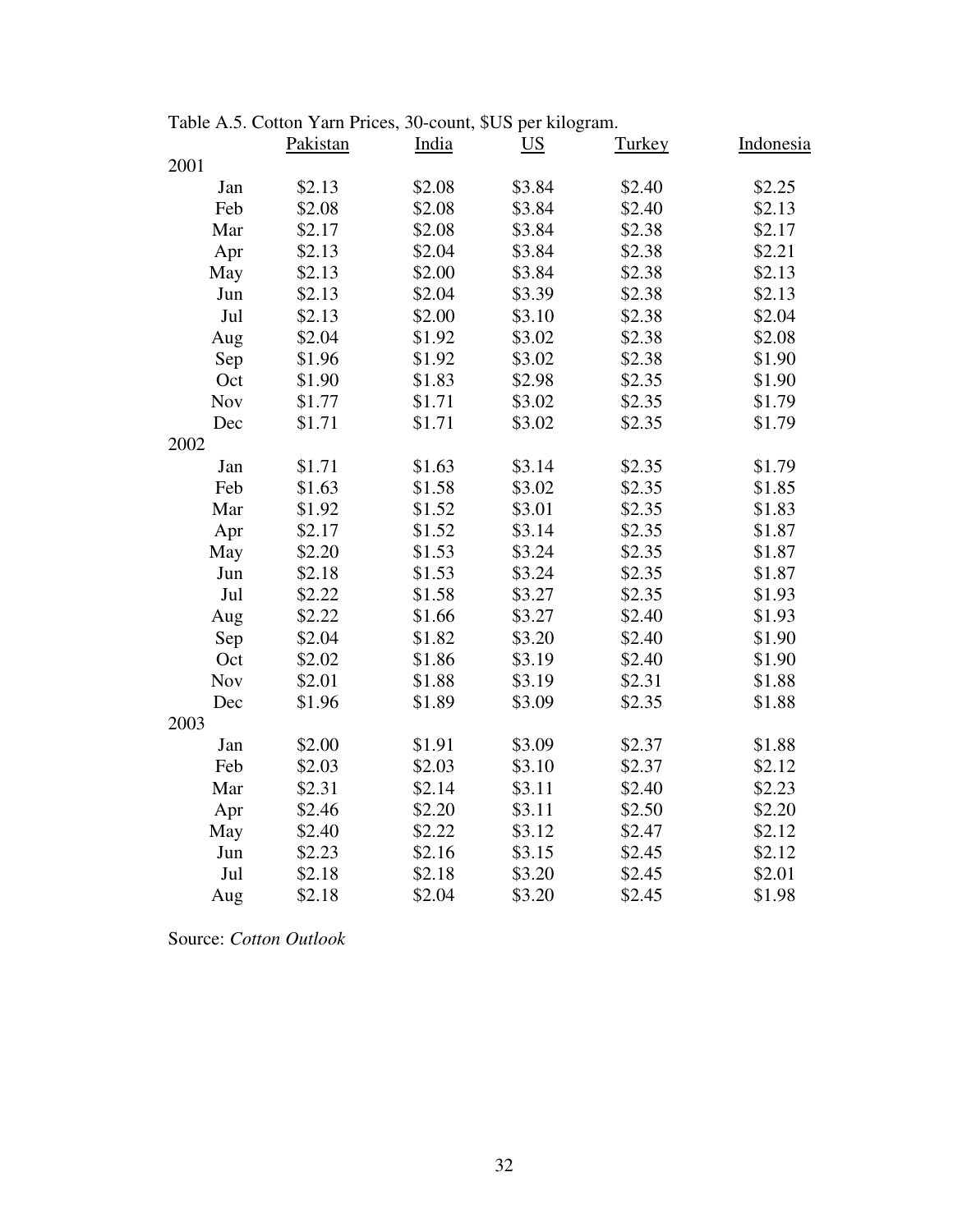Table A.5. Cotton Yarn Prices, 30-count, $US per kilogram.

| | Pakistan | India | US | Turkey | Indonesia |
|---|---|---|---|---|---|
| 2001 | | | | | |
| Jan | $2.13 | $2.08 | $3.84 | $2.40 | $2.25 |
| Feb | $2.08 | $2.08 | $3.84 | $2.40 | $2.13 |
| Mar | $2.17 | $2.08 | $3.84 | $2.38 | $2.17 |
| Apr | $2.13 | $2.04 | $3.84 | $2.38 | $2.21 |
| May | $2.13 | $2.00 | $3.84 | $2.38 | $2.13 |
| Jun | $2.13 | $2.04 | $3.39 | $2.38 | $2.13 |
| Jul | $2.13 | $2.00 | $3.10 | $2.38 | $2.04 |
| Aug | $2.04 | $1.92 | $3.02 | $2.38 | $2.08 |
| Sep | $1.96 | $1.92 | $3.02 | $2.38 | $1.90 |
| Oct | $1.90 | $1.83 | $2.98 | $2.35 | $1.90 |
| Nov | $1.77 | $1.71 | $3.02 | $2.35 | $1.79 |
| Dec | $1.71 | $1.71 | $3.02 | $2.35 | $1.79 |
| 2002 | | | | | |
| Jan | $1.71 | $1.63 | $3.14 | $2.35 | $1.79 |
| Feb | $1.63 | $1.58 | $3.02 | $2.35 | $1.85 |
| Mar | $1.92 | $1.52 | $3.01 | $2.35 | $1.83 |
| Apr | $2.17 | $1.52 | $3.14 | $2.35 | $1.87 |
| May | $2.20 | $1.53 | $3.24 | $2.35 | $1.87 |
| Jun | $2.18 | $1.53 | $3.24 | $2.35 | $1.87 |
| Jul | $2.22 | $1.58 | $3.27 | $2.35 | $1.93 |
| Aug | $2.22 | $1.66 | $3.27 | $2.40 | $1.93 |
| Sep | $2.04 | $1.82 | $3.20 | $2.40 | $1.90 |
| Oct | $2.02 | $1.86 | $3.19 | $2.40 | $1.90 |
| Nov | $2.01 | $1.88 | $3.19 | $2.31 | $1.88 |
| Dec | $1.96 | $1.89 | $3.09 | $2.35 | $1.88 |
| 2003 | | | | | |
| Jan | $2.00 | $1.91 | $3.09 | $2.37 | $1.88 |
| Feb | $2.03 | $2.03 | $3.10 | $2.37 | $2.12 |
| Mar | $2.31 | $2.14 | $3.11 | $2.40 | $2.23 |
| Apr | $2.46 | $2.20 | $3.11 | $2.50 | $2.20 |
| May | $2.40 | $2.22 | $3.12 | $2.47 | $2.12 |
| Jun | $2.23 | $2.16 | $3.15 | $2.45 | $2.12 |
| Jul | $2.18 | $2.18 | $3.20 | $2.45 | $2.01 |
| Aug | $2.18 | $2.04 | $3.20 | $2.45 | $1.98 |

Source: *Cotton Outlook*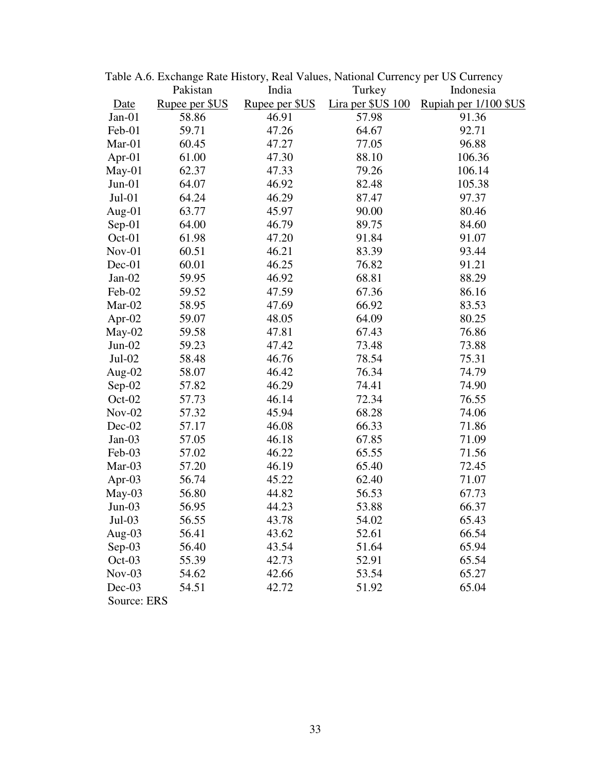Table A.6. Exchange Rate History, Real Values, National Currency per US Currency

| Date | Pakistan Rupee per $US | India Rupee per $US | Turkey Lira per $US 100 | Indonesia Rupiah per 1/100 $US |
|---|---|---|---|---|
| Jan-01 | 58.86 | 46.91 | 57.98 | 91.36 |
| Feb-01 | 59.71 | 47.26 | 64.67 | 92.71 |
| Mar-01 | 60.45 | 47.27 | 77.05 | 96.88 |
| Apr-01 | 61.00 | 47.30 | 88.10 | 106.36 |
| May-01 | 62.37 | 47.33 | 79.26 | 106.14 |
| Jun-01 | 64.07 | 46.92 | 82.48 | 105.38 |
| Jul-01 | 64.24 | 46.29 | 87.47 | 97.37 |
| Aug-01 | 63.77 | 45.97 | 90.00 | 80.46 |
| Sep-01 | 64.00 | 46.79 | 89.75 | 84.60 |
| Oct-01 | 61.98 | 47.20 | 91.84 | 91.07 |
| Nov-01 | 60.51 | 46.21 | 83.39 | 93.44 |
| Dec-01 | 60.01 | 46.25 | 76.82 | 91.21 |
| Jan-02 | 59.95 | 46.92 | 68.81 | 88.29 |
| Feb-02 | 59.52 | 47.59 | 67.36 | 86.16 |
| Mar-02 | 58.95 | 47.69 | 66.92 | 83.53 |
| Apr-02 | 59.07 | 48.05 | 64.09 | 80.25 |
| May-02 | 59.58 | 47.81 | 67.43 | 76.86 |
| Jun-02 | 59.23 | 47.42 | 73.48 | 73.88 |
| Jul-02 | 58.48 | 46.76 | 78.54 | 75.31 |
| Aug-02 | 58.07 | 46.42 | 76.34 | 74.79 |
| Sep-02 | 57.82 | 46.29 | 74.41 | 74.90 |
| Oct-02 | 57.73 | 46.14 | 72.34 | 76.55 |
| Nov-02 | 57.32 | 45.94 | 68.28 | 74.06 |
| Dec-02 | 57.17 | 46.08 | 66.33 | 71.86 |
| Jan-03 | 57.05 | 46.18 | 67.85 | 71.09 |
| Feb-03 | 57.02 | 46.22 | 65.55 | 71.56 |
| Mar-03 | 57.20 | 46.19 | 65.40 | 72.45 |
| Apr-03 | 56.74 | 45.22 | 62.40 | 71.07 |
| May-03 | 56.80 | 44.82 | 56.53 | 67.73 |
| Jun-03 | 56.95 | 44.23 | 53.88 | 66.37 |
| Jul-03 | 56.55 | 43.78 | 54.02 | 65.43 |
| Aug-03 | 56.41 | 43.62 | 52.61 | 66.54 |
| Sep-03 | 56.40 | 43.54 | 51.64 | 65.94 |
| Oct-03 | 55.39 | 42.73 | 52.91 | 65.54 |
| Nov-03 | 54.62 | 42.66 | 53.54 | 65.27 |
| Dec-03 | 54.51 | 42.72 | 51.92 | 65.04 |

Source: ERS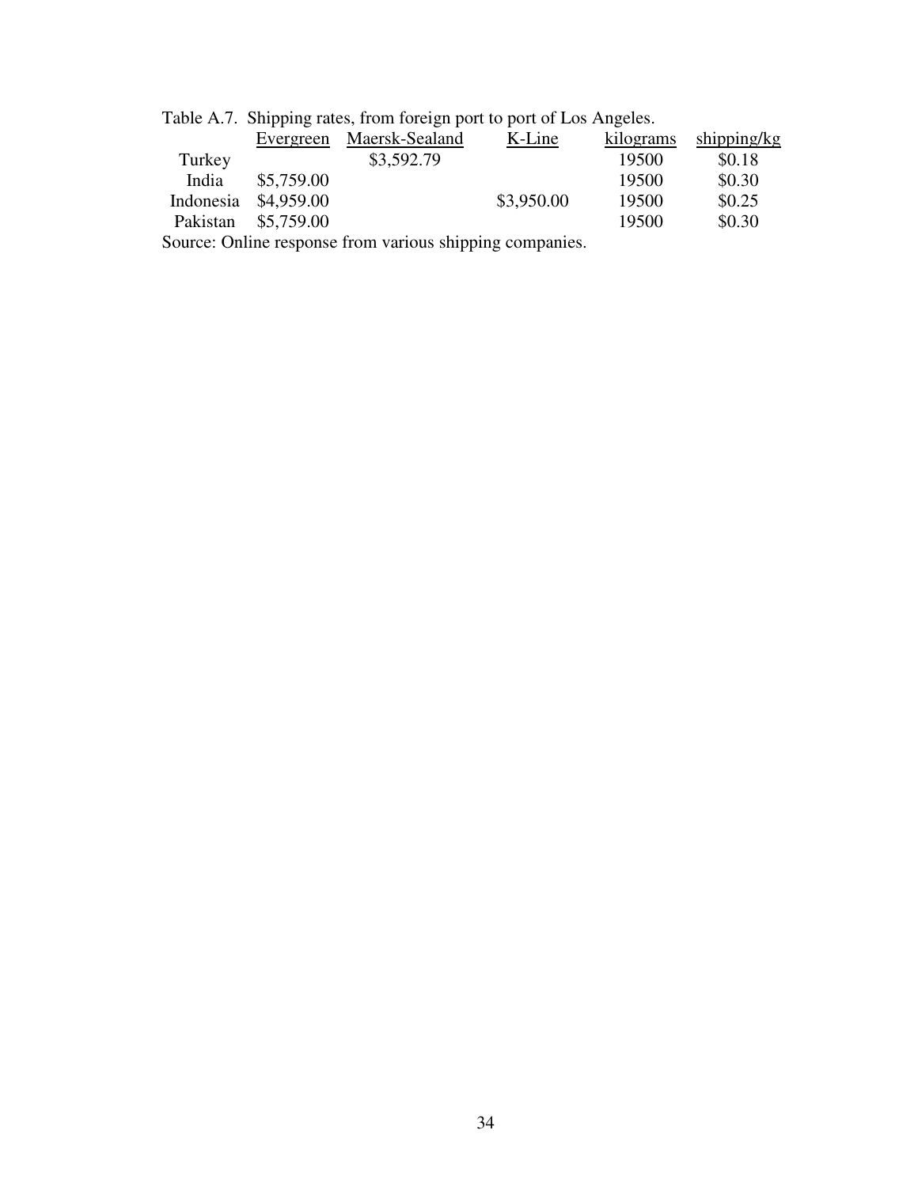Table A.7. Shipping rates, from foreign port to port of Los Angeles.

| | Evergreen | Maersk-Sealand | K-Line | kilograms | shipping/kg |
|---|---|---|---|---|---|
| Turkey | | $3,592.79 | | 19500 | $0.18 |
| India | $5,759.00 | | | 19500 | $0.30 |
| Indonesia | $4,959.00 | | $3,950.00 | 19500 | $0.25 |
| Pakistan | $5,759.00 | | | 19500 | $0.30 |

Source: Online response from various shipping companies.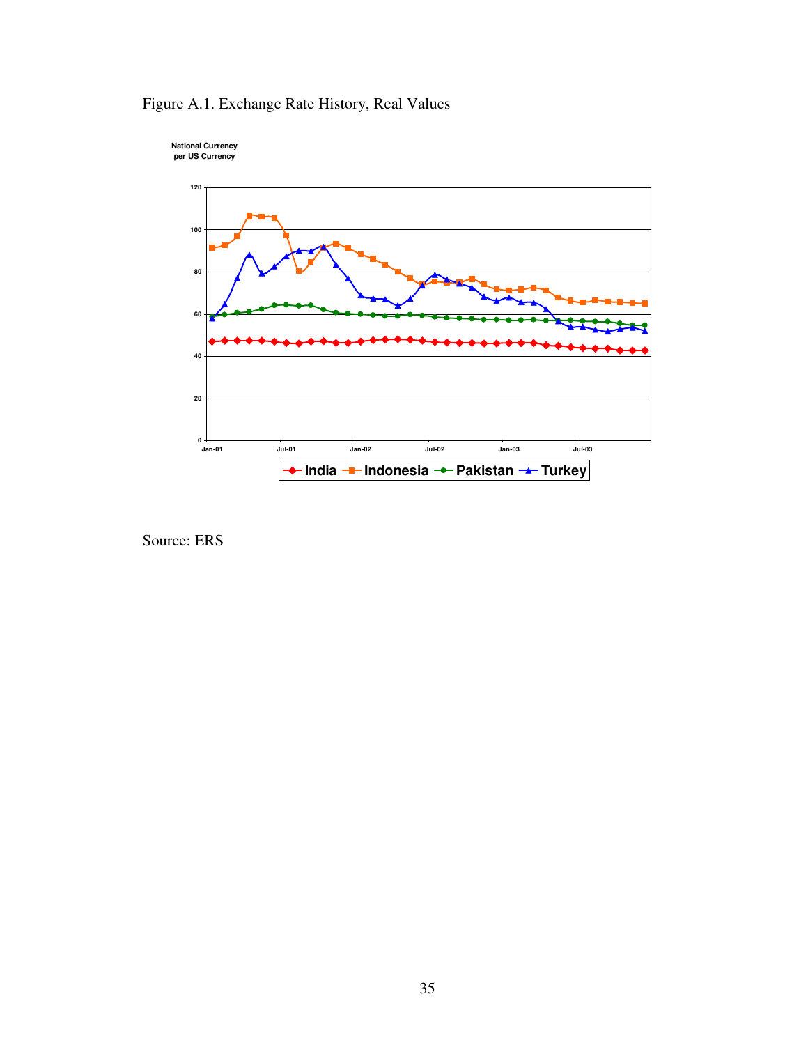Figure A.1. Exchange Rate History, Real Values

National Currency per US Currency

Source: ERS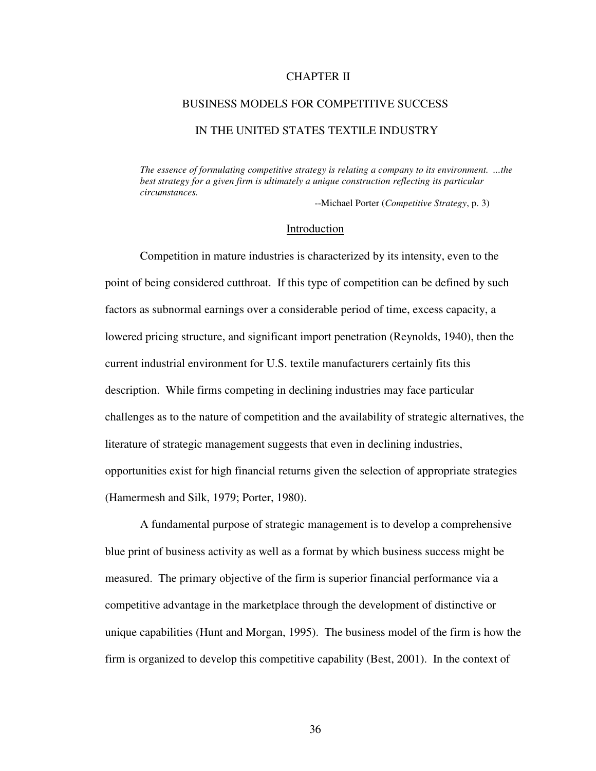# CHAPTER II

# BUSINESS MODELS FOR COMPETITIVE SUCCESS IN THE UNITED STATES TEXTILE INDUSTRY

> *The essence of formulating competitive strategy is relating a company to its environment. ...the best strategy for a given firm is ultimately a unique construction reflecting its particular circumstances.*
>
> --Michael Porter (*Competitive Strategy*, p. 3)

## Introduction

Competition in mature industries is characterized by its intensity, even to the point of being considered cutthroat. If this type of competition can be defined by such factors as subnormal earnings over a considerable period of time, excess capacity, a lowered pricing structure, and significant import penetration (Reynolds, 1940), then the current industrial environment for U.S. textile manufacturers certainly fits this description. While firms competing in declining industries may face particular challenges as to the nature of competition and the availability of strategic alternatives, the literature of strategic management suggests that even in declining industries, opportunities exist for high financial returns given the selection of appropriate strategies (Hamermesh and Silk, 1979; Porter, 1980).

A fundamental purpose of strategic management is to develop a comprehensive blue print of business activity as well as a format by which business success might be measured. The primary objective of the firm is superior financial performance via a competitive advantage in the marketplace through the development of distinctive or unique capabilities (Hunt and Morgan, 1995). The business model of the firm is how the firm is organized to develop this competitive capability (Best, 2001). In the context of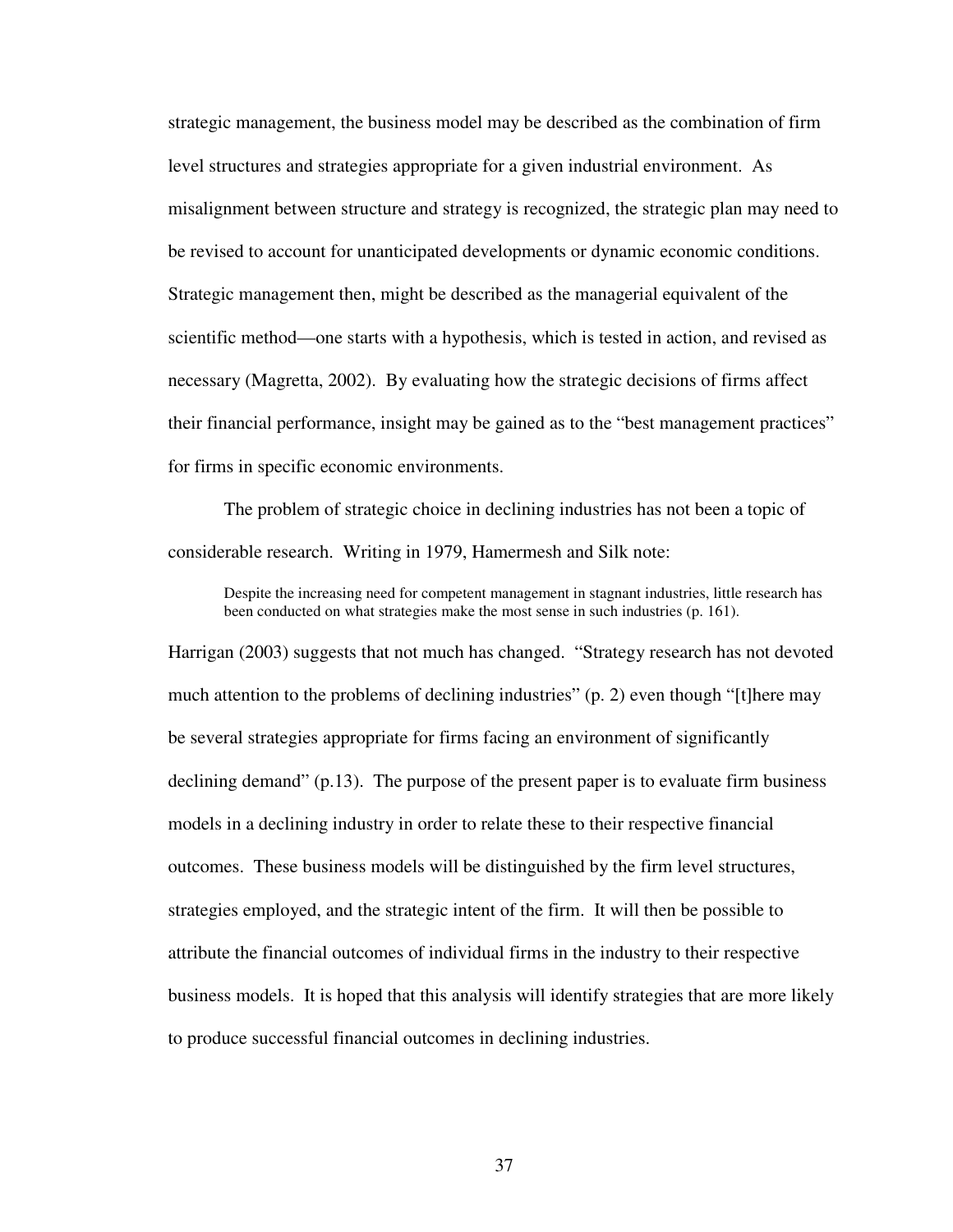strategic management, the business model may be described as the combination of firm level structures and strategies appropriate for a given industrial environment. As misalignment between structure and strategy is recognized, the strategic plan may need to be revised to account for unanticipated developments or dynamic economic conditions. Strategic management then, might be described as the managerial equivalent of the scientific method—one starts with a hypothesis, which is tested in action, and revised as necessary (Magretta, 2002). By evaluating how the strategic decisions of firms affect their financial performance, insight may be gained as to the "best management practices" for firms in specific economic environments.

The problem of strategic choice in declining industries has not been a topic of considerable research. Writing in 1979, Hamermesh and Silk note:

> Despite the increasing need for competent management in stagnant industries, little research has been conducted on what strategies make the most sense in such industries (p. 161).

Harrigan (2003) suggests that not much has changed. "Strategy research has not devoted much attention to the problems of declining industries" (p. 2) even though "[t]here may be several strategies appropriate for firms facing an environment of significantly declining demand" (p.13). The purpose of the present paper is to evaluate firm business models in a declining industry in order to relate these to their respective financial outcomes. These business models will be distinguished by the firm level structures, strategies employed, and the strategic intent of the firm. It will then be possible to attribute the financial outcomes of individual firms in the industry to their respective business models. It is hoped that this analysis will identify strategies that are more likely to produce successful financial outcomes in declining industries.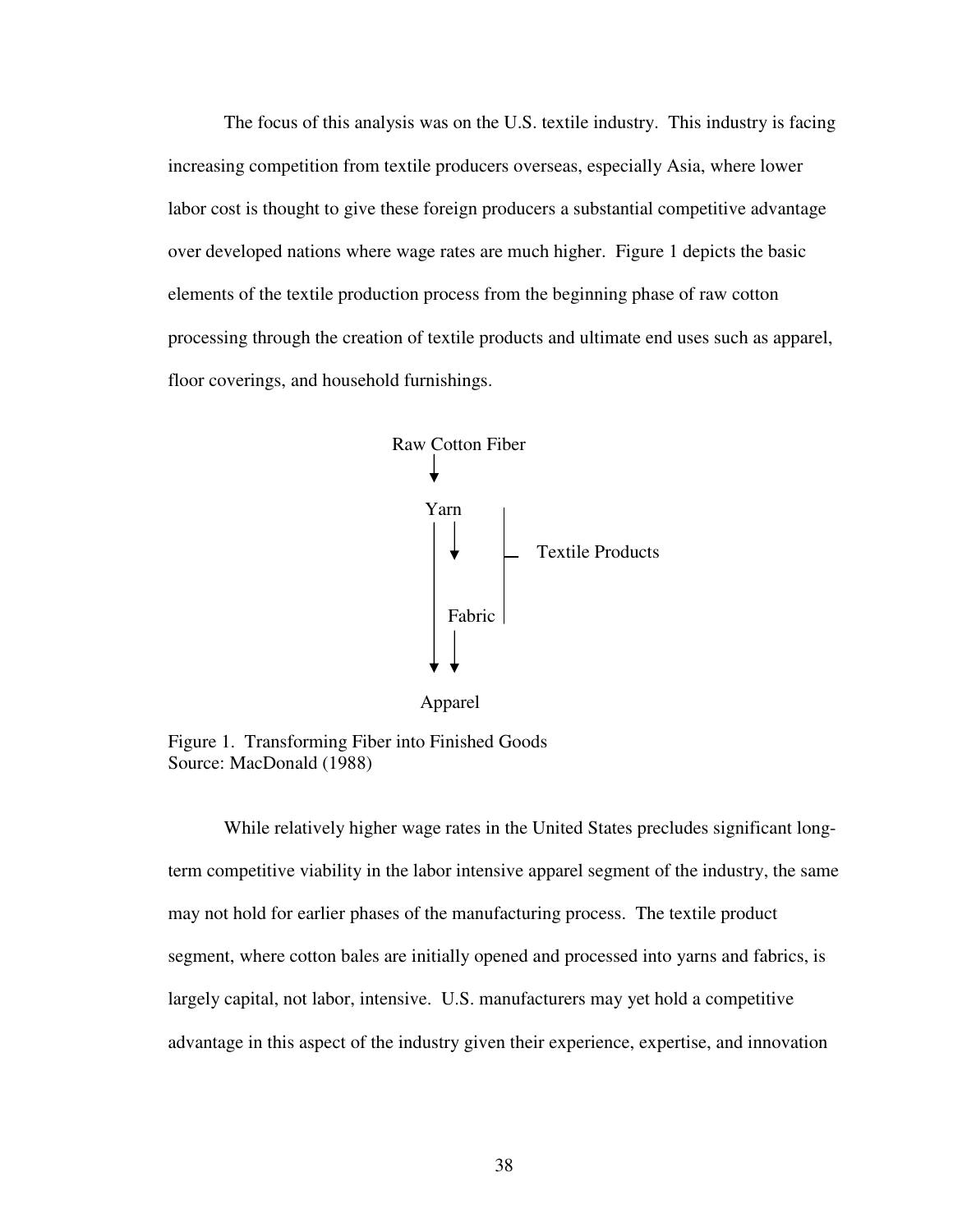The focus of this analysis was on the U.S. textile industry. This industry is facing increasing competition from textile producers overseas, especially Asia, where lower labor cost is thought to give these foreign producers a substantial competitive advantage over developed nations where wage rates are much higher. Figure 1 depicts the basic elements of the textile production process from the beginning phase of raw cotton processing through the creation of textile products and ultimate end uses such as apparel, floor coverings, and household furnishings.

```
Raw Cotton Fiber
       ↓
      Yarn        |
      |  ↓        |— Textile Products
      |           |
      | Fabric    |
      ↓  ↓
     Apparel
```

Figure 1. Transforming Fiber into Finished Goods
Source: MacDonald (1988)

While relatively higher wage rates in the United States precludes significant long-term competitive viability in the labor intensive apparel segment of the industry, the same may not hold for earlier phases of the manufacturing process. The textile product segment, where cotton bales are initially opened and processed into yarns and fabrics, is largely capital, not labor, intensive. U.S. manufacturers may yet hold a competitive advantage in this aspect of the industry given their experience, expertise, and innovation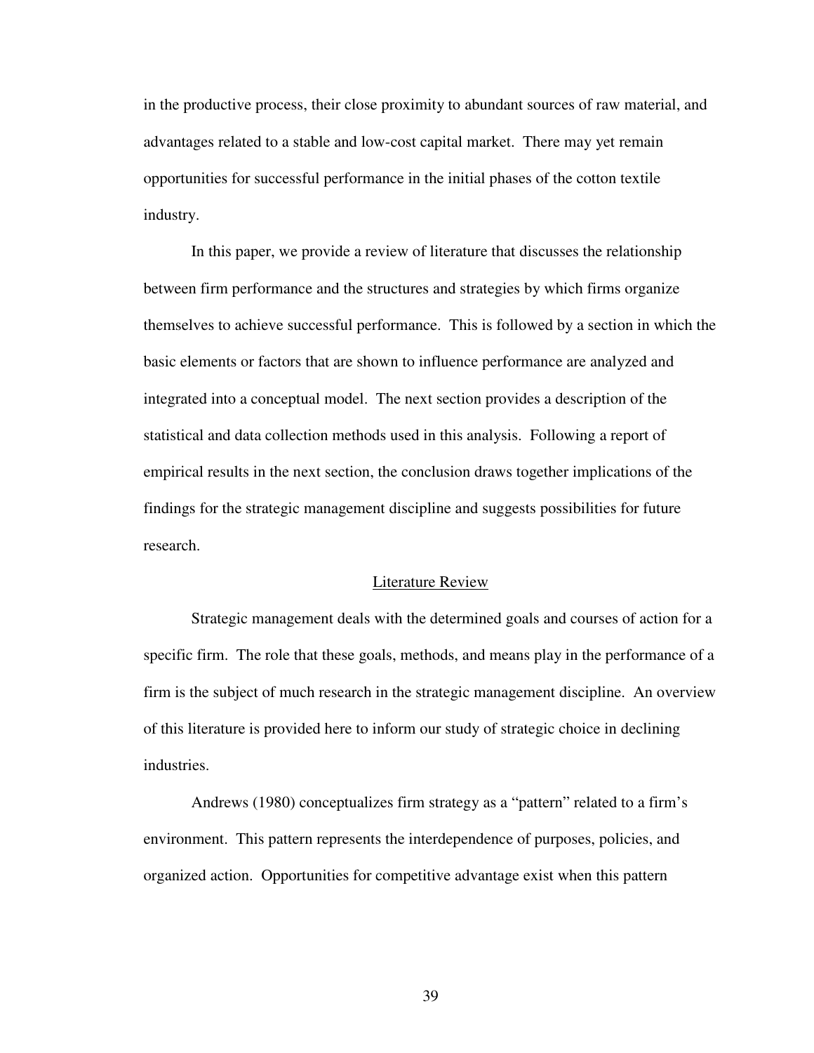in the productive process, their close proximity to abundant sources of raw material, and advantages related to a stable and low-cost capital market. There may yet remain opportunities for successful performance in the initial phases of the cotton textile industry.

In this paper, we provide a review of literature that discusses the relationship between firm performance and the structures and strategies by which firms organize themselves to achieve successful performance. This is followed by a section in which the basic elements or factors that are shown to influence performance are analyzed and integrated into a conceptual model. The next section provides a description of the statistical and data collection methods used in this analysis. Following a report of empirical results in the next section, the conclusion draws together implications of the findings for the strategic management discipline and suggests possibilities for future research.

## Literature Review

Strategic management deals with the determined goals and courses of action for a specific firm. The role that these goals, methods, and means play in the performance of a firm is the subject of much research in the strategic management discipline. An overview of this literature is provided here to inform our study of strategic choice in declining industries.

Andrews (1980) conceptualizes firm strategy as a "pattern" related to a firm's environment. This pattern represents the interdependence of purposes, policies, and organized action. Opportunities for competitive advantage exist when this pattern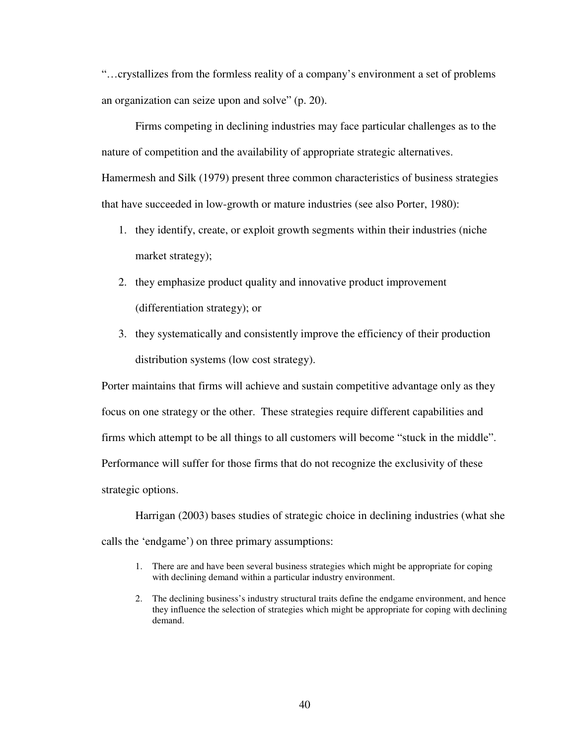"…crystallizes from the formless reality of a company's environment a set of problems an organization can seize upon and solve" (p. 20).

Firms competing in declining industries may face particular challenges as to the nature of competition and the availability of appropriate strategic alternatives. Hamermesh and Silk (1979) present three common characteristics of business strategies that have succeeded in low-growth or mature industries (see also Porter, 1980):

1. they identify, create, or exploit growth segments within their industries (niche market strategy);
2. they emphasize product quality and innovative product improvement (differentiation strategy); or
3. they systematically and consistently improve the efficiency of their production distribution systems (low cost strategy).

Porter maintains that firms will achieve and sustain competitive advantage only as they focus on one strategy or the other. These strategies require different capabilities and firms which attempt to be all things to all customers will become "stuck in the middle". Performance will suffer for those firms that do not recognize the exclusivity of these strategic options.

Harrigan (2003) bases studies of strategic choice in declining industries (what she calls the 'endgame') on three primary assumptions:

1. There are and have been several business strategies which might be appropriate for coping with declining demand within a particular industry environment.
2. The declining business's industry structural traits define the endgame environment, and hence they influence the selection of strategies which might be appropriate for coping with declining demand.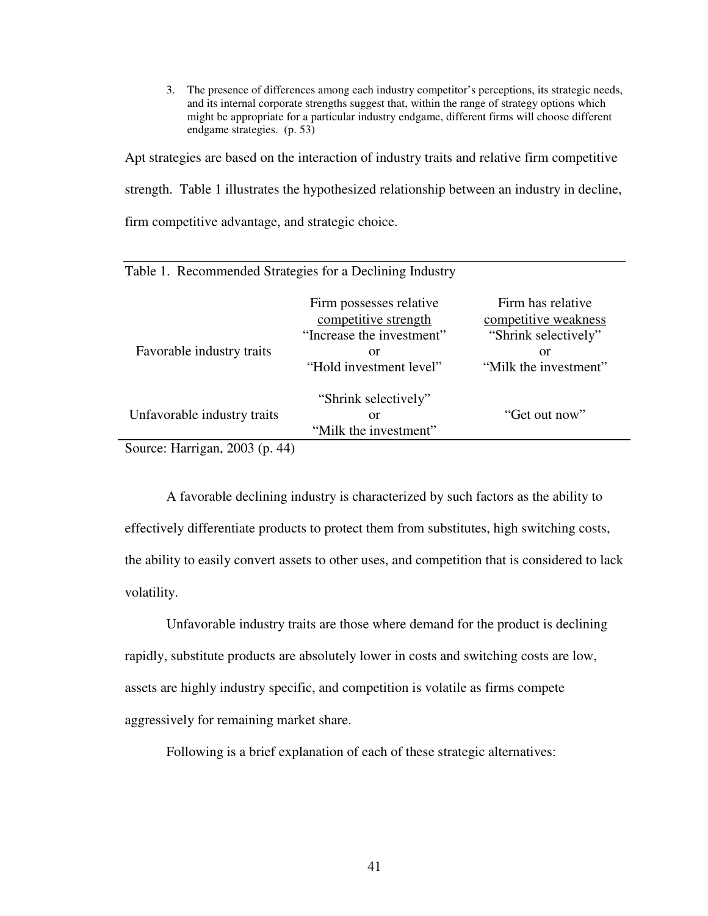3. The presence of differences among each industry competitor's perceptions, its strategic needs, and its internal corporate strengths suggest that, within the range of strategy options which might be appropriate for a particular industry endgame, different firms will choose different endgame strategies. (p. 53)

Apt strategies are based on the interaction of industry traits and relative firm competitive strength. Table 1 illustrates the hypothesized relationship between an industry in decline, firm competitive advantage, and strategic choice.

Table 1. Recommended Strategies for a Declining Industry

| | Firm possesses relative competitive strength | Firm has relative competitive weakness |
|---|---|---|
| Favorable industry traits | "Increase the investment" or "Hold investment level" | "Shrink selectively" or "Milk the investment" |
| Unfavorable industry traits | "Shrink selectively" or "Milk the investment" | "Get out now" |

Source: Harrigan, 2003 (p. 44)

A favorable declining industry is characterized by such factors as the ability to effectively differentiate products to protect them from substitutes, high switching costs, the ability to easily convert assets to other uses, and competition that is considered to lack volatility.

Unfavorable industry traits are those where demand for the product is declining rapidly, substitute products are absolutely lower in costs and switching costs are low, assets are highly industry specific, and competition is volatile as firms compete aggressively for remaining market share.

Following is a brief explanation of each of these strategic alternatives: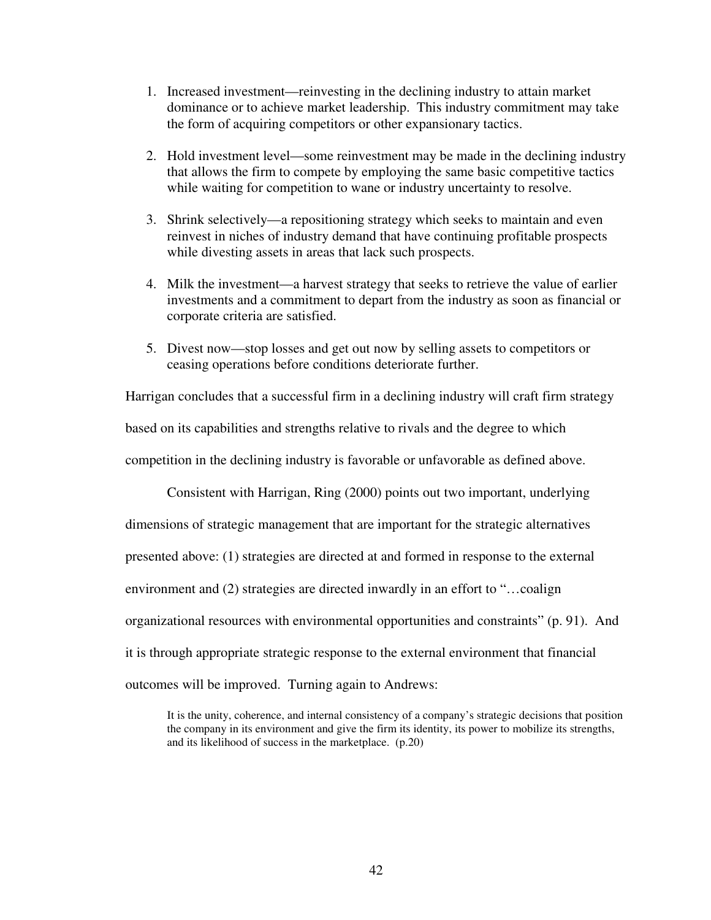1. Increased investment—reinvesting in the declining industry to attain market dominance or to achieve market leadership. This industry commitment may take the form of acquiring competitors or other expansionary tactics.

2. Hold investment level—some reinvestment may be made in the declining industry that allows the firm to compete by employing the same basic competitive tactics while waiting for competition to wane or industry uncertainty to resolve.

3. Shrink selectively—a repositioning strategy which seeks to maintain and even reinvest in niches of industry demand that have continuing profitable prospects while divesting assets in areas that lack such prospects.

4. Milk the investment—a harvest strategy that seeks to retrieve the value of earlier investments and a commitment to depart from the industry as soon as financial or corporate criteria are satisfied.

5. Divest now—stop losses and get out now by selling assets to competitors or ceasing operations before conditions deteriorate further.

Harrigan concludes that a successful firm in a declining industry will craft firm strategy based on its capabilities and strengths relative to rivals and the degree to which competition in the declining industry is favorable or unfavorable as defined above.

Consistent with Harrigan, Ring (2000) points out two important, underlying dimensions of strategic management that are important for the strategic alternatives presented above: (1) strategies are directed at and formed in response to the external environment and (2) strategies are directed inwardly in an effort to "…coalign organizational resources with environmental opportunities and constraints" (p. 91). And it is through appropriate strategic response to the external environment that financial outcomes will be improved. Turning again to Andrews:

> It is the unity, coherence, and internal consistency of a company's strategic decisions that position the company in its environment and give the firm its identity, its power to mobilize its strengths, and its likelihood of success in the marketplace. (p.20)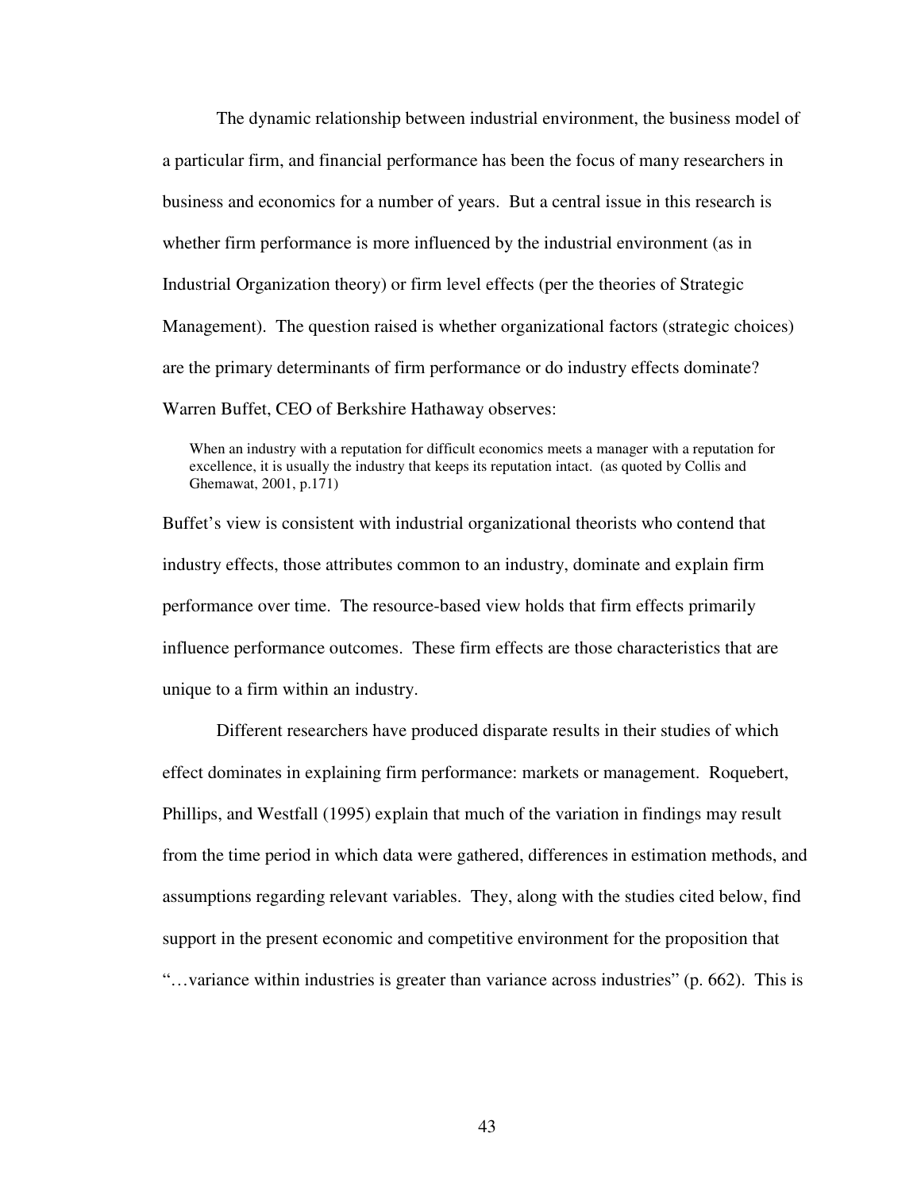The dynamic relationship between industrial environment, the business model of a particular firm, and financial performance has been the focus of many researchers in business and economics for a number of years. But a central issue in this research is whether firm performance is more influenced by the industrial environment (as in Industrial Organization theory) or firm level effects (per the theories of Strategic Management). The question raised is whether organizational factors (strategic choices) are the primary determinants of firm performance or do industry effects dominate? Warren Buffet, CEO of Berkshire Hathaway observes:

> When an industry with a reputation for difficult economics meets a manager with a reputation for excellence, it is usually the industry that keeps its reputation intact. (as quoted by Collis and Ghemawat, 2001, p.171)

Buffet's view is consistent with industrial organizational theorists who contend that industry effects, those attributes common to an industry, dominate and explain firm performance over time. The resource-based view holds that firm effects primarily influence performance outcomes. These firm effects are those characteristics that are unique to a firm within an industry.

Different researchers have produced disparate results in their studies of which effect dominates in explaining firm performance: markets or management. Roquebert, Phillips, and Westfall (1995) explain that much of the variation in findings may result from the time period in which data were gathered, differences in estimation methods, and assumptions regarding relevant variables. They, along with the studies cited below, find support in the present economic and competitive environment for the proposition that "…variance within industries is greater than variance across industries" (p. 662). This is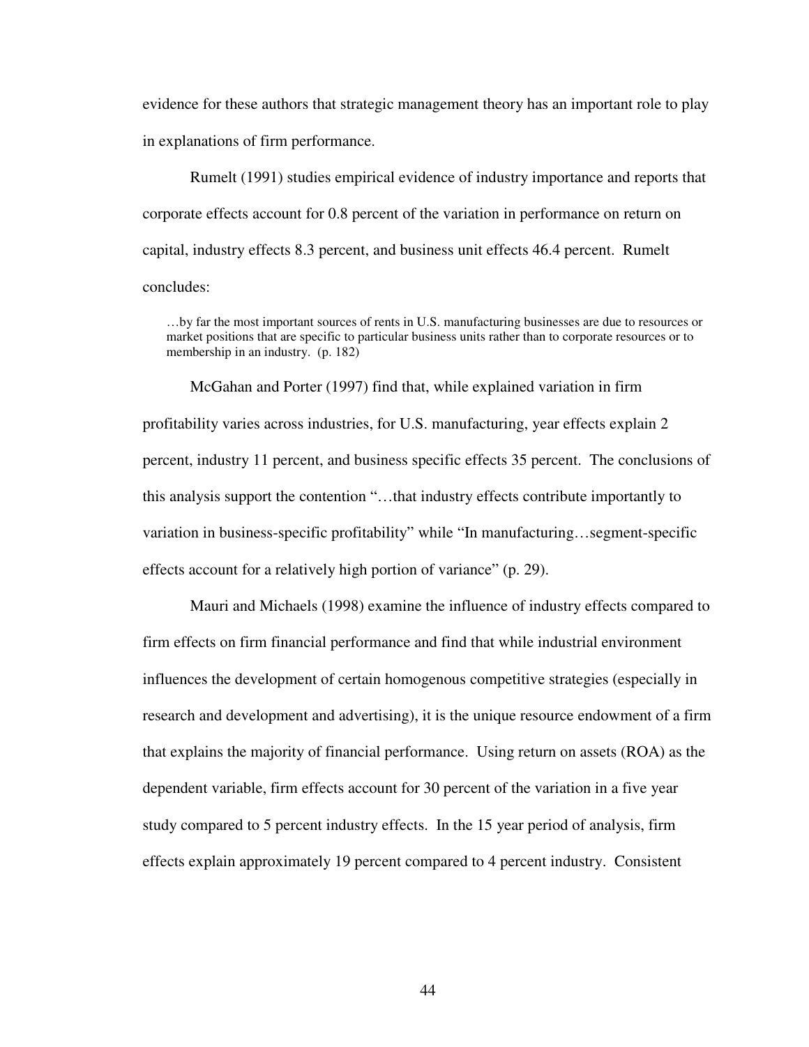evidence for these authors that strategic management theory has an important role to play in explanations of firm performance.

Rumelt (1991) studies empirical evidence of industry importance and reports that corporate effects account for 0.8 percent of the variation in performance on return on capital, industry effects 8.3 percent, and business unit effects 46.4 percent. Rumelt concludes:

> …by far the most important sources of rents in U.S. manufacturing businesses are due to resources or market positions that are specific to particular business units rather than to corporate resources or to membership in an industry. (p. 182)

McGahan and Porter (1997) find that, while explained variation in firm profitability varies across industries, for U.S. manufacturing, year effects explain 2 percent, industry 11 percent, and business specific effects 35 percent. The conclusions of this analysis support the contention "…that industry effects contribute importantly to variation in business-specific profitability" while "In manufacturing…segment-specific effects account for a relatively high portion of variance" (p. 29).

Mauri and Michaels (1998) examine the influence of industry effects compared to firm effects on firm financial performance and find that while industrial environment influences the development of certain homogenous competitive strategies (especially in research and development and advertising), it is the unique resource endowment of a firm that explains the majority of financial performance. Using return on assets (ROA) as the dependent variable, firm effects account for 30 percent of the variation in a five year study compared to 5 percent industry effects. In the 15 year period of analysis, firm effects explain approximately 19 percent compared to 4 percent industry. Consistent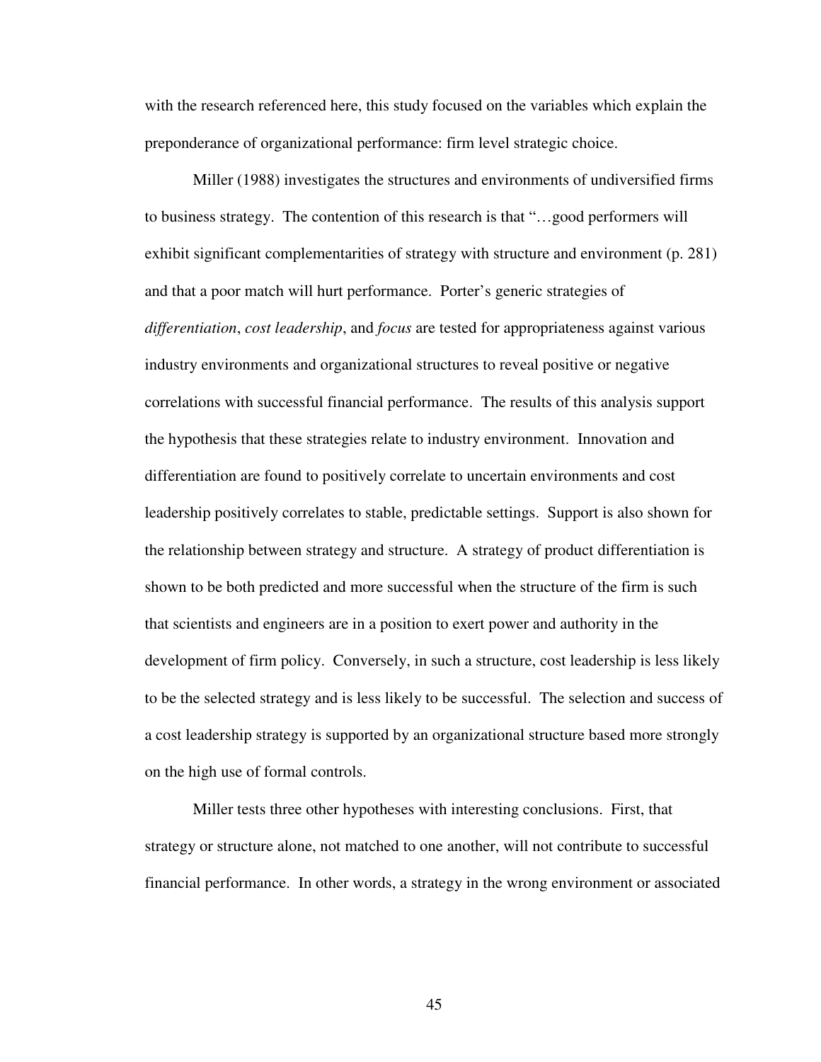with the research referenced here, this study focused on the variables which explain the preponderance of organizational performance: firm level strategic choice.

Miller (1988) investigates the structures and environments of undiversified firms to business strategy. The contention of this research is that "…good performers will exhibit significant complementarities of strategy with structure and environment (p. 281) and that a poor match will hurt performance. Porter's generic strategies of *differentiation*, *cost leadership*, and *focus* are tested for appropriateness against various industry environments and organizational structures to reveal positive or negative correlations with successful financial performance. The results of this analysis support the hypothesis that these strategies relate to industry environment. Innovation and differentiation are found to positively correlate to uncertain environments and cost leadership positively correlates to stable, predictable settings. Support is also shown for the relationship between strategy and structure. A strategy of product differentiation is shown to be both predicted and more successful when the structure of the firm is such that scientists and engineers are in a position to exert power and authority in the development of firm policy. Conversely, in such a structure, cost leadership is less likely to be the selected strategy and is less likely to be successful. The selection and success of a cost leadership strategy is supported by an organizational structure based more strongly on the high use of formal controls.

Miller tests three other hypotheses with interesting conclusions. First, that strategy or structure alone, not matched to one another, will not contribute to successful financial performance. In other words, a strategy in the wrong environment or associated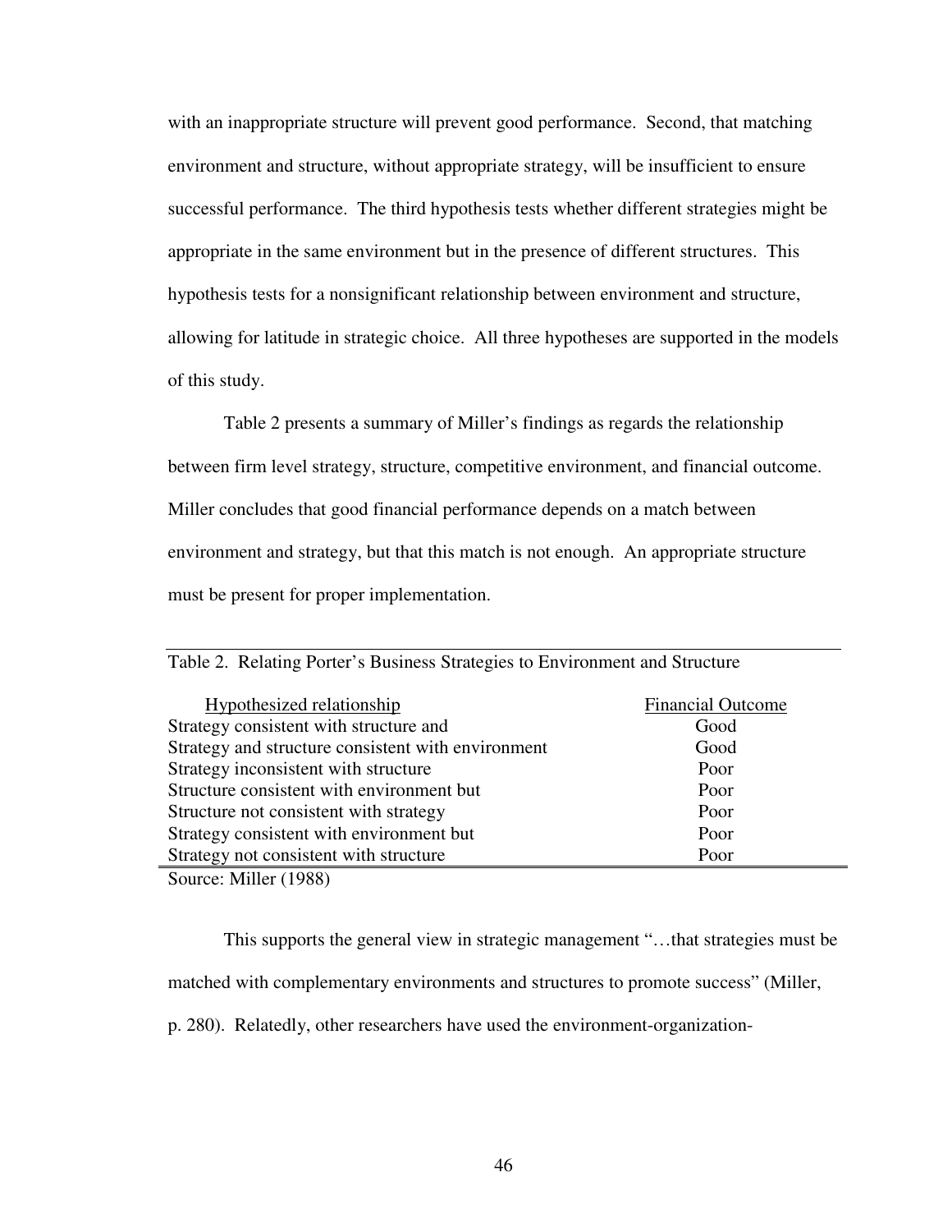with an inappropriate structure will prevent good performance. Second, that matching environment and structure, without appropriate strategy, will be insufficient to ensure successful performance. The third hypothesis tests whether different strategies might be appropriate in the same environment but in the presence of different structures. This hypothesis tests for a nonsignificant relationship between environment and structure, allowing for latitude in strategic choice. All three hypotheses are supported in the models of this study.

Table 2 presents a summary of Miller's findings as regards the relationship between firm level strategy, structure, competitive environment, and financial outcome. Miller concludes that good financial performance depends on a match between environment and strategy, but that this match is not enough. An appropriate structure must be present for proper implementation.

Table 2. Relating Porter's Business Strategies to Environment and Structure

| Hypothesized relationship | Financial Outcome |
|---|---|
| Strategy consistent with structure and | Good |
| Strategy and structure consistent with environment | Good |
| Strategy inconsistent with structure | Poor |
| Structure consistent with environment but | Poor |
| Structure not consistent with strategy | Poor |
| Strategy consistent with environment but | Poor |
| Strategy not consistent with structure | Poor |

Source: Miller (1988)

This supports the general view in strategic management "…that strategies must be matched with complementary environments and structures to promote success" (Miller, p. 280). Relatedly, other researchers have used the environment-organization-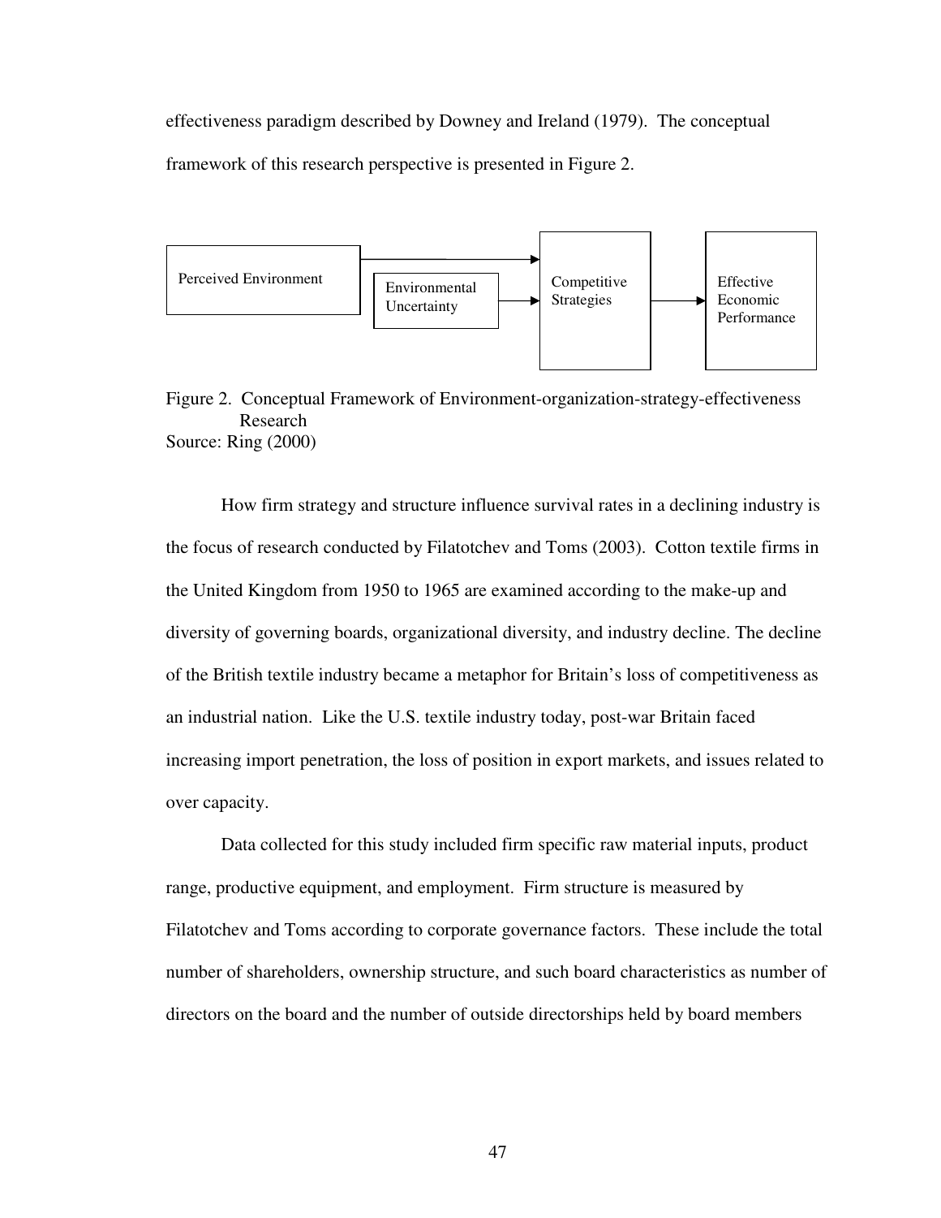effectiveness paradigm described by Downey and Ireland (1979). The conceptual framework of this research perspective is presented in Figure 2.

Perceived Environment → Competitive Strategies

Environmental Uncertainty → Competitive Strategies → Effective Economic Performance

Figure 2. Conceptual Framework of Environment-organization-strategy-effectiveness Research
Source: Ring (2000)

How firm strategy and structure influence survival rates in a declining industry is the focus of research conducted by Filatotchev and Toms (2003). Cotton textile firms in the United Kingdom from 1950 to 1965 are examined according to the make-up and diversity of governing boards, organizational diversity, and industry decline. The decline of the British textile industry became a metaphor for Britain's loss of competitiveness as an industrial nation. Like the U.S. textile industry today, post-war Britain faced increasing import penetration, the loss of position in export markets, and issues related to over capacity.

Data collected for this study included firm specific raw material inputs, product range, productive equipment, and employment. Firm structure is measured by Filatotchev and Toms according to corporate governance factors. These include the total number of shareholders, ownership structure, and such board characteristics as number of directors on the board and the number of outside directorships held by board members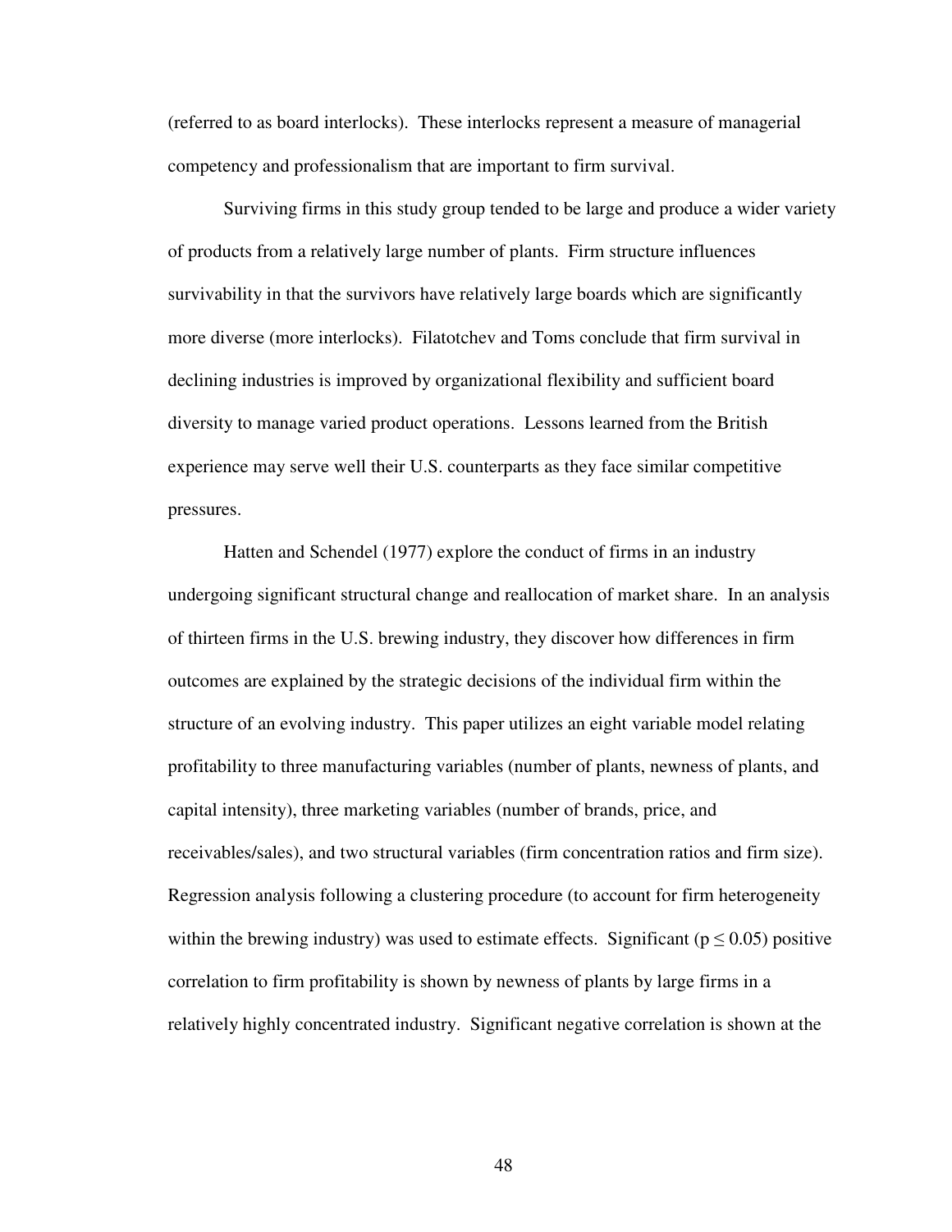(referred to as board interlocks). These interlocks represent a measure of managerial competency and professionalism that are important to firm survival.

Surviving firms in this study group tended to be large and produce a wider variety of products from a relatively large number of plants. Firm structure influences survivability in that the survivors have relatively large boards which are significantly more diverse (more interlocks). Filatotchev and Toms conclude that firm survival in declining industries is improved by organizational flexibility and sufficient board diversity to manage varied product operations. Lessons learned from the British experience may serve well their U.S. counterparts as they face similar competitive pressures.

Hatten and Schendel (1977) explore the conduct of firms in an industry undergoing significant structural change and reallocation of market share. In an analysis of thirteen firms in the U.S. brewing industry, they discover how differences in firm outcomes are explained by the strategic decisions of the individual firm within the structure of an evolving industry. This paper utilizes an eight variable model relating profitability to three manufacturing variables (number of plants, newness of plants, and capital intensity), three marketing variables (number of brands, price, and receivables/sales), and two structural variables (firm concentration ratios and firm size). Regression analysis following a clustering procedure (to account for firm heterogeneity within the brewing industry) was used to estimate effects. Significant ($p \leq 0.05$) positive correlation to firm profitability is shown by newness of plants by large firms in a relatively highly concentrated industry. Significant negative correlation is shown at the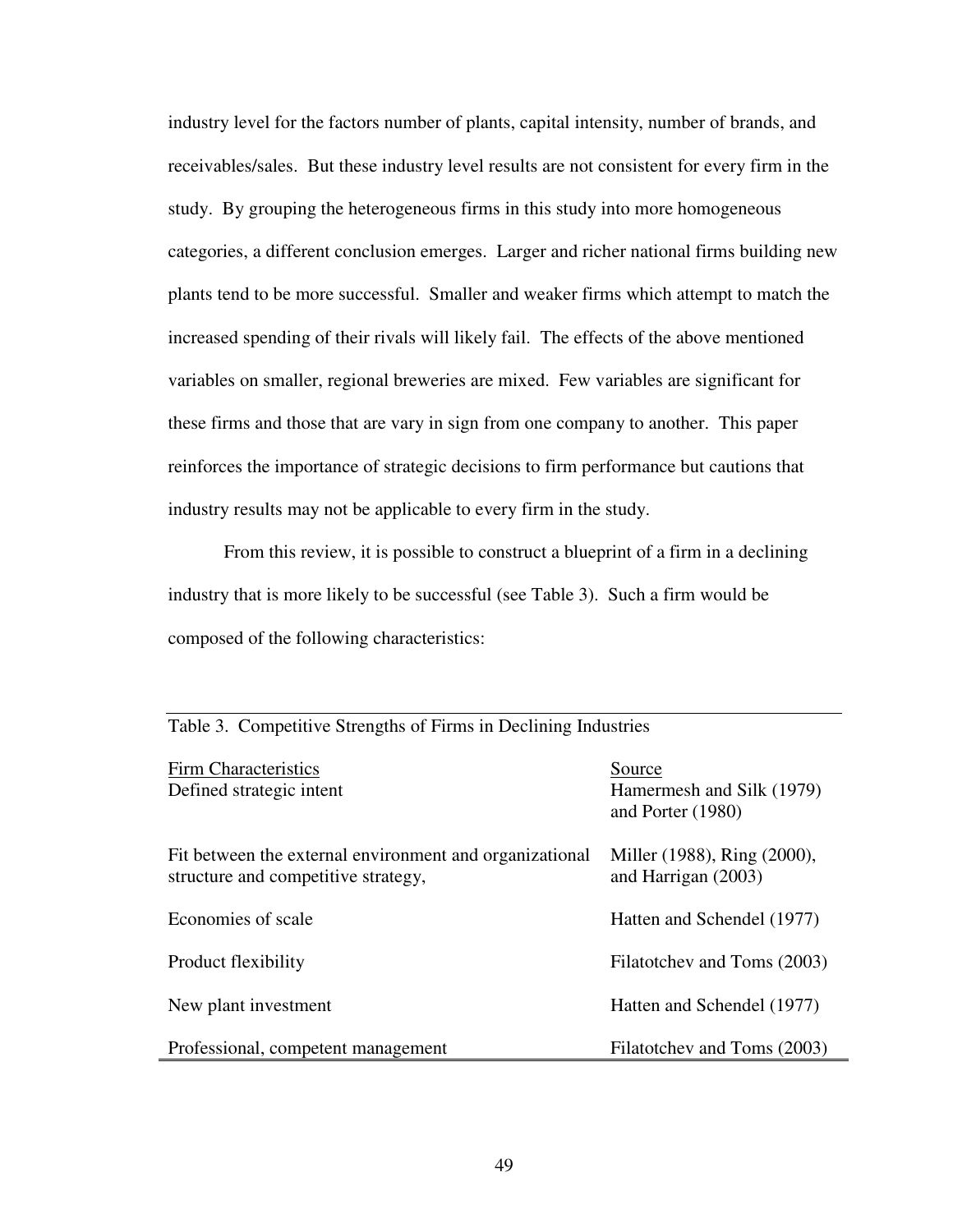industry level for the factors number of plants, capital intensity, number of brands, and receivables/sales. But these industry level results are not consistent for every firm in the study. By grouping the heterogeneous firms in this study into more homogeneous categories, a different conclusion emerges. Larger and richer national firms building new plants tend to be more successful. Smaller and weaker firms which attempt to match the increased spending of their rivals will likely fail. The effects of the above mentioned variables on smaller, regional breweries are mixed. Few variables are significant for these firms and those that are vary in sign from one company to another. This paper reinforces the importance of strategic decisions to firm performance but cautions that industry results may not be applicable to every firm in the study.

From this review, it is possible to construct a blueprint of a firm in a declining industry that is more likely to be successful (see Table 3). Such a firm would be composed of the following characteristics:

Table 3. Competitive Strengths of Firms in Declining Industries

| Firm Characteristics | Source |
|---|---|
| Defined strategic intent | Hamermesh and Silk (1979) and Porter (1980) |
| Fit between the external environment and organizational structure and competitive strategy, | Miller (1988), Ring (2000), and Harrigan (2003) |
| Economies of scale | Hatten and Schendel (1977) |
| Product flexibility | Filatotchev and Toms (2003) |
| New plant investment | Hatten and Schendel (1977) |
| Professional, competent management | Filatotchev and Toms (2003) |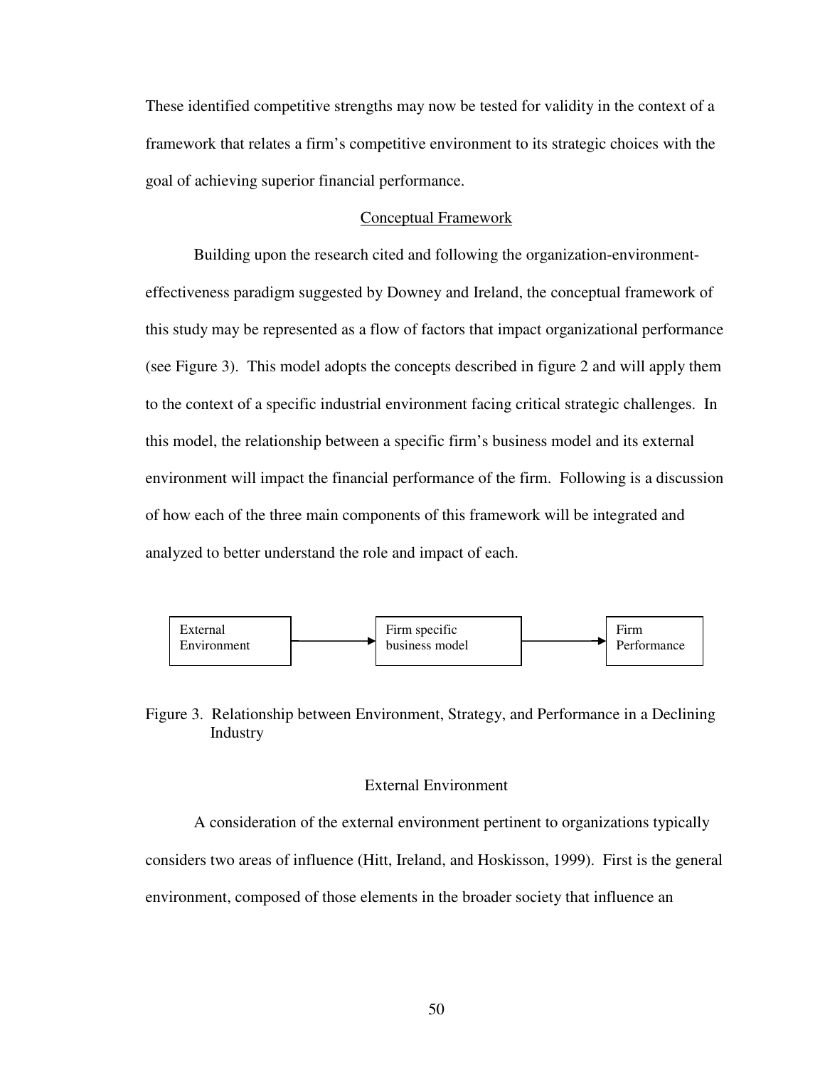These identified competitive strengths may now be tested for validity in the context of a framework that relates a firm's competitive environment to its strategic choices with the goal of achieving superior financial performance.

## Conceptual Framework

Building upon the research cited and following the organization-environment-effectiveness paradigm suggested by Downey and Ireland, the conceptual framework of this study may be represented as a flow of factors that impact organizational performance (see Figure 3). This model adopts the concepts described in figure 2 and will apply them to the context of a specific industrial environment facing critical strategic challenges. In this model, the relationship between a specific firm's business model and its external environment will impact the financial performance of the firm. Following is a discussion of how each of the three main components of this framework will be integrated and analyzed to better understand the role and impact of each.

External Environment → Firm specific business model → Firm Performance

Figure 3. Relationship between Environment, Strategy, and Performance in a Declining Industry

### External Environment

A consideration of the external environment pertinent to organizations typically considers two areas of influence (Hitt, Ireland, and Hoskisson, 1999). First is the general environment, composed of those elements in the broader society that influence an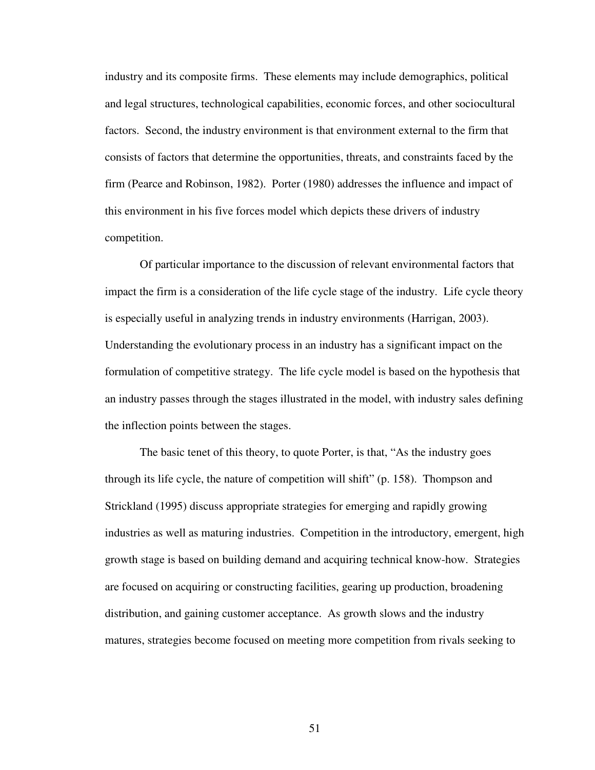industry and its composite firms. These elements may include demographics, political and legal structures, technological capabilities, economic forces, and other sociocultural factors. Second, the industry environment is that environment external to the firm that consists of factors that determine the opportunities, threats, and constraints faced by the firm (Pearce and Robinson, 1982). Porter (1980) addresses the influence and impact of this environment in his five forces model which depicts these drivers of industry competition.

Of particular importance to the discussion of relevant environmental factors that impact the firm is a consideration of the life cycle stage of the industry. Life cycle theory is especially useful in analyzing trends in industry environments (Harrigan, 2003). Understanding the evolutionary process in an industry has a significant impact on the formulation of competitive strategy. The life cycle model is based on the hypothesis that an industry passes through the stages illustrated in the model, with industry sales defining the inflection points between the stages.

The basic tenet of this theory, to quote Porter, is that, "As the industry goes through its life cycle, the nature of competition will shift" (p. 158). Thompson and Strickland (1995) discuss appropriate strategies for emerging and rapidly growing industries as well as maturing industries. Competition in the introductory, emergent, high growth stage is based on building demand and acquiring technical know-how. Strategies are focused on acquiring or constructing facilities, gearing up production, broadening distribution, and gaining customer acceptance. As growth slows and the industry matures, strategies become focused on meeting more competition from rivals seeking to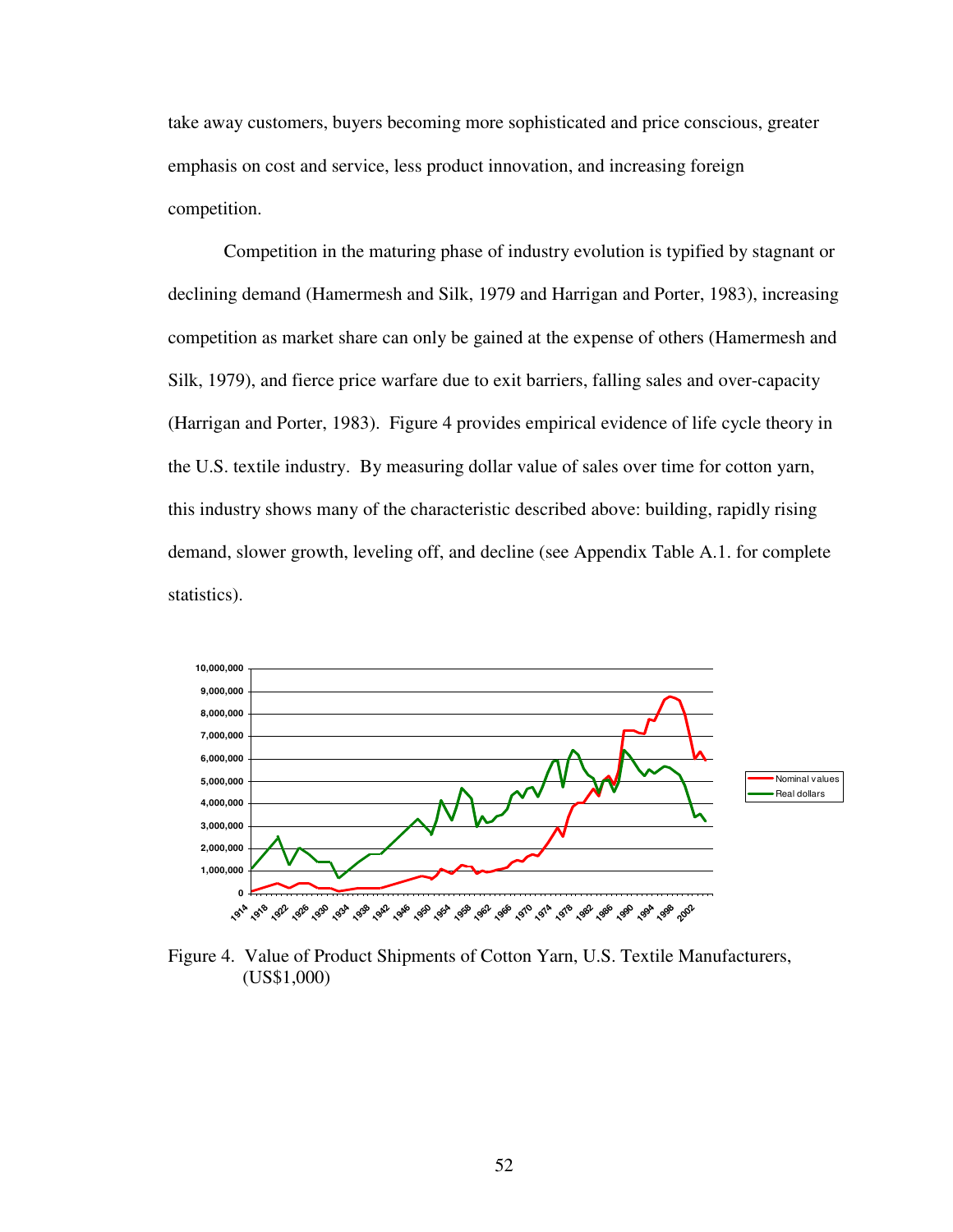take away customers, buyers becoming more sophisticated and price conscious, greater emphasis on cost and service, less product innovation, and increasing foreign competition.

Competition in the maturing phase of industry evolution is typified by stagnant or declining demand (Hamermesh and Silk, 1979 and Harrigan and Porter, 1983), increasing competition as market share can only be gained at the expense of others (Hamermesh and Silk, 1979), and fierce price warfare due to exit barriers, falling sales and over-capacity (Harrigan and Porter, 1983). Figure 4 provides empirical evidence of life cycle theory in the U.S. textile industry. By measuring dollar value of sales over time for cotton yarn, this industry shows many of the characteristic described above: building, rapidly rising demand, slower growth, leveling off, and decline (see Appendix Table A.1. for complete statistics).

Figure 4. Value of Product Shipments of Cotton Yarn, U.S. Textile Manufacturers, (US$1,000)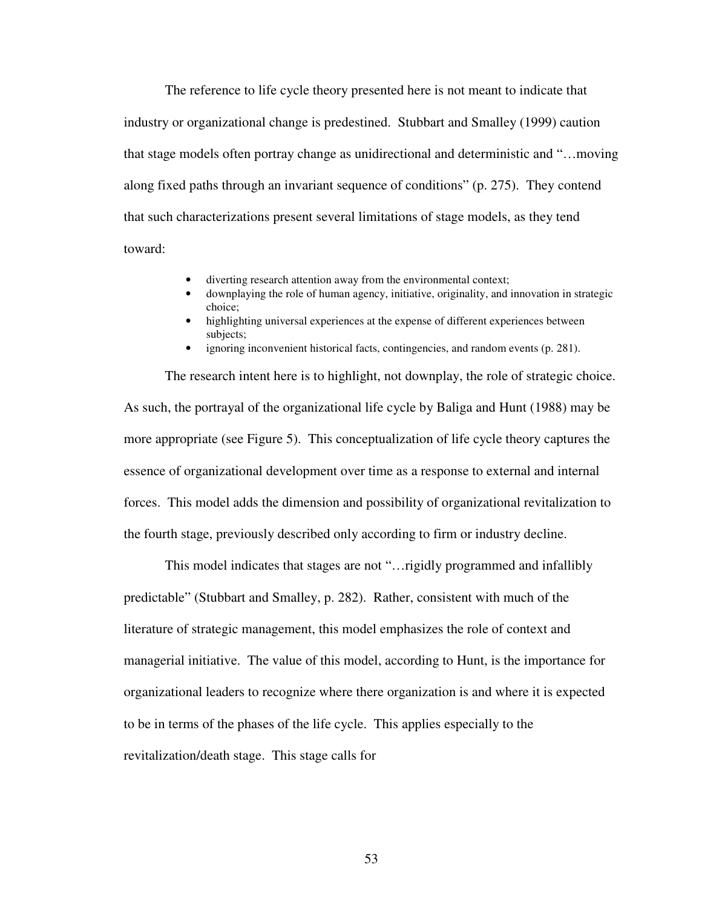The reference to life cycle theory presented here is not meant to indicate that industry or organizational change is predestined. Stubbart and Smalley (1999) caution that stage models often portray change as unidirectional and deterministic and "…moving along fixed paths through an invariant sequence of conditions" (p. 275). They contend that such characterizations present several limitations of stage models, as they tend toward:

- diverting research attention away from the environmental context;
- downplaying the role of human agency, initiative, originality, and innovation in strategic choice;
- highlighting universal experiences at the expense of different experiences between subjects;
- ignoring inconvenient historical facts, contingencies, and random events (p. 281).

The research intent here is to highlight, not downplay, the role of strategic choice. As such, the portrayal of the organizational life cycle by Baliga and Hunt (1988) may be more appropriate (see Figure 5). This conceptualization of life cycle theory captures the essence of organizational development over time as a response to external and internal forces. This model adds the dimension and possibility of organizational revitalization to the fourth stage, previously described only according to firm or industry decline.

This model indicates that stages are not "…rigidly programmed and infallibly predictable" (Stubbart and Smalley, p. 282). Rather, consistent with much of the literature of strategic management, this model emphasizes the role of context and managerial initiative. The value of this model, according to Hunt, is the importance for organizational leaders to recognize where there organization is and where it is expected to be in terms of the phases of the life cycle. This applies especially to the revitalization/death stage. This stage calls for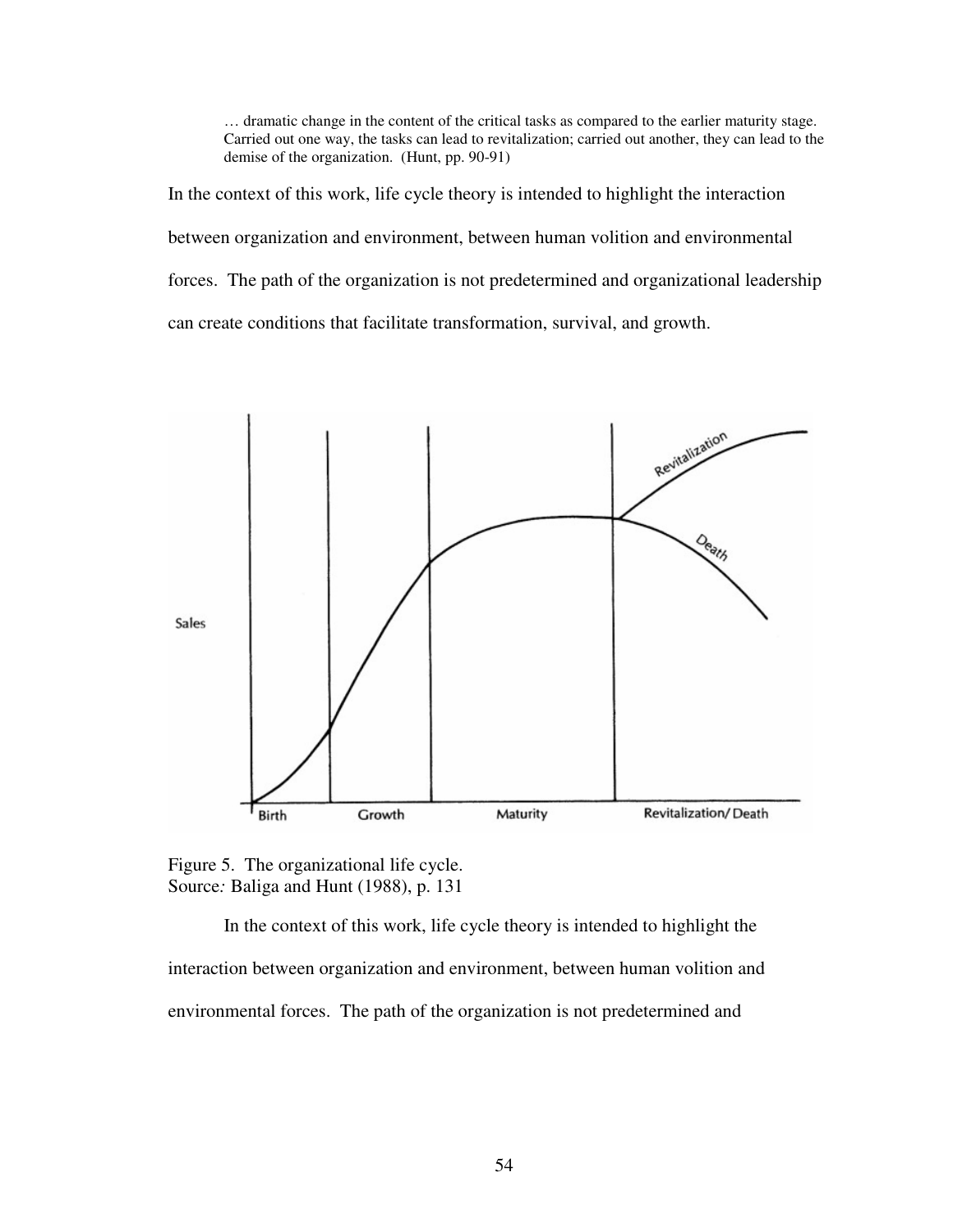> … dramatic change in the content of the critical tasks as compared to the earlier maturity stage. Carried out one way, the tasks can lead to revitalization; carried out another, they can lead to the demise of the organization. (Hunt, pp. 90-91)

In the context of this work, life cycle theory is intended to highlight the interaction between organization and environment, between human volition and environmental forces. The path of the organization is not predetermined and organizational leadership can create conditions that facilitate transformation, survival, and growth.

Figure 5. The organizational life cycle.
Source*:* Baliga and Hunt (1988), p. 131

In the context of this work, life cycle theory is intended to highlight the interaction between organization and environment, between human volition and environmental forces. The path of the organization is not predetermined and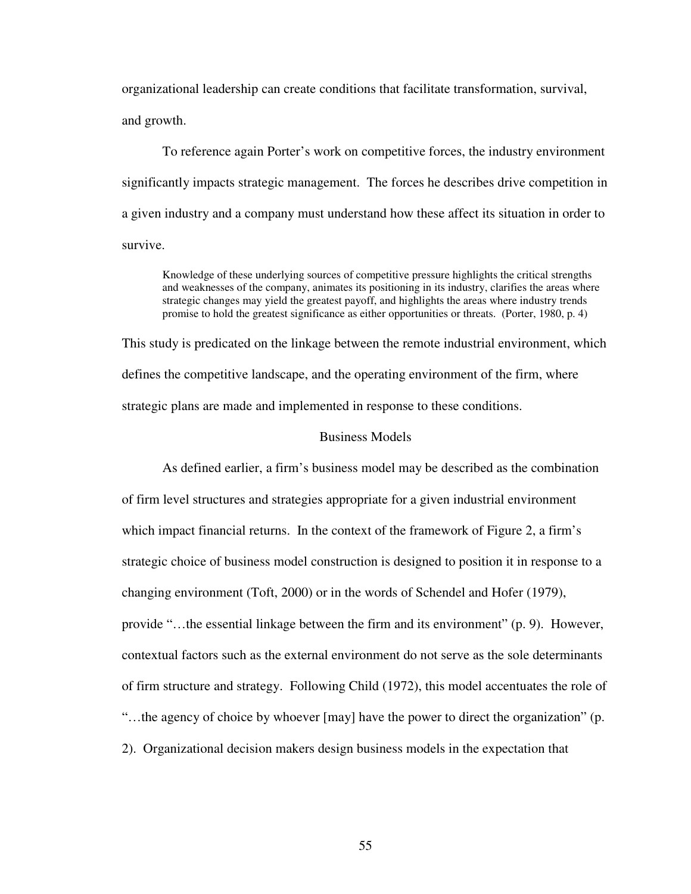organizational leadership can create conditions that facilitate transformation, survival, and growth.

To reference again Porter's work on competitive forces, the industry environment significantly impacts strategic management. The forces he describes drive competition in a given industry and a company must understand how these affect its situation in order to survive.

> Knowledge of these underlying sources of competitive pressure highlights the critical strengths and weaknesses of the company, animates its positioning in its industry, clarifies the areas where strategic changes may yield the greatest payoff, and highlights the areas where industry trends promise to hold the greatest significance as either opportunities or threats. (Porter, 1980, p. 4)

This study is predicated on the linkage between the remote industrial environment, which defines the competitive landscape, and the operating environment of the firm, where strategic plans are made and implemented in response to these conditions.

## Business Models

As defined earlier, a firm's business model may be described as the combination of firm level structures and strategies appropriate for a given industrial environment which impact financial returns. In the context of the framework of Figure 2, a firm's strategic choice of business model construction is designed to position it in response to a changing environment (Toft, 2000) or in the words of Schendel and Hofer (1979), provide "…the essential linkage between the firm and its environment" (p. 9). However, contextual factors such as the external environment do not serve as the sole determinants of firm structure and strategy. Following Child (1972), this model accentuates the role of "…the agency of choice by whoever [may] have the power to direct the organization" (p. 2). Organizational decision makers design business models in the expectation that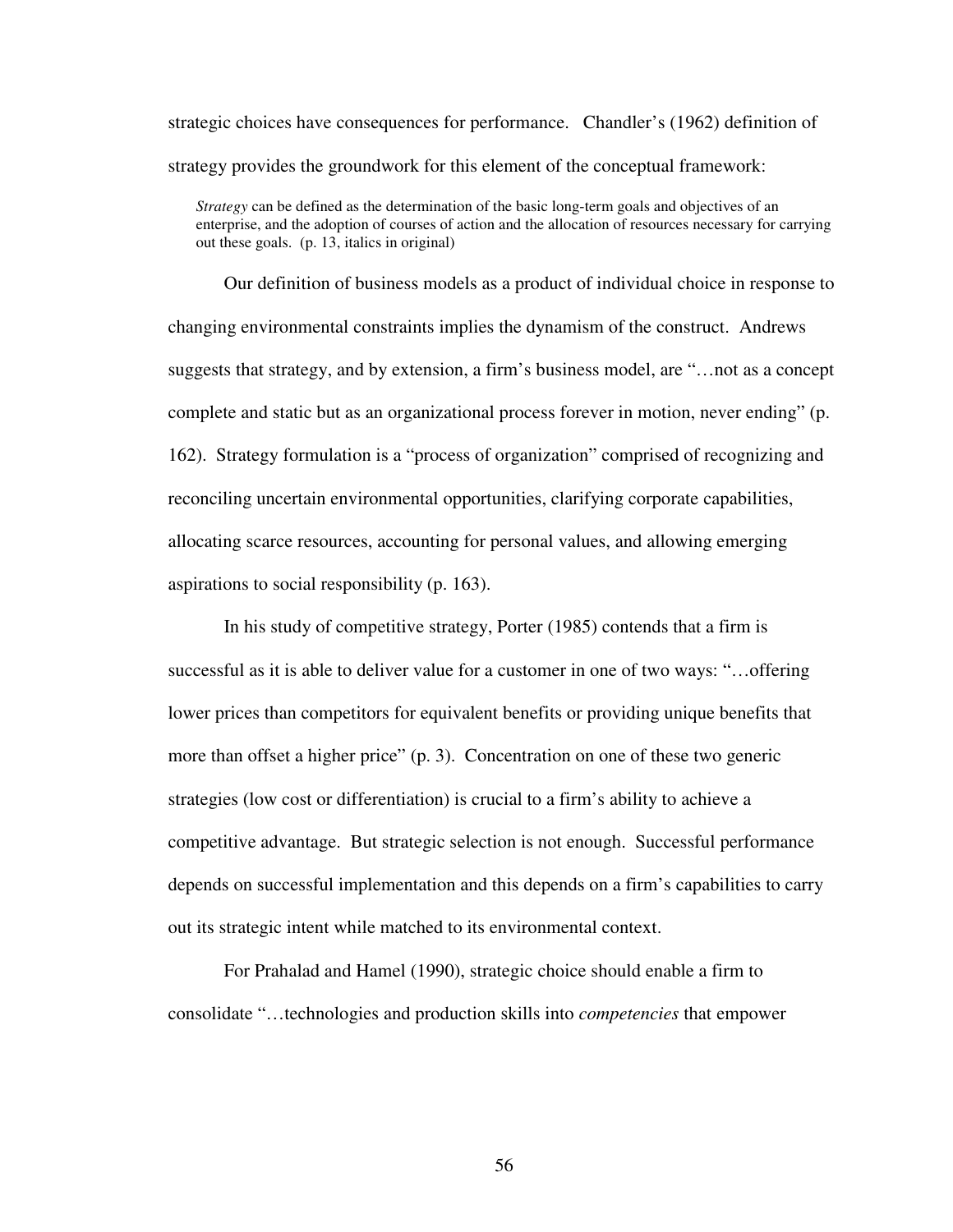strategic choices have consequences for performance. Chandler's (1962) definition of strategy provides the groundwork for this element of the conceptual framework:

> *Strategy* can be defined as the determination of the basic long-term goals and objectives of an enterprise, and the adoption of courses of action and the allocation of resources necessary for carrying out these goals. (p. 13, italics in original)

Our definition of business models as a product of individual choice in response to changing environmental constraints implies the dynamism of the construct. Andrews suggests that strategy, and by extension, a firm's business model, are "…not as a concept complete and static but as an organizational process forever in motion, never ending" (p. 162). Strategy formulation is a "process of organization" comprised of recognizing and reconciling uncertain environmental opportunities, clarifying corporate capabilities, allocating scarce resources, accounting for personal values, and allowing emerging aspirations to social responsibility (p. 163).

In his study of competitive strategy, Porter (1985) contends that a firm is successful as it is able to deliver value for a customer in one of two ways: "…offering lower prices than competitors for equivalent benefits or providing unique benefits that more than offset a higher price" (p. 3). Concentration on one of these two generic strategies (low cost or differentiation) is crucial to a firm's ability to achieve a competitive advantage. But strategic selection is not enough. Successful performance depends on successful implementation and this depends on a firm's capabilities to carry out its strategic intent while matched to its environmental context.

For Prahalad and Hamel (1990), strategic choice should enable a firm to consolidate "…technologies and production skills into *competencies* that empower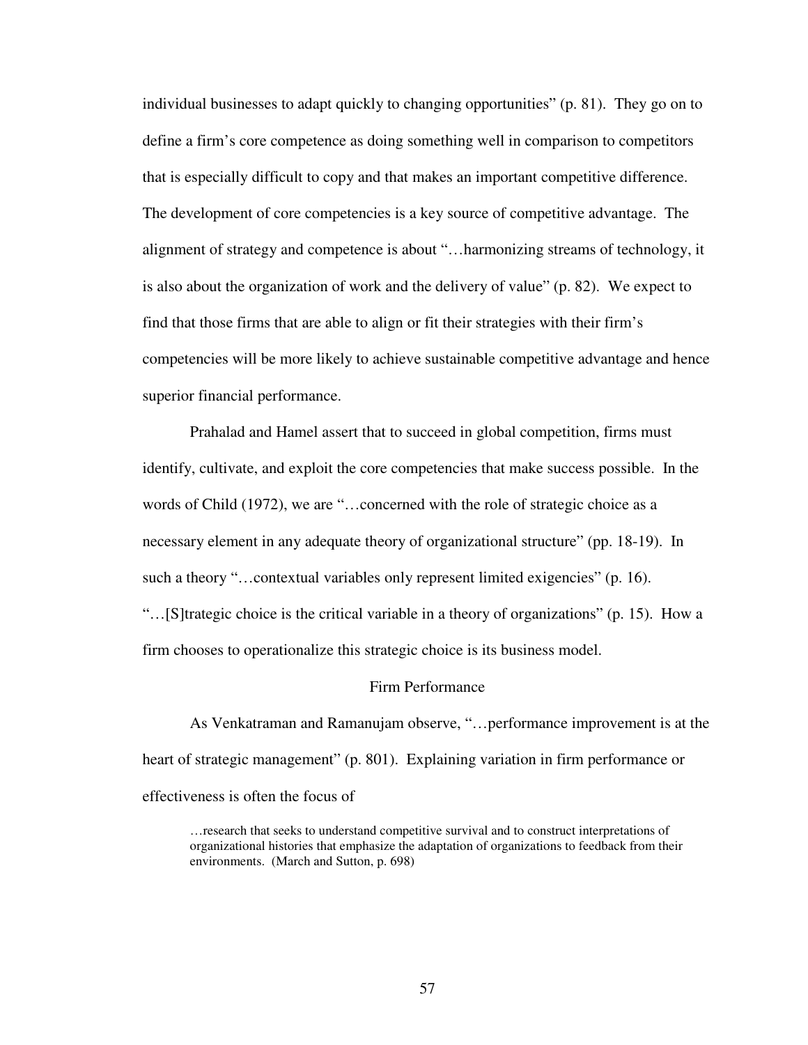individual businesses to adapt quickly to changing opportunities" (p. 81). They go on to define a firm's core competence as doing something well in comparison to competitors that is especially difficult to copy and that makes an important competitive difference. The development of core competencies is a key source of competitive advantage. The alignment of strategy and competence is about "…harmonizing streams of technology, it is also about the organization of work and the delivery of value" (p. 82). We expect to find that those firms that are able to align or fit their strategies with their firm's competencies will be more likely to achieve sustainable competitive advantage and hence superior financial performance.

Prahalad and Hamel assert that to succeed in global competition, firms must identify, cultivate, and exploit the core competencies that make success possible. In the words of Child (1972), we are "…concerned with the role of strategic choice as a necessary element in any adequate theory of organizational structure" (pp. 18-19). In such a theory "…contextual variables only represent limited exigencies" (p. 16). "…[S]trategic choice is the critical variable in a theory of organizations" (p. 15). How a firm chooses to operationalize this strategic choice is its business model.

## Firm Performance

As Venkatraman and Ramanujam observe, "…performance improvement is at the heart of strategic management" (p. 801). Explaining variation in firm performance or effectiveness is often the focus of

> …research that seeks to understand competitive survival and to construct interpretations of organizational histories that emphasize the adaptation of organizations to feedback from their environments. (March and Sutton, p. 698)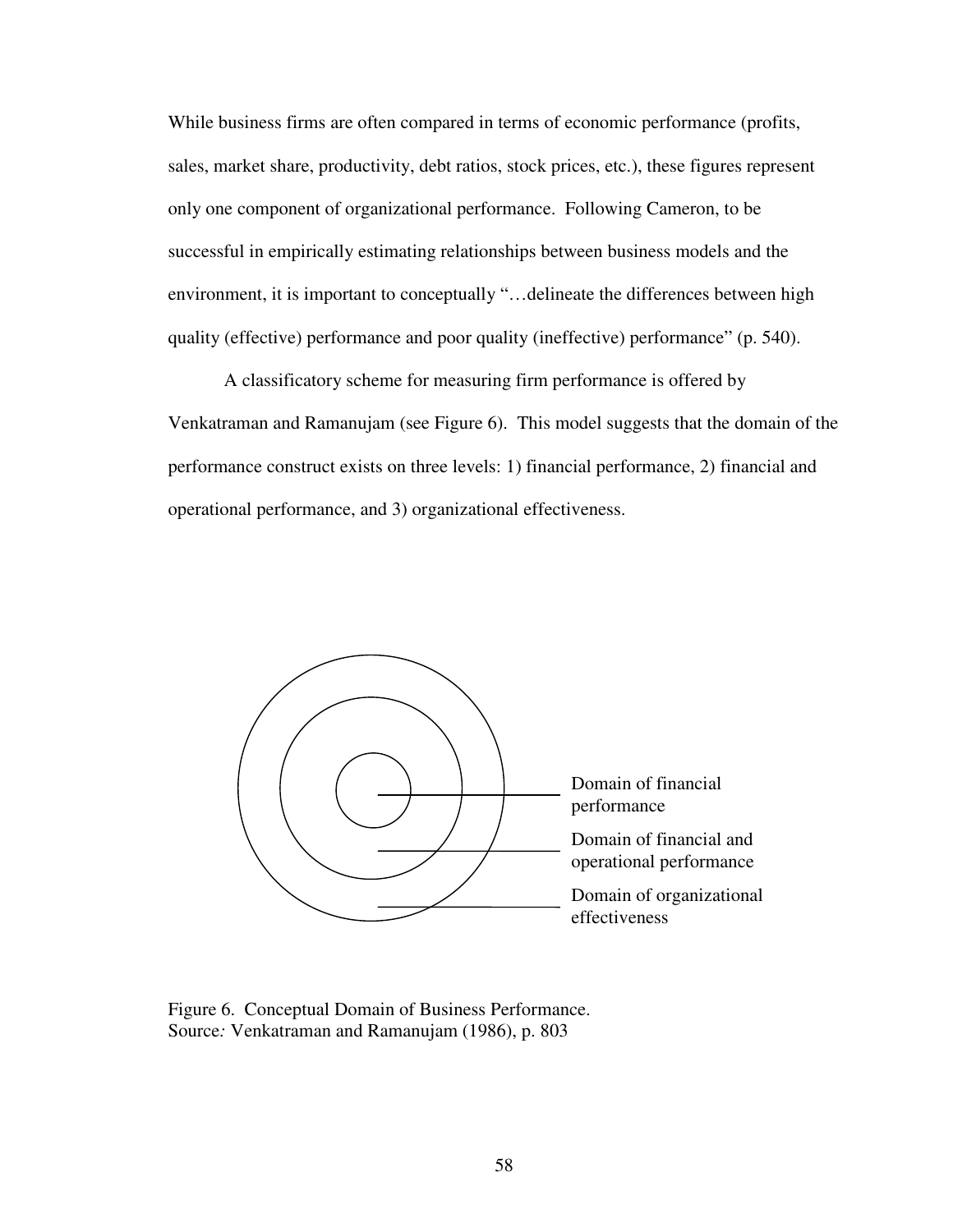While business firms are often compared in terms of economic performance (profits, sales, market share, productivity, debt ratios, stock prices, etc.), these figures represent only one component of organizational performance. Following Cameron, to be successful in empirically estimating relationships between business models and the environment, it is important to conceptually "…delineate the differences between high quality (effective) performance and poor quality (ineffective) performance" (p. 540).

A classificatory scheme for measuring firm performance is offered by Venkatraman and Ramanujam (see Figure 6). This model suggests that the domain of the performance construct exists on three levels: 1) financial performance, 2) financial and operational performance, and 3) organizational effectiveness.

Domain of financial performance

Domain of financial and operational performance

Domain of organizational effectiveness

Figure 6. Conceptual Domain of Business Performance.
Source: Venkatraman and Ramanujam (1986), p. 803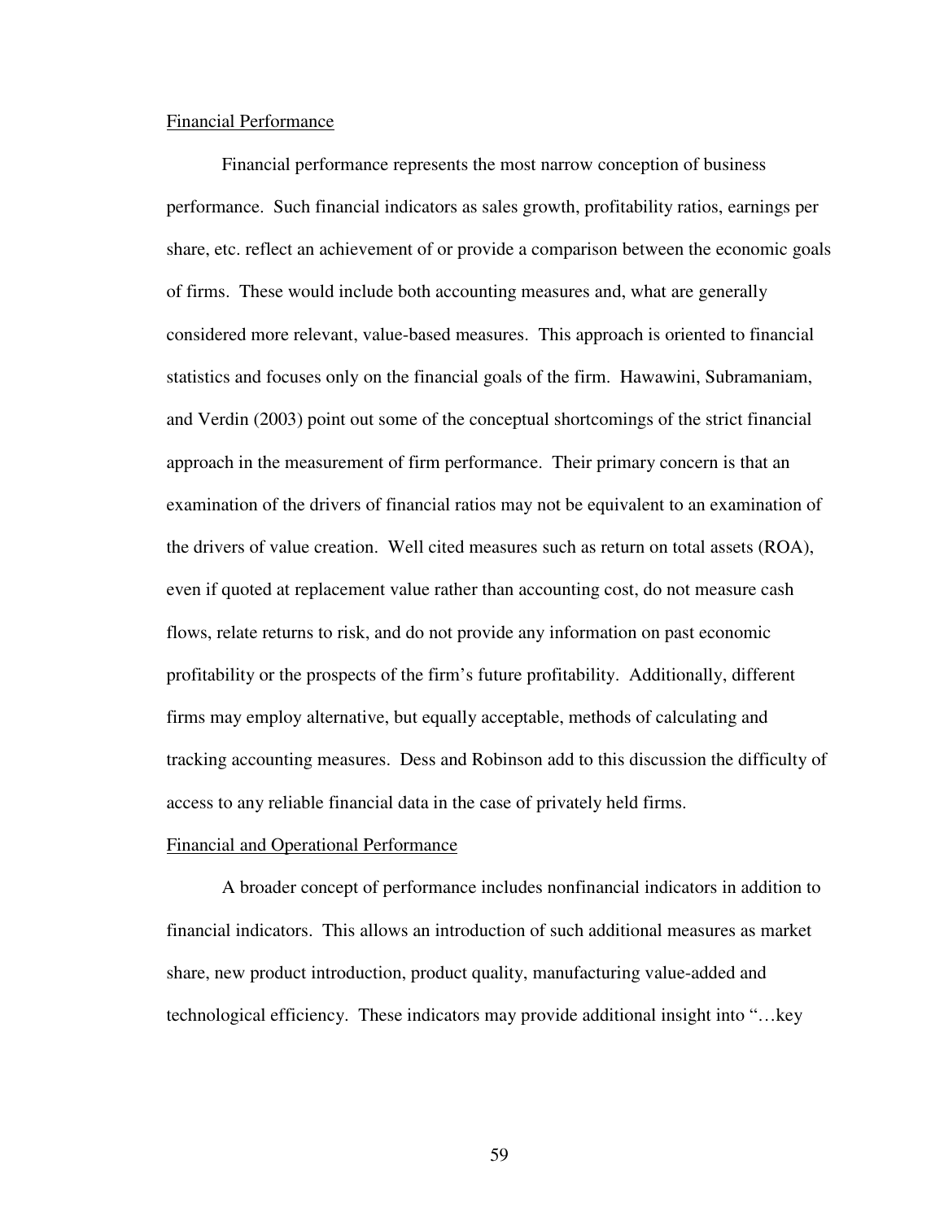Financial Performance

Financial performance represents the most narrow conception of business performance. Such financial indicators as sales growth, profitability ratios, earnings per share, etc. reflect an achievement of or provide a comparison between the economic goals of firms. These would include both accounting measures and, what are generally considered more relevant, value-based measures. This approach is oriented to financial statistics and focuses only on the financial goals of the firm. Hawawini, Subramaniam, and Verdin (2003) point out some of the conceptual shortcomings of the strict financial approach in the measurement of firm performance. Their primary concern is that an examination of the drivers of financial ratios may not be equivalent to an examination of the drivers of value creation. Well cited measures such as return on total assets (ROA), even if quoted at replacement value rather than accounting cost, do not measure cash flows, relate returns to risk, and do not provide any information on past economic profitability or the prospects of the firm's future profitability. Additionally, different firms may employ alternative, but equally acceptable, methods of calculating and tracking accounting measures. Dess and Robinson add to this discussion the difficulty of access to any reliable financial data in the case of privately held firms.

Financial and Operational Performance

A broader concept of performance includes nonfinancial indicators in addition to financial indicators. This allows an introduction of such additional measures as market share, new product introduction, product quality, manufacturing value-added and technological efficiency. These indicators may provide additional insight into "…key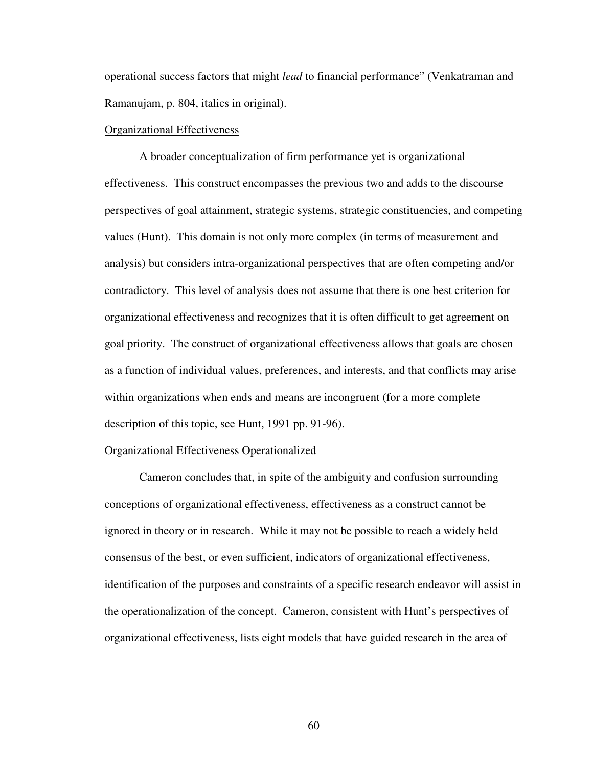operational success factors that might *lead* to financial performance" (Venkatraman and Ramanujam, p. 804, italics in original).

<u>Organizational Effectiveness</u>

A broader conceptualization of firm performance yet is organizational effectiveness. This construct encompasses the previous two and adds to the discourse perspectives of goal attainment, strategic systems, strategic constituencies, and competing values (Hunt). This domain is not only more complex (in terms of measurement and analysis) but considers intra-organizational perspectives that are often competing and/or contradictory. This level of analysis does not assume that there is one best criterion for organizational effectiveness and recognizes that it is often difficult to get agreement on goal priority. The construct of organizational effectiveness allows that goals are chosen as a function of individual values, preferences, and interests, and that conflicts may arise within organizations when ends and means are incongruent (for a more complete description of this topic, see Hunt, 1991 pp. 91-96).

<u>Organizational Effectiveness Operationalized</u>

Cameron concludes that, in spite of the ambiguity and confusion surrounding conceptions of organizational effectiveness, effectiveness as a construct cannot be ignored in theory or in research. While it may not be possible to reach a widely held consensus of the best, or even sufficient, indicators of organizational effectiveness, identification of the purposes and constraints of a specific research endeavor will assist in the operationalization of the concept. Cameron, consistent with Hunt's perspectives of organizational effectiveness, lists eight models that have guided research in the area of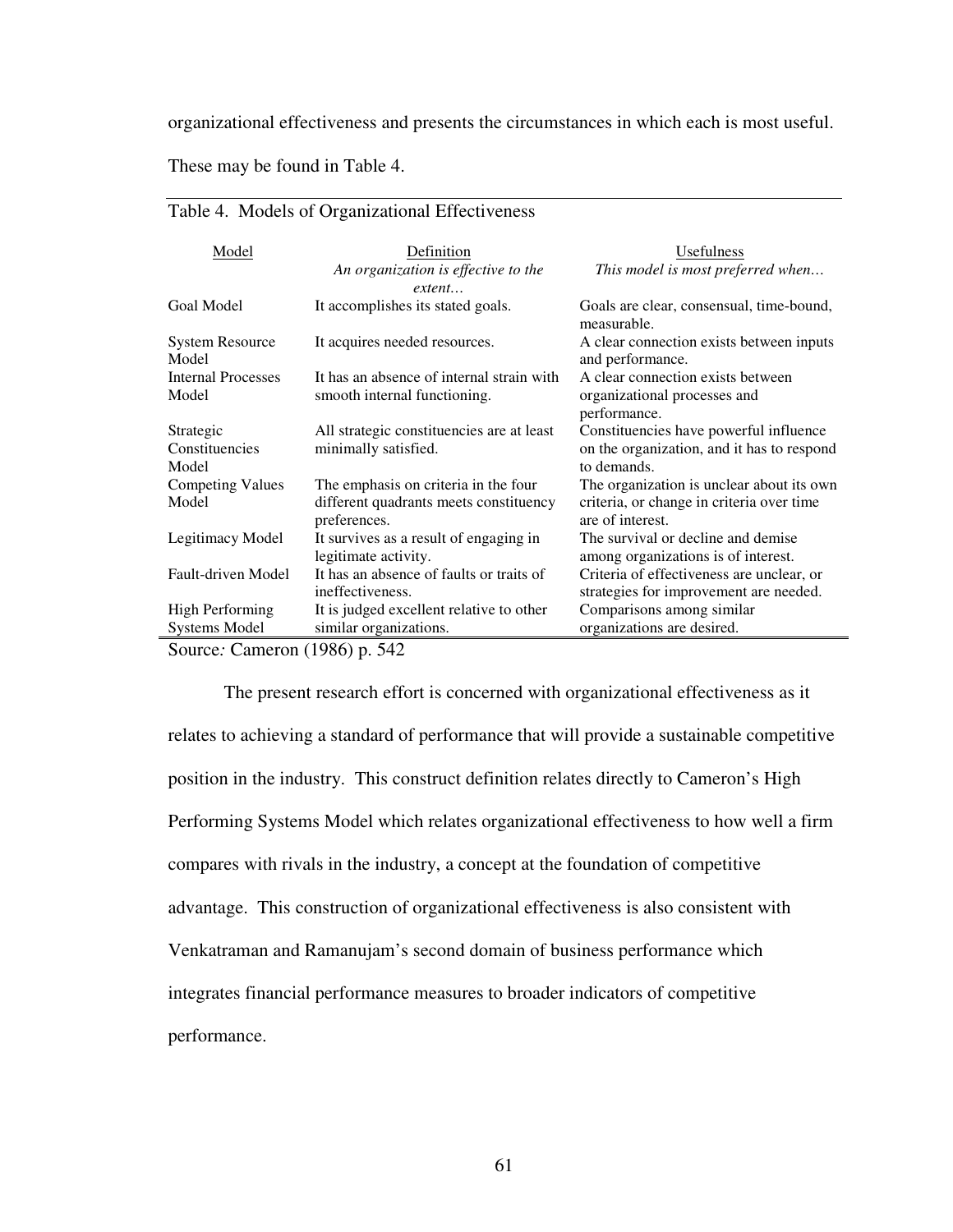organizational effectiveness and presents the circumstances in which each is most useful. These may be found in Table 4.

Table 4. Models of Organizational Effectiveness

| Model | Definition<br>*An organization is effective to the extent…* | Usefulness<br>*This model is most preferred when…* |
|---|---|---|
| Goal Model | It accomplishes its stated goals. | Goals are clear, consensual, time-bound, measurable. |
| System Resource Model | It acquires needed resources. | A clear connection exists between inputs and performance. |
| Internal Processes Model | It has an absence of internal strain with smooth internal functioning. | A clear connection exists between organizational processes and performance. |
| Strategic Constituencies Model | All strategic constituencies are at least minimally satisfied. | Constituencies have powerful influence on the organization, and it has to respond to demands. |
| Competing Values Model | The emphasis on criteria in the four different quadrants meets constituency preferences. | The organization is unclear about its own criteria, or change in criteria over time are of interest. |
| Legitimacy Model | It survives as a result of engaging in legitimate activity. | The survival or decline and demise among organizations is of interest. |
| Fault-driven Model | It has an absence of faults or traits of ineffectiveness. | Criteria of effectiveness are unclear, or strategies for improvement are needed. |
| High Performing Systems Model | It is judged excellent relative to other similar organizations. | Comparisons among similar organizations are desired. |

Source*:* Cameron (1986) p. 542

The present research effort is concerned with organizational effectiveness as it relates to achieving a standard of performance that will provide a sustainable competitive position in the industry. This construct definition relates directly to Cameron's High Performing Systems Model which relates organizational effectiveness to how well a firm compares with rivals in the industry, a concept at the foundation of competitive advantage. This construction of organizational effectiveness is also consistent with Venkatraman and Ramanujam's second domain of business performance which integrates financial performance measures to broader indicators of competitive performance.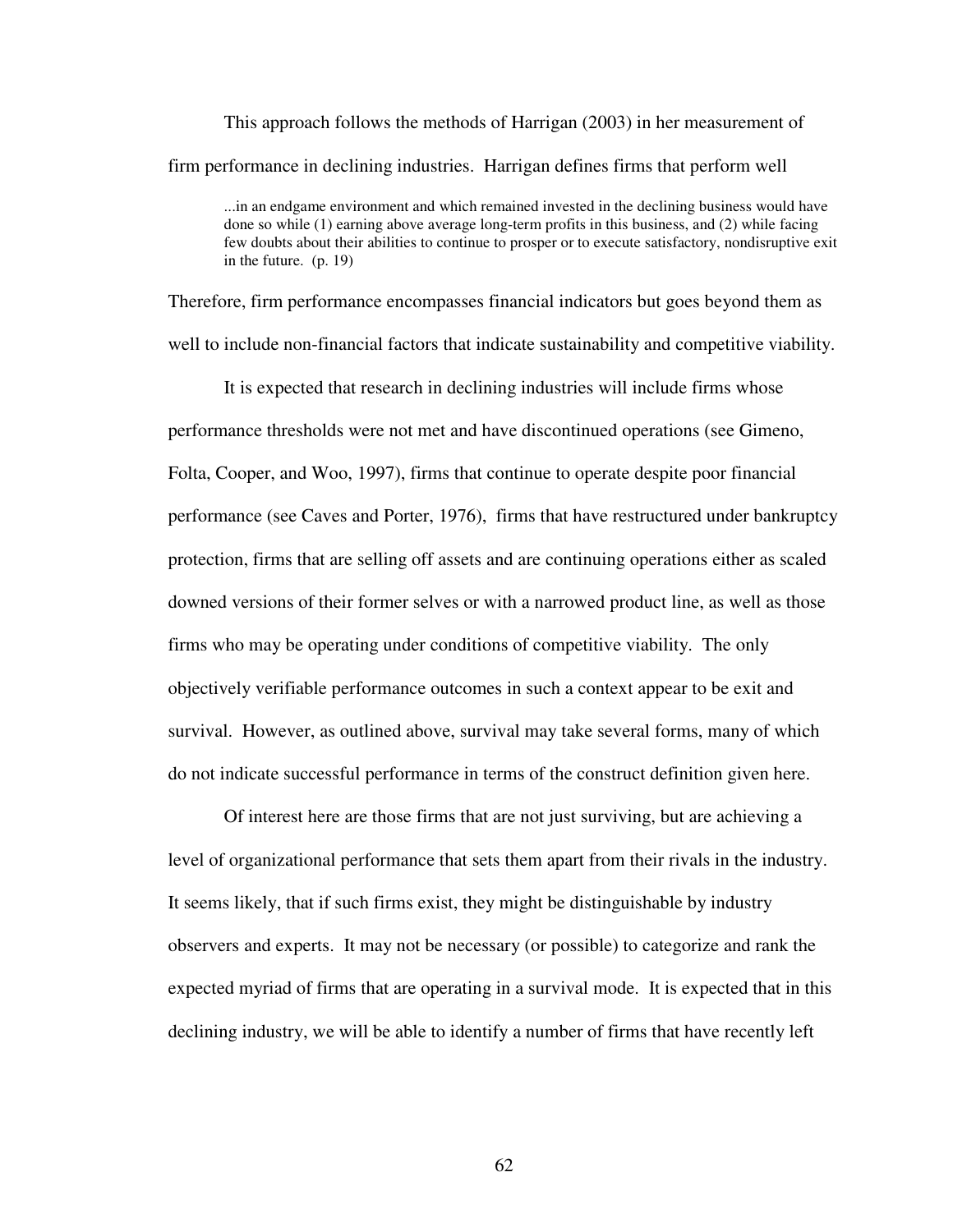This approach follows the methods of Harrigan (2003) in her measurement of firm performance in declining industries. Harrigan defines firms that perform well

> ...in an endgame environment and which remained invested in the declining business would have done so while (1) earning above average long-term profits in this business, and (2) while facing few doubts about their abilities to continue to prosper or to execute satisfactory, nondisruptive exit in the future. (p. 19)

Therefore, firm performance encompasses financial indicators but goes beyond them as well to include non-financial factors that indicate sustainability and competitive viability.

It is expected that research in declining industries will include firms whose performance thresholds were not met and have discontinued operations (see Gimeno, Folta, Cooper, and Woo, 1997), firms that continue to operate despite poor financial performance (see Caves and Porter, 1976), firms that have restructured under bankruptcy protection, firms that are selling off assets and are continuing operations either as scaled downed versions of their former selves or with a narrowed product line, as well as those firms who may be operating under conditions of competitive viability. The only objectively verifiable performance outcomes in such a context appear to be exit and survival. However, as outlined above, survival may take several forms, many of which do not indicate successful performance in terms of the construct definition given here.

Of interest here are those firms that are not just surviving, but are achieving a level of organizational performance that sets them apart from their rivals in the industry. It seems likely, that if such firms exist, they might be distinguishable by industry observers and experts. It may not be necessary (or possible) to categorize and rank the expected myriad of firms that are operating in a survival mode. It is expected that in this declining industry, we will be able to identify a number of firms that have recently left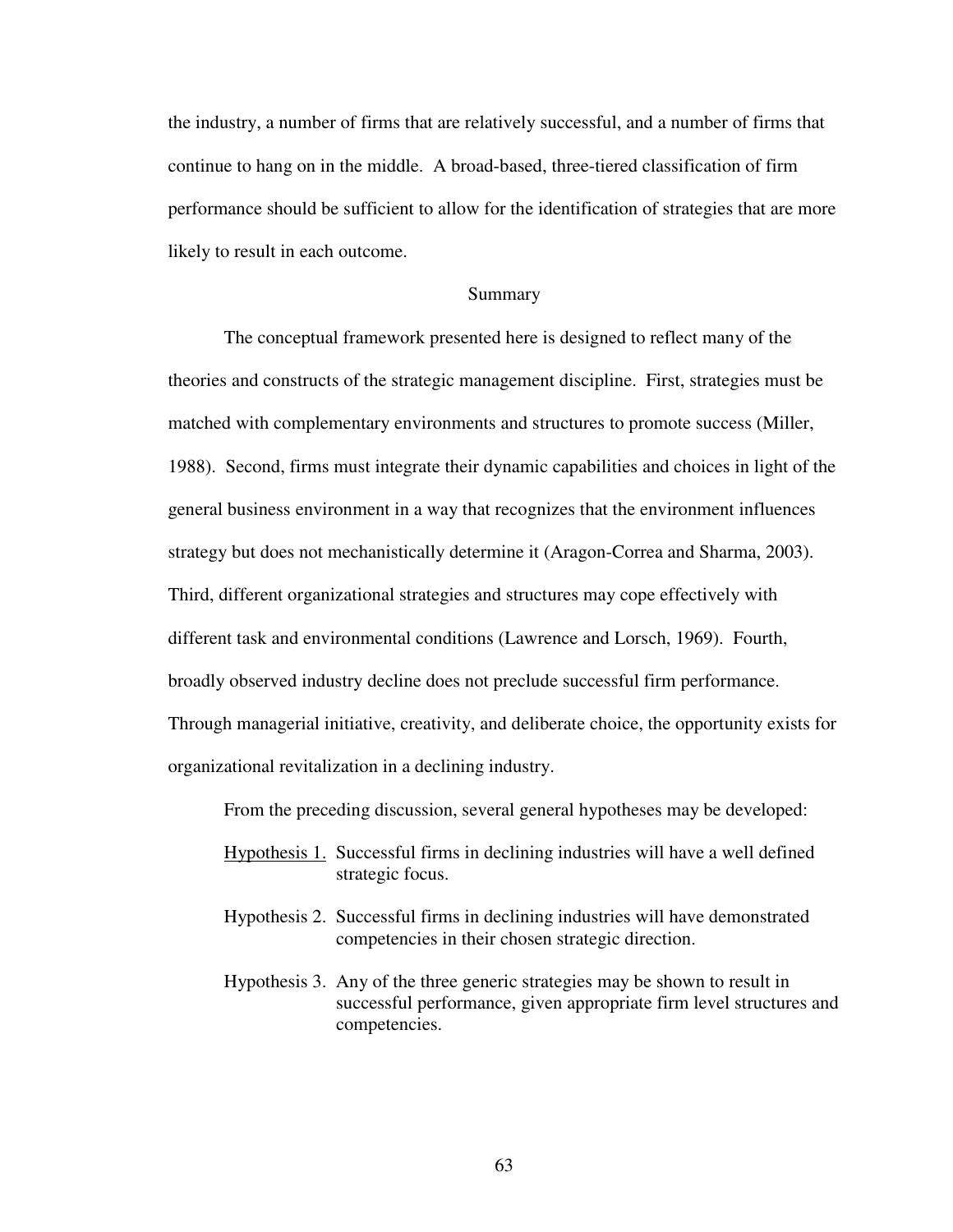the industry, a number of firms that are relatively successful, and a number of firms that continue to hang on in the middle.  A broad-based, three-tiered classification of firm performance should be sufficient to allow for the identification of strategies that are more likely to result in each outcome.

## Summary

The conceptual framework presented here is designed to reflect many of the theories and constructs of the strategic management discipline.  First, strategies must be matched with complementary environments and structures to promote success (Miller, 1988).  Second, firms must integrate their dynamic capabilities and choices in light of the general business environment in a way that recognizes that the environment influences strategy but does not mechanistically determine it (Aragon-Correa and Sharma, 2003).  Third, different organizational strategies and structures may cope effectively with different task and environmental conditions (Lawrence and Lorsch, 1969).  Fourth, broadly observed industry decline does not preclude successful firm performance.  Through managerial initiative, creativity, and deliberate choice, the opportunity exists for organizational revitalization in a declining industry.

From the preceding discussion, several general hypotheses may be developed:

Hypothesis 1.  Successful firms in declining industries will have a well defined strategic focus.

Hypothesis 2.  Successful firms in declining industries will have demonstrated competencies in their chosen strategic direction.

Hypothesis 3.  Any of the three generic strategies may be shown to result in successful performance, given appropriate firm level structures and competencies.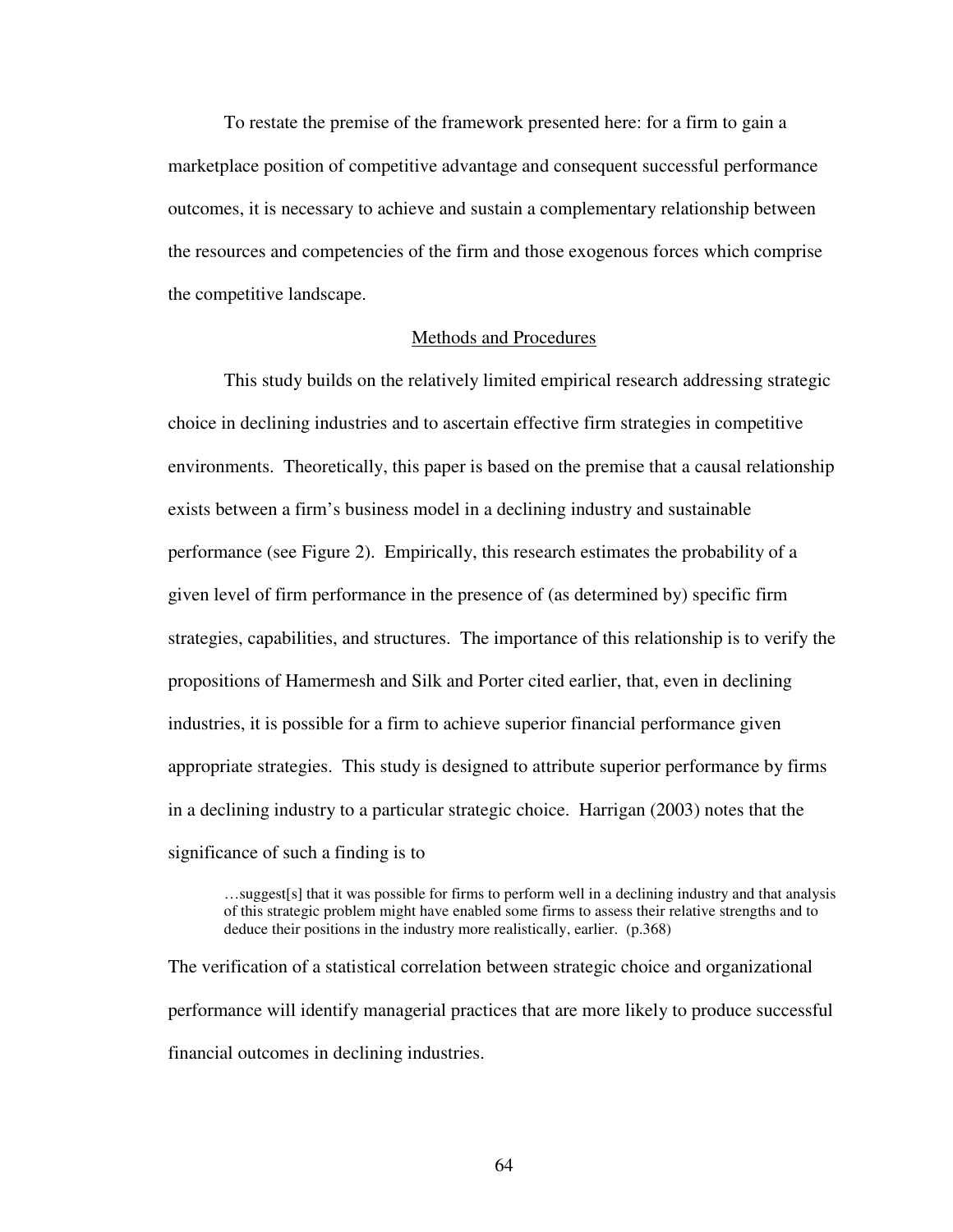To restate the premise of the framework presented here: for a firm to gain a marketplace position of competitive advantage and consequent successful performance outcomes, it is necessary to achieve and sustain a complementary relationship between the resources and competencies of the firm and those exogenous forces which comprise the competitive landscape.

## Methods and Procedures

This study builds on the relatively limited empirical research addressing strategic choice in declining industries and to ascertain effective firm strategies in competitive environments. Theoretically, this paper is based on the premise that a causal relationship exists between a firm's business model in a declining industry and sustainable performance (see Figure 2). Empirically, this research estimates the probability of a given level of firm performance in the presence of (as determined by) specific firm strategies, capabilities, and structures. The importance of this relationship is to verify the propositions of Hamermesh and Silk and Porter cited earlier, that, even in declining industries, it is possible for a firm to achieve superior financial performance given appropriate strategies. This study is designed to attribute superior performance by firms in a declining industry to a particular strategic choice. Harrigan (2003) notes that the significance of such a finding is to

> …suggest[s] that it was possible for firms to perform well in a declining industry and that analysis of this strategic problem might have enabled some firms to assess their relative strengths and to deduce their positions in the industry more realistically, earlier. (p.368)

The verification of a statistical correlation between strategic choice and organizational performance will identify managerial practices that are more likely to produce successful financial outcomes in declining industries.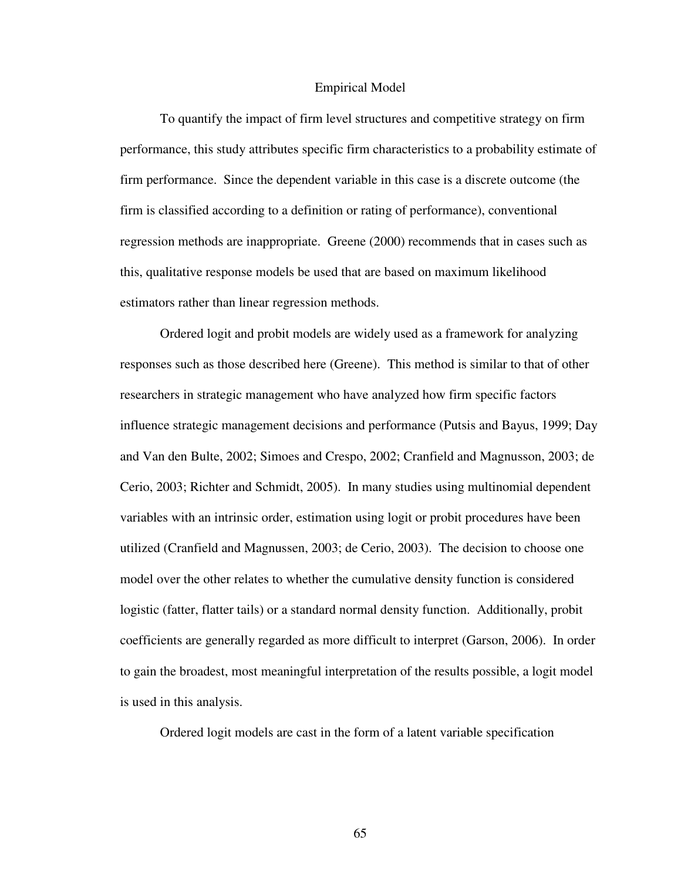## Empirical Model

To quantify the impact of firm level structures and competitive strategy on firm performance, this study attributes specific firm characteristics to a probability estimate of firm performance. Since the dependent variable in this case is a discrete outcome (the firm is classified according to a definition or rating of performance), conventional regression methods are inappropriate. Greene (2000) recommends that in cases such as this, qualitative response models be used that are based on maximum likelihood estimators rather than linear regression methods.

Ordered logit and probit models are widely used as a framework for analyzing responses such as those described here (Greene). This method is similar to that of other researchers in strategic management who have analyzed how firm specific factors influence strategic management decisions and performance (Putsis and Bayus, 1999; Day and Van den Bulte, 2002; Simoes and Crespo, 2002; Cranfield and Magnusson, 2003; de Cerio, 2003; Richter and Schmidt, 2005). In many studies using multinomial dependent variables with an intrinsic order, estimation using logit or probit procedures have been utilized (Cranfield and Magnussen, 2003; de Cerio, 2003). The decision to choose one model over the other relates to whether the cumulative density function is considered logistic (fatter, flatter tails) or a standard normal density function. Additionally, probit coefficients are generally regarded as more difficult to interpret (Garson, 2006). In order to gain the broadest, most meaningful interpretation of the results possible, a logit model is used in this analysis.

Ordered logit models are cast in the form of a latent variable specification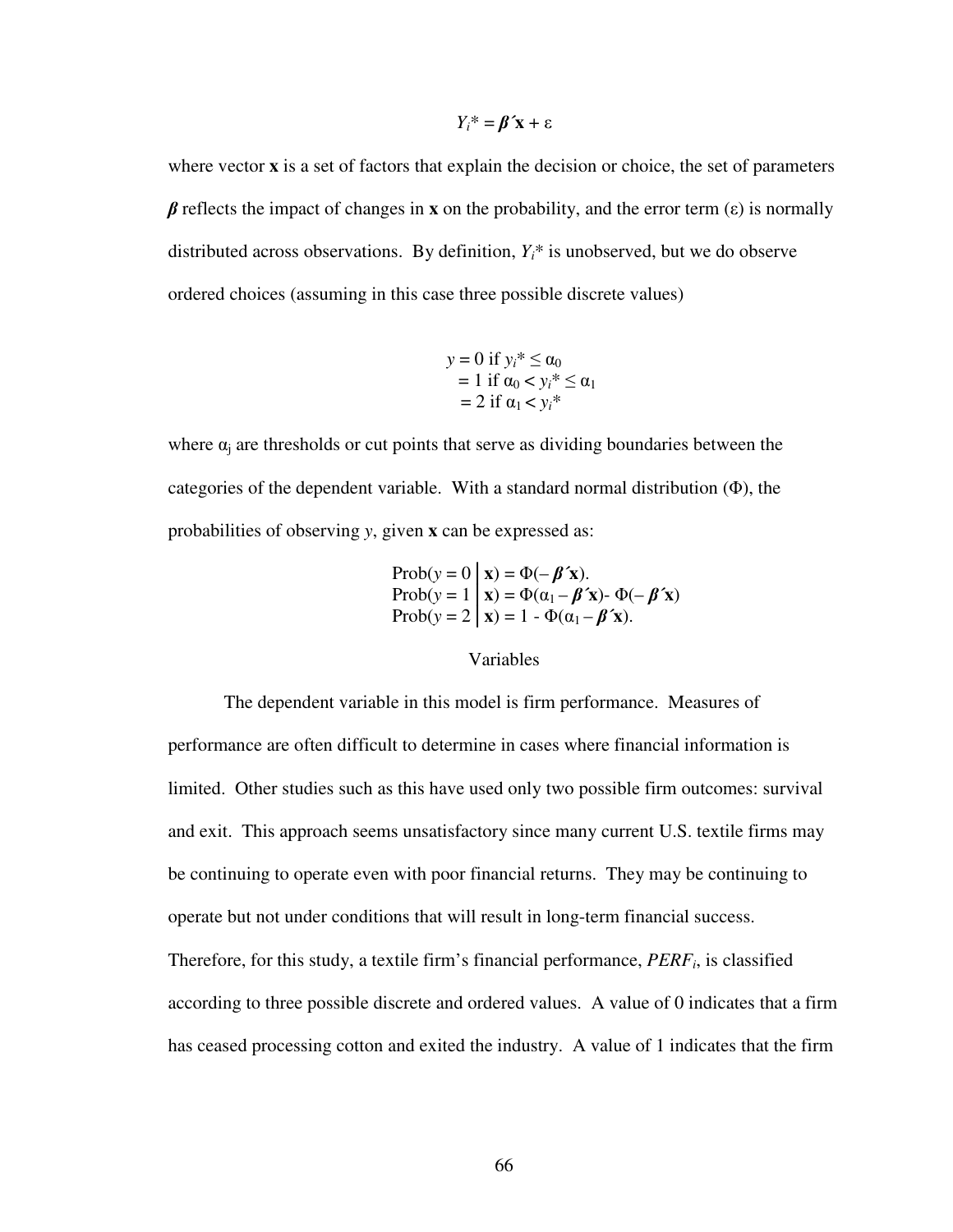$$Y_i^* = \boldsymbol{\beta}'\mathbf{x} + \varepsilon$$

where vector **x** is a set of factors that explain the decision or choice, the set of parameters $\boldsymbol{\beta}$ reflects the impact of changes in **x** on the probability, and the error term ($\varepsilon$) is normally distributed across observations. By definition, $Y_i^*$ is unobserved, but we do observe ordered choices (assuming in this case three possible discrete values)

$$
\begin{aligned}
y &= 0 \text{ if } y_i^* \leq \alpha_0 \\
&= 1 \text{ if } \alpha_0 < y_i^* \leq \alpha_1 \\
&= 2 \text{ if } \alpha_1 < y_i^*
\end{aligned}
$$

where $\alpha_j$ are thresholds or cut points that serve as dividing boundaries between the categories of the dependent variable. With a standard normal distribution ($\Phi$), the probabilities of observing $y$, given **x** can be expressed as:

$$
\begin{aligned}
\text{Prob}(y = 0 \mid \mathbf{x}) &= \Phi(-\boldsymbol{\beta}'\mathbf{x}). \\
\text{Prob}(y = 1 \mid \mathbf{x}) &= \Phi(\alpha_1 - \boldsymbol{\beta}'\mathbf{x}) - \Phi(-\boldsymbol{\beta}'\mathbf{x}) \\
\text{Prob}(y = 2 \mid \mathbf{x}) &= 1 - \Phi(\alpha_1 - \boldsymbol{\beta}'\mathbf{x}).
\end{aligned}
$$

Variables

The dependent variable in this model is firm performance. Measures of performance are often difficult to determine in cases where financial information is limited. Other studies such as this have used only two possible firm outcomes: survival and exit. This approach seems unsatisfactory since many current U.S. textile firms may be continuing to operate even with poor financial returns. They may be continuing to operate but not under conditions that will result in long-term financial success. Therefore, for this study, a textile firm's financial performance, $PERF_i$, is classified according to three possible discrete and ordered values. A value of 0 indicates that a firm has ceased processing cotton and exited the industry. A value of 1 indicates that the firm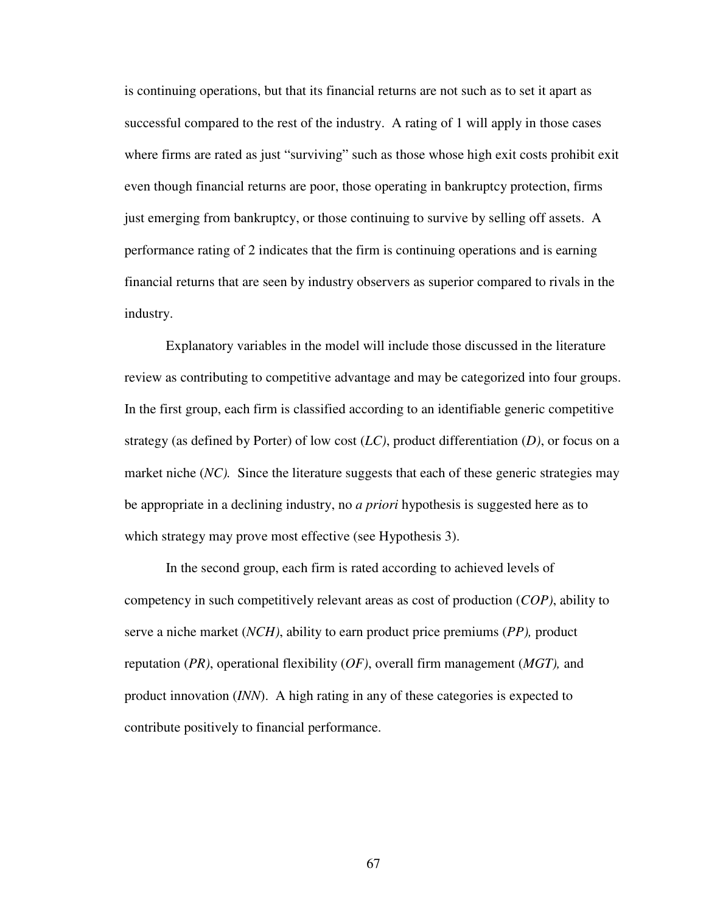is continuing operations, but that its financial returns are not such as to set it apart as successful compared to the rest of the industry. A rating of 1 will apply in those cases where firms are rated as just "surviving" such as those whose high exit costs prohibit exit even though financial returns are poor, those operating in bankruptcy protection, firms just emerging from bankruptcy, or those continuing to survive by selling off assets. A performance rating of 2 indicates that the firm is continuing operations and is earning financial returns that are seen by industry observers as superior compared to rivals in the industry.

Explanatory variables in the model will include those discussed in the literature review as contributing to competitive advantage and may be categorized into four groups. In the first group, each firm is classified according to an identifiable generic competitive strategy (as defined by Porter) of low cost (*LC)*, product differentiation (*D)*, or focus on a market niche (*NC).* Since the literature suggests that each of these generic strategies may be appropriate in a declining industry, no *a priori* hypothesis is suggested here as to which strategy may prove most effective (see Hypothesis 3).

In the second group, each firm is rated according to achieved levels of competency in such competitively relevant areas as cost of production (*COP)*, ability to serve a niche market (*NCH)*, ability to earn product price premiums (*PP),* product reputation (*PR*), operational flexibility (*OF)*, overall firm management (*MGT),* and product innovation (*INN*). A high rating in any of these categories is expected to contribute positively to financial performance.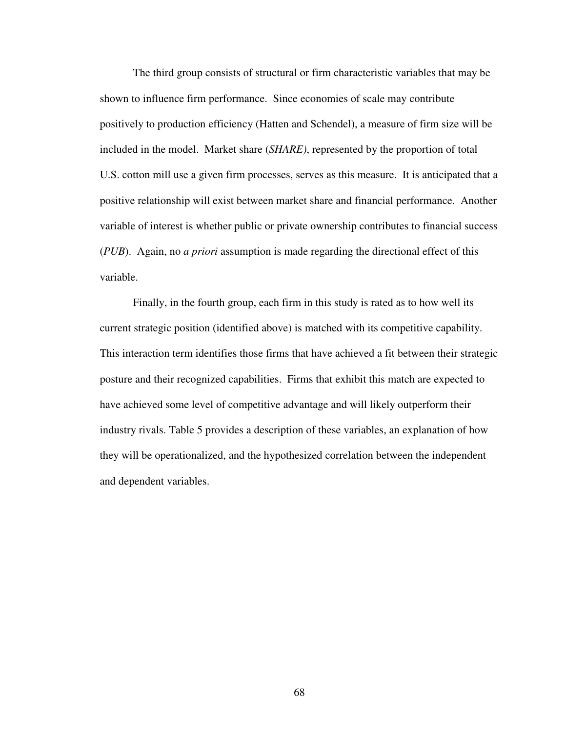The third group consists of structural or firm characteristic variables that may be shown to influence firm performance. Since economies of scale may contribute positively to production efficiency (Hatten and Schendel), a measure of firm size will be included in the model. Market share (*SHARE)*, represented by the proportion of total U.S. cotton mill use a given firm processes, serves as this measure. It is anticipated that a positive relationship will exist between market share and financial performance. Another variable of interest is whether public or private ownership contributes to financial success (*PUB*). Again, no *a priori* assumption is made regarding the directional effect of this variable.

Finally, in the fourth group, each firm in this study is rated as to how well its current strategic position (identified above) is matched with its competitive capability. This interaction term identifies those firms that have achieved a fit between their strategic posture and their recognized capabilities. Firms that exhibit this match are expected to have achieved some level of competitive advantage and will likely outperform their industry rivals. Table 5 provides a description of these variables, an explanation of how they will be operationalized, and the hypothesized correlation between the independent and dependent variables.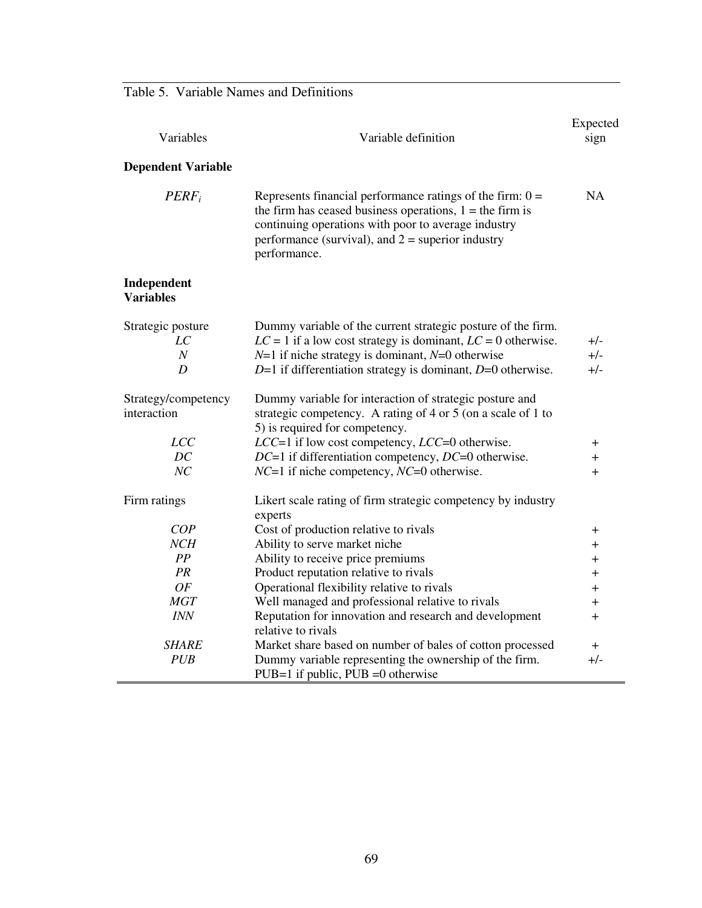Table 5. Variable Names and Definitions

| Variables | Variable definition | Expected sign |
|---|---|---|
| **Dependent Variable** | | |
| $PERF_i$ | Represents financial performance ratings of the firm: 0 = the firm has ceased business operations, 1 = the firm is continuing operations with poor to average industry performance (survival), and 2 = superior industry performance. | NA |
| **Independent Variables** | | |
| Strategic posture | Dummy variable of the current strategic posture of the firm. | |
| *LC* | *LC* = 1 if a low cost strategy is dominant, *LC* = 0 otherwise. | +/- |
| *N* | *N*=1 if niche strategy is dominant, *N*=0 otherwise | +/- |
| *D* | *D*=1 if differentiation strategy is dominant, *D*=0 otherwise. | +/- |
| Strategy/competency interaction | Dummy variable for interaction of strategic posture and strategic competency. A rating of 4 or 5 (on a scale of 1 to 5) is required for competency. | |
| *LCC* | *LCC*=1 if low cost competency, *LCC*=0 otherwise. | + |
| *DC* | *DC*=1 if differentiation competency, *DC*=0 otherwise. | + |
| *NC* | *NC*=1 if niche competency, *NC*=0 otherwise. | + |
| Firm ratings | Likert scale rating of firm strategic competency by industry experts | |
| *COP* | Cost of production relative to rivals | + |
| *NCH* | Ability to serve market niche | + |
| *PP* | Ability to receive price premiums | + |
| *PR* | Product reputation relative to rivals | + |
| *OF* | Operational flexibility relative to rivals | + |
| *MGT* | Well managed and professional relative to rivals | + |
| *INN* | Reputation for innovation and research and development relative to rivals | + |
| *SHARE* | Market share based on number of bales of cotton processed | + |
| *PUB* | Dummy variable representing the ownership of the firm. PUB=1 if public, PUB =0 otherwise | +/- |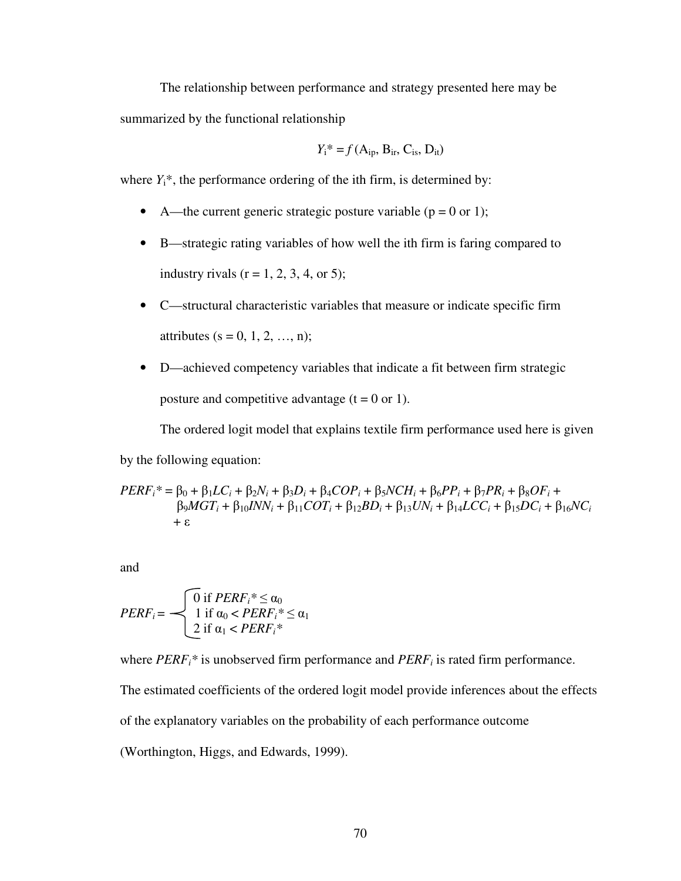The relationship between performance and strategy presented here may be summarized by the functional relationship

$$Y_i^* = f\,(\mathrm{A}_{ip}, \mathrm{B}_{ir}, \mathrm{C}_{is}, \mathrm{D}_{it})$$

where $Y_i^*$, the performance ordering of the ith firm, is determined by:

- A—the current generic strategic posture variable (p = 0 or 1);
- B—strategic rating variables of how well the ith firm is faring compared to industry rivals (r = 1, 2, 3, 4, or 5);
- C—structural characteristic variables that measure or indicate specific firm attributes (s = 0, 1, 2, …, n);
- D—achieved competency variables that indicate a fit between firm strategic posture and competitive advantage (t = 0 or 1).

The ordered logit model that explains textile firm performance used here is given by the following equation:

$$PERF_i^* = \beta_0 + \beta_1 LC_i + \beta_2 N_i + \beta_3 D_i + \beta_4 COP_i + \beta_5 NCH_i + \beta_6 PP_i + \beta_7 PR_i + \beta_8 OF_i + \beta_9 MGT_i + \beta_{10} INN_i + \beta_{11} COT_i + \beta_{12} BD_i + \beta_{13} UN_i + \beta_{14} LCC_i + \beta_{15} DC_i + \beta_{16} NC_i + \varepsilon$$

and

$$PERF_i = \begin{cases} 0 \text{ if } PERF_i^* \leq \alpha_0 \\ 1 \text{ if } \alpha_0 < PERF_i^* \leq \alpha_1 \\ 2 \text{ if } \alpha_1 < PERF_i^* \end{cases}$$

where $PERF_i^*$ is unobserved firm performance and $PERF_i$ is rated firm performance. The estimated coefficients of the ordered logit model provide inferences about the effects of the explanatory variables on the probability of each performance outcome (Worthington, Higgs, and Edwards, 1999).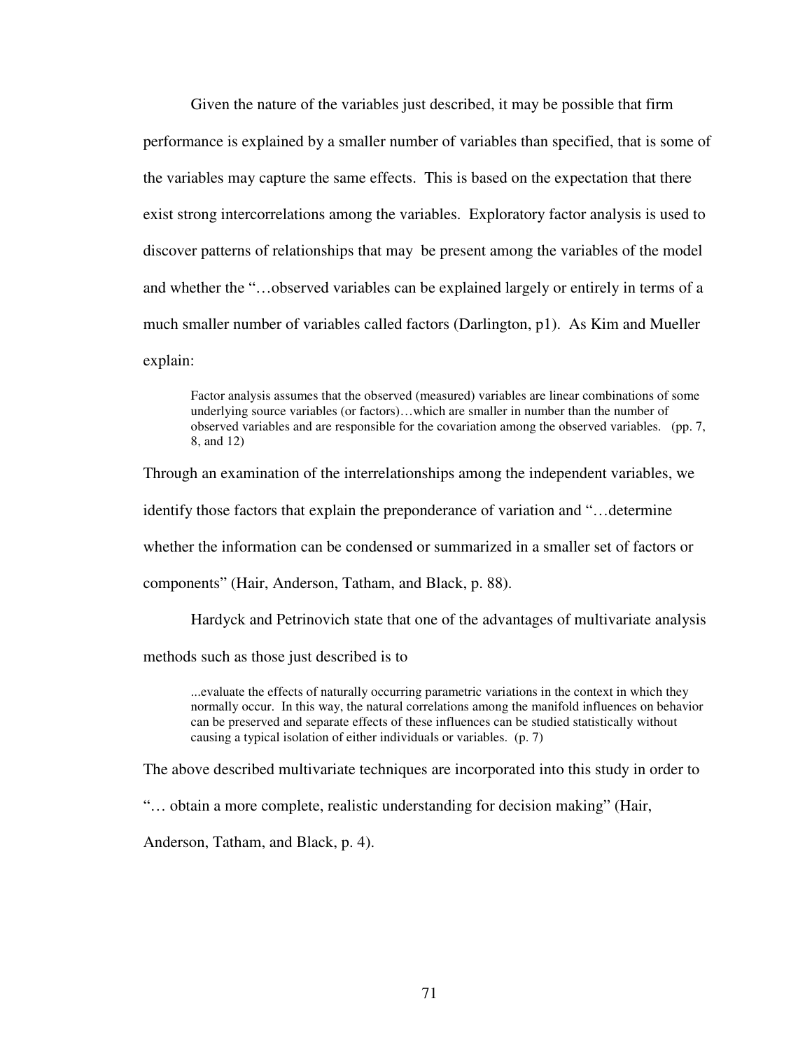Given the nature of the variables just described, it may be possible that firm performance is explained by a smaller number of variables than specified, that is some of the variables may capture the same effects. This is based on the expectation that there exist strong intercorrelations among the variables. Exploratory factor analysis is used to discover patterns of relationships that may be present among the variables of the model and whether the "…observed variables can be explained largely or entirely in terms of a much smaller number of variables called factors (Darlington, p1). As Kim and Mueller explain:

> Factor analysis assumes that the observed (measured) variables are linear combinations of some underlying source variables (or factors)…which are smaller in number than the number of observed variables and are responsible for the covariation among the observed variables. (pp. 7, 8, and 12)

Through an examination of the interrelationships among the independent variables, we identify those factors that explain the preponderance of variation and "…determine whether the information can be condensed or summarized in a smaller set of factors or components" (Hair, Anderson, Tatham, and Black, p. 88).

Hardyck and Petrinovich state that one of the advantages of multivariate analysis methods such as those just described is to

> ...evaluate the effects of naturally occurring parametric variations in the context in which they normally occur. In this way, the natural correlations among the manifold influences on behavior can be preserved and separate effects of these influences can be studied statistically without causing a typical isolation of either individuals or variables. (p. 7)

The above described multivariate techniques are incorporated into this study in order to "… obtain a more complete, realistic understanding for decision making" (Hair, Anderson, Tatham, and Black, p. 4).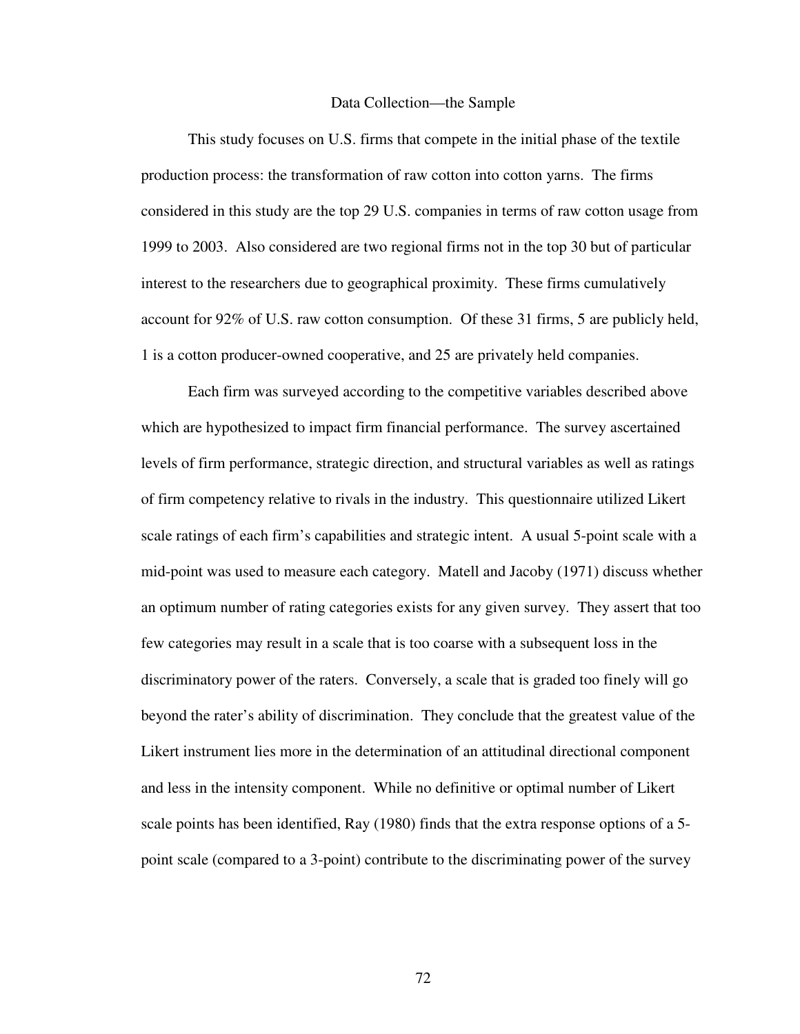## Data Collection—the Sample

This study focuses on U.S. firms that compete in the initial phase of the textile production process: the transformation of raw cotton into cotton yarns. The firms considered in this study are the top 29 U.S. companies in terms of raw cotton usage from 1999 to 2003. Also considered are two regional firms not in the top 30 but of particular interest to the researchers due to geographical proximity. These firms cumulatively account for 92% of U.S. raw cotton consumption. Of these 31 firms, 5 are publicly held, 1 is a cotton producer-owned cooperative, and 25 are privately held companies.

Each firm was surveyed according to the competitive variables described above which are hypothesized to impact firm financial performance. The survey ascertained levels of firm performance, strategic direction, and structural variables as well as ratings of firm competency relative to rivals in the industry. This questionnaire utilized Likert scale ratings of each firm's capabilities and strategic intent. A usual 5-point scale with a mid-point was used to measure each category. Matell and Jacoby (1971) discuss whether an optimum number of rating categories exists for any given survey. They assert that too few categories may result in a scale that is too coarse with a subsequent loss in the discriminatory power of the raters. Conversely, a scale that is graded too finely will go beyond the rater's ability of discrimination. They conclude that the greatest value of the Likert instrument lies more in the determination of an attitudinal directional component and less in the intensity component. While no definitive or optimal number of Likert scale points has been identified, Ray (1980) finds that the extra response options of a 5-point scale (compared to a 3-point) contribute to the discriminating power of the survey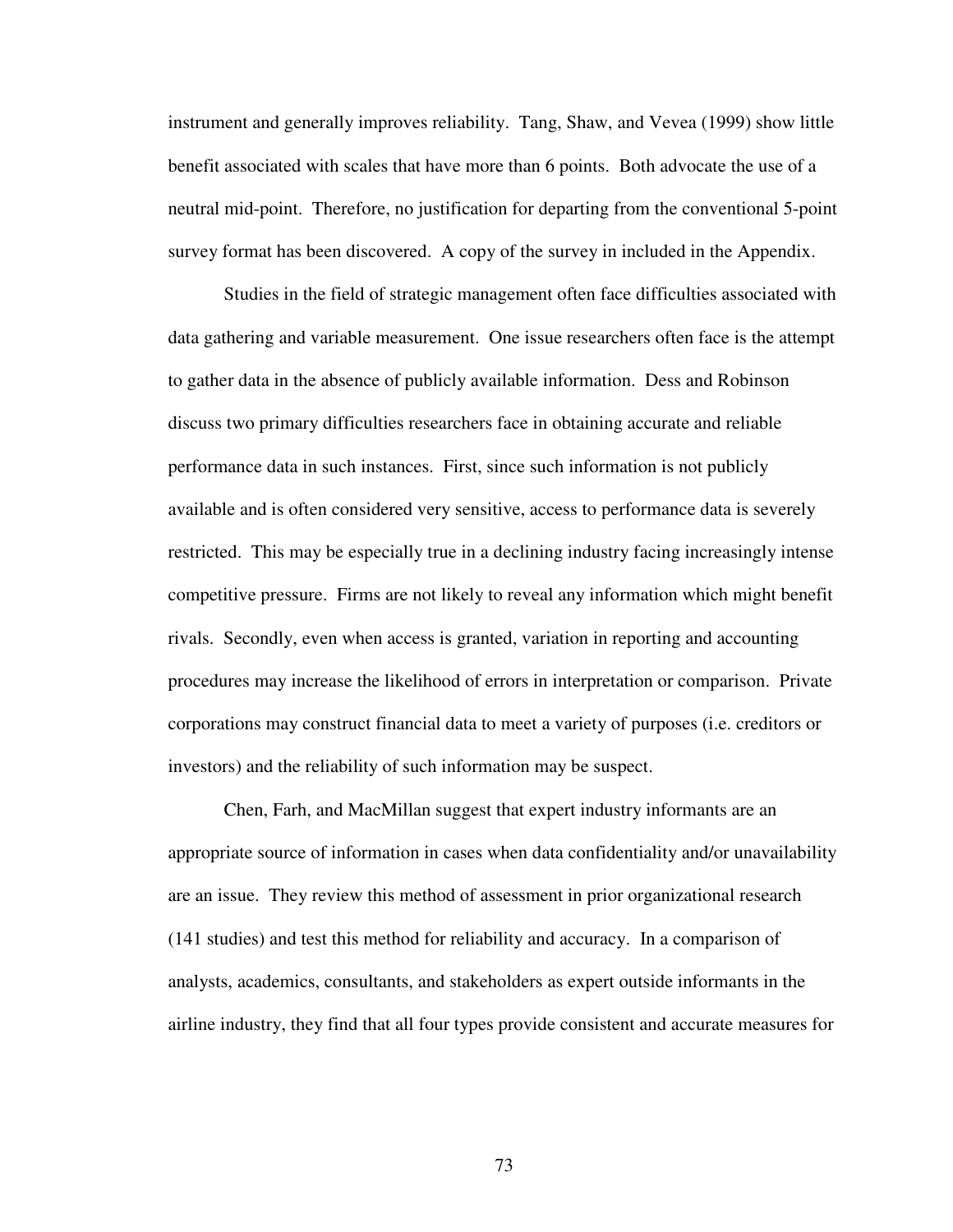instrument and generally improves reliability. Tang, Shaw, and Vevea (1999) show little benefit associated with scales that have more than 6 points. Both advocate the use of a neutral mid-point. Therefore, no justification for departing from the conventional 5-point survey format has been discovered. A copy of the survey in included in the Appendix.

Studies in the field of strategic management often face difficulties associated with data gathering and variable measurement. One issue researchers often face is the attempt to gather data in the absence of publicly available information. Dess and Robinson discuss two primary difficulties researchers face in obtaining accurate and reliable performance data in such instances. First, since such information is not publicly available and is often considered very sensitive, access to performance data is severely restricted. This may be especially true in a declining industry facing increasingly intense competitive pressure. Firms are not likely to reveal any information which might benefit rivals. Secondly, even when access is granted, variation in reporting and accounting procedures may increase the likelihood of errors in interpretation or comparison. Private corporations may construct financial data to meet a variety of purposes (i.e. creditors or investors) and the reliability of such information may be suspect.

Chen, Farh, and MacMillan suggest that expert industry informants are an appropriate source of information in cases when data confidentiality and/or unavailability are an issue. They review this method of assessment in prior organizational research (141 studies) and test this method for reliability and accuracy. In a comparison of analysts, academics, consultants, and stakeholders as expert outside informants in the airline industry, they find that all four types provide consistent and accurate measures for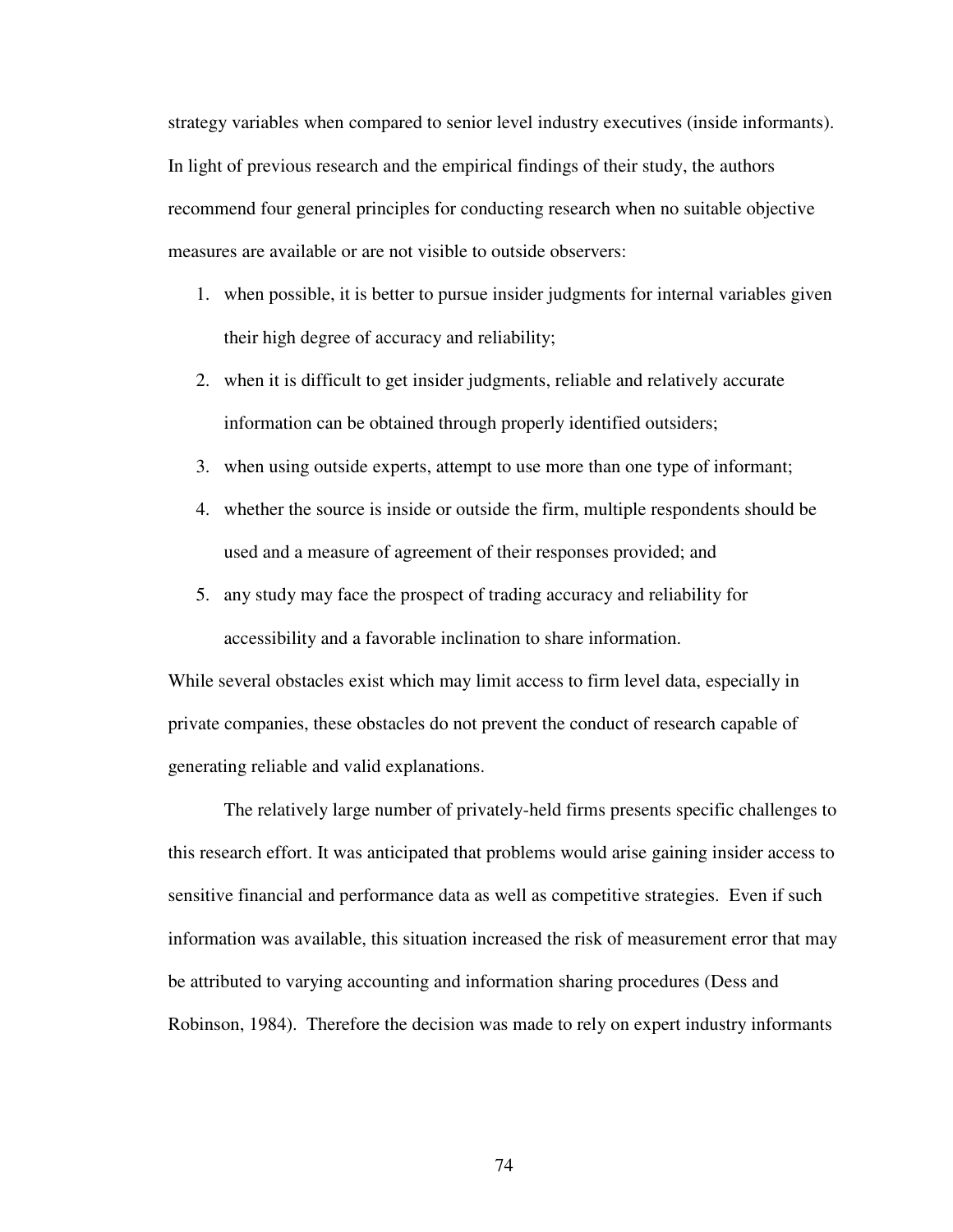strategy variables when compared to senior level industry executives (inside informants). In light of previous research and the empirical findings of their study, the authors recommend four general principles for conducting research when no suitable objective measures are available or are not visible to outside observers:

1. when possible, it is better to pursue insider judgments for internal variables given their high degree of accuracy and reliability;
2. when it is difficult to get insider judgments, reliable and relatively accurate information can be obtained through properly identified outsiders;
3. when using outside experts, attempt to use more than one type of informant;
4. whether the source is inside or outside the firm, multiple respondents should be used and a measure of agreement of their responses provided; and
5. any study may face the prospect of trading accuracy and reliability for accessibility and a favorable inclination to share information.

While several obstacles exist which may limit access to firm level data, especially in private companies, these obstacles do not prevent the conduct of research capable of generating reliable and valid explanations.

The relatively large number of privately-held firms presents specific challenges to this research effort. It was anticipated that problems would arise gaining insider access to sensitive financial and performance data as well as competitive strategies. Even if such information was available, this situation increased the risk of measurement error that may be attributed to varying accounting and information sharing procedures (Dess and Robinson, 1984). Therefore the decision was made to rely on expert industry informants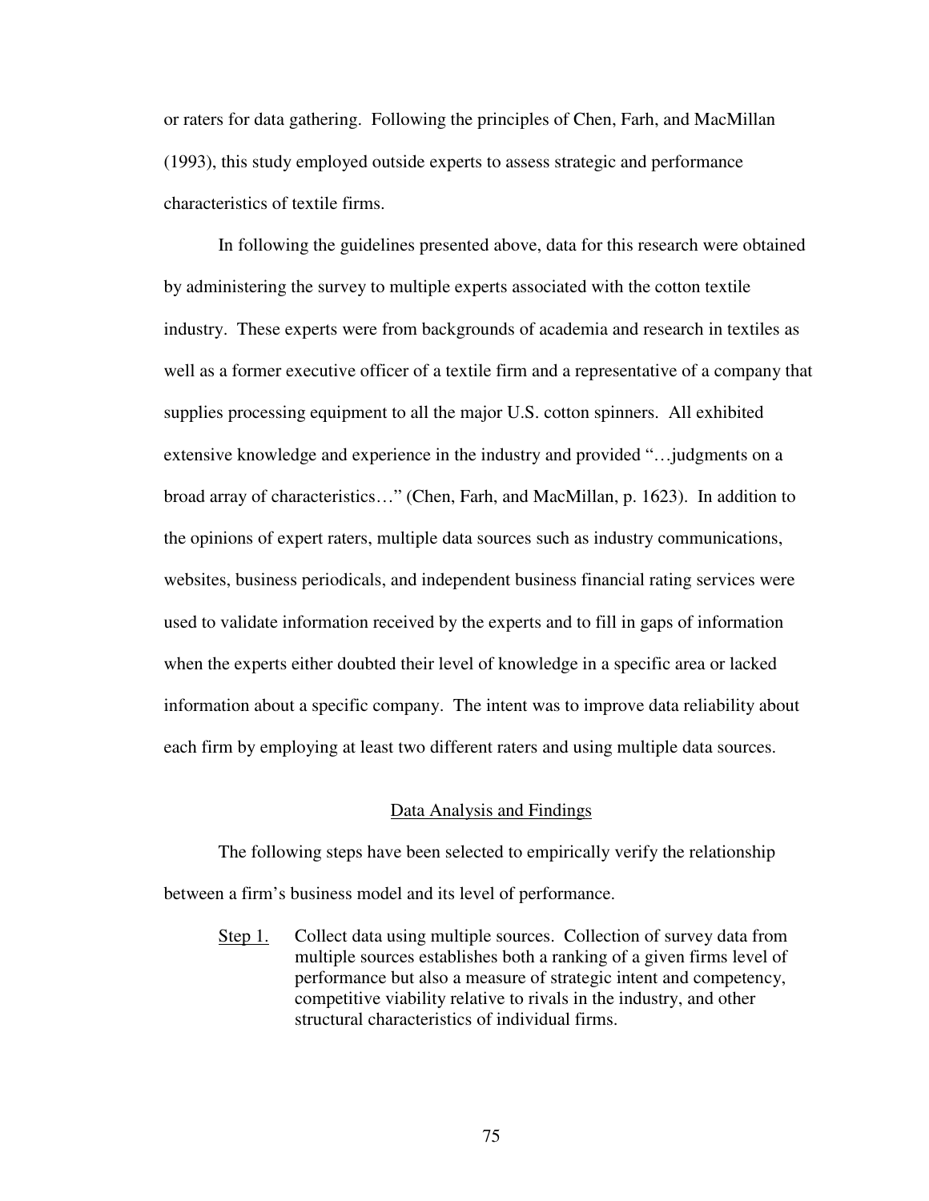or raters for data gathering. Following the principles of Chen, Farh, and MacMillan (1993), this study employed outside experts to assess strategic and performance characteristics of textile firms.

In following the guidelines presented above, data for this research were obtained by administering the survey to multiple experts associated with the cotton textile industry. These experts were from backgrounds of academia and research in textiles as well as a former executive officer of a textile firm and a representative of a company that supplies processing equipment to all the major U.S. cotton spinners. All exhibited extensive knowledge and experience in the industry and provided "…judgments on a broad array of characteristics…" (Chen, Farh, and MacMillan, p. 1623). In addition to the opinions of expert raters, multiple data sources such as industry communications, websites, business periodicals, and independent business financial rating services were used to validate information received by the experts and to fill in gaps of information when the experts either doubted their level of knowledge in a specific area or lacked information about a specific company. The intent was to improve data reliability about each firm by employing at least two different raters and using multiple data sources.

## Data Analysis and Findings

The following steps have been selected to empirically verify the relationship between a firm's business model and its level of performance.

Step 1. Collect data using multiple sources. Collection of survey data from multiple sources establishes both a ranking of a given firms level of performance but also a measure of strategic intent and competency, competitive viability relative to rivals in the industry, and other structural characteristics of individual firms.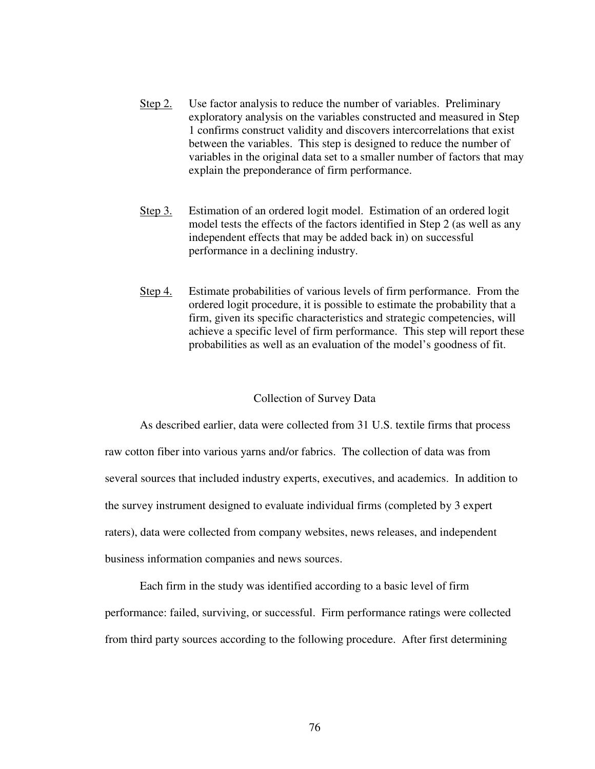Step 2. Use factor analysis to reduce the number of variables. Preliminary exploratory analysis on the variables constructed and measured in Step 1 confirms construct validity and discovers intercorrelations that exist between the variables. This step is designed to reduce the number of variables in the original data set to a smaller number of factors that may explain the preponderance of firm performance.

Step 3. Estimation of an ordered logit model. Estimation of an ordered logit model tests the effects of the factors identified in Step 2 (as well as any independent effects that may be added back in) on successful performance in a declining industry.

Step 4. Estimate probabilities of various levels of firm performance. From the ordered logit procedure, it is possible to estimate the probability that a firm, given its specific characteristics and strategic competencies, will achieve a specific level of firm performance. This step will report these probabilities as well as an evaluation of the model's goodness of fit.

## Collection of Survey Data

As described earlier, data were collected from 31 U.S. textile firms that process raw cotton fiber into various yarns and/or fabrics. The collection of data was from several sources that included industry experts, executives, and academics. In addition to the survey instrument designed to evaluate individual firms (completed by 3 expert raters), data were collected from company websites, news releases, and independent business information companies and news sources.

Each firm in the study was identified according to a basic level of firm performance: failed, surviving, or successful. Firm performance ratings were collected from third party sources according to the following procedure. After first determining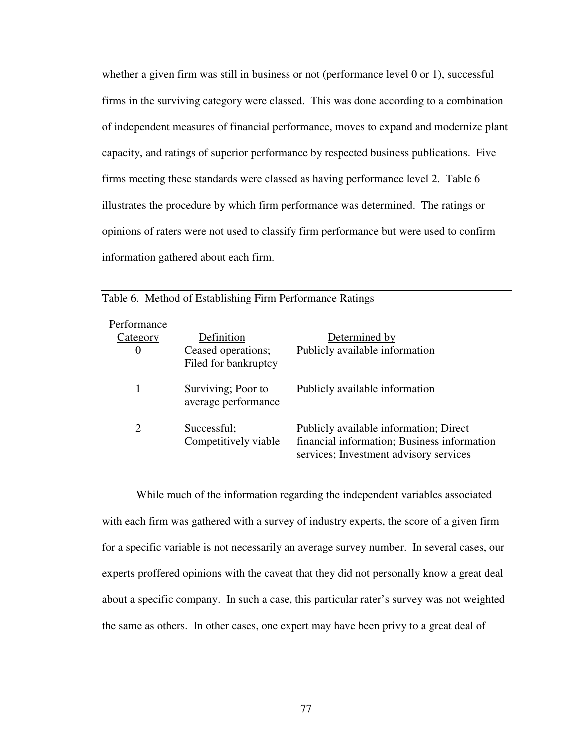whether a given firm was still in business or not (performance level 0 or 1), successful firms in the surviving category were classed. This was done according to a combination of independent measures of financial performance, moves to expand and modernize plant capacity, and ratings of superior performance by respected business publications. Five firms meeting these standards were classed as having performance level 2. Table 6 illustrates the procedure by which firm performance was determined. The ratings or opinions of raters were not used to classify firm performance but were used to confirm information gathered about each firm.

Table 6. Method of Establishing Firm Performance Ratings

| Performance Category | Definition | Determined by |
|---|---|---|
| 0 | Ceased operations; Filed for bankruptcy | Publicly available information |
| 1 | Surviving; Poor to average performance | Publicly available information |
| 2 | Successful; Competitively viable | Publicly available information; Direct financial information; Business information services; Investment advisory services |

While much of the information regarding the independent variables associated with each firm was gathered with a survey of industry experts, the score of a given firm for a specific variable is not necessarily an average survey number. In several cases, our experts proffered opinions with the caveat that they did not personally know a great deal about a specific company. In such a case, this particular rater's survey was not weighted the same as others. In other cases, one expert may have been privy to a great deal of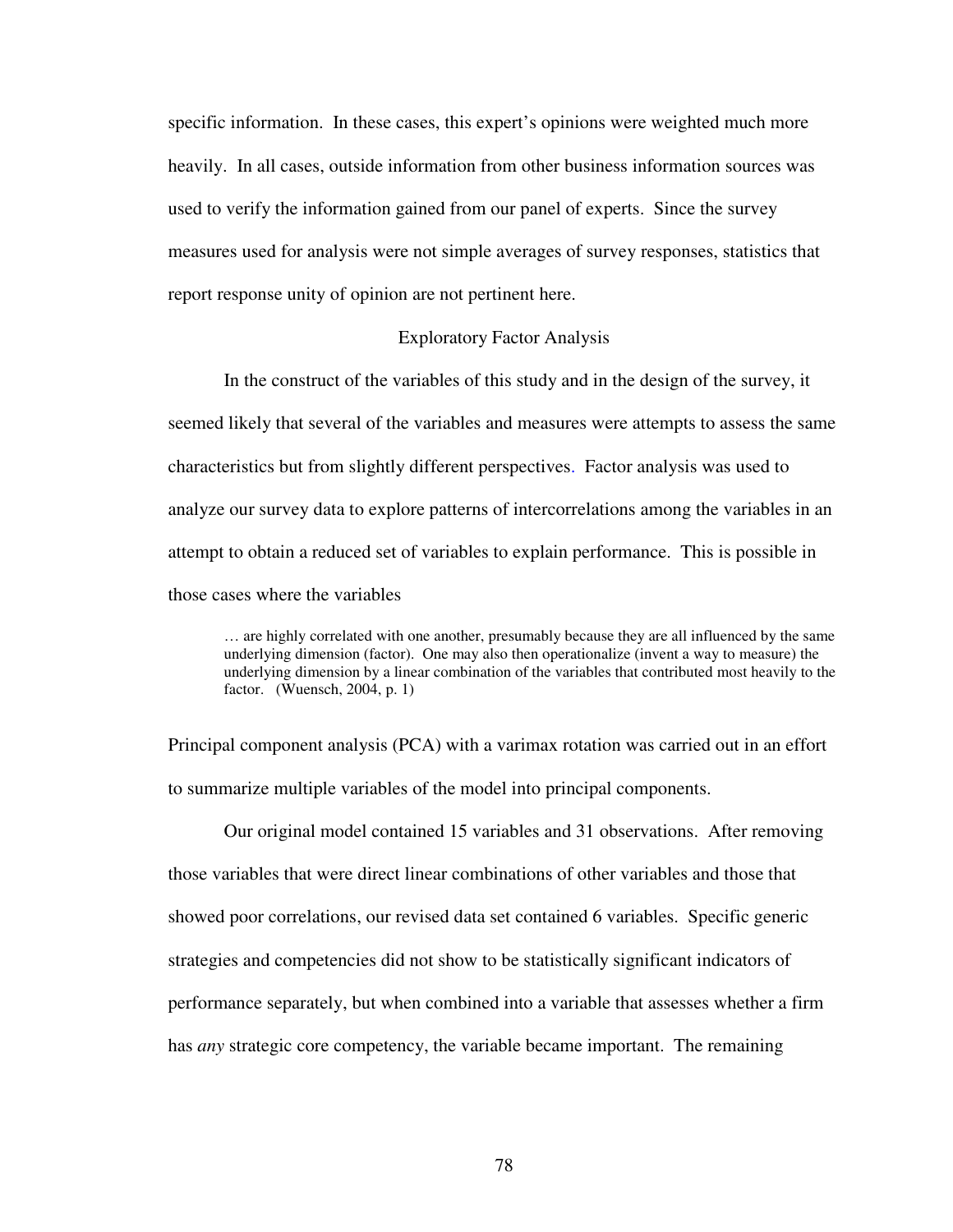specific information. In these cases, this expert's opinions were weighted much more heavily. In all cases, outside information from other business information sources was used to verify the information gained from our panel of experts. Since the survey measures used for analysis were not simple averages of survey responses, statistics that report response unity of opinion are not pertinent here.

## Exploratory Factor Analysis

In the construct of the variables of this study and in the design of the survey, it seemed likely that several of the variables and measures were attempts to assess the same characteristics but from slightly different perspectives. Factor analysis was used to analyze our survey data to explore patterns of intercorrelations among the variables in an attempt to obtain a reduced set of variables to explain performance. This is possible in those cases where the variables

> … are highly correlated with one another, presumably because they are all influenced by the same underlying dimension (factor). One may also then operationalize (invent a way to measure) the underlying dimension by a linear combination of the variables that contributed most heavily to the factor. (Wuensch, 2004, p. 1)

Principal component analysis (PCA) with a varimax rotation was carried out in an effort to summarize multiple variables of the model into principal components.

Our original model contained 15 variables and 31 observations. After removing those variables that were direct linear combinations of other variables and those that showed poor correlations, our revised data set contained 6 variables. Specific generic strategies and competencies did not show to be statistically significant indicators of performance separately, but when combined into a variable that assesses whether a firm has *any* strategic core competency, the variable became important. The remaining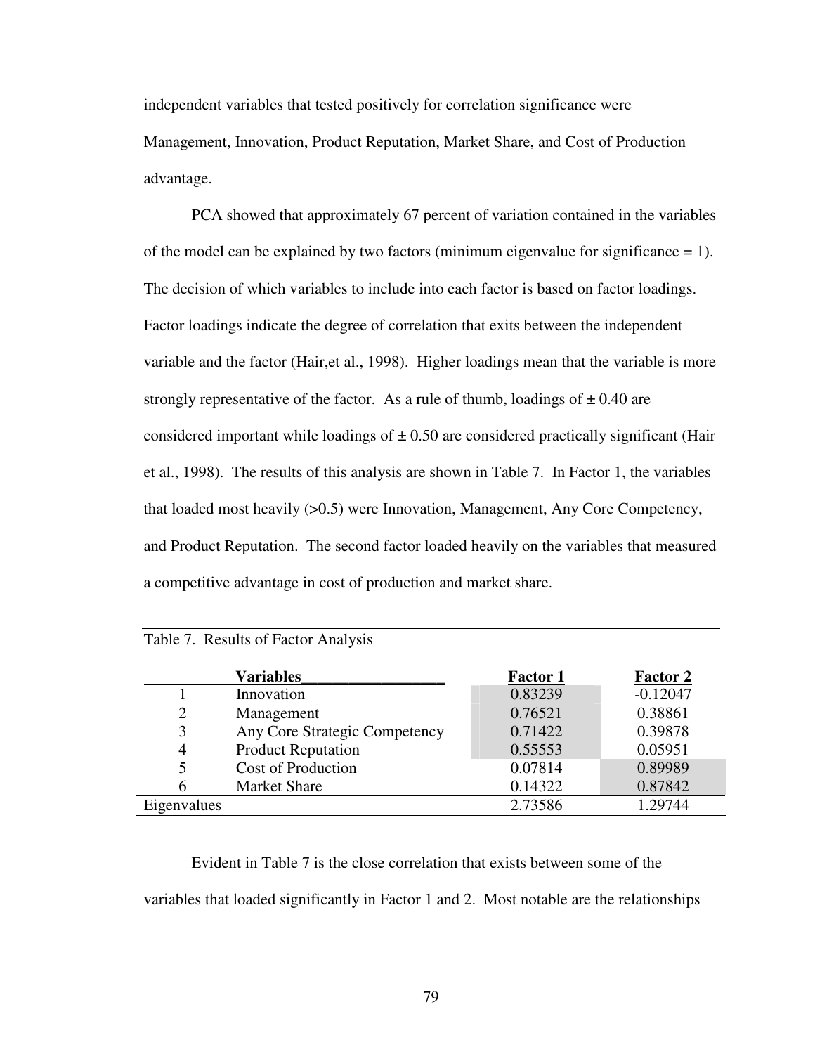independent variables that tested positively for correlation significance were Management, Innovation, Product Reputation, Market Share, and Cost of Production advantage.

PCA showed that approximately 67 percent of variation contained in the variables of the model can be explained by two factors (minimum eigenvalue for significance = 1). The decision of which variables to include into each factor is based on factor loadings. Factor loadings indicate the degree of correlation that exits between the independent variable and the factor (Hair,et al., 1998). Higher loadings mean that the variable is more strongly representative of the factor. As a rule of thumb, loadings of ± 0.40 are considered important while loadings of ± 0.50 are considered practically significant (Hair et al., 1998). The results of this analysis are shown in Table 7. In Factor 1, the variables that loaded most heavily (>0.5) were Innovation, Management, Any Core Competency, and Product Reputation. The second factor loaded heavily on the variables that measured a competitive advantage in cost of production and market share.

Table 7. Results of Factor Analysis

| | Variables | Factor 1 | Factor 2 |
|---|---|---|---|
| 1 | Innovation | 0.83239 | -0.12047 |
| 2 | Management | 0.76521 | 0.38861 |
| 3 | Any Core Strategic Competency | 0.71422 | 0.39878 |
| 4 | Product Reputation | 0.55553 | 0.05951 |
| 5 | Cost of Production | 0.07814 | 0.89989 |
| 6 | Market Share | 0.14322 | 0.87842 |
| Eigenvalues | | 2.73586 | 1.29744 |

Evident in Table 7 is the close correlation that exists between some of the variables that loaded significantly in Factor 1 and 2. Most notable are the relationships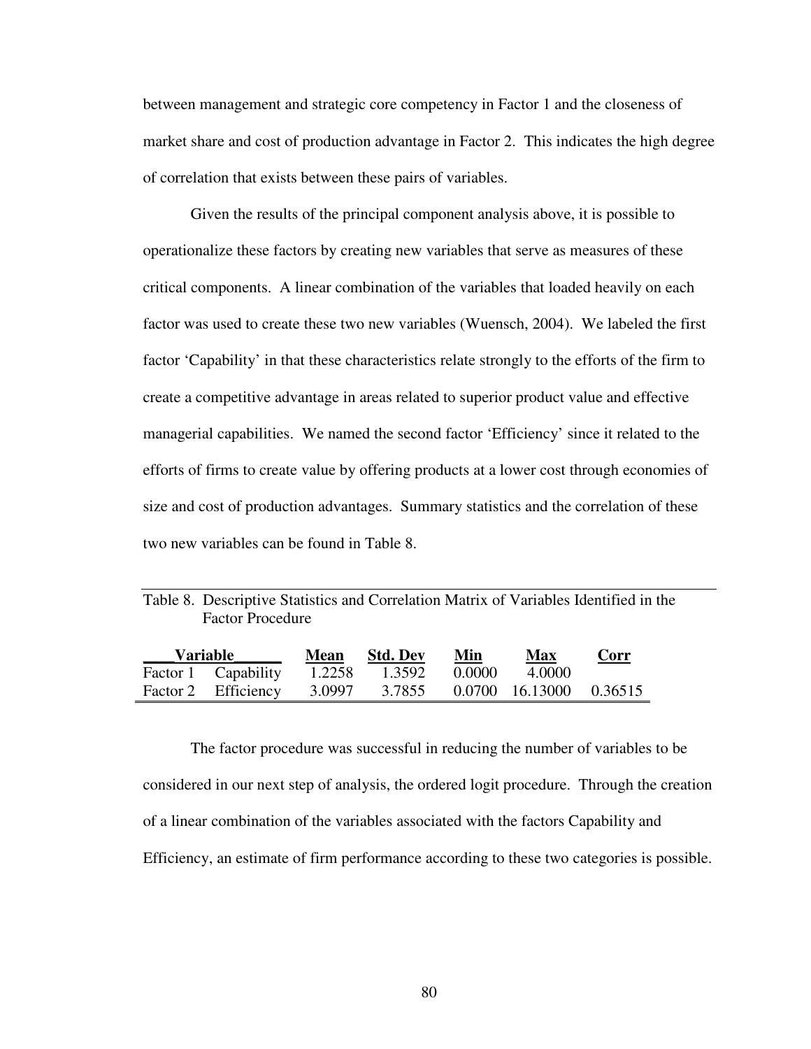between management and strategic core competency in Factor 1 and the closeness of market share and cost of production advantage in Factor 2. This indicates the high degree of correlation that exists between these pairs of variables.

Given the results of the principal component analysis above, it is possible to operationalize these factors by creating new variables that serve as measures of these critical components. A linear combination of the variables that loaded heavily on each factor was used to create these two new variables (Wuensch, 2004). We labeled the first factor 'Capability' in that these characteristics relate strongly to the efforts of the firm to create a competitive advantage in areas related to superior product value and effective managerial capabilities. We named the second factor 'Efficiency' since it related to the efforts of firms to create value by offering products at a lower cost through economies of size and cost of production advantages. Summary statistics and the correlation of these two new variables can be found in Table 8.

Table 8. Descriptive Statistics and Correlation Matrix of Variables Identified in the Factor Procedure

| Variable | | Mean | Std. Dev | Min | Max | Corr |
|---|---|---|---|---|---|---|
| Factor 1 | Capability | 1.2258 | 1.3592 | 0.0000 | 4.0000 | |
| Factor 2 | Efficiency | 3.0997 | 3.7855 | 0.0700 | 16.13000 | 0.36515 |

The factor procedure was successful in reducing the number of variables to be considered in our next step of analysis, the ordered logit procedure. Through the creation of a linear combination of the variables associated with the factors Capability and Efficiency, an estimate of firm performance according to these two categories is possible.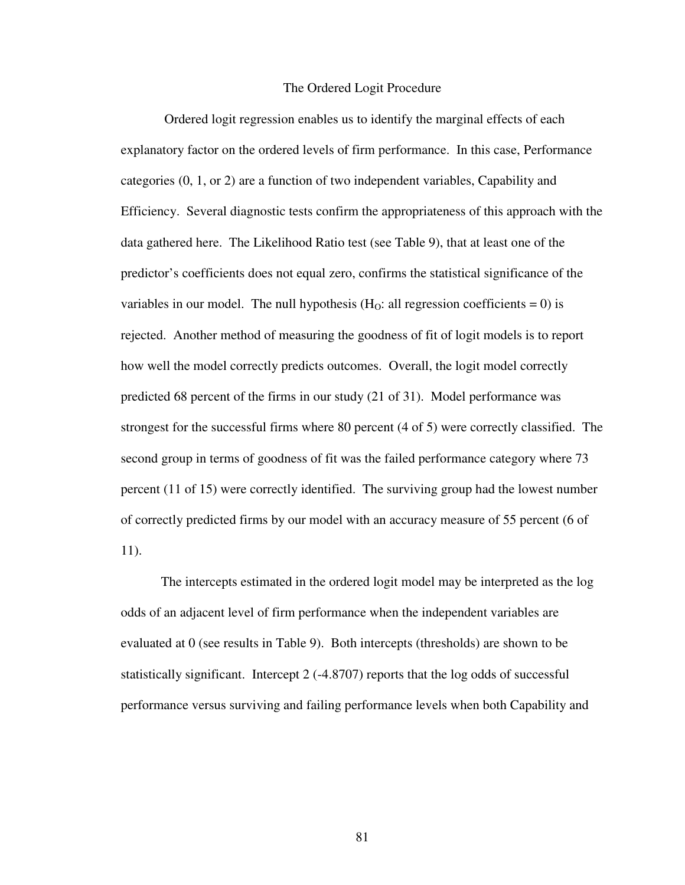## The Ordered Logit Procedure

Ordered logit regression enables us to identify the marginal effects of each explanatory factor on the ordered levels of firm performance. In this case, Performance categories (0, 1, or 2) are a function of two independent variables, Capability and Efficiency. Several diagnostic tests confirm the appropriateness of this approach with the data gathered here. The Likelihood Ratio test (see Table 9), that at least one of the predictor's coefficients does not equal zero, confirms the statistical significance of the variables in our model. The null hypothesis ($H_O$: all regression coefficients = 0) is rejected. Another method of measuring the goodness of fit of logit models is to report how well the model correctly predicts outcomes. Overall, the logit model correctly predicted 68 percent of the firms in our study (21 of 31). Model performance was strongest for the successful firms where 80 percent (4 of 5) were correctly classified. The second group in terms of goodness of fit was the failed performance category where 73 percent (11 of 15) were correctly identified. The surviving group had the lowest number of correctly predicted firms by our model with an accuracy measure of 55 percent (6 of 11).

The intercepts estimated in the ordered logit model may be interpreted as the log odds of an adjacent level of firm performance when the independent variables are evaluated at 0 (see results in Table 9). Both intercepts (thresholds) are shown to be statistically significant. Intercept 2 (-4.8707) reports that the log odds of successful performance versus surviving and failing performance levels when both Capability and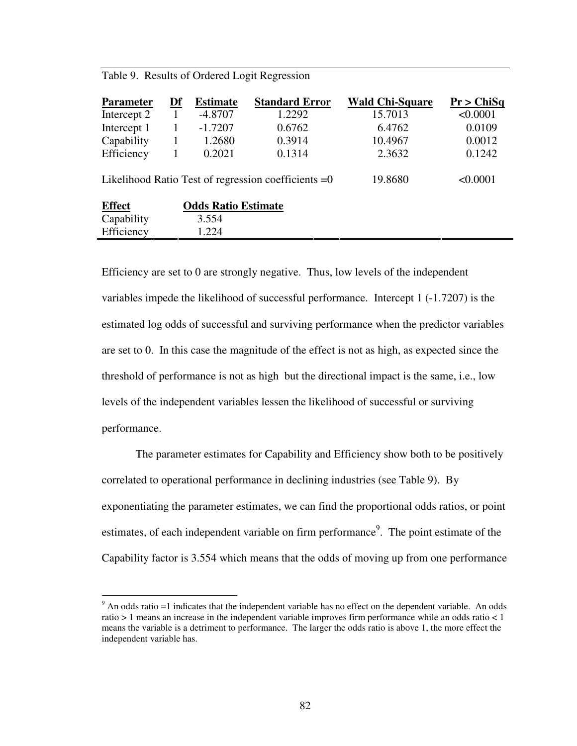Table 9. Results of Ordered Logit Regression

| Parameter | Df | Estimate | Standard Error | Wald Chi-Square | Pr > ChiSq |
|---|---|---|---|---|---|
| Intercept 2 | 1 | -4.8707 | 1.2292 | 15.7013 | <0.0001 |
| Intercept 1 | 1 | -1.7207 | 0.6762 | 6.4762 | 0.0109 |
| Capability | 1 | 1.2680 | 0.3914 | 10.4967 | 0.0012 |
| Efficiency | 1 | 0.2021 | 0.1314 | 2.3632 | 0.1242 |
| Likelihood Ratio Test of regression coefficients =0 | | | | 19.8680 | <0.0001 |
| **Effect** | | **Odds Ratio Estimate** | | | |
| Capability | | 3.554 | | | |
| Efficiency | | 1.224 | | | |

Efficiency are set to 0 are strongly negative. Thus, low levels of the independent variables impede the likelihood of successful performance. Intercept 1 (-1.7207) is the estimated log odds of successful and surviving performance when the predictor variables are set to 0. In this case the magnitude of the effect is not as high, as expected since the threshold of performance is not as high but the directional impact is the same, i.e., low levels of the independent variables lessen the likelihood of successful or surviving performance.

The parameter estimates for Capability and Efficiency show both to be positively correlated to operational performance in declining industries (see Table 9). By exponentiating the parameter estimates, we can find the proportional odds ratios, or point estimates, of each independent variable on firm performance[9]. The point estimate of the Capability factor is 3.554 which means that the odds of moving up from one performance

[9] An odds ratio =1 indicates that the independent variable has no effect on the dependent variable. An odds ratio > 1 means an increase in the independent variable improves firm performance while an odds ratio < 1 means the variable is a detriment to performance. The larger the odds ratio is above 1, the more effect the independent variable has.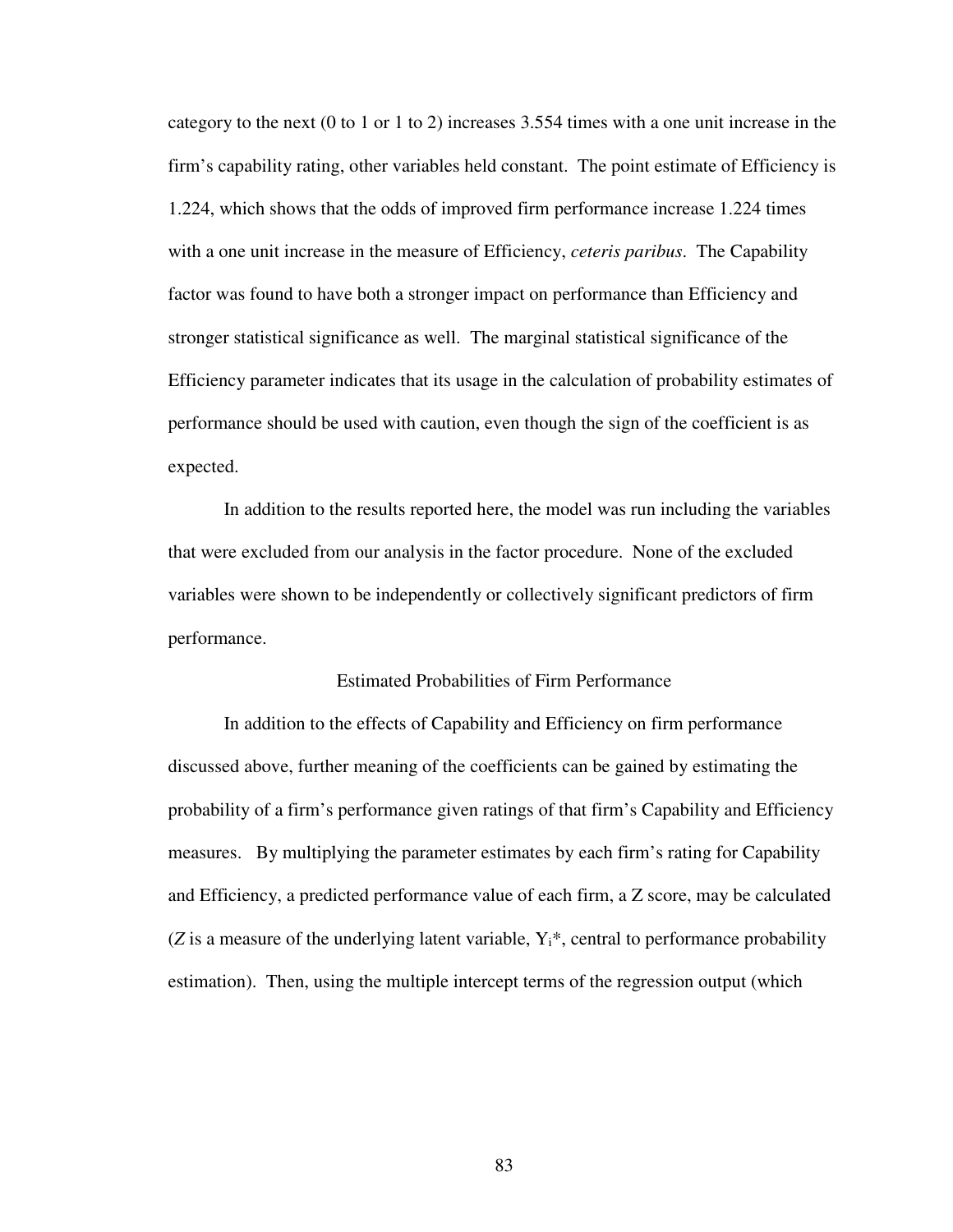category to the next (0 to 1 or 1 to 2) increases 3.554 times with a one unit increase in the firm's capability rating, other variables held constant. The point estimate of Efficiency is 1.224, which shows that the odds of improved firm performance increase 1.224 times with a one unit increase in the measure of Efficiency, *ceteris paribus*. The Capability factor was found to have both a stronger impact on performance than Efficiency and stronger statistical significance as well. The marginal statistical significance of the Efficiency parameter indicates that its usage in the calculation of probability estimates of performance should be used with caution, even though the sign of the coefficient is as expected.

In addition to the results reported here, the model was run including the variables that were excluded from our analysis in the factor procedure. None of the excluded variables were shown to be independently or collectively significant predictors of firm performance.

## Estimated Probabilities of Firm Performance

In addition to the effects of Capability and Efficiency on firm performance discussed above, further meaning of the coefficients can be gained by estimating the probability of a firm's performance given ratings of that firm's Capability and Efficiency measures. By multiplying the parameter estimates by each firm's rating for Capability and Efficiency, a predicted performance value of each firm, a Z score, may be calculated ($Z$ is a measure of the underlying latent variable, $Y_i^*$, central to performance probability estimation). Then, using the multiple intercept terms of the regression output (which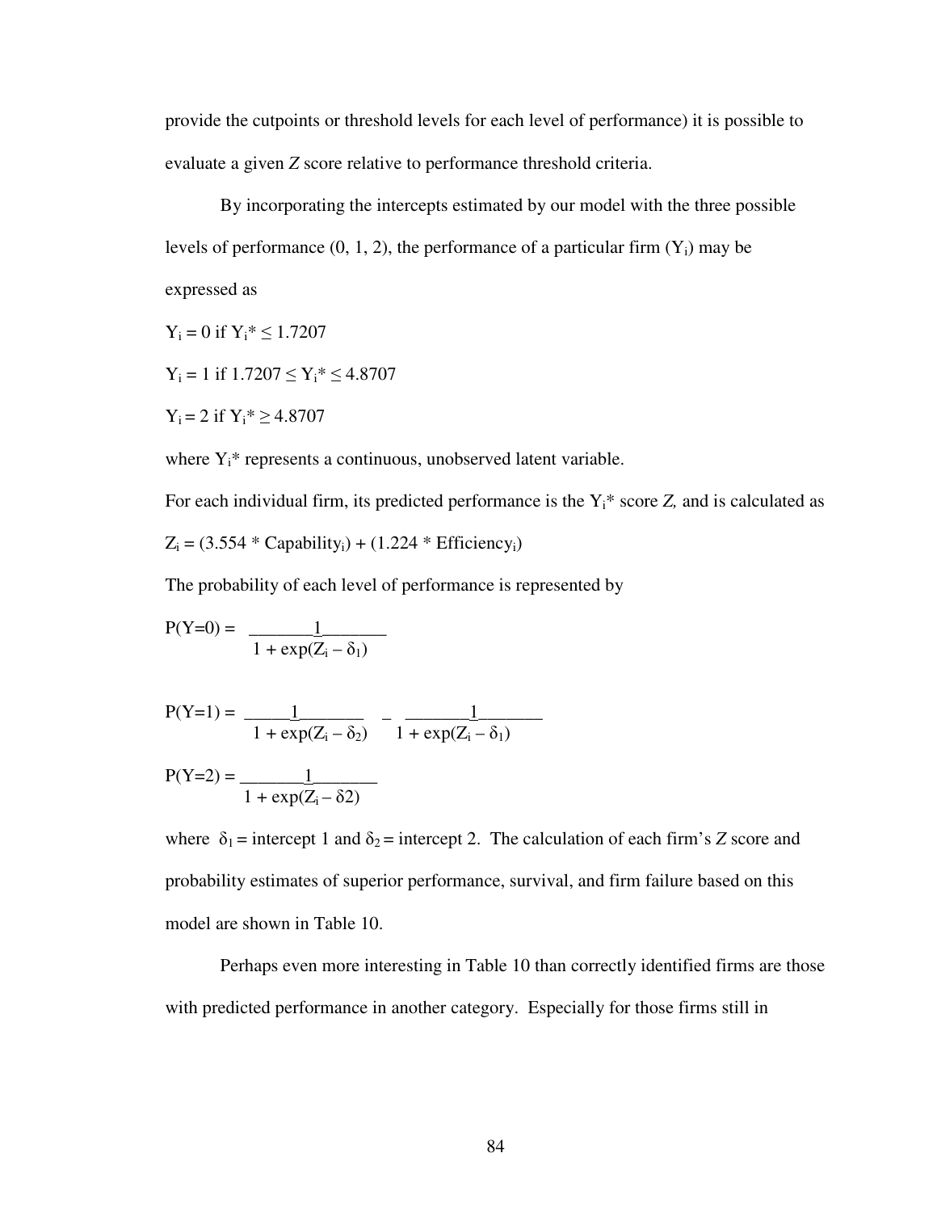provide the cutpoints or threshold levels for each level of performance) it is possible to evaluate a given *Z* score relative to performance threshold criteria.

By incorporating the intercepts estimated by our model with the three possible levels of performance (0, 1, 2), the performance of a particular firm ($Y_i$) may be expressed as

$Y_i = 0$ if $Y_i^* \leq 1.7207$

$Y_i = 1$ if $1.7207 \leq Y_i^* \leq 4.8707$

$Y_i = 2$ if $Y_i^* \geq 4.8707$

where $Y_i^*$ represents a continuous, unobserved latent variable.

For each individual firm, its predicted performance is the $Y_i^*$ score *Z,* and is calculated as

$$Z_i = (3.554 * \text{Capability}_i) + (1.224 * \text{Efficiency}_i)$$

The probability of each level of performance is represented by

$$P(Y=0) = \frac{1}{1 + \exp(Z_i - \delta_1)}$$

$$P(Y=1) = \frac{1}{1 + \exp(Z_i - \delta_2)} - \frac{1}{1 + \exp(Z_i - \delta_1)}$$

$$P(Y=2) = \frac{1}{1 + \exp(Z_i - \delta 2)}$$

where $\delta_1$ = intercept 1 and $\delta_2$ = intercept 2. The calculation of each firm's *Z* score and probability estimates of superior performance, survival, and firm failure based on this model are shown in Table 10.

Perhaps even more interesting in Table 10 than correctly identified firms are those with predicted performance in another category. Especially for those firms still in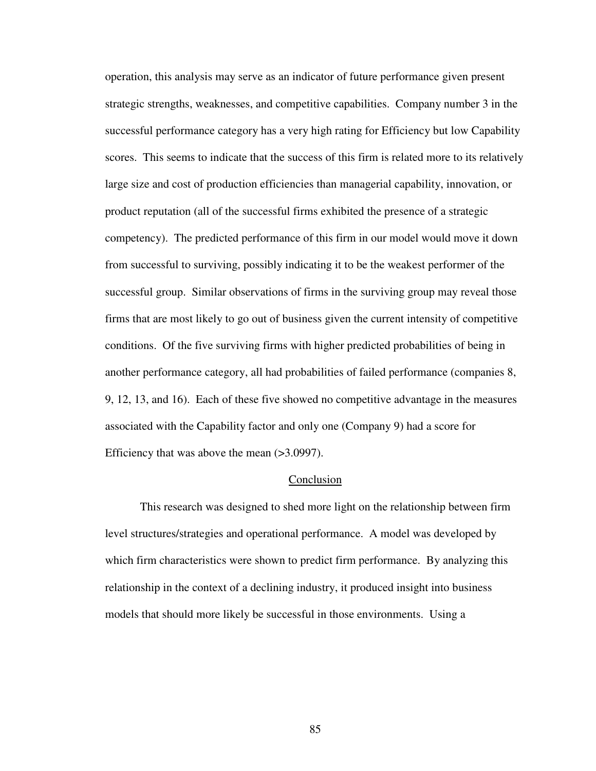operation, this analysis may serve as an indicator of future performance given present strategic strengths, weaknesses, and competitive capabilities. Company number 3 in the successful performance category has a very high rating for Efficiency but low Capability scores. This seems to indicate that the success of this firm is related more to its relatively large size and cost of production efficiencies than managerial capability, innovation, or product reputation (all of the successful firms exhibited the presence of a strategic competency). The predicted performance of this firm in our model would move it down from successful to surviving, possibly indicating it to be the weakest performer of the successful group. Similar observations of firms in the surviving group may reveal those firms that are most likely to go out of business given the current intensity of competitive conditions. Of the five surviving firms with higher predicted probabilities of being in another performance category, all had probabilities of failed performance (companies 8, 9, 12, 13, and 16). Each of these five showed no competitive advantage in the measures associated with the Capability factor and only one (Company 9) had a score for Efficiency that was above the mean (>3.0997).

## Conclusion

This research was designed to shed more light on the relationship between firm level structures/strategies and operational performance. A model was developed by which firm characteristics were shown to predict firm performance. By analyzing this relationship in the context of a declining industry, it produced insight into business models that should more likely be successful in those environments. Using a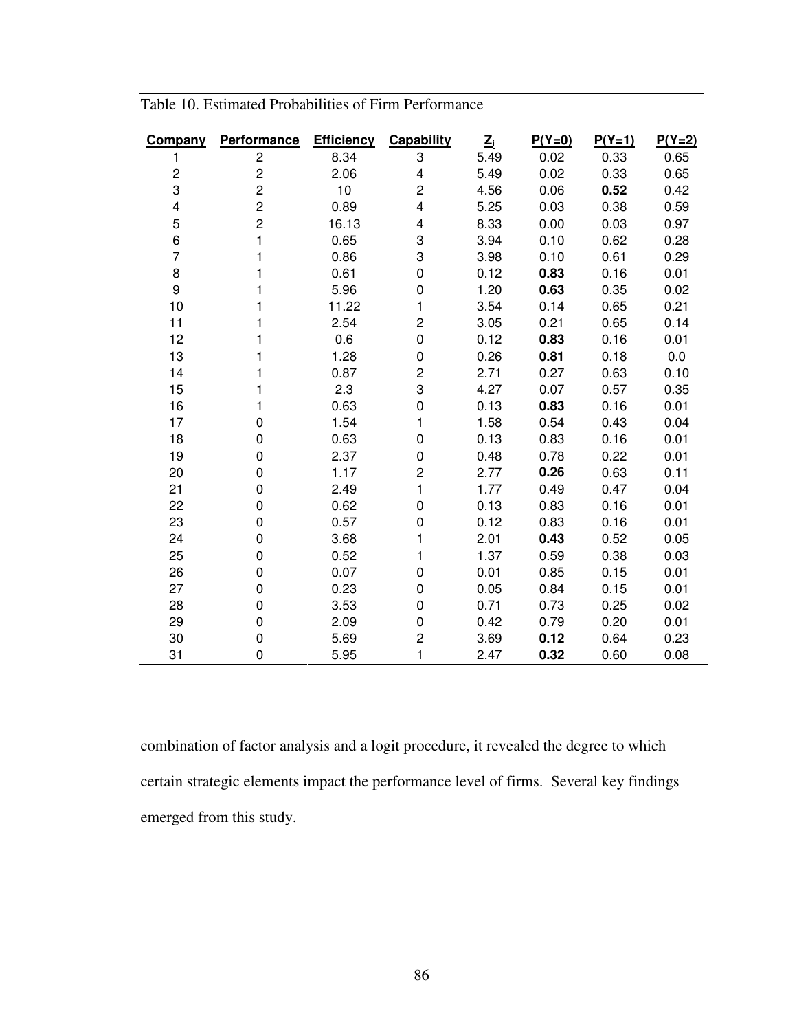Table 10. Estimated Probabilities of Firm Performance

| Company | Performance | Efficiency | Capability | $Z_i$ | P(Y=0) | P(Y=1) | P(Y=2) |
|---|---|---|---|---|---|---|---|
| 1 | 2 | 8.34 | 3 | 5.49 | 0.02 | 0.33 | 0.65 |
| 2 | 2 | 2.06 | 4 | 5.49 | 0.02 | 0.33 | 0.65 |
| 3 | 2 | 10 | 2 | 4.56 | 0.06 | **0.52** | 0.42 |
| 4 | 2 | 0.89 | 4 | 5.25 | 0.03 | 0.38 | 0.59 |
| 5 | 2 | 16.13 | 4 | 8.33 | 0.00 | 0.03 | 0.97 |
| 6 | 1 | 0.65 | 3 | 3.94 | 0.10 | 0.62 | 0.28 |
| 7 | 1 | 0.86 | 3 | 3.98 | 0.10 | 0.61 | 0.29 |
| 8 | 1 | 0.61 | 0 | 0.12 | **0.83** | 0.16 | 0.01 |
| 9 | 1 | 5.96 | 0 | 1.20 | **0.63** | 0.35 | 0.02 |
| 10 | 1 | 11.22 | 1 | 3.54 | 0.14 | 0.65 | 0.21 |
| 11 | 1 | 2.54 | 2 | 3.05 | 0.21 | 0.65 | 0.14 |
| 12 | 1 | 0.6 | 0 | 0.12 | **0.83** | 0.16 | 0.01 |
| 13 | 1 | 1.28 | 0 | 0.26 | **0.81** | 0.18 | 0.0 |
| 14 | 1 | 0.87 | 2 | 2.71 | 0.27 | 0.63 | 0.10 |
| 15 | 1 | 2.3 | 3 | 4.27 | 0.07 | 0.57 | 0.35 |
| 16 | 1 | 0.63 | 0 | 0.13 | **0.83** | 0.16 | 0.01 |
| 17 | 0 | 1.54 | 1 | 1.58 | 0.54 | 0.43 | 0.04 |
| 18 | 0 | 0.63 | 0 | 0.13 | 0.83 | 0.16 | 0.01 |
| 19 | 0 | 2.37 | 0 | 0.48 | 0.78 | 0.22 | 0.01 |
| 20 | 0 | 1.17 | 2 | 2.77 | **0.26** | 0.63 | 0.11 |
| 21 | 0 | 2.49 | 1 | 1.77 | 0.49 | 0.47 | 0.04 |
| 22 | 0 | 0.62 | 0 | 0.13 | 0.83 | 0.16 | 0.01 |
| 23 | 0 | 0.57 | 0 | 0.12 | 0.83 | 0.16 | 0.01 |
| 24 | 0 | 3.68 | 1 | 2.01 | **0.43** | 0.52 | 0.05 |
| 25 | 0 | 0.52 | 1 | 1.37 | 0.59 | 0.38 | 0.03 |
| 26 | 0 | 0.07 | 0 | 0.01 | 0.85 | 0.15 | 0.01 |
| 27 | 0 | 0.23 | 0 | 0.05 | 0.84 | 0.15 | 0.01 |
| 28 | 0 | 3.53 | 0 | 0.71 | 0.73 | 0.25 | 0.02 |
| 29 | 0 | 2.09 | 0 | 0.42 | 0.79 | 0.20 | 0.01 |
| 30 | 0 | 5.69 | 2 | 3.69 | **0.12** | 0.64 | 0.23 |
| 31 | 0 | 5.95 | 1 | 2.47 | **0.32** | 0.60 | 0.08 |

combination of factor analysis and a logit procedure, it revealed the degree to which certain strategic elements impact the performance level of firms. Several key findings emerged from this study.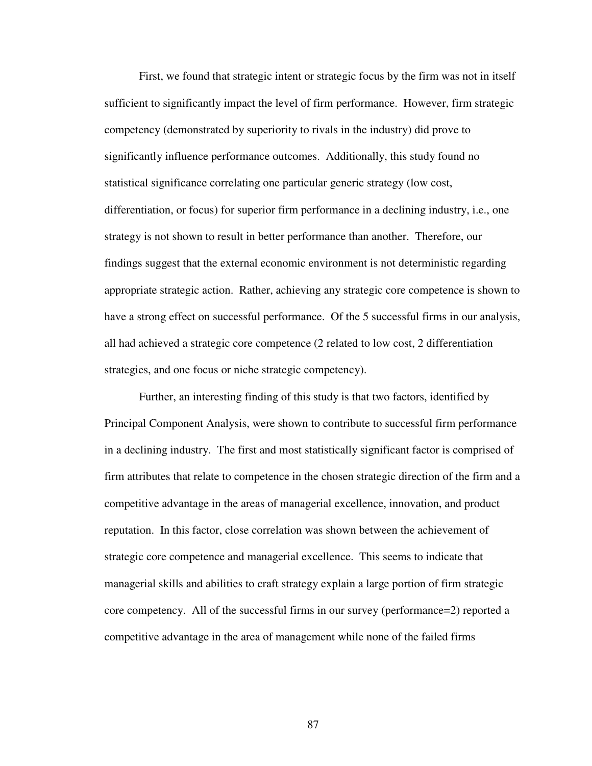First, we found that strategic intent or strategic focus by the firm was not in itself sufficient to significantly impact the level of firm performance. However, firm strategic competency (demonstrated by superiority to rivals in the industry) did prove to significantly influence performance outcomes. Additionally, this study found no statistical significance correlating one particular generic strategy (low cost, differentiation, or focus) for superior firm performance in a declining industry, i.e., one strategy is not shown to result in better performance than another. Therefore, our findings suggest that the external economic environment is not deterministic regarding appropriate strategic action. Rather, achieving any strategic core competence is shown to have a strong effect on successful performance. Of the 5 successful firms in our analysis, all had achieved a strategic core competence (2 related to low cost, 2 differentiation strategies, and one focus or niche strategic competency).

Further, an interesting finding of this study is that two factors, identified by Principal Component Analysis, were shown to contribute to successful firm performance in a declining industry. The first and most statistically significant factor is comprised of firm attributes that relate to competence in the chosen strategic direction of the firm and a competitive advantage in the areas of managerial excellence, innovation, and product reputation. In this factor, close correlation was shown between the achievement of strategic core competence and managerial excellence. This seems to indicate that managerial skills and abilities to craft strategy explain a large portion of firm strategic core competency. All of the successful firms in our survey (performance=2) reported a competitive advantage in the area of management while none of the failed firms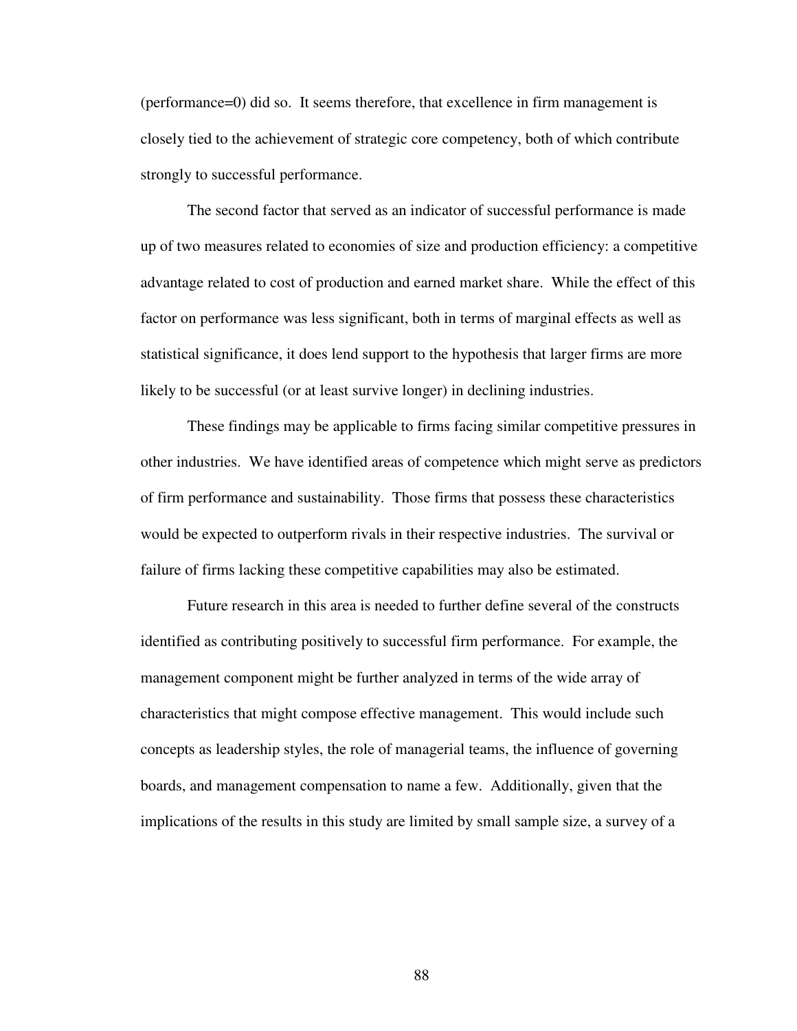(performance=0) did so. It seems therefore, that excellence in firm management is closely tied to the achievement of strategic core competency, both of which contribute strongly to successful performance.

The second factor that served as an indicator of successful performance is made up of two measures related to economies of size and production efficiency: a competitive advantage related to cost of production and earned market share. While the effect of this factor on performance was less significant, both in terms of marginal effects as well as statistical significance, it does lend support to the hypothesis that larger firms are more likely to be successful (or at least survive longer) in declining industries.

These findings may be applicable to firms facing similar competitive pressures in other industries. We have identified areas of competence which might serve as predictors of firm performance and sustainability. Those firms that possess these characteristics would be expected to outperform rivals in their respective industries. The survival or failure of firms lacking these competitive capabilities may also be estimated.

Future research in this area is needed to further define several of the constructs identified as contributing positively to successful firm performance. For example, the management component might be further analyzed in terms of the wide array of characteristics that might compose effective management. This would include such concepts as leadership styles, the role of managerial teams, the influence of governing boards, and management compensation to name a few. Additionally, given that the implications of the results in this study are limited by small sample size, a survey of a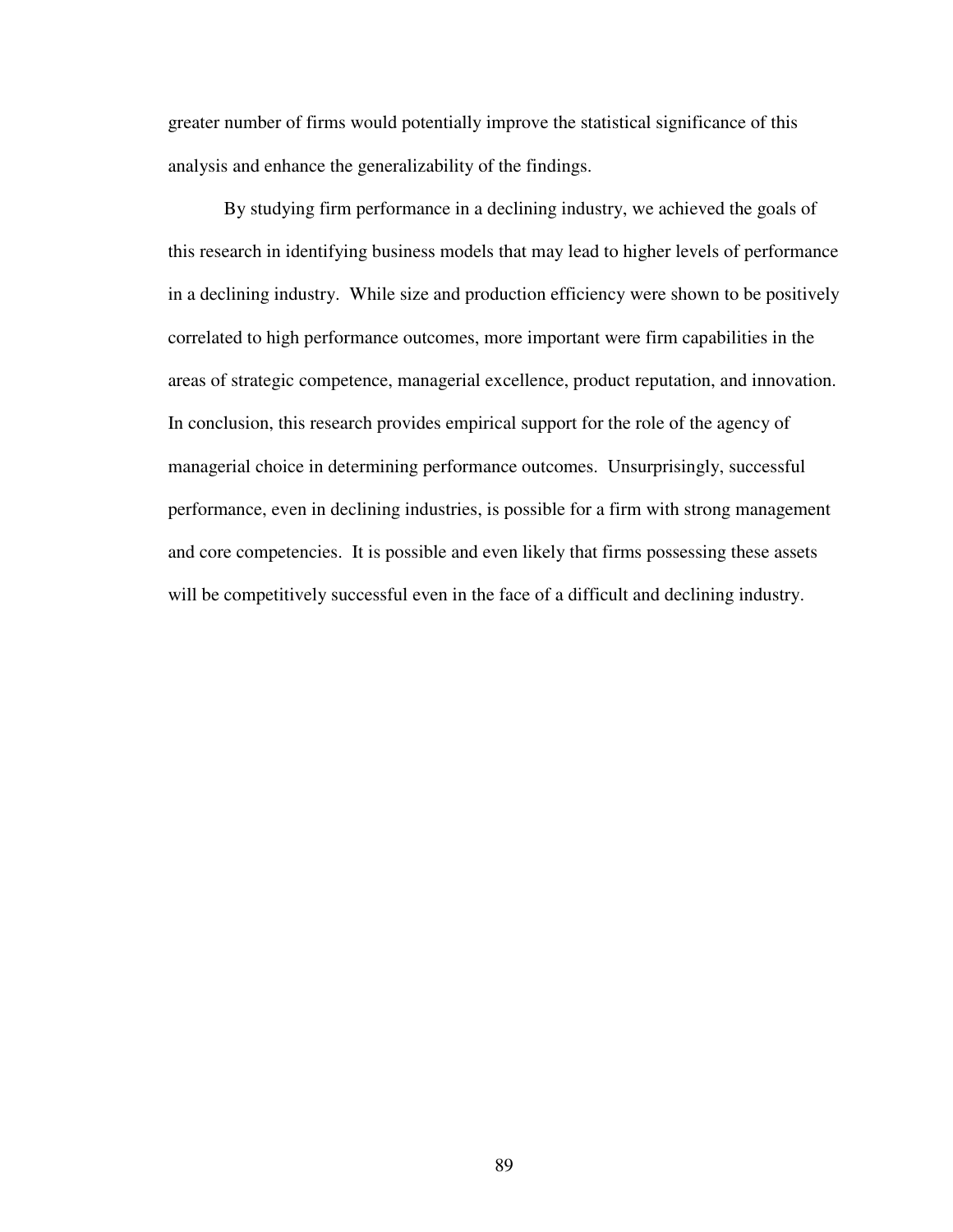greater number of firms would potentially improve the statistical significance of this analysis and enhance the generalizability of the findings.

By studying firm performance in a declining industry, we achieved the goals of this research in identifying business models that may lead to higher levels of performance in a declining industry. While size and production efficiency were shown to be positively correlated to high performance outcomes, more important were firm capabilities in the areas of strategic competence, managerial excellence, product reputation, and innovation. In conclusion, this research provides empirical support for the role of the agency of managerial choice in determining performance outcomes. Unsurprisingly, successful performance, even in declining industries, is possible for a firm with strong management and core competencies. It is possible and even likely that firms possessing these assets will be competitively successful even in the face of a difficult and declining industry.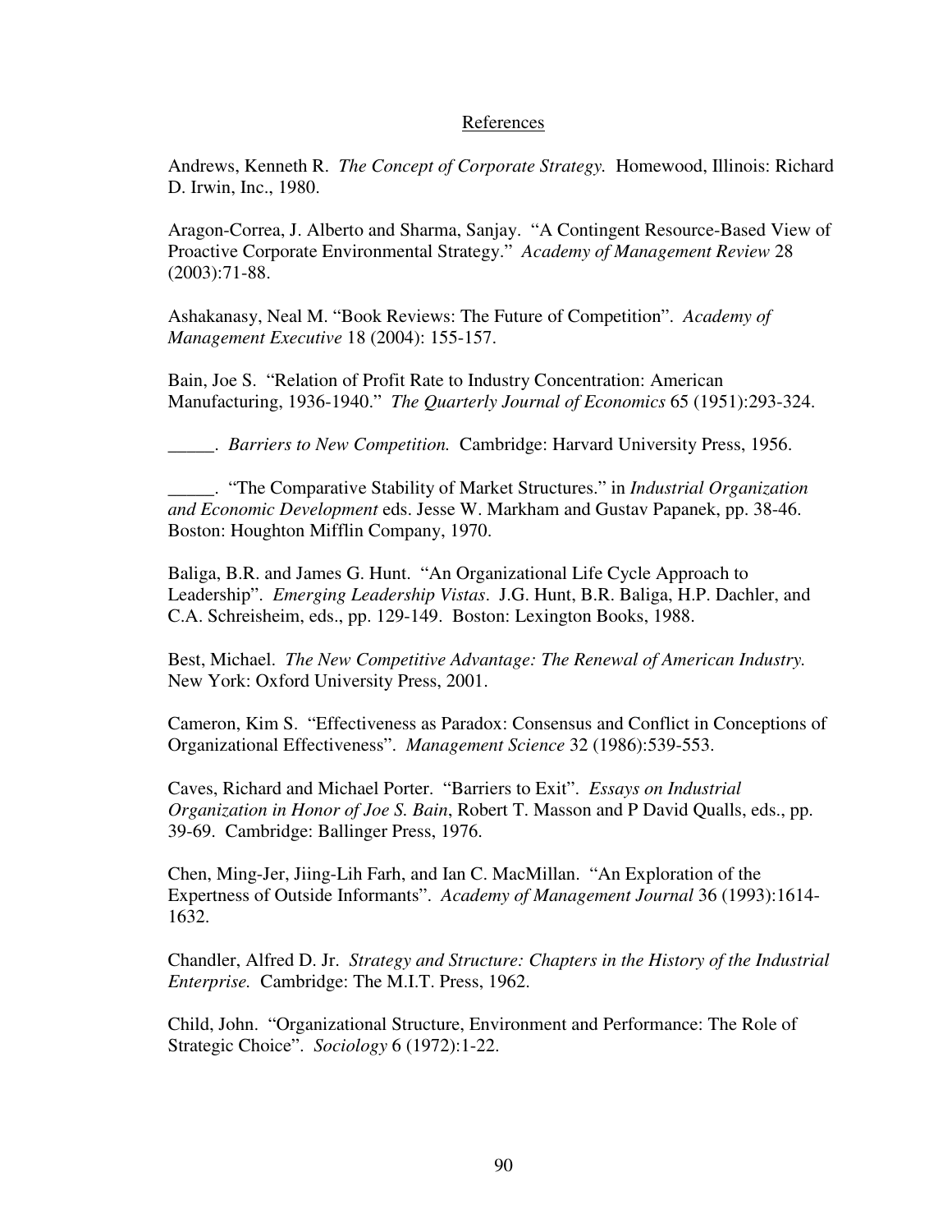References

Andrews, Kenneth R. *The Concept of Corporate Strategy.* Homewood, Illinois: Richard D. Irwin, Inc., 1980.

Aragon-Correa, J. Alberto and Sharma, Sanjay. "A Contingent Resource-Based View of Proactive Corporate Environmental Strategy." *Academy of Management Review* 28 (2003):71-88.

Ashakanasy, Neal M. "Book Reviews: The Future of Competition". *Academy of Management Executive* 18 (2004): 155-157.

Bain, Joe S. "Relation of Profit Rate to Industry Concentration: American Manufacturing, 1936-1940." *The Quarterly Journal of Economics* 65 (1951):293-324.

_____. *Barriers to New Competition.* Cambridge: Harvard University Press, 1956.

_____. "The Comparative Stability of Market Structures." in *Industrial Organization and Economic Development* eds. Jesse W. Markham and Gustav Papanek, pp. 38-46. Boston: Houghton Mifflin Company, 1970.

Baliga, B.R. and James G. Hunt. "An Organizational Life Cycle Approach to Leadership". *Emerging Leadership Vistas*. J.G. Hunt, B.R. Baliga, H.P. Dachler, and C.A. Schreisheim, eds., pp. 129-149. Boston: Lexington Books, 1988.

Best, Michael. *The New Competitive Advantage: The Renewal of American Industry.* New York: Oxford University Press, 2001.

Cameron, Kim S. "Effectiveness as Paradox: Consensus and Conflict in Conceptions of Organizational Effectiveness". *Management Science* 32 (1986):539-553.

Caves, Richard and Michael Porter. "Barriers to Exit". *Essays on Industrial Organization in Honor of Joe S. Bain*, Robert T. Masson and P David Qualls, eds., pp. 39-69. Cambridge: Ballinger Press, 1976.

Chen, Ming-Jer, Jiing-Lih Farh, and Ian C. MacMillan. "An Exploration of the Expertness of Outside Informants". *Academy of Management Journal* 36 (1993):1614-1632.

Chandler, Alfred D. Jr. *Strategy and Structure: Chapters in the History of the Industrial Enterprise.* Cambridge: The M.I.T. Press, 1962.

Child, John. "Organizational Structure, Environment and Performance: The Role of Strategic Choice". *Sociology* 6 (1972):1-22.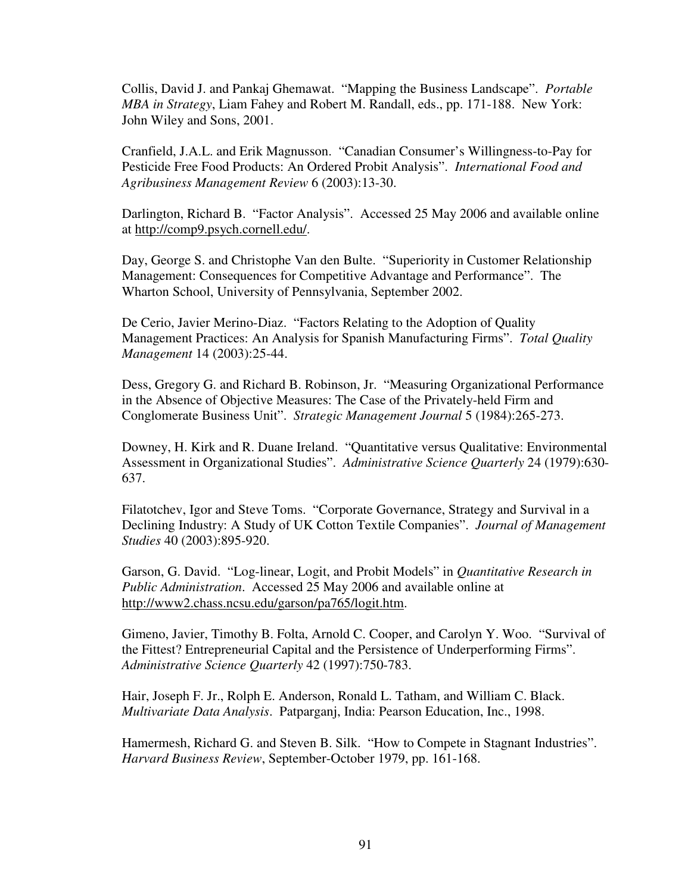Collis, David J. and Pankaj Ghemawat. "Mapping the Business Landscape". *Portable MBA in Strategy*, Liam Fahey and Robert M. Randall, eds., pp. 171-188. New York: John Wiley and Sons, 2001.

Cranfield, J.A.L. and Erik Magnusson. "Canadian Consumer's Willingness-to-Pay for Pesticide Free Food Products: An Ordered Probit Analysis". *International Food and Agribusiness Management Review* 6 (2003):13-30.

Darlington, Richard B. "Factor Analysis". Accessed 25 May 2006 and available online at http://comp9.psych.cornell.edu/.

Day, George S. and Christophe Van den Bulte. "Superiority in Customer Relationship Management: Consequences for Competitive Advantage and Performance". The Wharton School, University of Pennsylvania, September 2002.

De Cerio, Javier Merino-Diaz. "Factors Relating to the Adoption of Quality Management Practices: An Analysis for Spanish Manufacturing Firms". *Total Quality Management* 14 (2003):25-44.

Dess, Gregory G. and Richard B. Robinson, Jr. "Measuring Organizational Performance in the Absence of Objective Measures: The Case of the Privately-held Firm and Conglomerate Business Unit". *Strategic Management Journal* 5 (1984):265-273.

Downey, H. Kirk and R. Duane Ireland. "Quantitative versus Qualitative: Environmental Assessment in Organizational Studies". *Administrative Science Quarterly* 24 (1979):630-637.

Filatotchev, Igor and Steve Toms. "Corporate Governance, Strategy and Survival in a Declining Industry: A Study of UK Cotton Textile Companies". *Journal of Management Studies* 40 (2003):895-920.

Garson, G. David. "Log-linear, Logit, and Probit Models" in *Quantitative Research in Public Administration*. Accessed 25 May 2006 and available online at http://www2.chass.ncsu.edu/garson/pa765/logit.htm.

Gimeno, Javier, Timothy B. Folta, Arnold C. Cooper, and Carolyn Y. Woo. "Survival of the Fittest? Entrepreneurial Capital and the Persistence of Underperforming Firms". *Administrative Science Quarterly* 42 (1997):750-783.

Hair, Joseph F. Jr., Rolph E. Anderson, Ronald L. Tatham, and William C. Black. *Multivariate Data Analysis*. Patparganj, India: Pearson Education, Inc., 1998.

Hamermesh, Richard G. and Steven B. Silk. "How to Compete in Stagnant Industries". *Harvard Business Review*, September-October 1979, pp. 161-168.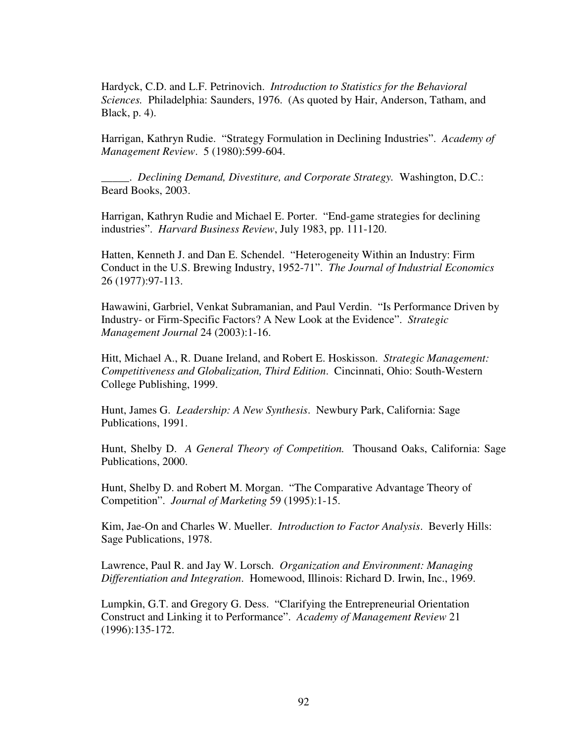Hardyck, C.D. and L.F. Petrinovich. *Introduction to Statistics for the Behavioral Sciences.* Philadelphia: Saunders, 1976. (As quoted by Hair, Anderson, Tatham, and Black, p. 4).

Harrigan, Kathryn Rudie. "Strategy Formulation in Declining Industries". *Academy of Management Review*. 5 (1980):599-604.

_____. *Declining Demand, Divestiture, and Corporate Strategy.* Washington, D.C.: Beard Books, 2003.

Harrigan, Kathryn Rudie and Michael E. Porter. "End-game strategies for declining industries". *Harvard Business Review*, July 1983, pp. 111-120.

Hatten, Kenneth J. and Dan E. Schendel. "Heterogeneity Within an Industry: Firm Conduct in the U.S. Brewing Industry, 1952-71". *The Journal of Industrial Economics* 26 (1977):97-113.

Hawawini, Garbriel, Venkat Subramanian, and Paul Verdin. "Is Performance Driven by Industry- or Firm-Specific Factors? A New Look at the Evidence". *Strategic Management Journal* 24 (2003):1-16.

Hitt, Michael A., R. Duane Ireland, and Robert E. Hoskisson. *Strategic Management: Competitiveness and Globalization, Third Edition*. Cincinnati, Ohio: South-Western College Publishing, 1999.

Hunt, James G. *Leadership: A New Synthesis*. Newbury Park, California: Sage Publications, 1991.

Hunt, Shelby D. *A General Theory of Competition.* Thousand Oaks, California: Sage Publications, 2000.

Hunt, Shelby D. and Robert M. Morgan. "The Comparative Advantage Theory of Competition". *Journal of Marketing* 59 (1995):1-15.

Kim, Jae-On and Charles W. Mueller. *Introduction to Factor Analysis*. Beverly Hills: Sage Publications, 1978.

Lawrence, Paul R. and Jay W. Lorsch. *Organization and Environment: Managing Differentiation and Integration*. Homewood, Illinois: Richard D. Irwin, Inc., 1969.

Lumpkin, G.T. and Gregory G. Dess. "Clarifying the Entrepreneurial Orientation Construct and Linking it to Performance". *Academy of Management Review* 21 (1996):135-172.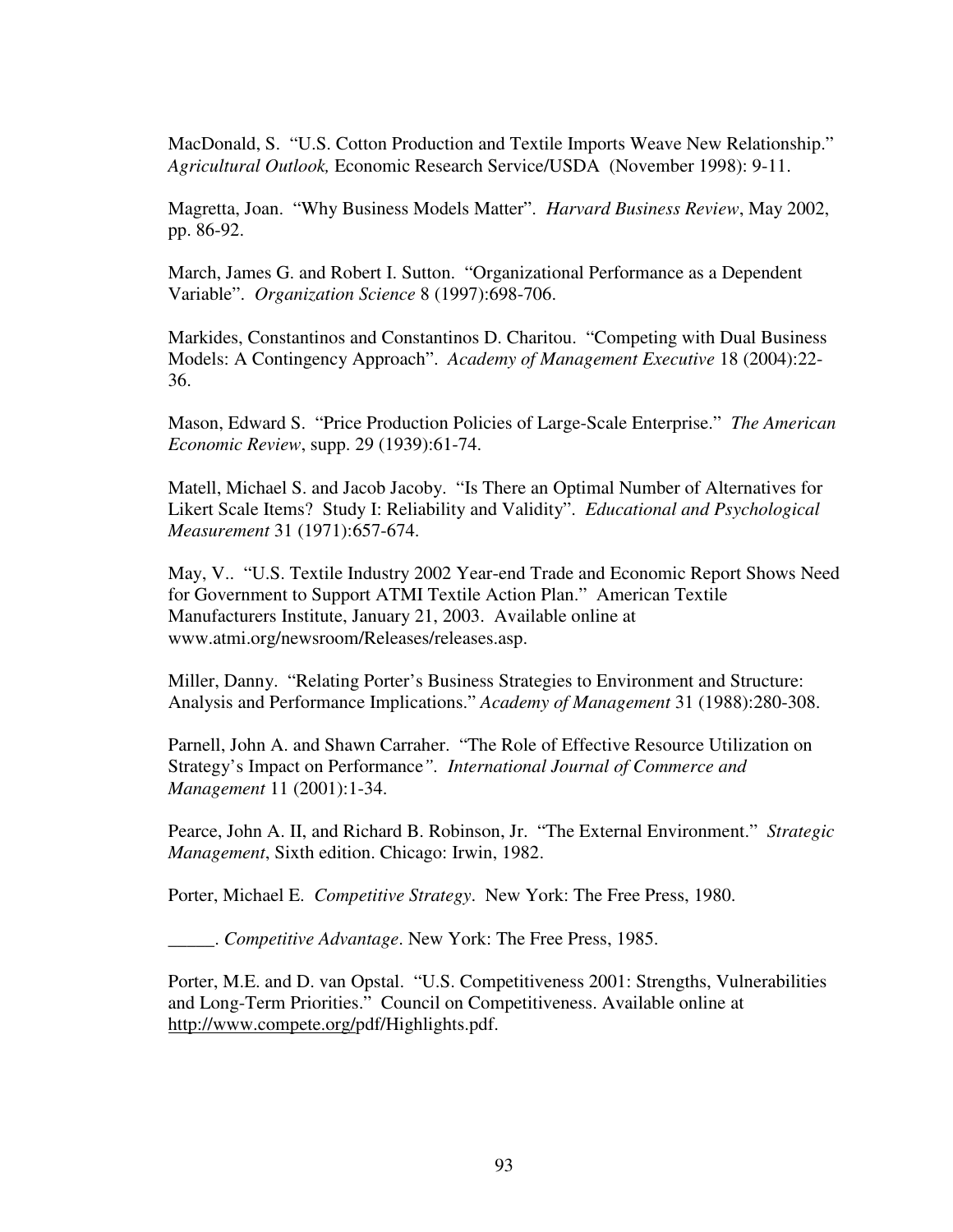MacDonald, S. "U.S. Cotton Production and Textile Imports Weave New Relationship." *Agricultural Outlook,* Economic Research Service/USDA (November 1998): 9-11.

Magretta, Joan. "Why Business Models Matter". *Harvard Business Review*, May 2002, pp. 86-92.

March, James G. and Robert I. Sutton. "Organizational Performance as a Dependent Variable". *Organization Science* 8 (1997):698-706.

Markides, Constantinos and Constantinos D. Charitou. "Competing with Dual Business Models: A Contingency Approach". *Academy of Management Executive* 18 (2004):22-36.

Mason, Edward S. "Price Production Policies of Large-Scale Enterprise." *The American Economic Review*, supp. 29 (1939):61-74.

Matell, Michael S. and Jacob Jacoby. "Is There an Optimal Number of Alternatives for Likert Scale Items? Study I: Reliability and Validity". *Educational and Psychological Measurement* 31 (1971):657-674.

May, V.. "U.S. Textile Industry 2002 Year-end Trade and Economic Report Shows Need for Government to Support ATMI Textile Action Plan." American Textile Manufacturers Institute, January 21, 2003. Available online at www.atmi.org/newsroom/Releases/releases.asp.

Miller, Danny. "Relating Porter's Business Strategies to Environment and Structure: Analysis and Performance Implications." *Academy of Management* 31 (1988):280-308.

Parnell, John A. and Shawn Carraher. "The Role of Effective Resource Utilization on Strategy's Impact on Performance". *International Journal of Commerce and Management* 11 (2001):1-34.

Pearce, John A. II, and Richard B. Robinson, Jr. "The External Environment." *Strategic Management*, Sixth edition. Chicago: Irwin, 1982.

Porter, Michael E. *Competitive Strategy*. New York: The Free Press, 1980.

_____. *Competitive Advantage*. New York: The Free Press, 1985.

Porter, M.E. and D. van Opstal. "U.S. Competitiveness 2001: Strengths, Vulnerabilities and Long-Term Priorities." Council on Competitiveness. Available online at http://www.compete.org/pdf/Highlights.pdf.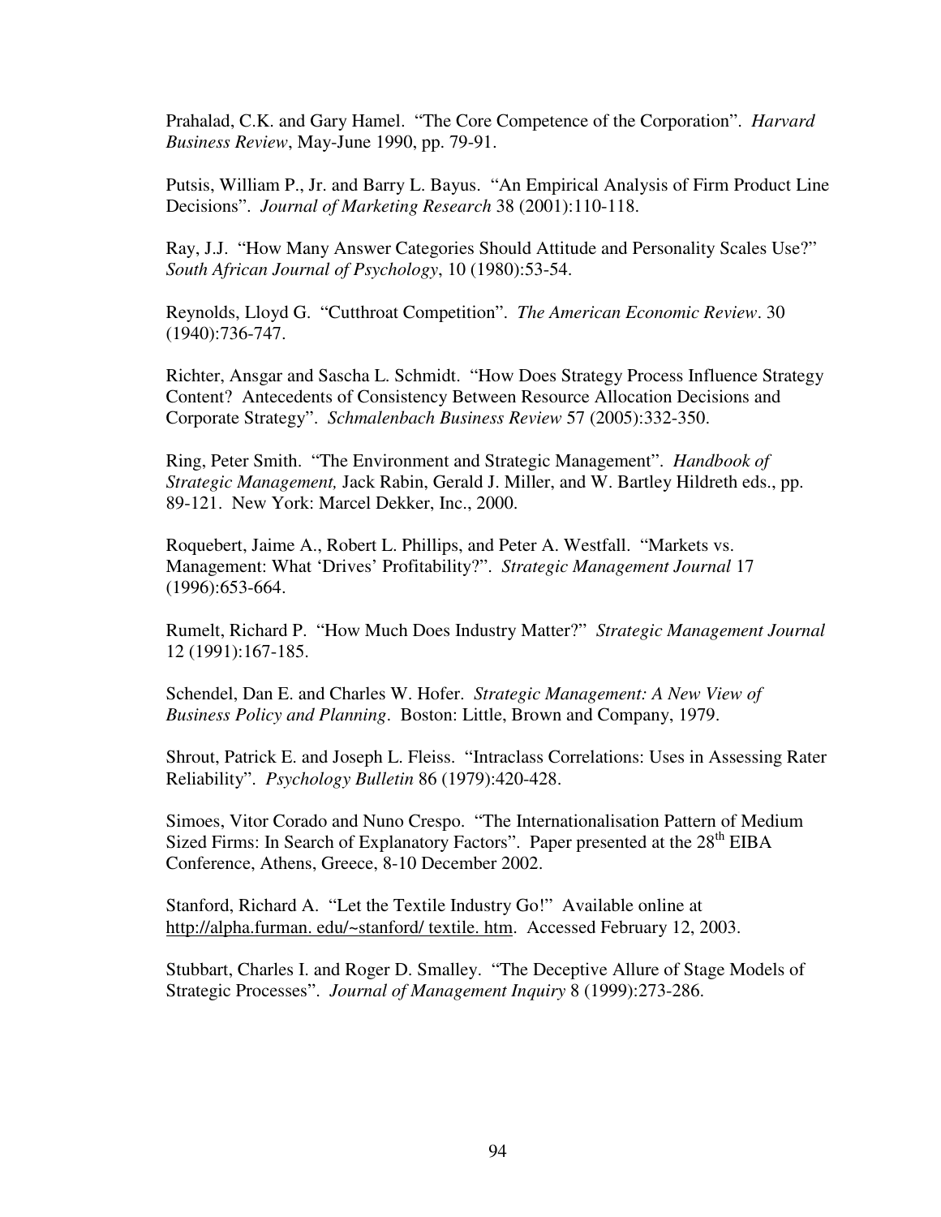Prahalad, C.K. and Gary Hamel. "The Core Competence of the Corporation". *Harvard Business Review*, May-June 1990, pp. 79-91.

Putsis, William P., Jr. and Barry L. Bayus. "An Empirical Analysis of Firm Product Line Decisions". *Journal of Marketing Research* 38 (2001):110-118.

Ray, J.J. "How Many Answer Categories Should Attitude and Personality Scales Use?" *South African Journal of Psychology*, 10 (1980):53-54.

Reynolds, Lloyd G. "Cutthroat Competition". *The American Economic Review*. 30 (1940):736-747.

Richter, Ansgar and Sascha L. Schmidt. "How Does Strategy Process Influence Strategy Content? Antecedents of Consistency Between Resource Allocation Decisions and Corporate Strategy". *Schmalenbach Business Review* 57 (2005):332-350.

Ring, Peter Smith. "The Environment and Strategic Management". *Handbook of Strategic Management,* Jack Rabin, Gerald J. Miller, and W. Bartley Hildreth eds., pp. 89-121. New York: Marcel Dekker, Inc., 2000.

Roquebert, Jaime A., Robert L. Phillips, and Peter A. Westfall. "Markets vs. Management: What 'Drives' Profitability?". *Strategic Management Journal* 17 (1996):653-664.

Rumelt, Richard P. "How Much Does Industry Matter?" *Strategic Management Journal* 12 (1991):167-185.

Schendel, Dan E. and Charles W. Hofer. *Strategic Management: A New View of Business Policy and Planning*. Boston: Little, Brown and Company, 1979.

Shrout, Patrick E. and Joseph L. Fleiss. "Intraclass Correlations: Uses in Assessing Rater Reliability". *Psychology Bulletin* 86 (1979):420-428.

Simoes, Vitor Corado and Nuno Crespo. "The Internationalisation Pattern of Medium Sized Firms: In Search of Explanatory Factors". Paper presented at the 28th EIBA Conference, Athens, Greece, 8-10 December 2002.

Stanford, Richard A. "Let the Textile Industry Go!" Available online at http://alpha.furman. edu/~stanford/ textile. htm. Accessed February 12, 2003.

Stubbart, Charles I. and Roger D. Smalley. "The Deceptive Allure of Stage Models of Strategic Processes". *Journal of Management Inquiry* 8 (1999):273-286.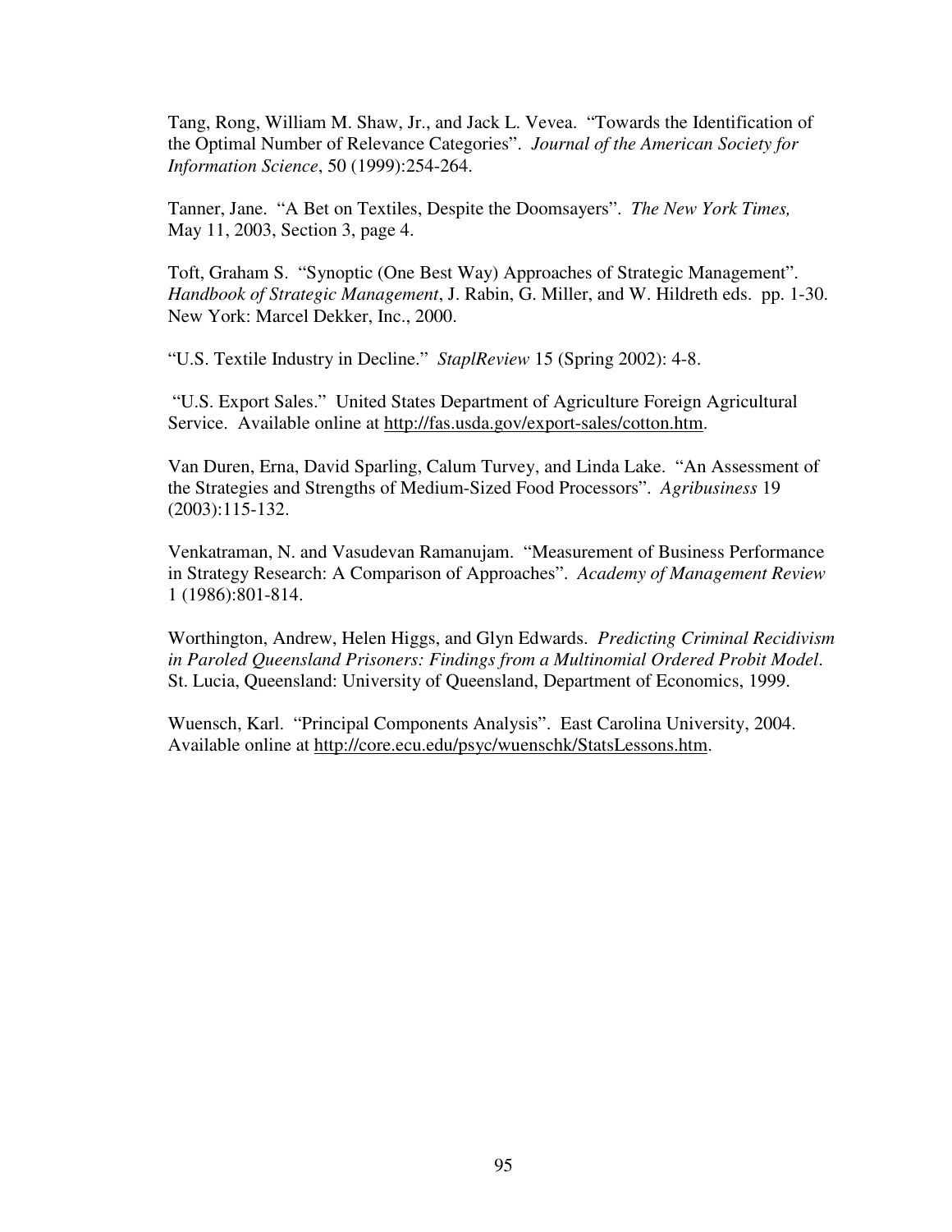Tang, Rong, William M. Shaw, Jr., and Jack L. Vevea. "Towards the Identification of the Optimal Number of Relevance Categories". *Journal of the American Society for Information Science*, 50 (1999):254-264.

Tanner, Jane. "A Bet on Textiles, Despite the Doomsayers". *The New York Times,* May 11, 2003, Section 3, page 4.

Toft, Graham S. "Synoptic (One Best Way) Approaches of Strategic Management". *Handbook of Strategic Management*, J. Rabin, G. Miller, and W. Hildreth eds. pp. 1-30. New York: Marcel Dekker, Inc., 2000.

"U.S. Textile Industry in Decline." *StaplReview* 15 (Spring 2002): 4-8.

"U.S. Export Sales." United States Department of Agriculture Foreign Agricultural Service. Available online at http://fas.usda.gov/export-sales/cotton.htm.

Van Duren, Erna, David Sparling, Calum Turvey, and Linda Lake. "An Assessment of the Strategies and Strengths of Medium-Sized Food Processors". *Agribusiness* 19 (2003):115-132.

Venkatraman, N. and Vasudevan Ramanujam. "Measurement of Business Performance in Strategy Research: A Comparison of Approaches". *Academy of Management Review* 1 (1986):801-814.

Worthington, Andrew, Helen Higgs, and Glyn Edwards. *Predicting Criminal Recidivism in Paroled Queensland Prisoners: Findings from a Multinomial Ordered Probit Model*. St. Lucia, Queensland: University of Queensland, Department of Economics, 1999.

Wuensch, Karl. "Principal Components Analysis". East Carolina University, 2004. Available online at http://core.ecu.edu/psyc/wuenschk/StatsLessons.htm.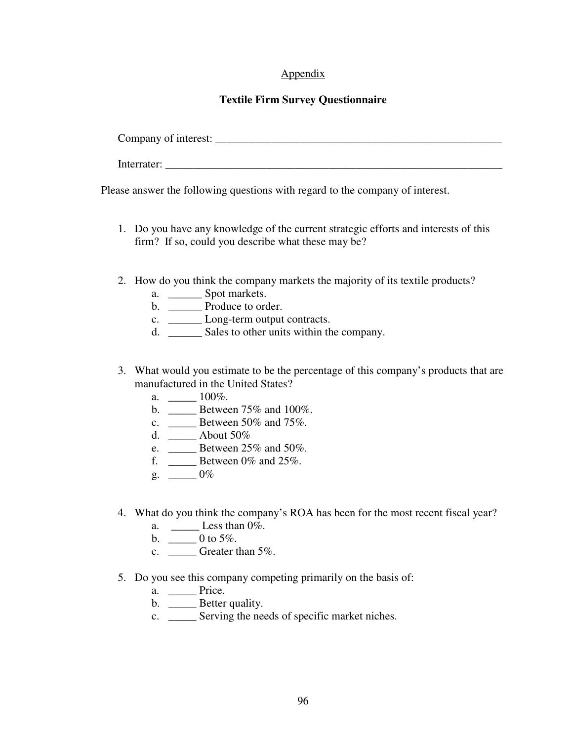Appendix

# Textile Firm Survey Questionnaire

Company of interest: ______________________________________________________

Interrater: ________________________________________________________________

Please answer the following questions with regard to the company of interest.

1. Do you have any knowledge of the current strategic efforts and interests of this firm? If so, could you describe what these may be?

2. How do you think the company markets the majority of its textile products?
   a. ______ Spot markets.
   b. ______ Produce to order.
   c. ______ Long-term output contracts.
   d. ______ Sales to other units within the company.

3. What would you estimate to be the percentage of this company's products that are manufactured in the United States?
   a. _____ 100%.
   b. _____ Between 75% and 100%.
   c. _____ Between 50% and 75%.
   d. _____ About 50%
   e. _____ Between 25% and 50%.
   f. _____ Between 0% and 25%.
   g. _____ 0%

4. What do you think the company's ROA has been for the most recent fiscal year?
   a. _____ Less than 0%.
   b. _____ 0 to 5%.
   c. _____ Greater than 5%.

5. Do you see this company competing primarily on the basis of:
   a. _____ Price.
   b. _____ Better quality.
   c. _____ Serving the needs of specific market niches.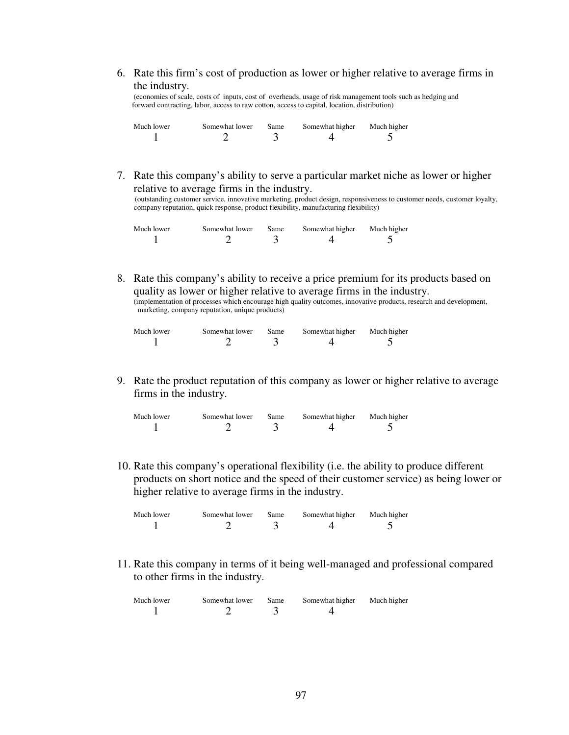6. Rate this firm's cost of production as lower or higher relative to average firms in the industry.
   (economies of scale, costs of inputs, cost of overheads, usage of risk management tools such as hedging and forward contracting, labor, access to raw cotton, access to capital, location, distribution)

| Much lower | Somewhat lower | Same | Somewhat higher | Much higher |
|---|---|---|---|---|
| 1 | 2 | 3 | 4 | 5 |

7. Rate this company's ability to serve a particular market niche as lower or higher relative to average firms in the industry.
   (outstanding customer service, innovative marketing, product design, responsiveness to customer needs, customer loyalty, company reputation, quick response, product flexibility, manufacturing flexibility)

| Much lower | Somewhat lower | Same | Somewhat higher | Much higher |
|---|---|---|---|---|
| 1 | 2 | 3 | 4 | 5 |

8. Rate this company's ability to receive a price premium for its products based on quality as lower or higher relative to average firms in the industry.
   (implementation of processes which encourage high quality outcomes, innovative products, research and development, marketing, company reputation, unique products)

| Much lower | Somewhat lower | Same | Somewhat higher | Much higher |
|---|---|---|---|---|
| 1 | 2 | 3 | 4 | 5 |

9. Rate the product reputation of this company as lower or higher relative to average firms in the industry.

| Much lower | Somewhat lower | Same | Somewhat higher | Much higher |
|---|---|---|---|---|
| 1 | 2 | 3 | 4 | 5 |

10. Rate this company's operational flexibility (i.e. the ability to produce different products on short notice and the speed of their customer service) as being lower or higher relative to average firms in the industry.

| Much lower | Somewhat lower | Same | Somewhat higher | Much higher |
|---|---|---|---|---|
| 1 | 2 | 3 | 4 | 5 |

11. Rate this company in terms of it being well-managed and professional compared to other firms in the industry.

| Much lower | Somewhat lower | Same | Somewhat higher | Much higher |
|---|---|---|---|---|
| 1 | 2 | 3 | 4 | |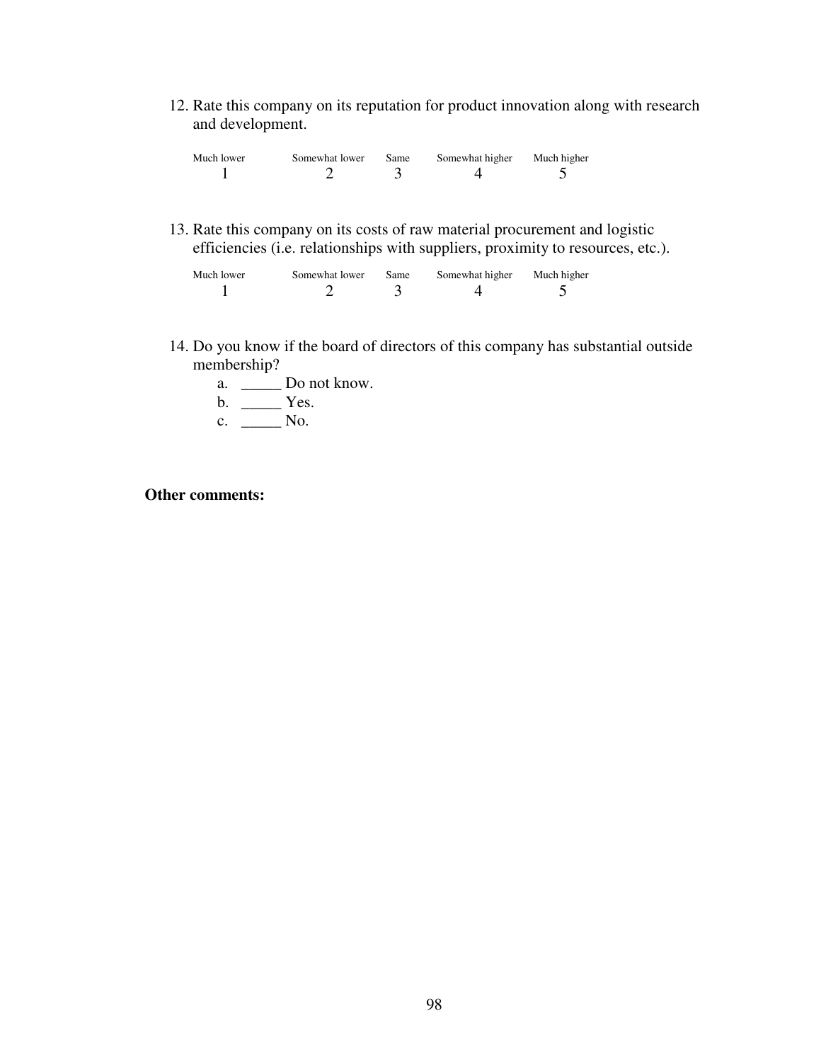12. Rate this company on its reputation for product innovation along with research and development.

| Much lower | Somewhat lower | Same | Somewhat higher | Much higher |
|---|---|---|---|---|
| 1 | 2 | 3 | 4 | 5 |

13. Rate this company on its costs of raw material procurement and logistic efficiencies (i.e. relationships with suppliers, proximity to resources, etc.).

| Much lower | Somewhat lower | Same | Somewhat higher | Much higher |
|---|---|---|---|---|
| 1 | 2 | 3 | 4 | 5 |

14. Do you know if the board of directors of this company has substantial outside membership?
    a. _____ Do not know.
    b. _____ Yes.
    c. _____ No.

**Other comments:**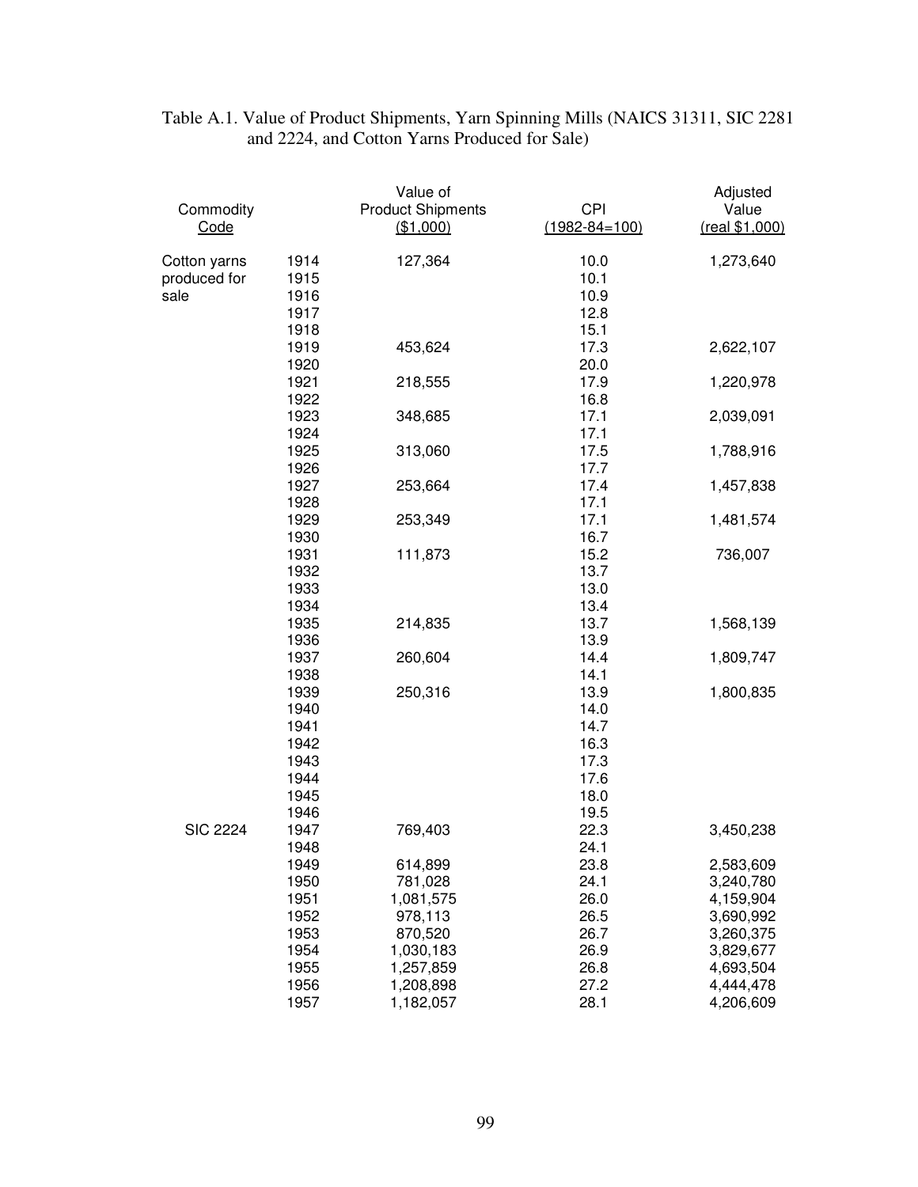Table A.1. Value of Product Shipments, Yarn Spinning Mills (NAICS 31311, SIC 2281 and 2224, and Cotton Yarns Produced for Sale)

| Commodity Code | | Value of Product Shipments ($1,000) | CPI (1982-84=100) | Adjusted Value (real $1,000) |
|---|---|---|---|---|
| Cotton yarns produced for sale | 1914 | 127,364 | 10.0 | 1,273,640 |
| | 1915 | | 10.1 | |
| | 1916 | | 10.9 | |
| | 1917 | | 12.8 | |
| | 1918 | | 15.1 | |
| | 1919 | 453,624 | 17.3 | 2,622,107 |
| | 1920 | | 20.0 | |
| | 1921 | 218,555 | 17.9 | 1,220,978 |
| | 1922 | | 16.8 | |
| | 1923 | 348,685 | 17.1 | 2,039,091 |
| | 1924 | | 17.1 | |
| | 1925 | 313,060 | 17.5 | 1,788,916 |
| | 1926 | | 17.7 | |
| | 1927 | 253,664 | 17.4 | 1,457,838 |
| | 1928 | | 17.1 | |
| | 1929 | 253,349 | 17.1 | 1,481,574 |
| | 1930 | | 16.7 | |
| | 1931 | 111,873 | 15.2 | 736,007 |
| | 1932 | | 13.7 | |
| | 1933 | | 13.0 | |
| | 1934 | | 13.4 | |
| | 1935 | 214,835 | 13.7 | 1,568,139 |
| | 1936 | | 13.9 | |
| | 1937 | 260,604 | 14.4 | 1,809,747 |
| | 1938 | | 14.1 | |
| | 1939 | 250,316 | 13.9 | 1,800,835 |
| | 1940 | | 14.0 | |
| | 1941 | | 14.7 | |
| | 1942 | | 16.3 | |
| | 1943 | | 17.3 | |
| | 1944 | | 17.6 | |
| | 1945 | | 18.0 | |
| | 1946 | | 19.5 | |
| SIC 2224 | 1947 | 769,403 | 22.3 | 3,450,238 |
| | 1948 | | 24.1 | |
| | 1949 | 614,899 | 23.8 | 2,583,609 |
| | 1950 | 781,028 | 24.1 | 3,240,780 |
| | 1951 | 1,081,575 | 26.0 | 4,159,904 |
| | 1952 | 978,113 | 26.5 | 3,690,992 |
| | 1953 | 870,520 | 26.7 | 3,260,375 |
| | 1954 | 1,030,183 | 26.9 | 3,829,677 |
| | 1955 | 1,257,859 | 26.8 | 4,693,504 |
| | 1956 | 1,208,898 | 27.2 | 4,444,478 |
| | 1957 | 1,182,057 | 28.1 | 4,206,609 |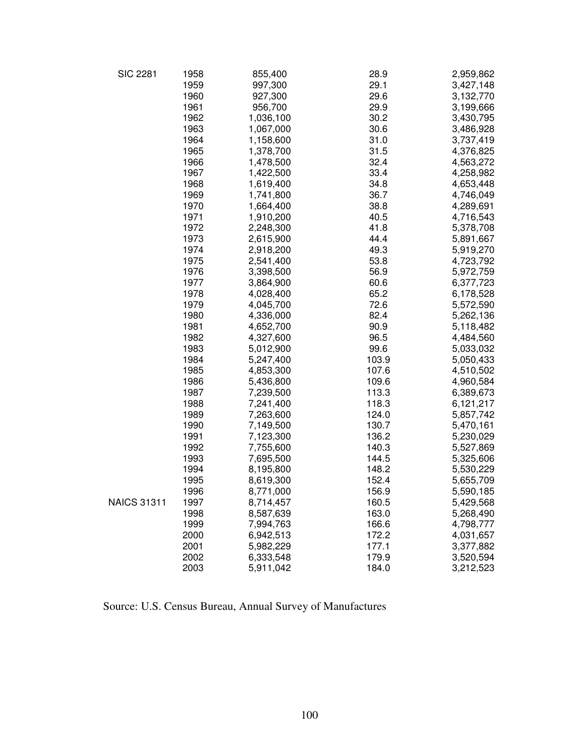| | | | | |
|---|---|---|---|---|
| SIC 2281 | 1958 | 855,400 | 28.9 | 2,959,862 |
| | 1959 | 997,300 | 29.1 | 3,427,148 |
| | 1960 | 927,300 | 29.6 | 3,132,770 |
| | 1961 | 956,700 | 29.9 | 3,199,666 |
| | 1962 | 1,036,100 | 30.2 | 3,430,795 |
| | 1963 | 1,067,000 | 30.6 | 3,486,928 |
| | 1964 | 1,158,600 | 31.0 | 3,737,419 |
| | 1965 | 1,378,700 | 31.5 | 4,376,825 |
| | 1966 | 1,478,500 | 32.4 | 4,563,272 |
| | 1967 | 1,422,500 | 33.4 | 4,258,982 |
| | 1968 | 1,619,400 | 34.8 | 4,653,448 |
| | 1969 | 1,741,800 | 36.7 | 4,746,049 |
| | 1970 | 1,664,400 | 38.8 | 4,289,691 |
| | 1971 | 1,910,200 | 40.5 | 4,716,543 |
| | 1972 | 2,248,300 | 41.8 | 5,378,708 |
| | 1973 | 2,615,900 | 44.4 | 5,891,667 |
| | 1974 | 2,918,200 | 49.3 | 5,919,270 |
| | 1975 | 2,541,400 | 53.8 | 4,723,792 |
| | 1976 | 3,398,500 | 56.9 | 5,972,759 |
| | 1977 | 3,864,900 | 60.6 | 6,377,723 |
| | 1978 | 4,028,400 | 65.2 | 6,178,528 |
| | 1979 | 4,045,700 | 72.6 | 5,572,590 |
| | 1980 | 4,336,000 | 82.4 | 5,262,136 |
| | 1981 | 4,652,700 | 90.9 | 5,118,482 |
| | 1982 | 4,327,600 | 96.5 | 4,484,560 |
| | 1983 | 5,012,900 | 99.6 | 5,033,032 |
| | 1984 | 5,247,400 | 103.9 | 5,050,433 |
| | 1985 | 4,853,300 | 107.6 | 4,510,502 |
| | 1986 | 5,436,800 | 109.6 | 4,960,584 |
| | 1987 | 7,239,500 | 113.3 | 6,389,673 |
| | 1988 | 7,241,400 | 118.3 | 6,121,217 |
| | 1989 | 7,263,600 | 124.0 | 5,857,742 |
| | 1990 | 7,149,500 | 130.7 | 5,470,161 |
| | 1991 | 7,123,300 | 136.2 | 5,230,029 |
| | 1992 | 7,755,600 | 140.3 | 5,527,869 |
| | 1993 | 7,695,500 | 144.5 | 5,325,606 |
| | 1994 | 8,195,800 | 148.2 | 5,530,229 |
| | 1995 | 8,619,300 | 152.4 | 5,655,709 |
| | 1996 | 8,771,000 | 156.9 | 5,590,185 |
| NAICS 31311 | 1997 | 8,714,457 | 160.5 | 5,429,568 |
| | 1998 | 8,587,639 | 163.0 | 5,268,490 |
| | 1999 | 7,994,763 | 166.6 | 4,798,777 |
| | 2000 | 6,942,513 | 172.2 | 4,031,657 |
| | 2001 | 5,982,229 | 177.1 | 3,377,882 |
| | 2002 | 6,333,548 | 179.9 | 3,520,594 |
| | 2003 | 5,911,042 | 184.0 | 3,212,523 |

Source: U.S. Census Bureau, Annual Survey of Manufactures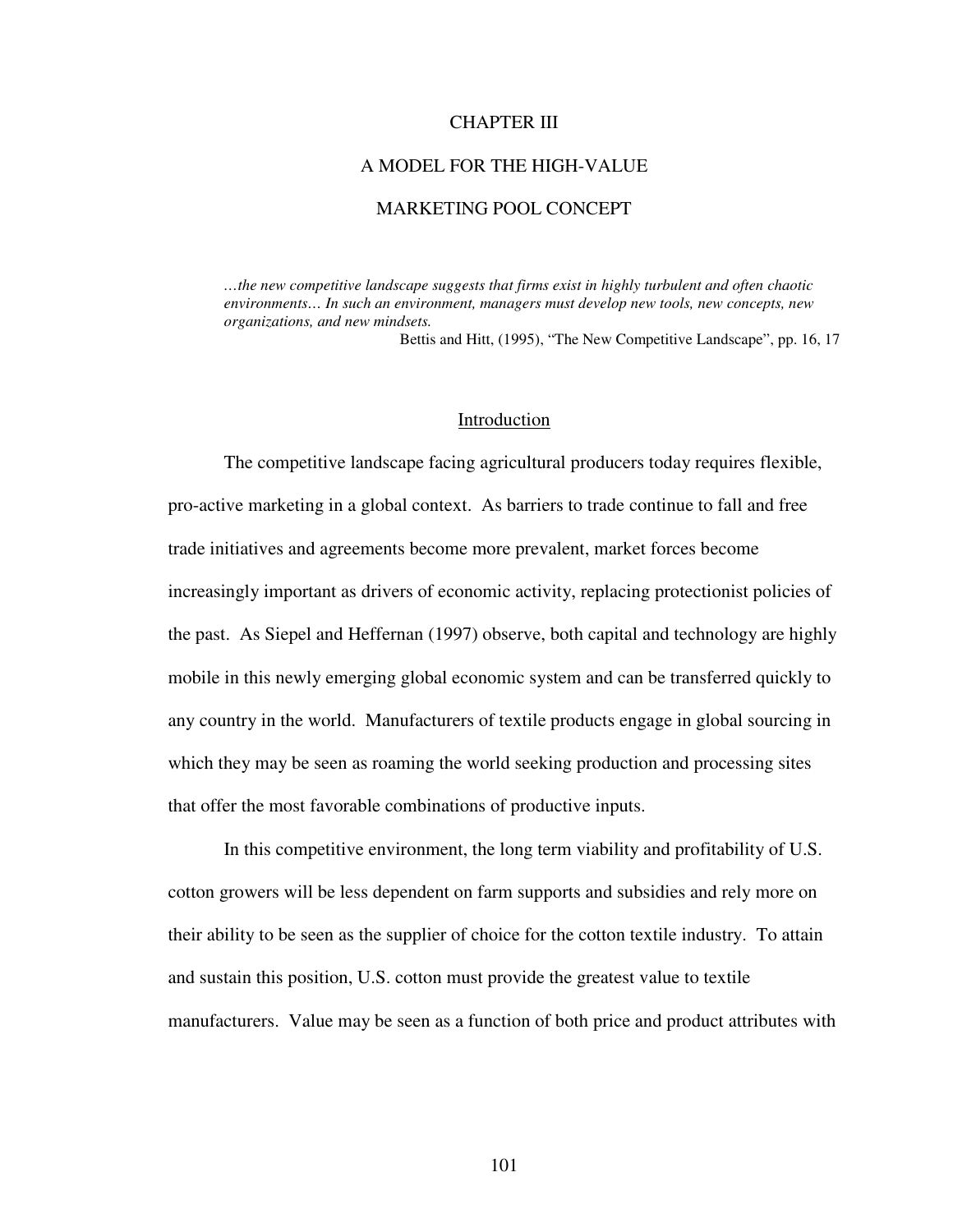# CHAPTER III

# A MODEL FOR THE HIGH-VALUE MARKETING POOL CONCEPT

> *…the new competitive landscape suggests that firms exist in highly turbulent and often chaotic environments… In such an environment, managers must develop new tools, new concepts, new organizations, and new mindsets.*
>
> Bettis and Hitt, (1995), "The New Competitive Landscape", pp. 16, 17

## Introduction

The competitive landscape facing agricultural producers today requires flexible, pro-active marketing in a global context. As barriers to trade continue to fall and free trade initiatives and agreements become more prevalent, market forces become increasingly important as drivers of economic activity, replacing protectionist policies of the past. As Siepel and Heffernan (1997) observe, both capital and technology are highly mobile in this newly emerging global economic system and can be transferred quickly to any country in the world. Manufacturers of textile products engage in global sourcing in which they may be seen as roaming the world seeking production and processing sites that offer the most favorable combinations of productive inputs.

In this competitive environment, the long term viability and profitability of U.S. cotton growers will be less dependent on farm supports and subsidies and rely more on their ability to be seen as the supplier of choice for the cotton textile industry. To attain and sustain this position, U.S. cotton must provide the greatest value to textile manufacturers. Value may be seen as a function of both price and product attributes with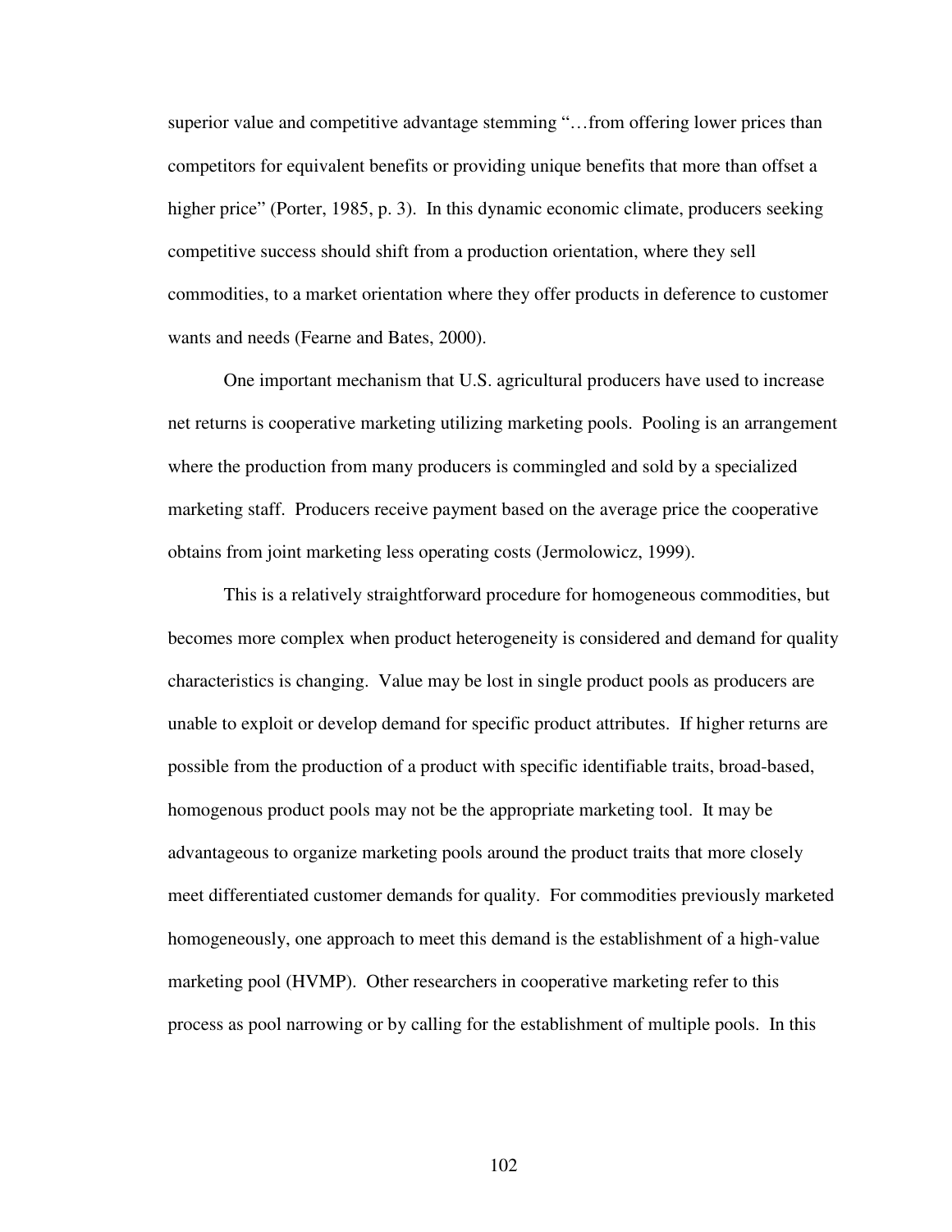superior value and competitive advantage stemming "…from offering lower prices than competitors for equivalent benefits or providing unique benefits that more than offset a higher price" (Porter, 1985, p. 3). In this dynamic economic climate, producers seeking competitive success should shift from a production orientation, where they sell commodities, to a market orientation where they offer products in deference to customer wants and needs (Fearne and Bates, 2000).

One important mechanism that U.S. agricultural producers have used to increase net returns is cooperative marketing utilizing marketing pools. Pooling is an arrangement where the production from many producers is commingled and sold by a specialized marketing staff. Producers receive payment based on the average price the cooperative obtains from joint marketing less operating costs (Jermolowicz, 1999).

This is a relatively straightforward procedure for homogeneous commodities, but becomes more complex when product heterogeneity is considered and demand for quality characteristics is changing. Value may be lost in single product pools as producers are unable to exploit or develop demand for specific product attributes. If higher returns are possible from the production of a product with specific identifiable traits, broad-based, homogenous product pools may not be the appropriate marketing tool. It may be advantageous to organize marketing pools around the product traits that more closely meet differentiated customer demands for quality. For commodities previously marketed homogeneously, one approach to meet this demand is the establishment of a high-value marketing pool (HVMP). Other researchers in cooperative marketing refer to this process as pool narrowing or by calling for the establishment of multiple pools. In this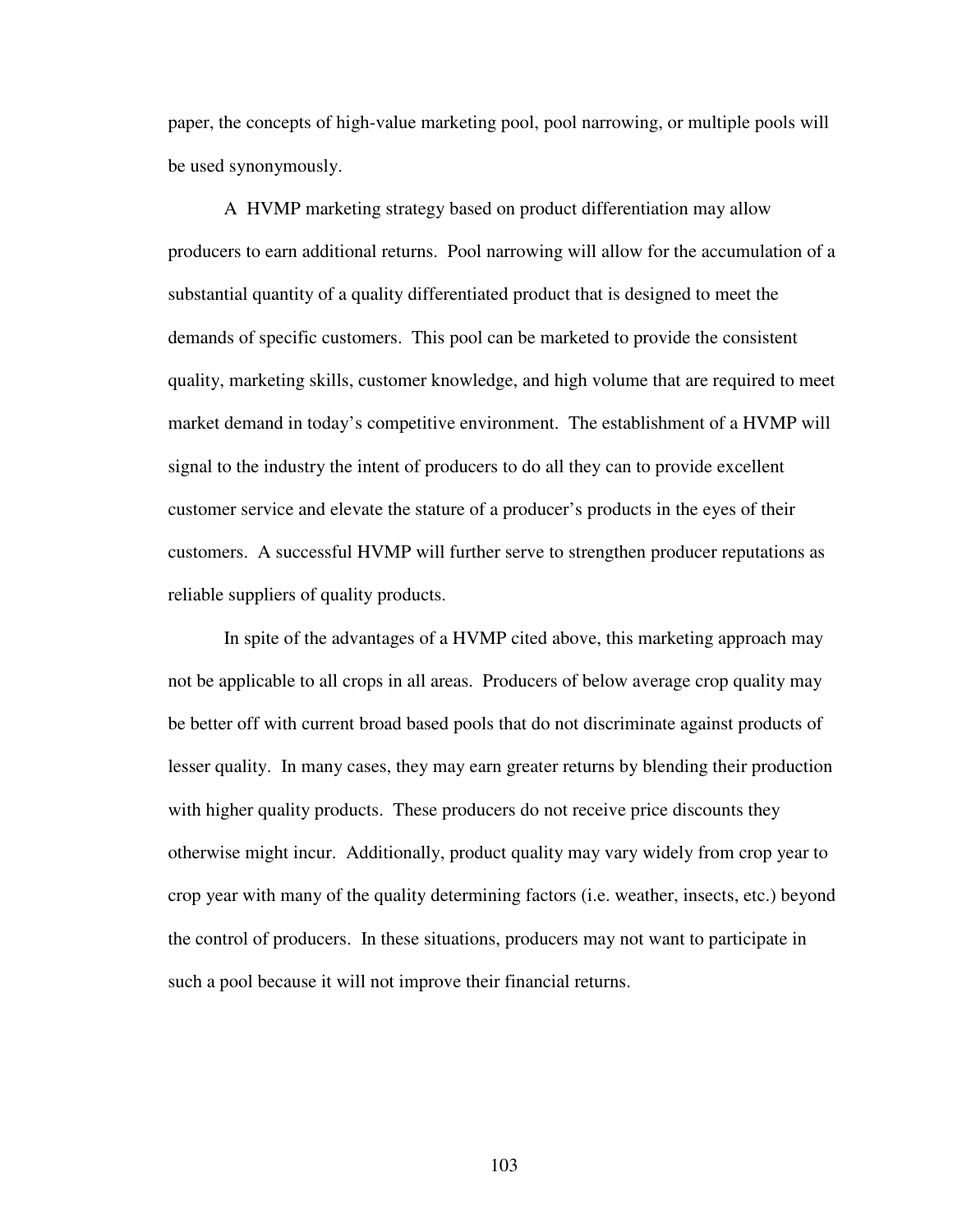paper, the concepts of high-value marketing pool, pool narrowing, or multiple pools will be used synonymously.

A HVMP marketing strategy based on product differentiation may allow producers to earn additional returns. Pool narrowing will allow for the accumulation of a substantial quantity of a quality differentiated product that is designed to meet the demands of specific customers. This pool can be marketed to provide the consistent quality, marketing skills, customer knowledge, and high volume that are required to meet market demand in today's competitive environment. The establishment of a HVMP will signal to the industry the intent of producers to do all they can to provide excellent customer service and elevate the stature of a producer's products in the eyes of their customers. A successful HVMP will further serve to strengthen producer reputations as reliable suppliers of quality products.

In spite of the advantages of a HVMP cited above, this marketing approach may not be applicable to all crops in all areas. Producers of below average crop quality may be better off with current broad based pools that do not discriminate against products of lesser quality. In many cases, they may earn greater returns by blending their production with higher quality products. These producers do not receive price discounts they otherwise might incur. Additionally, product quality may vary widely from crop year to crop year with many of the quality determining factors (i.e. weather, insects, etc.) beyond the control of producers. In these situations, producers may not want to participate in such a pool because it will not improve their financial returns.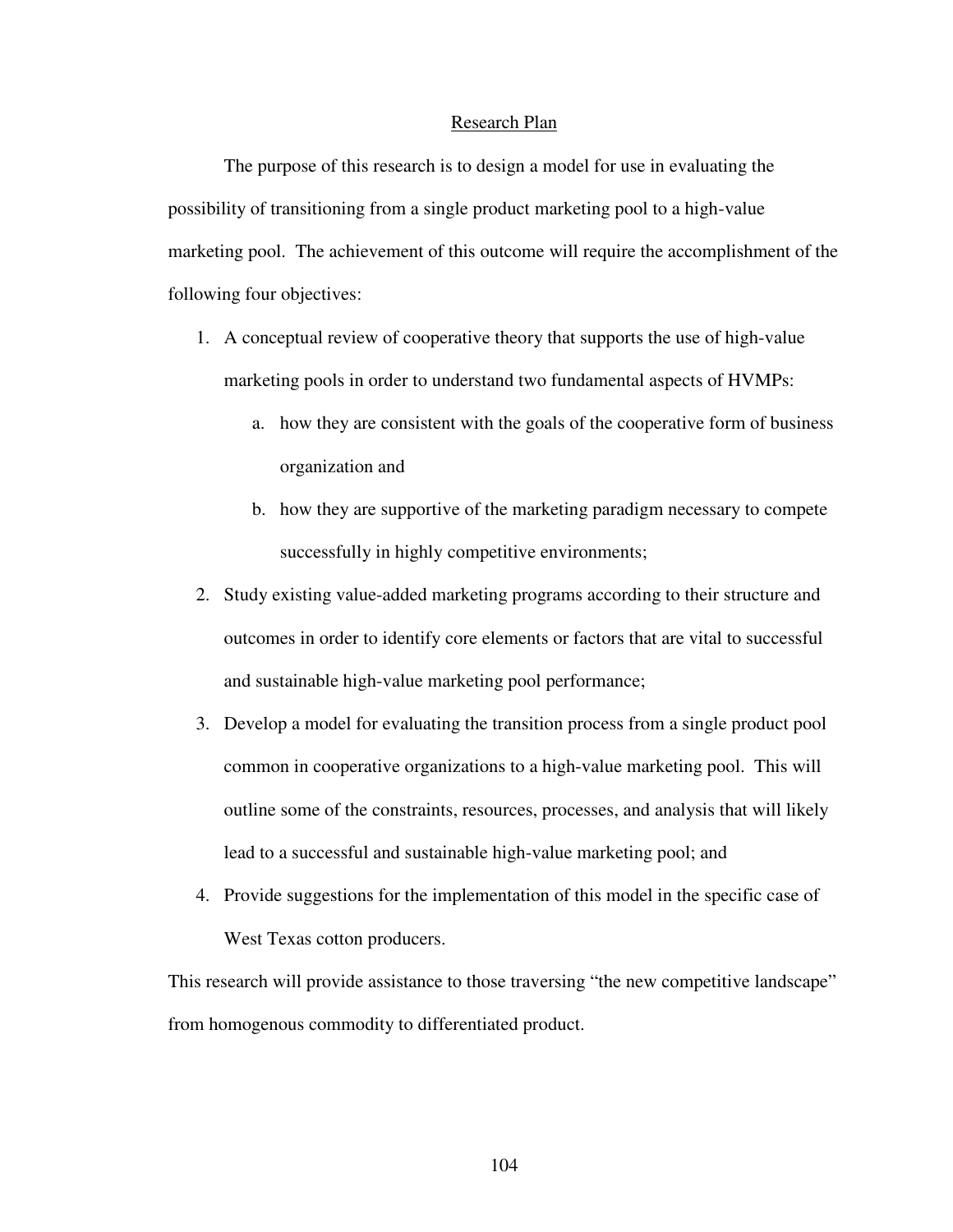## Research Plan

The purpose of this research is to design a model for use in evaluating the possibility of transitioning from a single product marketing pool to a high-value marketing pool. The achievement of this outcome will require the accomplishment of the following four objectives:

1. A conceptual review of cooperative theory that supports the use of high-value marketing pools in order to understand two fundamental aspects of HVMPs:
    a. how they are consistent with the goals of the cooperative form of business organization and
    b. how they are supportive of the marketing paradigm necessary to compete successfully in highly competitive environments;
2. Study existing value-added marketing programs according to their structure and outcomes in order to identify core elements or factors that are vital to successful and sustainable high-value marketing pool performance;
3. Develop a model for evaluating the transition process from a single product pool common in cooperative organizations to a high-value marketing pool. This will outline some of the constraints, resources, processes, and analysis that will likely lead to a successful and sustainable high-value marketing pool; and
4. Provide suggestions for the implementation of this model in the specific case of West Texas cotton producers.

This research will provide assistance to those traversing "the new competitive landscape" from homogenous commodity to differentiated product.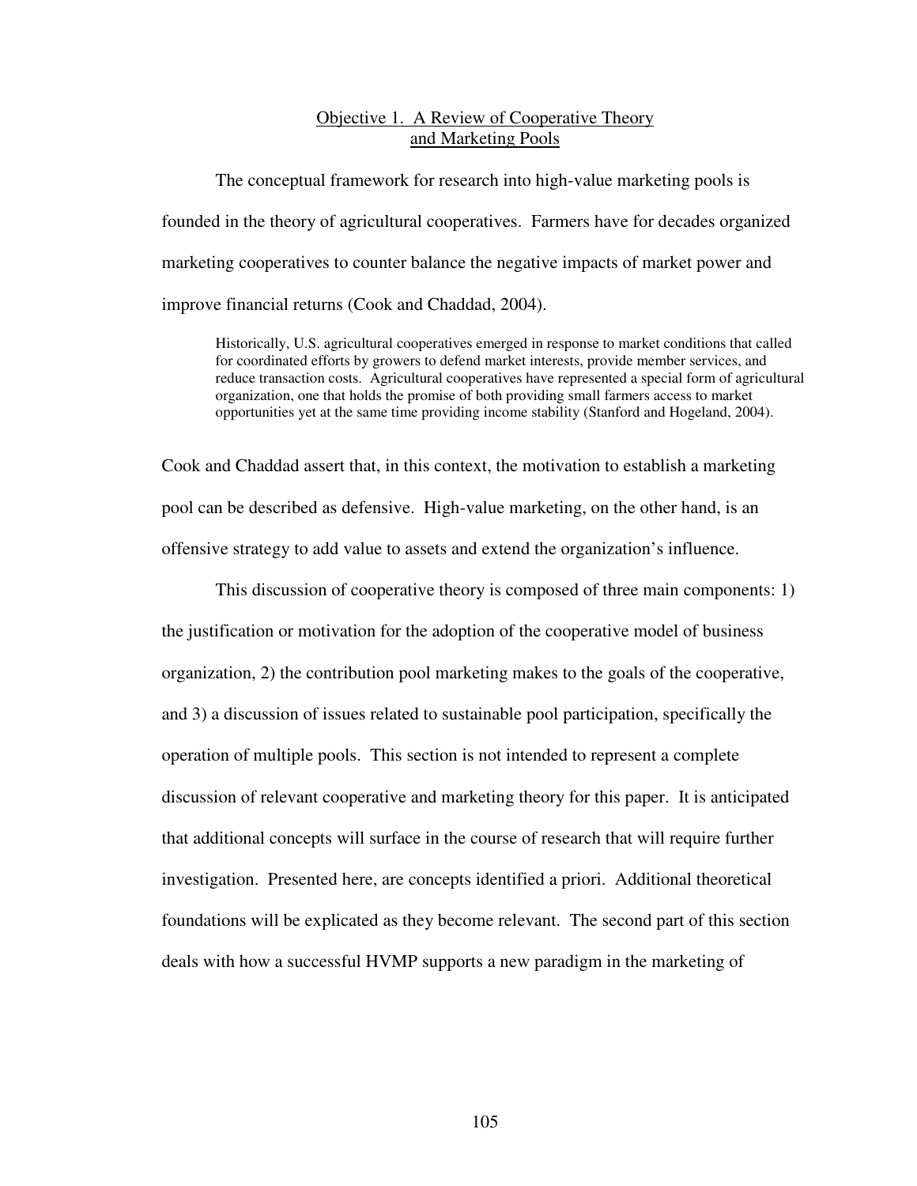## Objective 1. A Review of Cooperative Theory and Marketing Pools

The conceptual framework for research into high-value marketing pools is founded in the theory of agricultural cooperatives. Farmers have for decades organized marketing cooperatives to counter balance the negative impacts of market power and improve financial returns (Cook and Chaddad, 2004).

> Historically, U.S. agricultural cooperatives emerged in response to market conditions that called for coordinated efforts by growers to defend market interests, provide member services, and reduce transaction costs. Agricultural cooperatives have represented a special form of agricultural organization, one that holds the promise of both providing small farmers access to market opportunities yet at the same time providing income stability (Stanford and Hogeland, 2004).

Cook and Chaddad assert that, in this context, the motivation to establish a marketing pool can be described as defensive. High-value marketing, on the other hand, is an offensive strategy to add value to assets and extend the organization's influence.

This discussion of cooperative theory is composed of three main components: 1) the justification or motivation for the adoption of the cooperative model of business organization, 2) the contribution pool marketing makes to the goals of the cooperative, and 3) a discussion of issues related to sustainable pool participation, specifically the operation of multiple pools. This section is not intended to represent a complete discussion of relevant cooperative and marketing theory for this paper. It is anticipated that additional concepts will surface in the course of research that will require further investigation. Presented here, are concepts identified a priori. Additional theoretical foundations will be explicated as they become relevant. The second part of this section deals with how a successful HVMP supports a new paradigm in the marketing of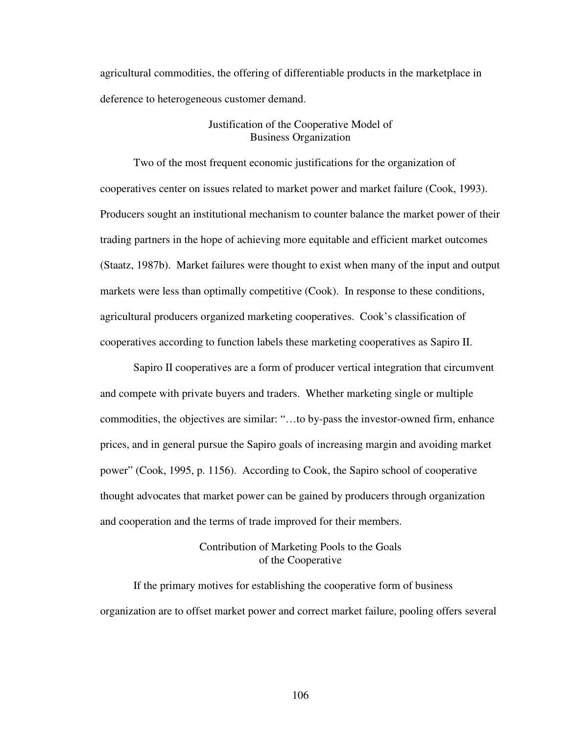agricultural commodities, the offering of differentiable products in the marketplace in deference to heterogeneous customer demand.

## Justification of the Cooperative Model of Business Organization

Two of the most frequent economic justifications for the organization of cooperatives center on issues related to market power and market failure (Cook, 1993). Producers sought an institutional mechanism to counter balance the market power of their trading partners in the hope of achieving more equitable and efficient market outcomes (Staatz, 1987b). Market failures were thought to exist when many of the input and output markets were less than optimally competitive (Cook). In response to these conditions, agricultural producers organized marketing cooperatives. Cook's classification of cooperatives according to function labels these marketing cooperatives as Sapiro II.

Sapiro II cooperatives are a form of producer vertical integration that circumvent and compete with private buyers and traders. Whether marketing single or multiple commodities, the objectives are similar: "…to by-pass the investor-owned firm, enhance prices, and in general pursue the Sapiro goals of increasing margin and avoiding market power" (Cook, 1995, p. 1156). According to Cook, the Sapiro school of cooperative thought advocates that market power can be gained by producers through organization and cooperation and the terms of trade improved for their members.

## Contribution of Marketing Pools to the Goals of the Cooperative

If the primary motives for establishing the cooperative form of business organization are to offset market power and correct market failure, pooling offers several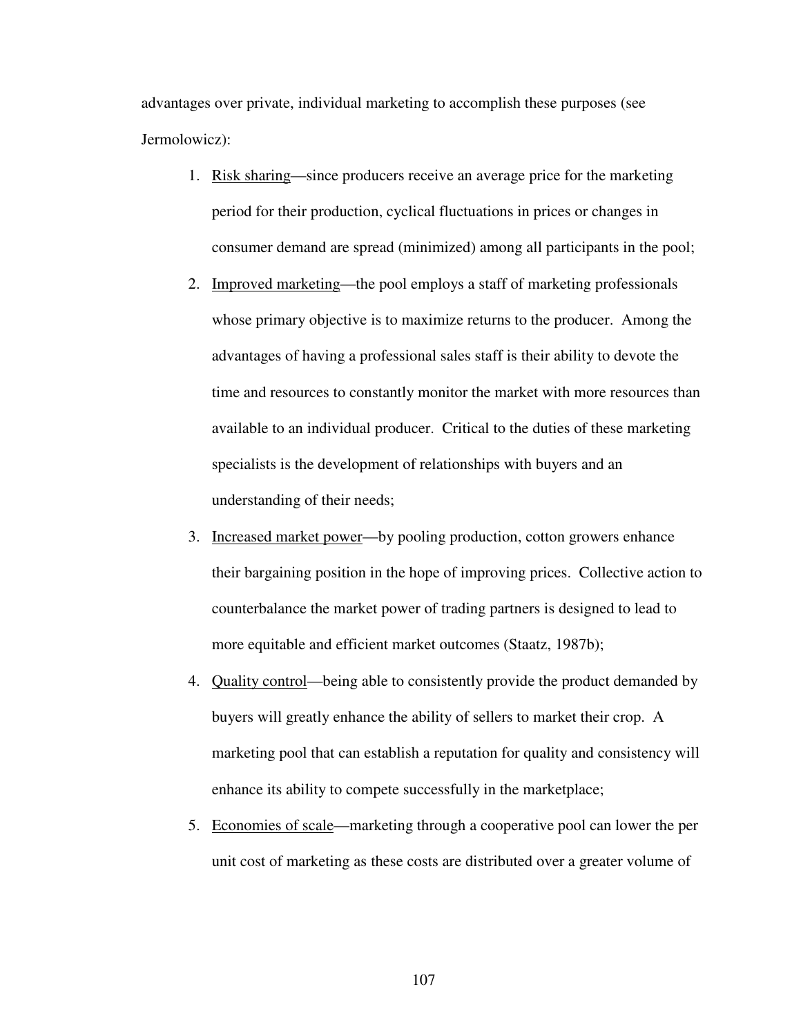advantages over private, individual marketing to accomplish these purposes (see Jermolowicz):

1. Risk sharing—since producers receive an average price for the marketing period for their production, cyclical fluctuations in prices or changes in consumer demand are spread (minimized) among all participants in the pool;
2. Improved marketing—the pool employs a staff of marketing professionals whose primary objective is to maximize returns to the producer. Among the advantages of having a professional sales staff is their ability to devote the time and resources to constantly monitor the market with more resources than available to an individual producer. Critical to the duties of these marketing specialists is the development of relationships with buyers and an understanding of their needs;
3. Increased market power—by pooling production, cotton growers enhance their bargaining position in the hope of improving prices. Collective action to counterbalance the market power of trading partners is designed to lead to more equitable and efficient market outcomes (Staatz, 1987b);
4. Quality control—being able to consistently provide the product demanded by buyers will greatly enhance the ability of sellers to market their crop. A marketing pool that can establish a reputation for quality and consistency will enhance its ability to compete successfully in the marketplace;
5. Economies of scale—marketing through a cooperative pool can lower the per unit cost of marketing as these costs are distributed over a greater volume of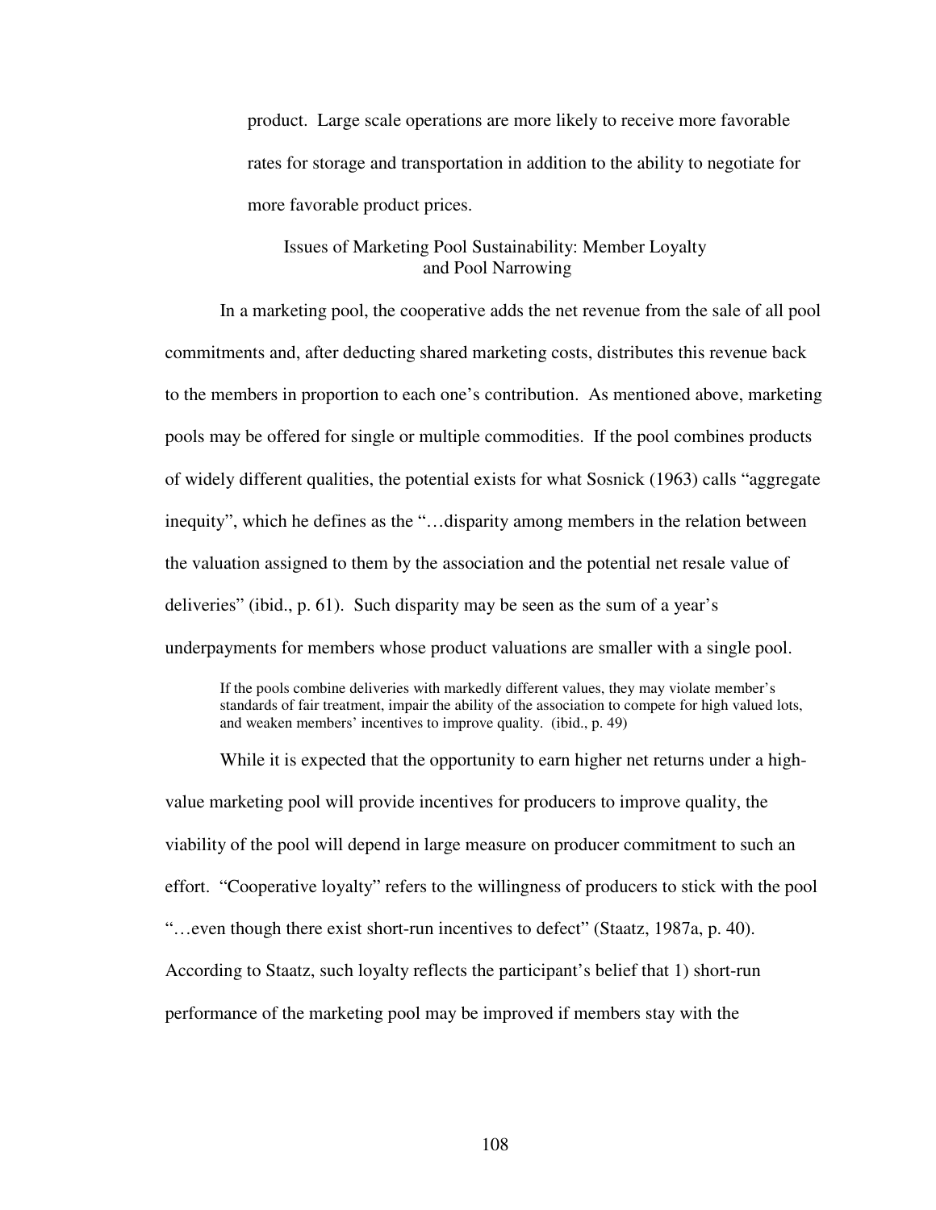product. Large scale operations are more likely to receive more favorable rates for storage and transportation in addition to the ability to negotiate for more favorable product prices.

### Issues of Marketing Pool Sustainability: Member Loyalty and Pool Narrowing

In a marketing pool, the cooperative adds the net revenue from the sale of all pool commitments and, after deducting shared marketing costs, distributes this revenue back to the members in proportion to each one's contribution. As mentioned above, marketing pools may be offered for single or multiple commodities. If the pool combines products of widely different qualities, the potential exists for what Sosnick (1963) calls "aggregate inequity", which he defines as the "…disparity among members in the relation between the valuation assigned to them by the association and the potential net resale value of deliveries" (ibid., p. 61). Such disparity may be seen as the sum of a year's underpayments for members whose product valuations are smaller with a single pool.

> If the pools combine deliveries with markedly different values, they may violate member's standards of fair treatment, impair the ability of the association to compete for high valued lots, and weaken members' incentives to improve quality. (ibid., p. 49)

While it is expected that the opportunity to earn higher net returns under a high-value marketing pool will provide incentives for producers to improve quality, the viability of the pool will depend in large measure on producer commitment to such an effort. "Cooperative loyalty" refers to the willingness of producers to stick with the pool "…even though there exist short-run incentives to defect" (Staatz, 1987a, p. 40). According to Staatz, such loyalty reflects the participant's belief that 1) short-run performance of the marketing pool may be improved if members stay with the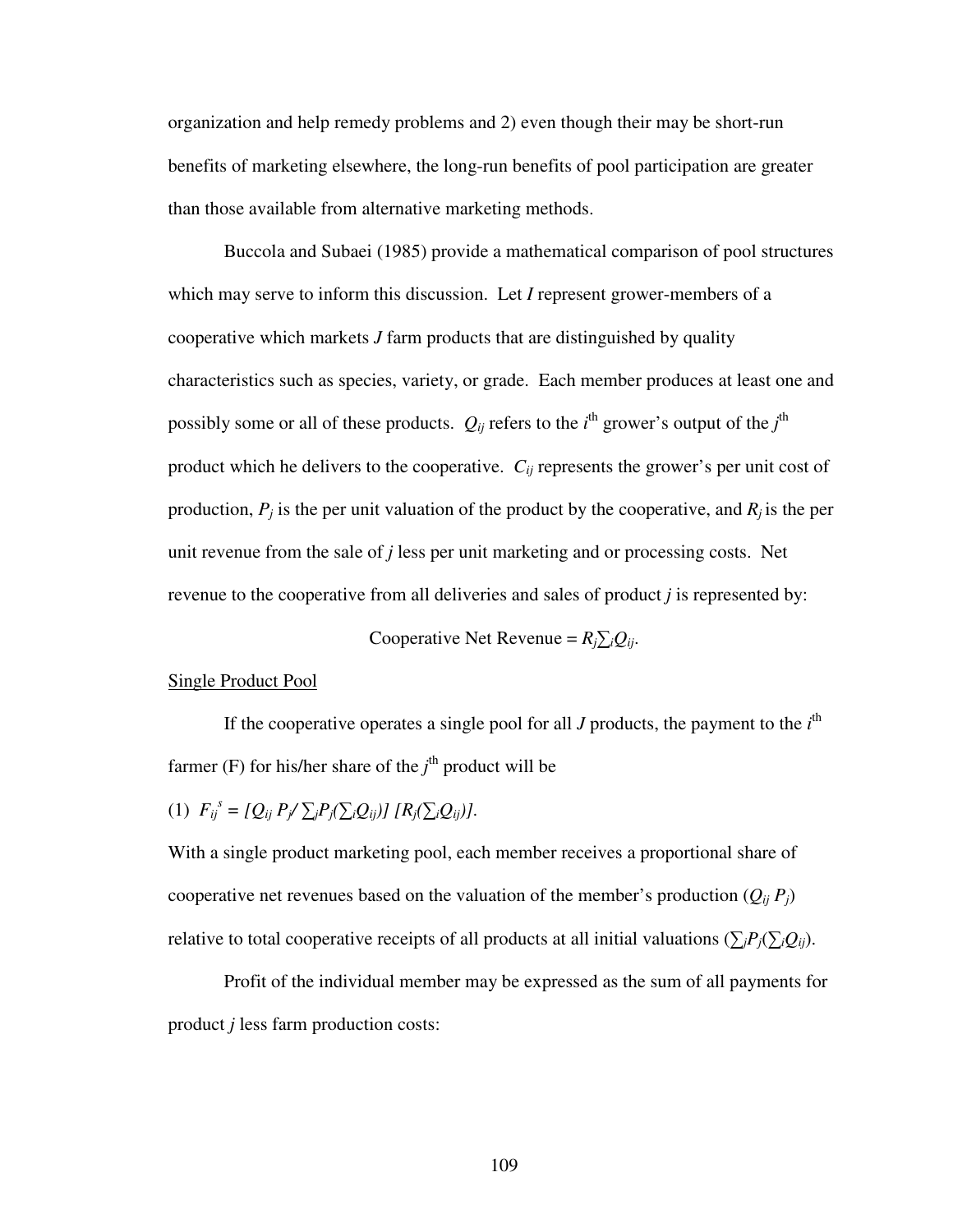organization and help remedy problems and 2) even though their may be short-run benefits of marketing elsewhere, the long-run benefits of pool participation are greater than those available from alternative marketing methods.

Buccola and Subaei (1985) provide a mathematical comparison of pool structures which may serve to inform this discussion. Let $I$ represent grower-members of a cooperative which markets $J$ farm products that are distinguished by quality characteristics such as species, variety, or grade. Each member produces at least one and possibly some or all of these products. $Q_{ij}$ refers to the $i^{\text{th}}$ grower's output of the $j^{\text{th}}$ product which he delivers to the cooperative. $C_{ij}$ represents the grower's per unit cost of production, $P_j$ is the per unit valuation of the product by the cooperative, and $R_j$ is the per unit revenue from the sale of $j$ less per unit marketing and or processing costs. Net revenue to the cooperative from all deliveries and sales of product $j$ is represented by:

$$\text{Cooperative Net Revenue} = R_j \textstyle\sum_i Q_{ij}.$$

<u>Single Product Pool</u>

If the cooperative operates a single pool for all $J$ products, the payment to the $i^{\text{th}}$ farmer (F) for his/her share of the $j^{\text{th}}$ product will be

(1) $F_{ij}^{s} = [Q_{ij}\, P_j / \sum_j P_j(\sum_i Q_{ij})]\; [R_j(\sum_i Q_{ij})].$

With a single product marketing pool, each member receives a proportional share of cooperative net revenues based on the valuation of the member's production ($Q_{ij}\, P_j$) relative to total cooperative receipts of all products at all initial valuations ($\sum_j P_j(\sum_i Q_{ij})$).

Profit of the individual member may be expressed as the sum of all payments for product $j$ less farm production costs: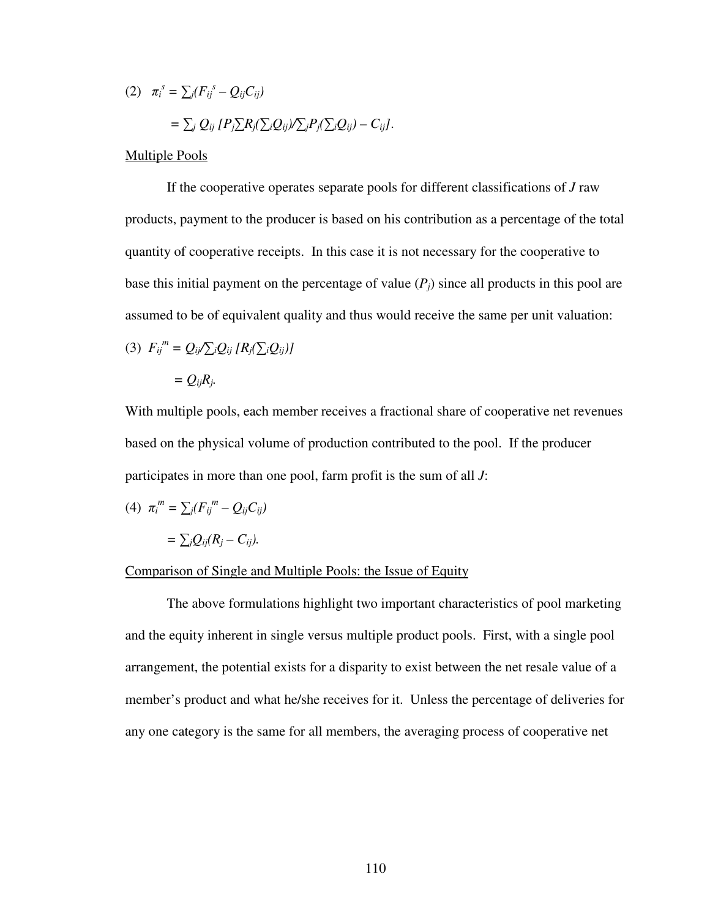$$(2)\quad \pi_i^s = \sum_j (F_{ij}^s - Q_{ij}C_{ij})$$

$$= \sum_j Q_{ij}\, [P_j \sum R_j(\sum_i Q_{ij}) / \sum_j P_j(\sum_i Q_{ij}) - C_{ij}].$$

<u>Multiple Pools</u>

If the cooperative operates separate pools for different classifications of $J$ raw products, payment to the producer is based on his contribution as a percentage of the total quantity of cooperative receipts. In this case it is not necessary for the cooperative to base this initial payment on the percentage of value ($P_j$) since all products in this pool are assumed to be of equivalent quality and thus would receive the same per unit valuation:

$$(3)\quad F_{ij}^m = Q_{ij}/\sum_i Q_{ij}\, [R_j(\sum_i Q_{ij})]$$

$$= Q_{ij}R_j.$$

With multiple pools, each member receives a fractional share of cooperative net revenues based on the physical volume of production contributed to the pool. If the producer participates in more than one pool, farm profit is the sum of all $J$:

$$(4)\quad \pi_i^m = \sum_j (F_{ij}^m - Q_{ij}C_{ij})$$

$$= \sum_j Q_{ij}(R_j - C_{ij}).$$

<u>Comparison of Single and Multiple Pools: the Issue of Equity</u>

The above formulations highlight two important characteristics of pool marketing and the equity inherent in single versus multiple product pools. First, with a single pool arrangement, the potential exists for a disparity to exist between the net resale value of a member's product and what he/she receives for it. Unless the percentage of deliveries for any one category is the same for all members, the averaging process of cooperative net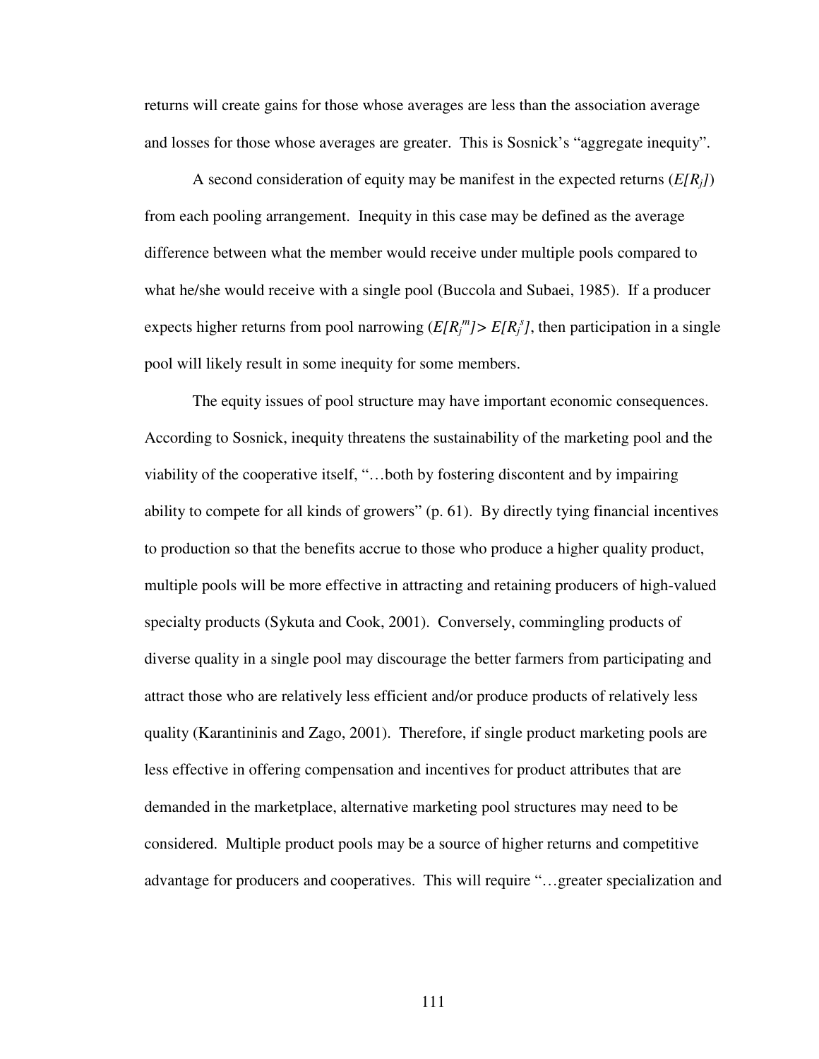returns will create gains for those whose averages are less than the association average and losses for those whose averages are greater. This is Sosnick's "aggregate inequity".

A second consideration of equity may be manifest in the expected returns ($E[R_j]$) from each pooling arrangement. Inequity in this case may be defined as the average difference between what the member would receive under multiple pools compared to what he/she would receive with a single pool (Buccola and Subaei, 1985). If a producer expects higher returns from pool narrowing ($E[R_j^m] > E[R_j^s]$, then participation in a single pool will likely result in some inequity for some members.

The equity issues of pool structure may have important economic consequences. According to Sosnick, inequity threatens the sustainability of the marketing pool and the viability of the cooperative itself, "…both by fostering discontent and by impairing ability to compete for all kinds of growers" (p. 61). By directly tying financial incentives to production so that the benefits accrue to those who produce a higher quality product, multiple pools will be more effective in attracting and retaining producers of high-valued specialty products (Sykuta and Cook, 2001). Conversely, commingling products of diverse quality in a single pool may discourage the better farmers from participating and attract those who are relatively less efficient and/or produce products of relatively less quality (Karantininis and Zago, 2001). Therefore, if single product marketing pools are less effective in offering compensation and incentives for product attributes that are demanded in the marketplace, alternative marketing pool structures may need to be considered. Multiple product pools may be a source of higher returns and competitive advantage for producers and cooperatives. This will require "…greater specialization and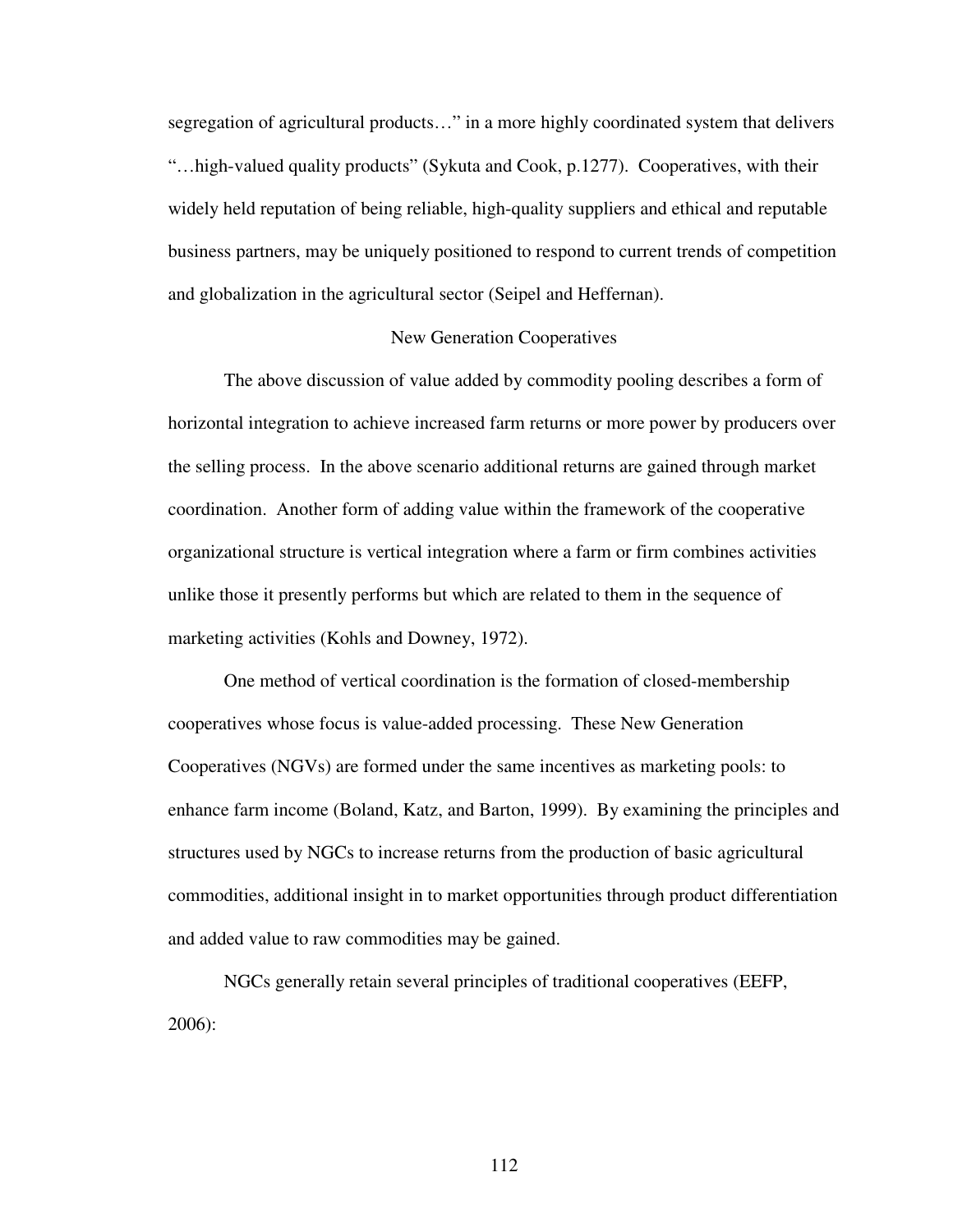segregation of agricultural products…" in a more highly coordinated system that delivers "…high-valued quality products" (Sykuta and Cook, p.1277). Cooperatives, with their widely held reputation of being reliable, high-quality suppliers and ethical and reputable business partners, may be uniquely positioned to respond to current trends of competition and globalization in the agricultural sector (Seipel and Heffernan).

## New Generation Cooperatives

The above discussion of value added by commodity pooling describes a form of horizontal integration to achieve increased farm returns or more power by producers over the selling process. In the above scenario additional returns are gained through market coordination. Another form of adding value within the framework of the cooperative organizational structure is vertical integration where a farm or firm combines activities unlike those it presently performs but which are related to them in the sequence of marketing activities (Kohls and Downey, 1972).

One method of vertical coordination is the formation of closed-membership cooperatives whose focus is value-added processing. These New Generation Cooperatives (NGVs) are formed under the same incentives as marketing pools: to enhance farm income (Boland, Katz, and Barton, 1999). By examining the principles and structures used by NGCs to increase returns from the production of basic agricultural commodities, additional insight in to market opportunities through product differentiation and added value to raw commodities may be gained.

NGCs generally retain several principles of traditional cooperatives (EEFP, 2006):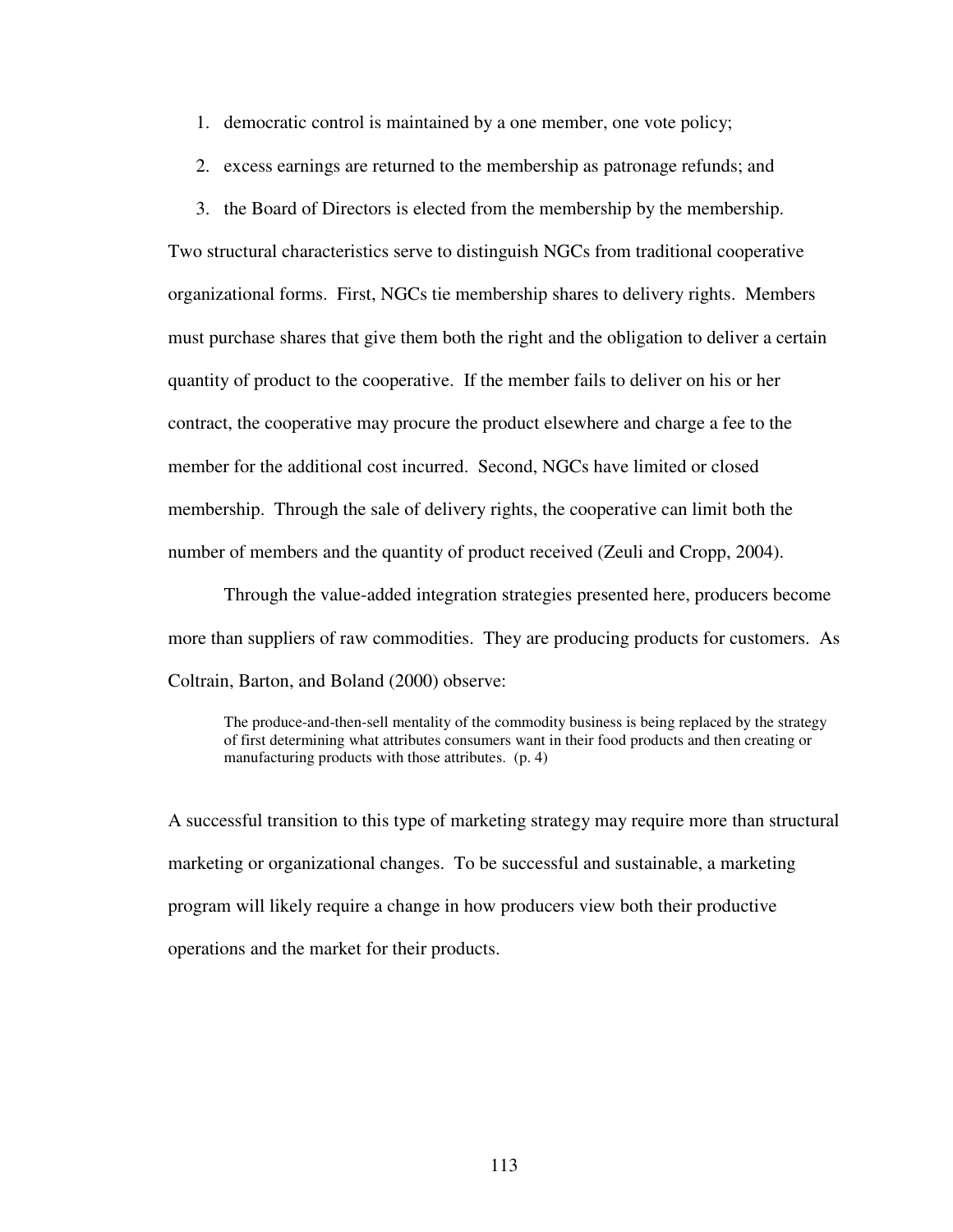1. democratic control is maintained by a one member, one vote policy;
2. excess earnings are returned to the membership as patronage refunds; and
3. the Board of Directors is elected from the membership by the membership.

Two structural characteristics serve to distinguish NGCs from traditional cooperative organizational forms. First, NGCs tie membership shares to delivery rights. Members must purchase shares that give them both the right and the obligation to deliver a certain quantity of product to the cooperative. If the member fails to deliver on his or her contract, the cooperative may procure the product elsewhere and charge a fee to the member for the additional cost incurred. Second, NGCs have limited or closed membership. Through the sale of delivery rights, the cooperative can limit both the number of members and the quantity of product received (Zeuli and Cropp, 2004).

Through the value-added integration strategies presented here, producers become more than suppliers of raw commodities. They are producing products for customers. As Coltrain, Barton, and Boland (2000) observe:

> The produce-and-then-sell mentality of the commodity business is being replaced by the strategy of first determining what attributes consumers want in their food products and then creating or manufacturing products with those attributes. (p. 4)

A successful transition to this type of marketing strategy may require more than structural marketing or organizational changes. To be successful and sustainable, a marketing program will likely require a change in how producers view both their productive operations and the market for their products.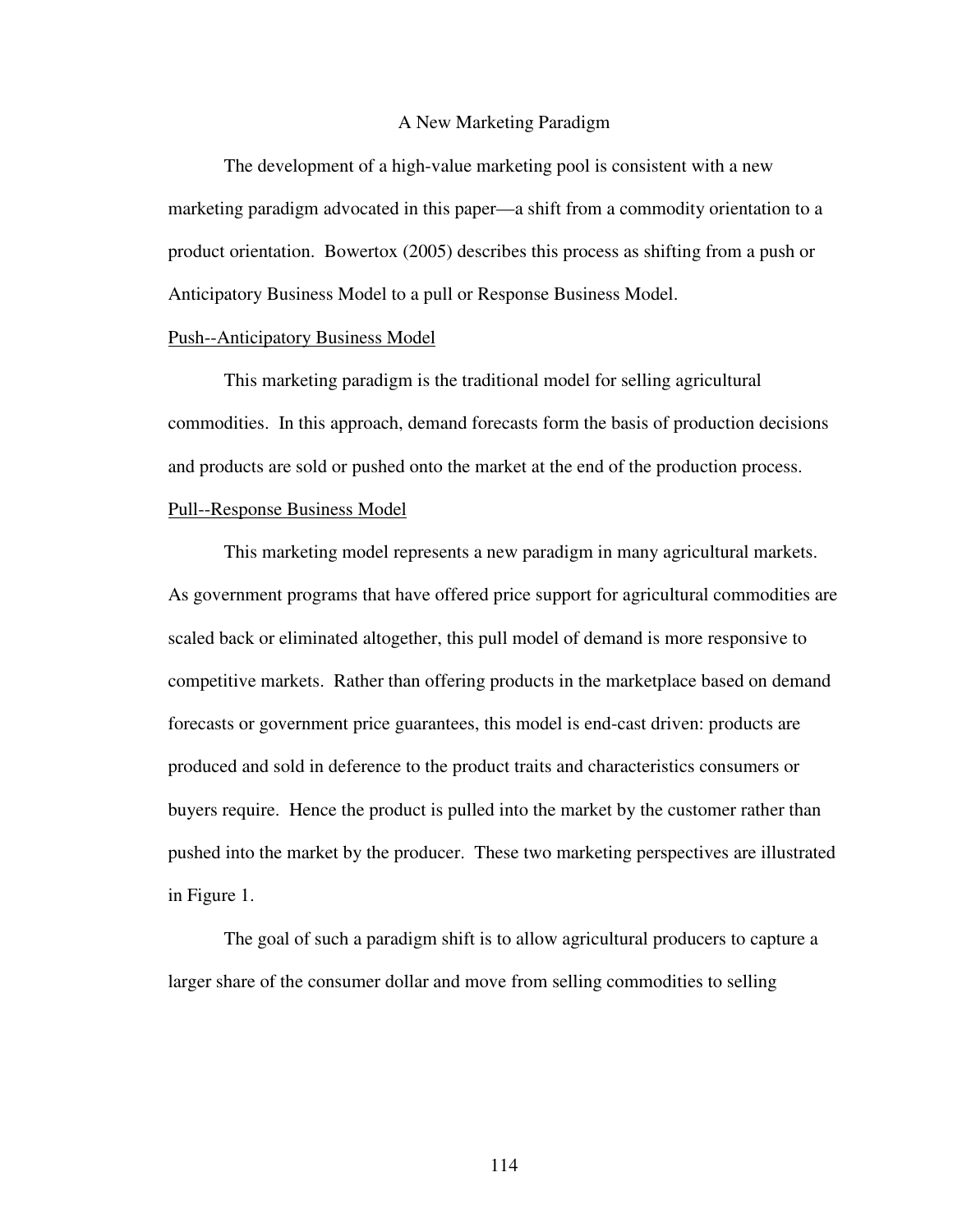## A New Marketing Paradigm

The development of a high-value marketing pool is consistent with a new marketing paradigm advocated in this paper—a shift from a commodity orientation to a product orientation. Bowertox (2005) describes this process as shifting from a push or Anticipatory Business Model to a pull or Response Business Model.

### Push--Anticipatory Business Model

This marketing paradigm is the traditional model for selling agricultural commodities. In this approach, demand forecasts form the basis of production decisions and products are sold or pushed onto the market at the end of the production process.

### Pull--Response Business Model

This marketing model represents a new paradigm in many agricultural markets. As government programs that have offered price support for agricultural commodities are scaled back or eliminated altogether, this pull model of demand is more responsive to competitive markets. Rather than offering products in the marketplace based on demand forecasts or government price guarantees, this model is end-cast driven: products are produced and sold in deference to the product traits and characteristics consumers or buyers require. Hence the product is pulled into the market by the customer rather than pushed into the market by the producer. These two marketing perspectives are illustrated in Figure 1.

The goal of such a paradigm shift is to allow agricultural producers to capture a larger share of the consumer dollar and move from selling commodities to selling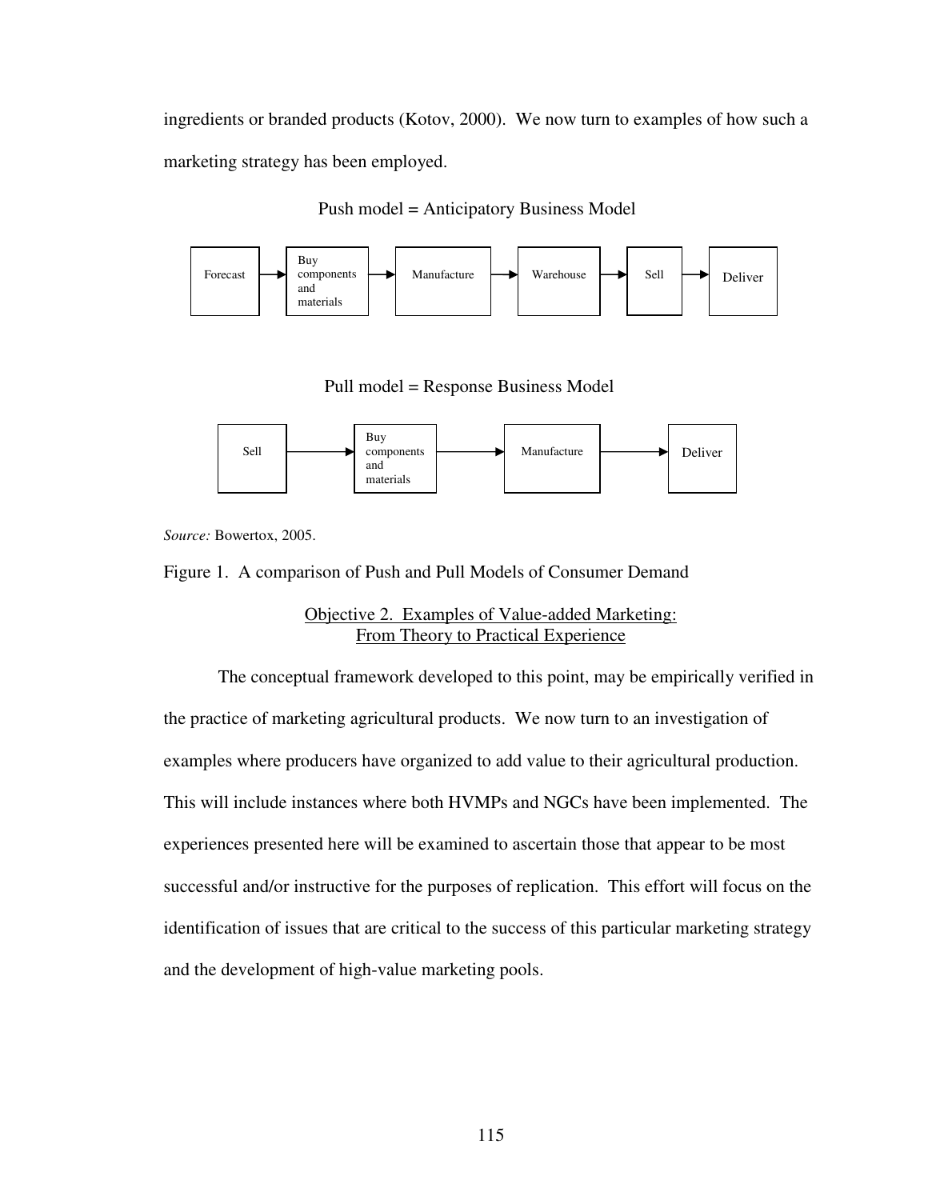ingredients or branded products (Kotov, 2000). We now turn to examples of how such a marketing strategy has been employed.

Push model = Anticipatory Business Model

Forecast → Buy components and materials → Manufacture → Warehouse → Sell → Deliver

Pull model = Response Business Model

Sell → Buy components and materials → Manufacture → Deliver

*Source:* Bowertox, 2005.

Figure 1. A comparison of Push and Pull Models of Consumer Demand

## Objective 2. Examples of Value-added Marketing: From Theory to Practical Experience

The conceptual framework developed to this point, may be empirically verified in the practice of marketing agricultural products. We now turn to an investigation of examples where producers have organized to add value to their agricultural production. This will include instances where both HVMPs and NGCs have been implemented. The experiences presented here will be examined to ascertain those that appear to be most successful and/or instructive for the purposes of replication. This effort will focus on the identification of issues that are critical to the success of this particular marketing strategy and the development of high-value marketing pools.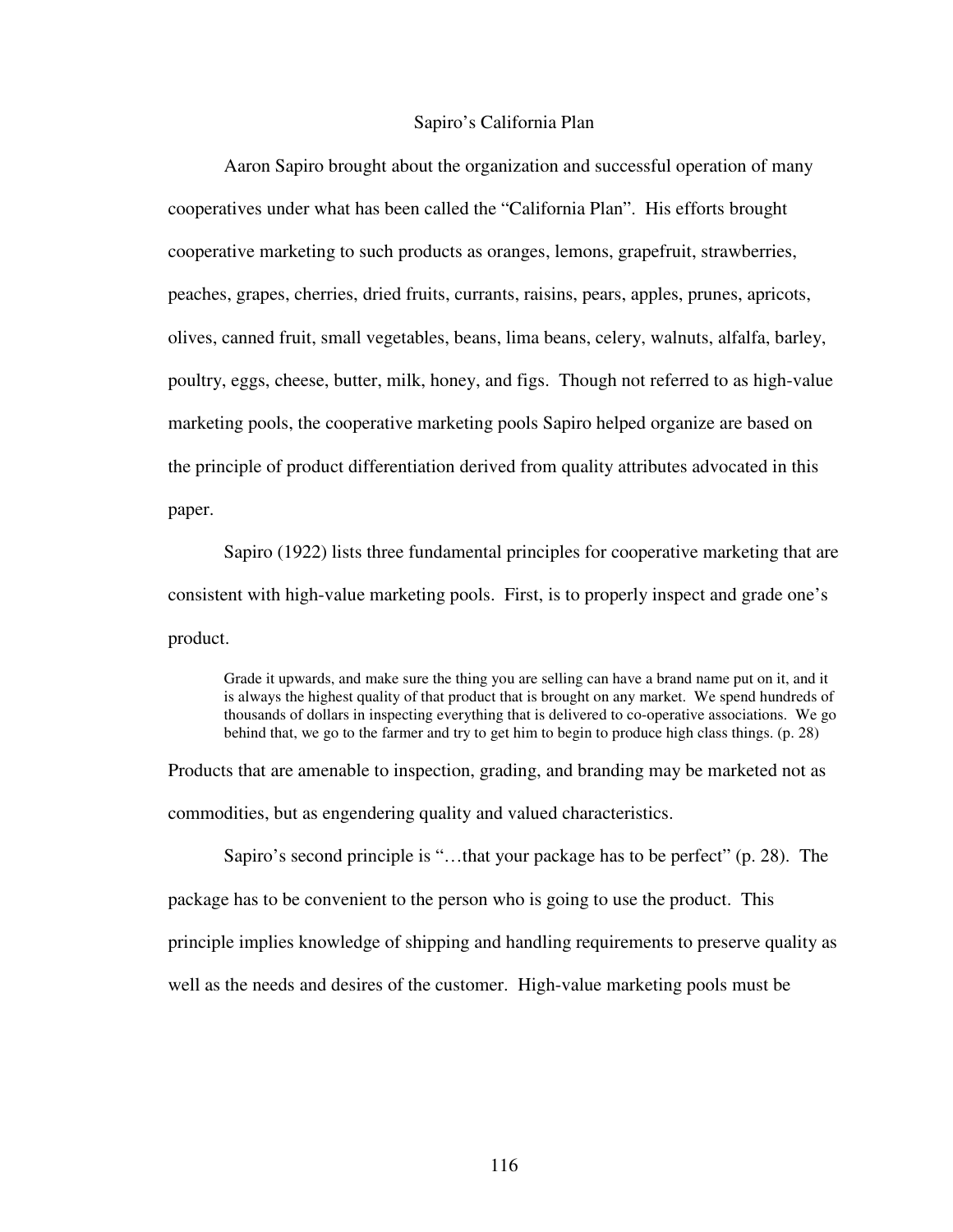## Sapiro's California Plan

Aaron Sapiro brought about the organization and successful operation of many cooperatives under what has been called the "California Plan". His efforts brought cooperative marketing to such products as oranges, lemons, grapefruit, strawberries, peaches, grapes, cherries, dried fruits, currants, raisins, pears, apples, prunes, apricots, olives, canned fruit, small vegetables, beans, lima beans, celery, walnuts, alfalfa, barley, poultry, eggs, cheese, butter, milk, honey, and figs. Though not referred to as high-value marketing pools, the cooperative marketing pools Sapiro helped organize are based on the principle of product differentiation derived from quality attributes advocated in this paper.

Sapiro (1922) lists three fundamental principles for cooperative marketing that are consistent with high-value marketing pools. First, is to properly inspect and grade one's product.

> Grade it upwards, and make sure the thing you are selling can have a brand name put on it, and it is always the highest quality of that product that is brought on any market. We spend hundreds of thousands of dollars in inspecting everything that is delivered to co-operative associations. We go behind that, we go to the farmer and try to get him to begin to produce high class things. (p. 28)

Products that are amenable to inspection, grading, and branding may be marketed not as commodities, but as engendering quality and valued characteristics.

Sapiro's second principle is "…that your package has to be perfect" (p. 28). The package has to be convenient to the person who is going to use the product. This principle implies knowledge of shipping and handling requirements to preserve quality as well as the needs and desires of the customer. High-value marketing pools must be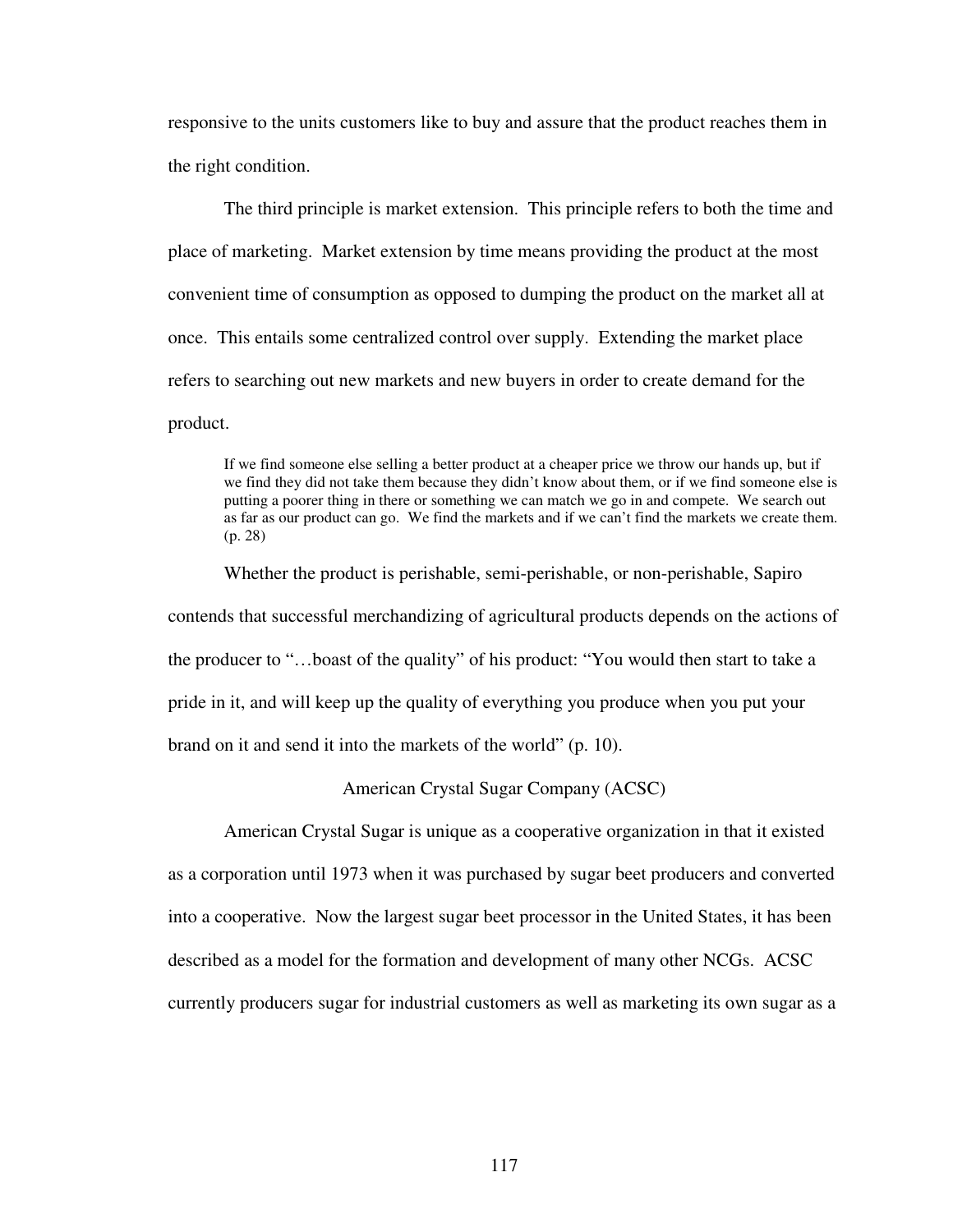responsive to the units customers like to buy and assure that the product reaches them in the right condition.

The third principle is market extension. This principle refers to both the time and place of marketing. Market extension by time means providing the product at the most convenient time of consumption as opposed to dumping the product on the market all at once. This entails some centralized control over supply. Extending the market place refers to searching out new markets and new buyers in order to create demand for the product.

> If we find someone else selling a better product at a cheaper price we throw our hands up, but if we find they did not take them because they didn't know about them, or if we find someone else is putting a poorer thing in there or something we can match we go in and compete. We search out as far as our product can go. We find the markets and if we can't find the markets we create them. (p. 28)

Whether the product is perishable, semi-perishable, or non-perishable, Sapiro contends that successful merchandizing of agricultural products depends on the actions of the producer to "…boast of the quality" of his product: "You would then start to take a pride in it, and will keep up the quality of everything you produce when you put your brand on it and send it into the markets of the world" (p. 10).

## American Crystal Sugar Company (ACSC)

American Crystal Sugar is unique as a cooperative organization in that it existed as a corporation until 1973 when it was purchased by sugar beet producers and converted into a cooperative. Now the largest sugar beet processor in the United States, it has been described as a model for the formation and development of many other NCGs. ACSC currently producers sugar for industrial customers as well as marketing its own sugar as a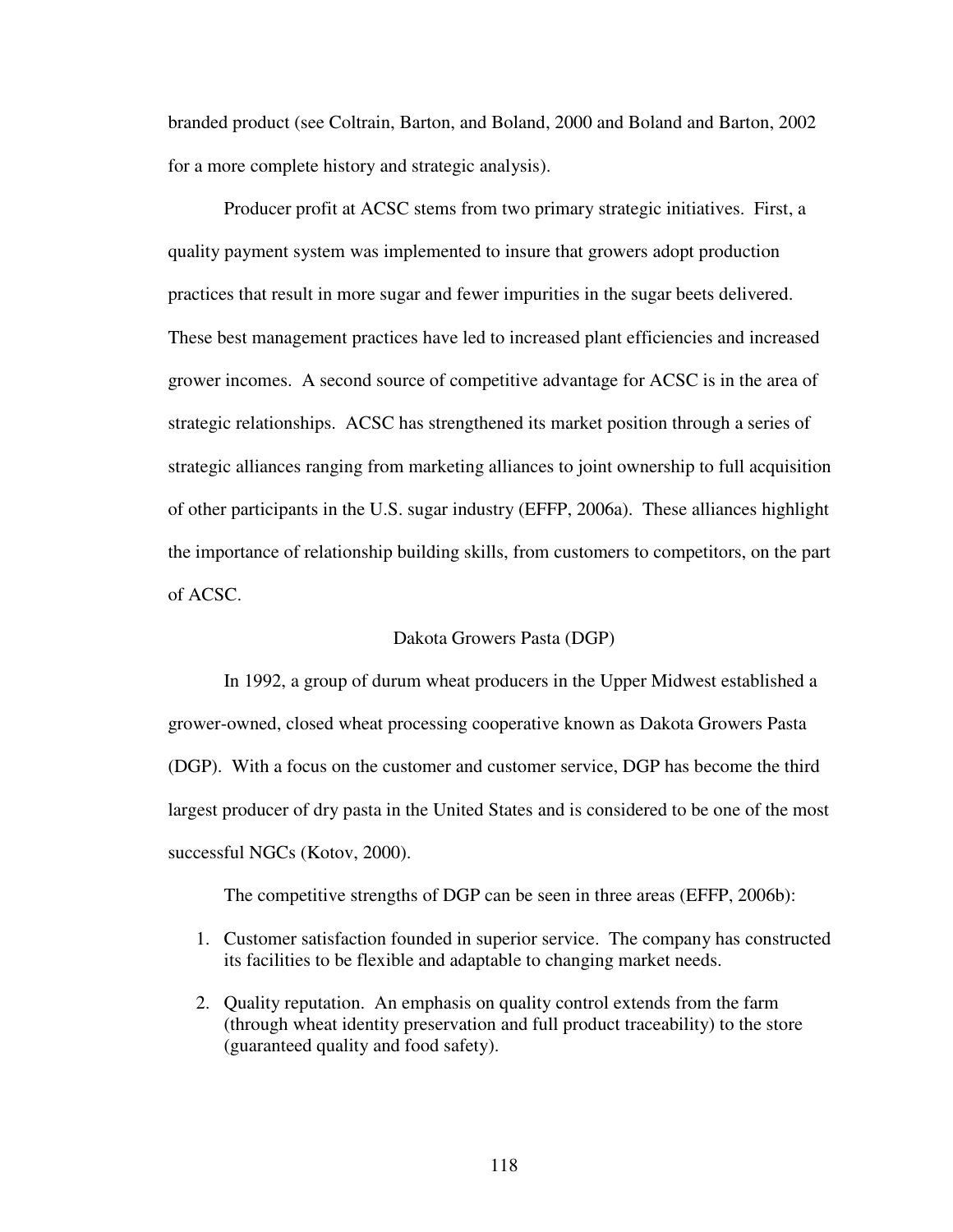branded product (see Coltrain, Barton, and Boland, 2000 and Boland and Barton, 2002 for a more complete history and strategic analysis).

Producer profit at ACSC stems from two primary strategic initiatives. First, a quality payment system was implemented to insure that growers adopt production practices that result in more sugar and fewer impurities in the sugar beets delivered. These best management practices have led to increased plant efficiencies and increased grower incomes. A second source of competitive advantage for ACSC is in the area of strategic relationships. ACSC has strengthened its market position through a series of strategic alliances ranging from marketing alliances to joint ownership to full acquisition of other participants in the U.S. sugar industry (EFFP, 2006a). These alliances highlight the importance of relationship building skills, from customers to competitors, on the part of ACSC.

### Dakota Growers Pasta (DGP)

In 1992, a group of durum wheat producers in the Upper Midwest established a grower-owned, closed wheat processing cooperative known as Dakota Growers Pasta (DGP). With a focus on the customer and customer service, DGP has become the third largest producer of dry pasta in the United States and is considered to be one of the most successful NGCs (Kotov, 2000).

The competitive strengths of DGP can be seen in three areas (EFFP, 2006b):

1. Customer satisfaction founded in superior service. The company has constructed its facilities to be flexible and adaptable to changing market needs.
2. Quality reputation. An emphasis on quality control extends from the farm (through wheat identity preservation and full product traceability) to the store (guaranteed quality and food safety).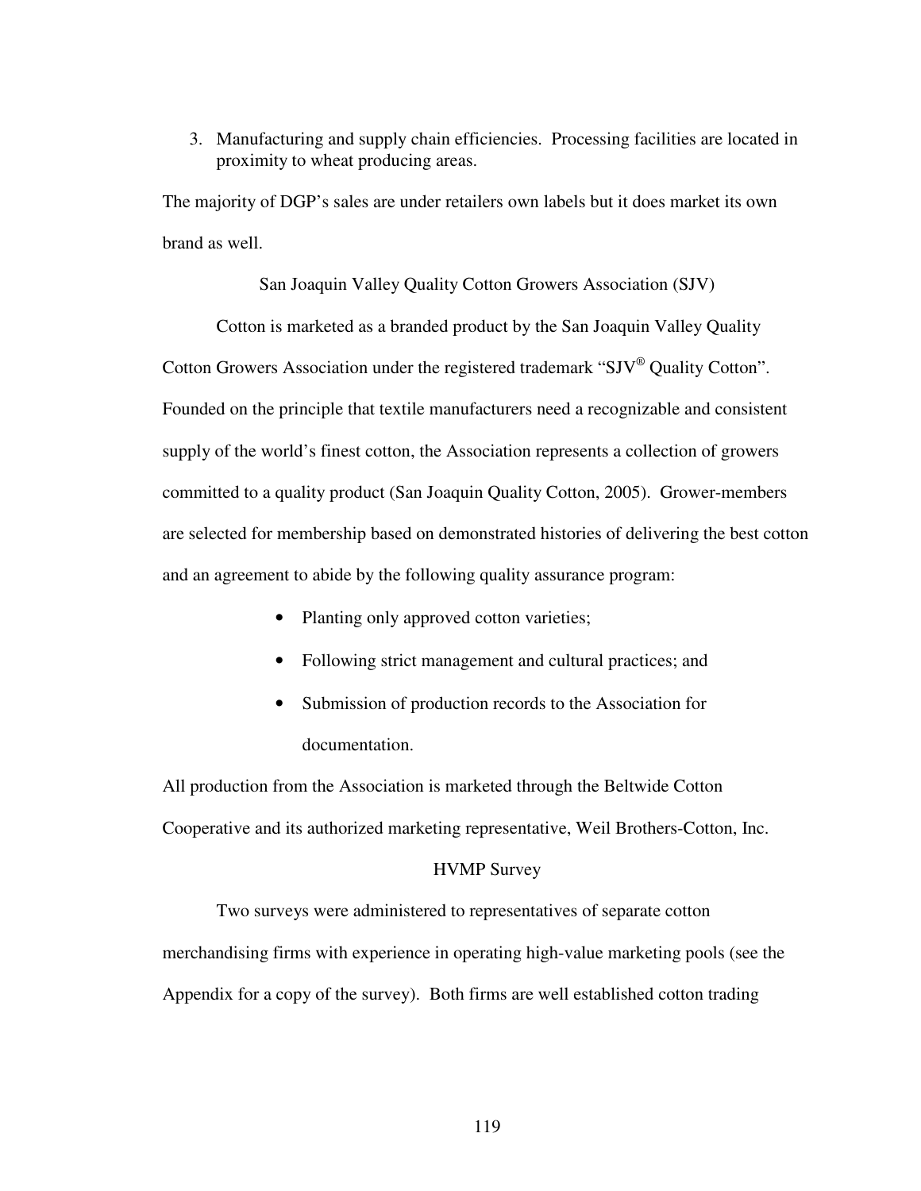3. Manufacturing and supply chain efficiencies. Processing facilities are located in proximity to wheat producing areas.

The majority of DGP's sales are under retailers own labels but it does market its own brand as well.

### San Joaquin Valley Quality Cotton Growers Association (SJV)

Cotton is marketed as a branded product by the San Joaquin Valley Quality Cotton Growers Association under the registered trademark "SJV® Quality Cotton". Founded on the principle that textile manufacturers need a recognizable and consistent supply of the world's finest cotton, the Association represents a collection of growers committed to a quality product (San Joaquin Quality Cotton, 2005). Grower-members are selected for membership based on demonstrated histories of delivering the best cotton and an agreement to abide by the following quality assurance program:

- Planting only approved cotton varieties;
- Following strict management and cultural practices; and
- Submission of production records to the Association for documentation.

All production from the Association is marketed through the Beltwide Cotton Cooperative and its authorized marketing representative, Weil Brothers-Cotton, Inc.

### HVMP Survey

Two surveys were administered to representatives of separate cotton merchandising firms with experience in operating high-value marketing pools (see the Appendix for a copy of the survey). Both firms are well established cotton trading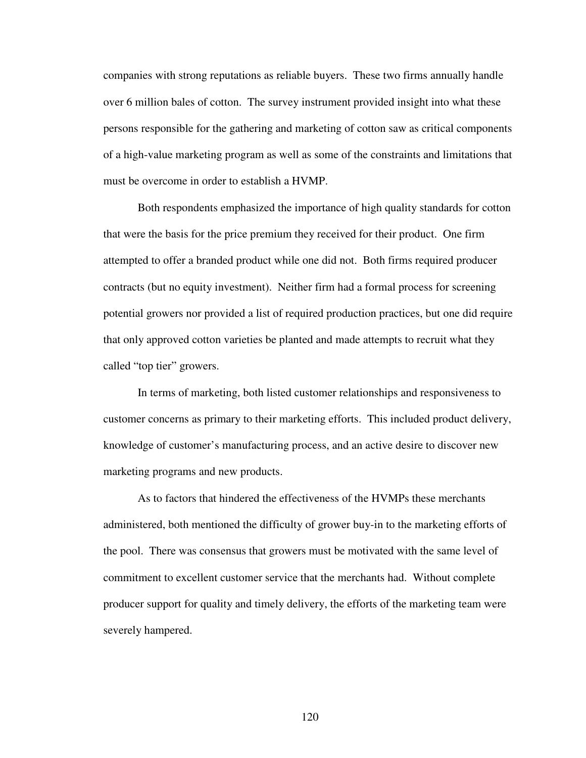companies with strong reputations as reliable buyers. These two firms annually handle over 6 million bales of cotton. The survey instrument provided insight into what these persons responsible for the gathering and marketing of cotton saw as critical components of a high-value marketing program as well as some of the constraints and limitations that must be overcome in order to establish a HVMP.

Both respondents emphasized the importance of high quality standards for cotton that were the basis for the price premium they received for their product. One firm attempted to offer a branded product while one did not. Both firms required producer contracts (but no equity investment). Neither firm had a formal process for screening potential growers nor provided a list of required production practices, but one did require that only approved cotton varieties be planted and made attempts to recruit what they called "top tier" growers.

In terms of marketing, both listed customer relationships and responsiveness to customer concerns as primary to their marketing efforts. This included product delivery, knowledge of customer's manufacturing process, and an active desire to discover new marketing programs and new products.

As to factors that hindered the effectiveness of the HVMPs these merchants administered, both mentioned the difficulty of grower buy-in to the marketing efforts of the pool. There was consensus that growers must be motivated with the same level of commitment to excellent customer service that the merchants had. Without complete producer support for quality and timely delivery, the efforts of the marketing team were severely hampered.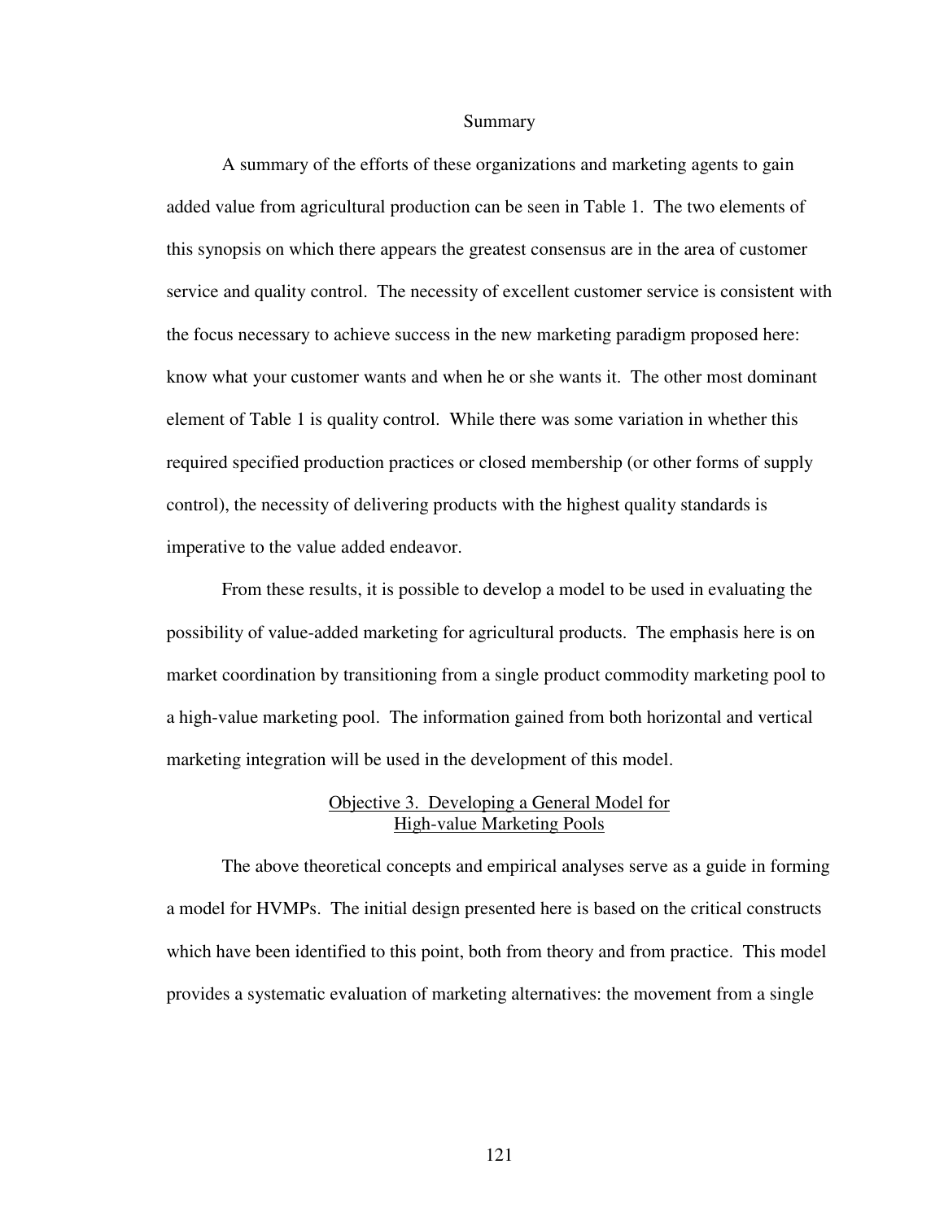## Summary

A summary of the efforts of these organizations and marketing agents to gain added value from agricultural production can be seen in Table 1. The two elements of this synopsis on which there appears the greatest consensus are in the area of customer service and quality control. The necessity of excellent customer service is consistent with the focus necessary to achieve success in the new marketing paradigm proposed here: know what your customer wants and when he or she wants it. The other most dominant element of Table 1 is quality control. While there was some variation in whether this required specified production practices or closed membership (or other forms of supply control), the necessity of delivering products with the highest quality standards is imperative to the value added endeavor.

From these results, it is possible to develop a model to be used in evaluating the possibility of value-added marketing for agricultural products. The emphasis here is on market coordination by transitioning from a single product commodity marketing pool to a high-value marketing pool. The information gained from both horizontal and vertical marketing integration will be used in the development of this model.

## Objective 3. Developing a General Model for High-value Marketing Pools

The above theoretical concepts and empirical analyses serve as a guide in forming a model for HVMPs. The initial design presented here is based on the critical constructs which have been identified to this point, both from theory and from practice. This model provides a systematic evaluation of marketing alternatives: the movement from a single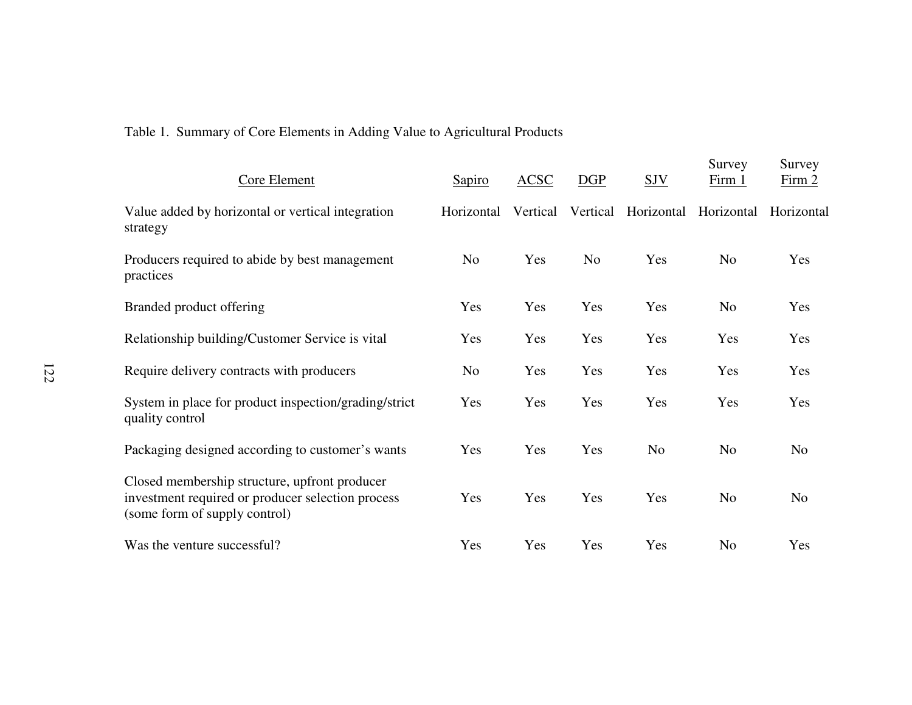Table 1. Summary of Core Elements in Adding Value to Agricultural Products

| Core Element | Sapiro | ACSC | DGP | SJV | Survey Firm 1 | Survey Firm 2 |
|---|---|---|---|---|---|---|
| Value added by horizontal or vertical integration strategy | Horizontal | Vertical | Vertical | Horizontal | Horizontal | Horizontal |
| Producers required to abide by best management practices | No | Yes | No | Yes | No | Yes |
| Branded product offering | Yes | Yes | Yes | Yes | No | Yes |
| Relationship building/Customer Service is vital | Yes | Yes | Yes | Yes | Yes | Yes |
| Require delivery contracts with producers | No | Yes | Yes | Yes | Yes | Yes |
| System in place for product inspection/grading/strict quality control | Yes | Yes | Yes | Yes | Yes | Yes |
| Packaging designed according to customer's wants | Yes | Yes | Yes | No | No | No |
| Closed membership structure, upfront producer investment required or producer selection process (some form of supply control) | Yes | Yes | Yes | Yes | No | No |
| Was the venture successful? | Yes | Yes | Yes | Yes | No | Yes |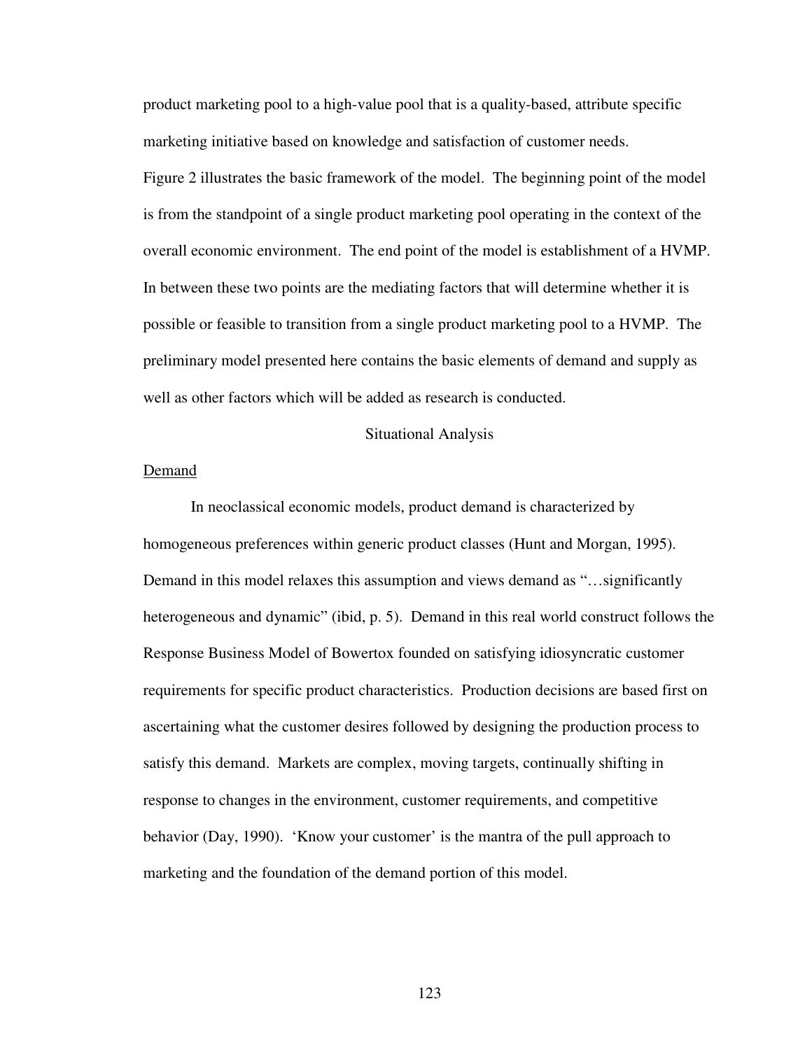product marketing pool to a high-value pool that is a quality-based, attribute specific marketing initiative based on knowledge and satisfaction of customer needs.

Figure 2 illustrates the basic framework of the model. The beginning point of the model is from the standpoint of a single product marketing pool operating in the context of the overall economic environment. The end point of the model is establishment of a HVMP. In between these two points are the mediating factors that will determine whether it is possible or feasible to transition from a single product marketing pool to a HVMP. The preliminary model presented here contains the basic elements of demand and supply as well as other factors which will be added as research is conducted.

## Situational Analysis

### Demand

In neoclassical economic models, product demand is characterized by homogeneous preferences within generic product classes (Hunt and Morgan, 1995). Demand in this model relaxes this assumption and views demand as "…significantly heterogeneous and dynamic" (ibid, p. 5). Demand in this real world construct follows the Response Business Model of Bowertox founded on satisfying idiosyncratic customer requirements for specific product characteristics. Production decisions are based first on ascertaining what the customer desires followed by designing the production process to satisfy this demand. Markets are complex, moving targets, continually shifting in response to changes in the environment, customer requirements, and competitive behavior (Day, 1990). 'Know your customer' is the mantra of the pull approach to marketing and the foundation of the demand portion of this model.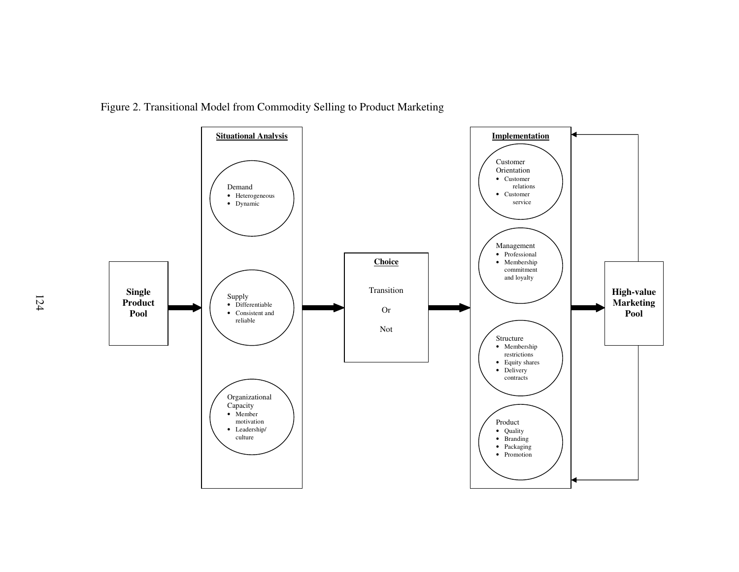Figure 2. Transitional Model from Commodity Selling to Product Marketing

**Single Product Pool**

**Situational Analysis**

Demand
- Heterogeneous
- Dynamic

Supply
- Differentiable
- Consistent and reliable

Organizational Capacity
- Member motivation
- Leadership/ culture

**Choice**

Transition

Or

Not

**Implementation**

Customer Orientation
- Customer relations
- Customer service

Management
- Professional
- Membership commitment and loyalty

Structure
- Membership restrictions
- Equity shares
- Delivery contracts

Product
- Quality
- Branding
- Packaging
- Promotion

**High-value Marketing Pool**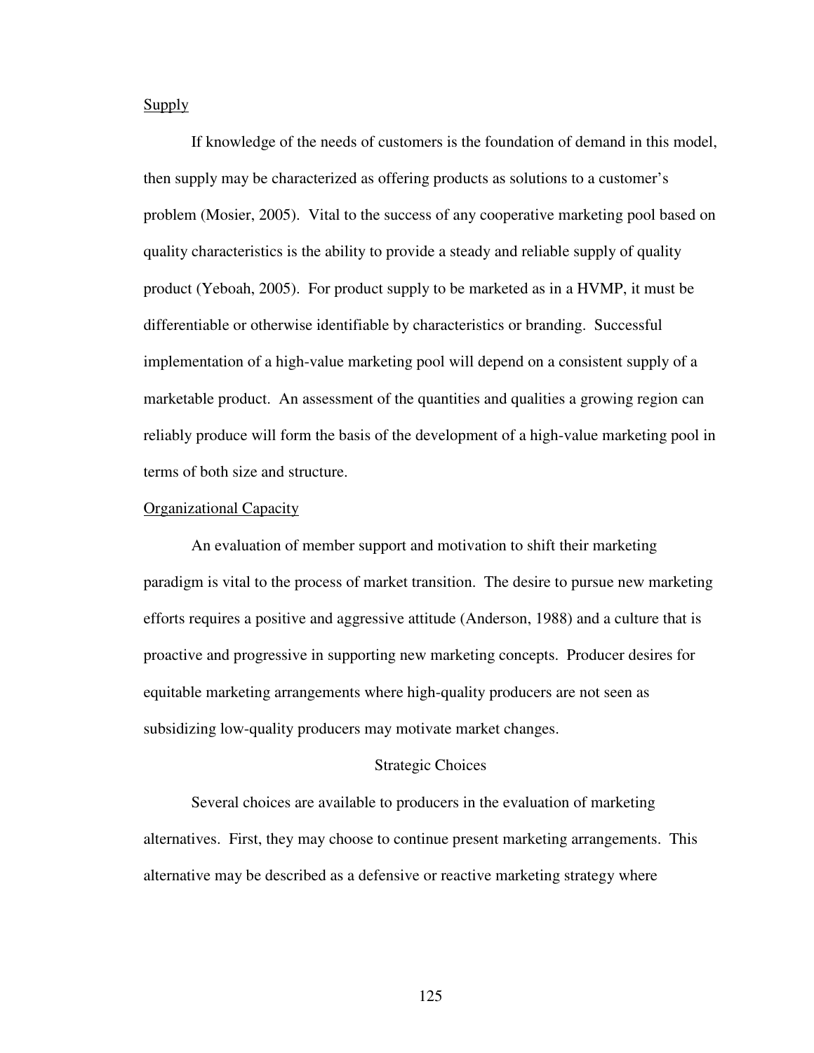### Supply

If knowledge of the needs of customers is the foundation of demand in this model, then supply may be characterized as offering products as solutions to a customer's problem (Mosier, 2005). Vital to the success of any cooperative marketing pool based on quality characteristics is the ability to provide a steady and reliable supply of quality product (Yeboah, 2005). For product supply to be marketed as in a HVMP, it must be differentiable or otherwise identifiable by characteristics or branding. Successful implementation of a high-value marketing pool will depend on a consistent supply of a marketable product. An assessment of the quantities and qualities a growing region can reliably produce will form the basis of the development of a high-value marketing pool in terms of both size and structure.

### Organizational Capacity

An evaluation of member support and motivation to shift their marketing paradigm is vital to the process of market transition. The desire to pursue new marketing efforts requires a positive and aggressive attitude (Anderson, 1988) and a culture that is proactive and progressive in supporting new marketing concepts. Producer desires for equitable marketing arrangements where high-quality producers are not seen as subsidizing low-quality producers may motivate market changes.

## Strategic Choices

Several choices are available to producers in the evaluation of marketing alternatives. First, they may choose to continue present marketing arrangements. This alternative may be described as a defensive or reactive marketing strategy where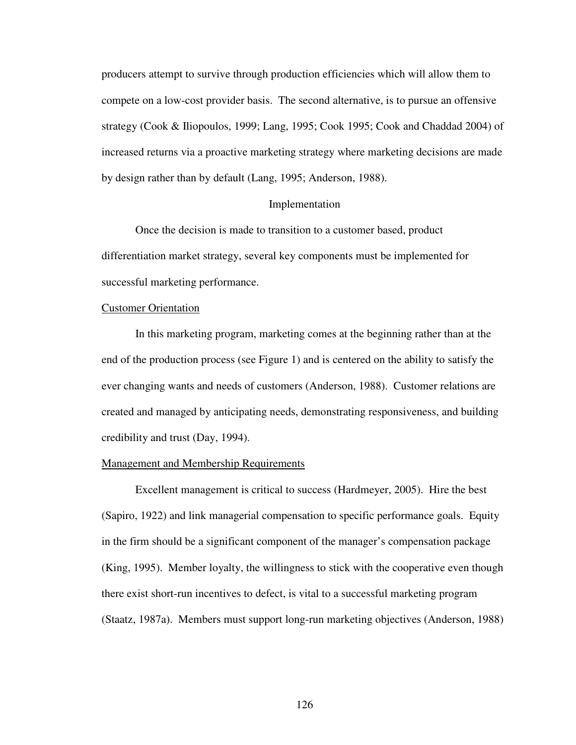producers attempt to survive through production efficiencies which will allow them to compete on a low-cost provider basis. The second alternative, is to pursue an offensive strategy (Cook & Iliopoulos, 1999; Lang, 1995; Cook 1995; Cook and Chaddad 2004) of increased returns via a proactive marketing strategy where marketing decisions are made by design rather than by default (Lang, 1995; Anderson, 1988).

## Implementation

Once the decision is made to transition to a customer based, product differentiation market strategy, several key components must be implemented for successful marketing performance.

### Customer Orientation

In this marketing program, marketing comes at the beginning rather than at the end of the production process (see Figure 1) and is centered on the ability to satisfy the ever changing wants and needs of customers (Anderson, 1988). Customer relations are created and managed by anticipating needs, demonstrating responsiveness, and building credibility and trust (Day, 1994).

### Management and Membership Requirements

Excellent management is critical to success (Hardmeyer, 2005). Hire the best (Sapiro, 1922) and link managerial compensation to specific performance goals. Equity in the firm should be a significant component of the manager's compensation package (King, 1995). Member loyalty, the willingness to stick with the cooperative even though there exist short-run incentives to defect, is vital to a successful marketing program (Staatz, 1987a). Members must support long-run marketing objectives (Anderson, 1988)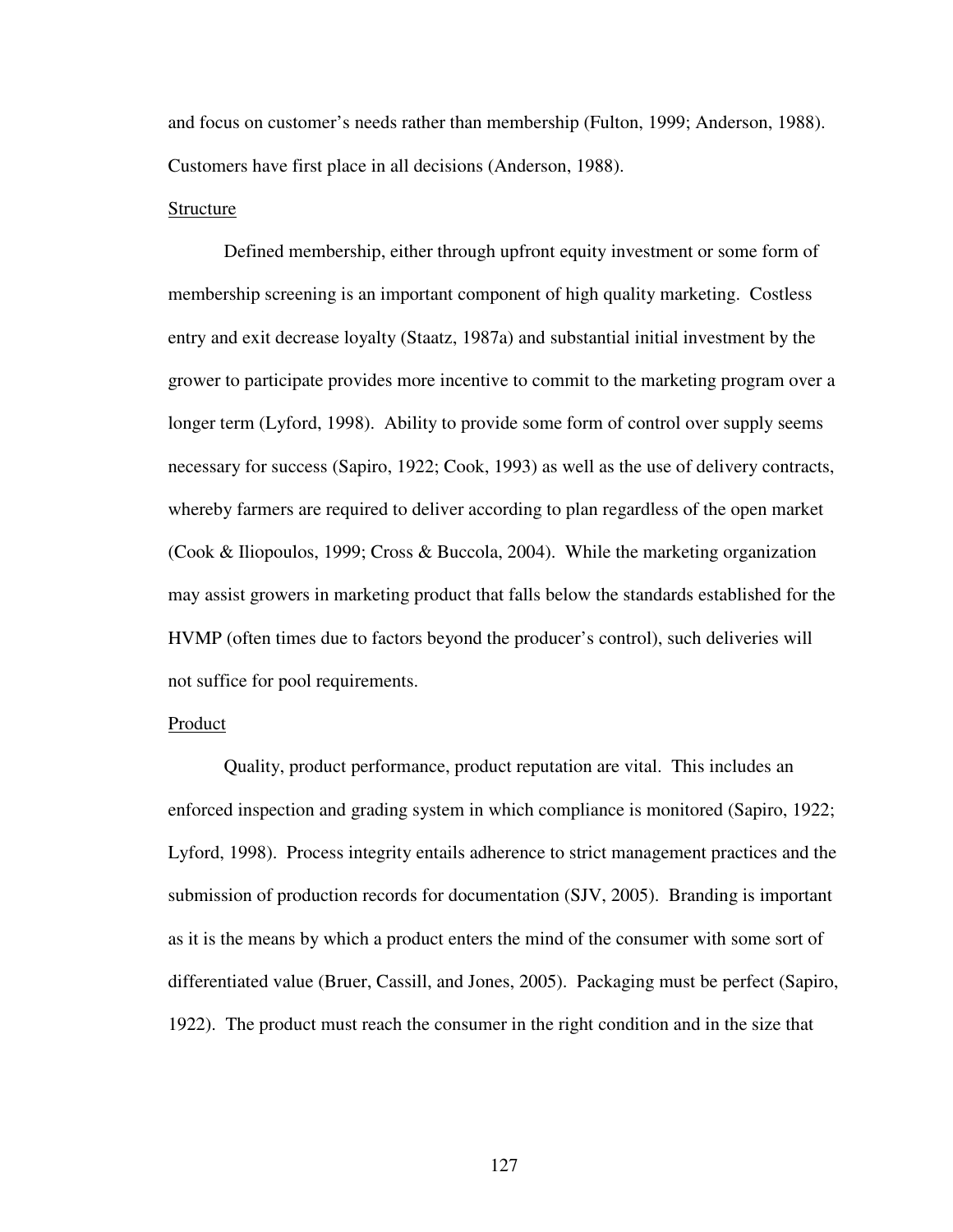and focus on customer's needs rather than membership (Fulton, 1999; Anderson, 1988). Customers have first place in all decisions (Anderson, 1988).

Structure

Defined membership, either through upfront equity investment or some form of membership screening is an important component of high quality marketing. Costless entry and exit decrease loyalty (Staatz, 1987a) and substantial initial investment by the grower to participate provides more incentive to commit to the marketing program over a longer term (Lyford, 1998). Ability to provide some form of control over supply seems necessary for success (Sapiro, 1922; Cook, 1993) as well as the use of delivery contracts, whereby farmers are required to deliver according to plan regardless of the open market (Cook & Iliopoulos, 1999; Cross & Buccola, 2004). While the marketing organization may assist growers in marketing product that falls below the standards established for the HVMP (often times due to factors beyond the producer's control), such deliveries will not suffice for pool requirements.

Product

Quality, product performance, product reputation are vital. This includes an enforced inspection and grading system in which compliance is monitored (Sapiro, 1922; Lyford, 1998). Process integrity entails adherence to strict management practices and the submission of production records for documentation (SJV, 2005). Branding is important as it is the means by which a product enters the mind of the consumer with some sort of differentiated value (Bruer, Cassill, and Jones, 2005). Packaging must be perfect (Sapiro, 1922). The product must reach the consumer in the right condition and in the size that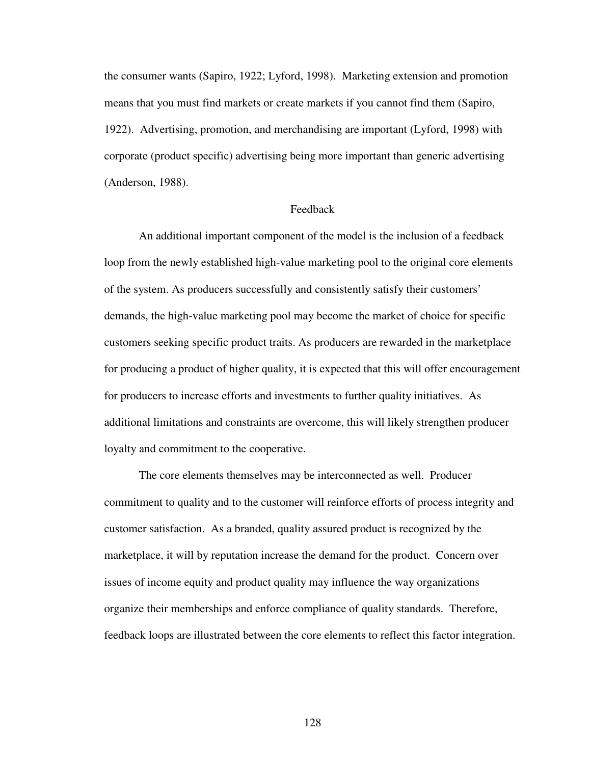the consumer wants (Sapiro, 1922; Lyford, 1998). Marketing extension and promotion means that you must find markets or create markets if you cannot find them (Sapiro, 1922). Advertising, promotion, and merchandising are important (Lyford, 1998) with corporate (product specific) advertising being more important than generic advertising (Anderson, 1988).

## Feedback

An additional important component of the model is the inclusion of a feedback loop from the newly established high-value marketing pool to the original core elements of the system. As producers successfully and consistently satisfy their customers' demands, the high-value marketing pool may become the market of choice for specific customers seeking specific product traits. As producers are rewarded in the marketplace for producing a product of higher quality, it is expected that this will offer encouragement for producers to increase efforts and investments to further quality initiatives. As additional limitations and constraints are overcome, this will likely strengthen producer loyalty and commitment to the cooperative.

The core elements themselves may be interconnected as well. Producer commitment to quality and to the customer will reinforce efforts of process integrity and customer satisfaction. As a branded, quality assured product is recognized by the marketplace, it will by reputation increase the demand for the product. Concern over issues of income equity and product quality may influence the way organizations organize their memberships and enforce compliance of quality standards. Therefore, feedback loops are illustrated between the core elements to reflect this factor integration.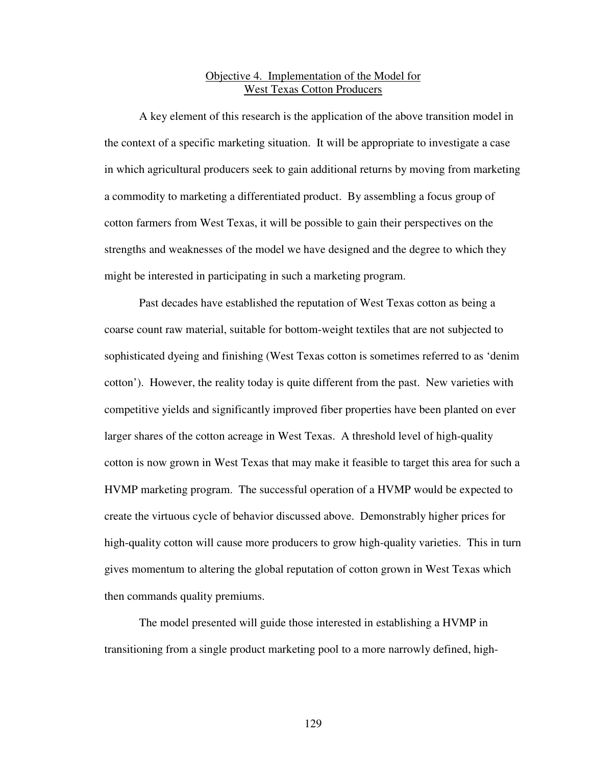## Objective 4. Implementation of the Model for West Texas Cotton Producers

A key element of this research is the application of the above transition model in the context of a specific marketing situation. It will be appropriate to investigate a case in which agricultural producers seek to gain additional returns by moving from marketing a commodity to marketing a differentiated product. By assembling a focus group of cotton farmers from West Texas, it will be possible to gain their perspectives on the strengths and weaknesses of the model we have designed and the degree to which they might be interested in participating in such a marketing program.

Past decades have established the reputation of West Texas cotton as being a coarse count raw material, suitable for bottom-weight textiles that are not subjected to sophisticated dyeing and finishing (West Texas cotton is sometimes referred to as 'denim cotton'). However, the reality today is quite different from the past. New varieties with competitive yields and significantly improved fiber properties have been planted on ever larger shares of the cotton acreage in West Texas. A threshold level of high-quality cotton is now grown in West Texas that may make it feasible to target this area for such a HVMP marketing program. The successful operation of a HVMP would be expected to create the virtuous cycle of behavior discussed above. Demonstrably higher prices for high-quality cotton will cause more producers to grow high-quality varieties. This in turn gives momentum to altering the global reputation of cotton grown in West Texas which then commands quality premiums.

The model presented will guide those interested in establishing a HVMP in transitioning from a single product marketing pool to a more narrowly defined, high-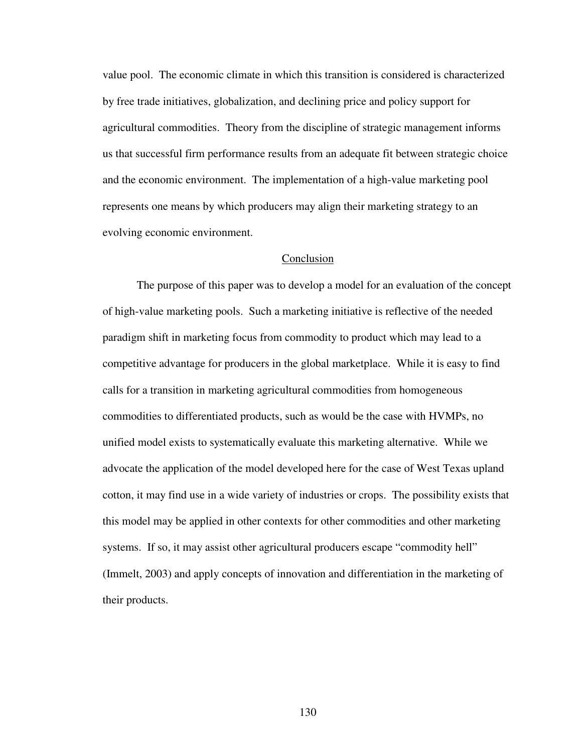value pool. The economic climate in which this transition is considered is characterized by free trade initiatives, globalization, and declining price and policy support for agricultural commodities. Theory from the discipline of strategic management informs us that successful firm performance results from an adequate fit between strategic choice and the economic environment. The implementation of a high-value marketing pool represents one means by which producers may align their marketing strategy to an evolving economic environment.

## Conclusion

The purpose of this paper was to develop a model for an evaluation of the concept of high-value marketing pools. Such a marketing initiative is reflective of the needed paradigm shift in marketing focus from commodity to product which may lead to a competitive advantage for producers in the global marketplace. While it is easy to find calls for a transition in marketing agricultural commodities from homogeneous commodities to differentiated products, such as would be the case with HVMPs, no unified model exists to systematically evaluate this marketing alternative. While we advocate the application of the model developed here for the case of West Texas upland cotton, it may find use in a wide variety of industries or crops. The possibility exists that this model may be applied in other contexts for other commodities and other marketing systems. If so, it may assist other agricultural producers escape "commodity hell" (Immelt, 2003) and apply concepts of innovation and differentiation in the marketing of their products.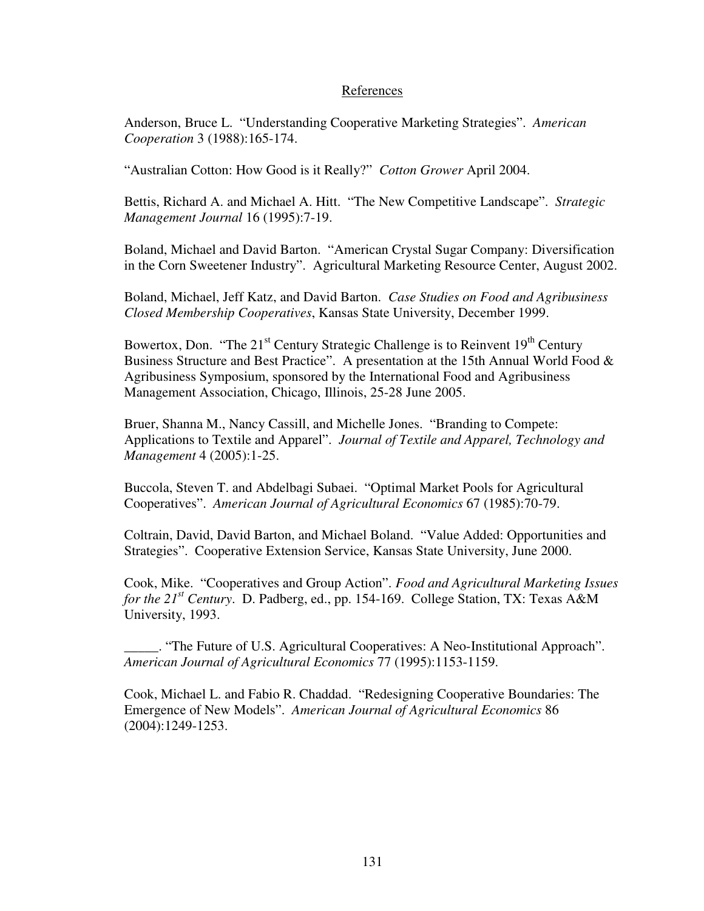## References

Anderson, Bruce L. "Understanding Cooperative Marketing Strategies". *American Cooperation* 3 (1988):165-174.

"Australian Cotton: How Good is it Really?" *Cotton Grower* April 2004.

Bettis, Richard A. and Michael A. Hitt. "The New Competitive Landscape". *Strategic Management Journal* 16 (1995):7-19.

Boland, Michael and David Barton. "American Crystal Sugar Company: Diversification in the Corn Sweetener Industry". Agricultural Marketing Resource Center, August 2002.

Boland, Michael, Jeff Katz, and David Barton. *Case Studies on Food and Agribusiness Closed Membership Cooperatives*, Kansas State University, December 1999.

Bowertox, Don. "The 21st Century Strategic Challenge is to Reinvent 19th Century Business Structure and Best Practice". A presentation at the 15th Annual World Food & Agribusiness Symposium, sponsored by the International Food and Agribusiness Management Association, Chicago, Illinois, 25-28 June 2005.

Bruer, Shanna M., Nancy Cassill, and Michelle Jones. "Branding to Compete: Applications to Textile and Apparel". *Journal of Textile and Apparel, Technology and Management* 4 (2005):1-25.

Buccola, Steven T. and Abdelbagi Subaei. "Optimal Market Pools for Agricultural Cooperatives". *American Journal of Agricultural Economics* 67 (1985):70-79.

Coltrain, David, David Barton, and Michael Boland. "Value Added: Opportunities and Strategies". Cooperative Extension Service, Kansas State University, June 2000.

Cook, Mike. "Cooperatives and Group Action". *Food and Agricultural Marketing Issues for the 21st Century*. D. Padberg, ed., pp. 154-169. College Station, TX: Texas A&M University, 1993.

_____. "The Future of U.S. Agricultural Cooperatives: A Neo-Institutional Approach". *American Journal of Agricultural Economics* 77 (1995):1153-1159.

Cook, Michael L. and Fabio R. Chaddad. "Redesigning Cooperative Boundaries: The Emergence of New Models". *American Journal of Agricultural Economics* 86 (2004):1249-1253.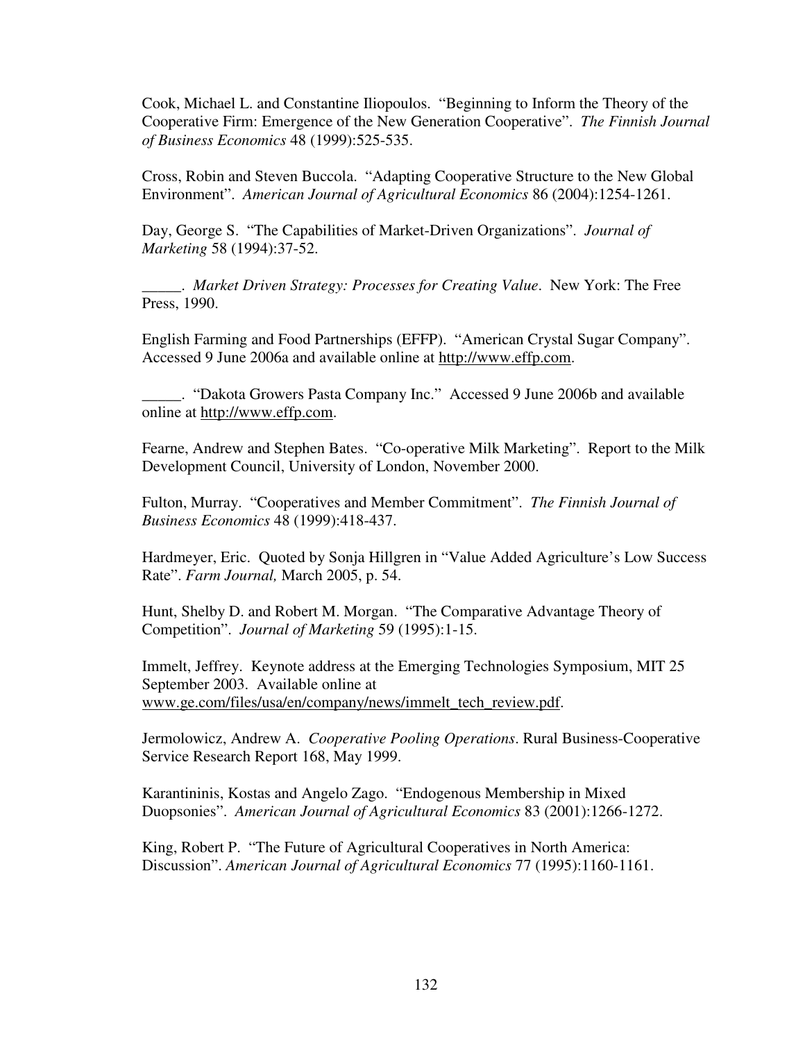Cook, Michael L. and Constantine Iliopoulos. "Beginning to Inform the Theory of the Cooperative Firm: Emergence of the New Generation Cooperative". *The Finnish Journal of Business Economics* 48 (1999):525-535.

Cross, Robin and Steven Buccola. "Adapting Cooperative Structure to the New Global Environment". *American Journal of Agricultural Economics* 86 (2004):1254-1261.

Day, George S. "The Capabilities of Market-Driven Organizations". *Journal of Marketing* 58 (1994):37-52.

_____. *Market Driven Strategy: Processes for Creating Value*. New York: The Free Press, 1990.

English Farming and Food Partnerships (EFFP). "American Crystal Sugar Company". Accessed 9 June 2006a and available online at http://www.effp.com.

_____. "Dakota Growers Pasta Company Inc." Accessed 9 June 2006b and available online at http://www.effp.com.

Fearne, Andrew and Stephen Bates. "Co-operative Milk Marketing". Report to the Milk Development Council, University of London, November 2000.

Fulton, Murray. "Cooperatives and Member Commitment". *The Finnish Journal of Business Economics* 48 (1999):418-437.

Hardmeyer, Eric. Quoted by Sonja Hillgren in "Value Added Agriculture's Low Success Rate". *Farm Journal,* March 2005, p. 54.

Hunt, Shelby D. and Robert M. Morgan. "The Comparative Advantage Theory of Competition". *Journal of Marketing* 59 (1995):1-15.

Immelt, Jeffrey. Keynote address at the Emerging Technologies Symposium, MIT 25 September 2003. Available online at www.ge.com/files/usa/en/company/news/immelt_tech_review.pdf.

Jermolowicz, Andrew A. *Cooperative Pooling Operations*. Rural Business-Cooperative Service Research Report 168, May 1999.

Karantininis, Kostas and Angelo Zago. "Endogenous Membership in Mixed Duopsonies". *American Journal of Agricultural Economics* 83 (2001):1266-1272.

King, Robert P. "The Future of Agricultural Cooperatives in North America: Discussion". *American Journal of Agricultural Economics* 77 (1995):1160-1161.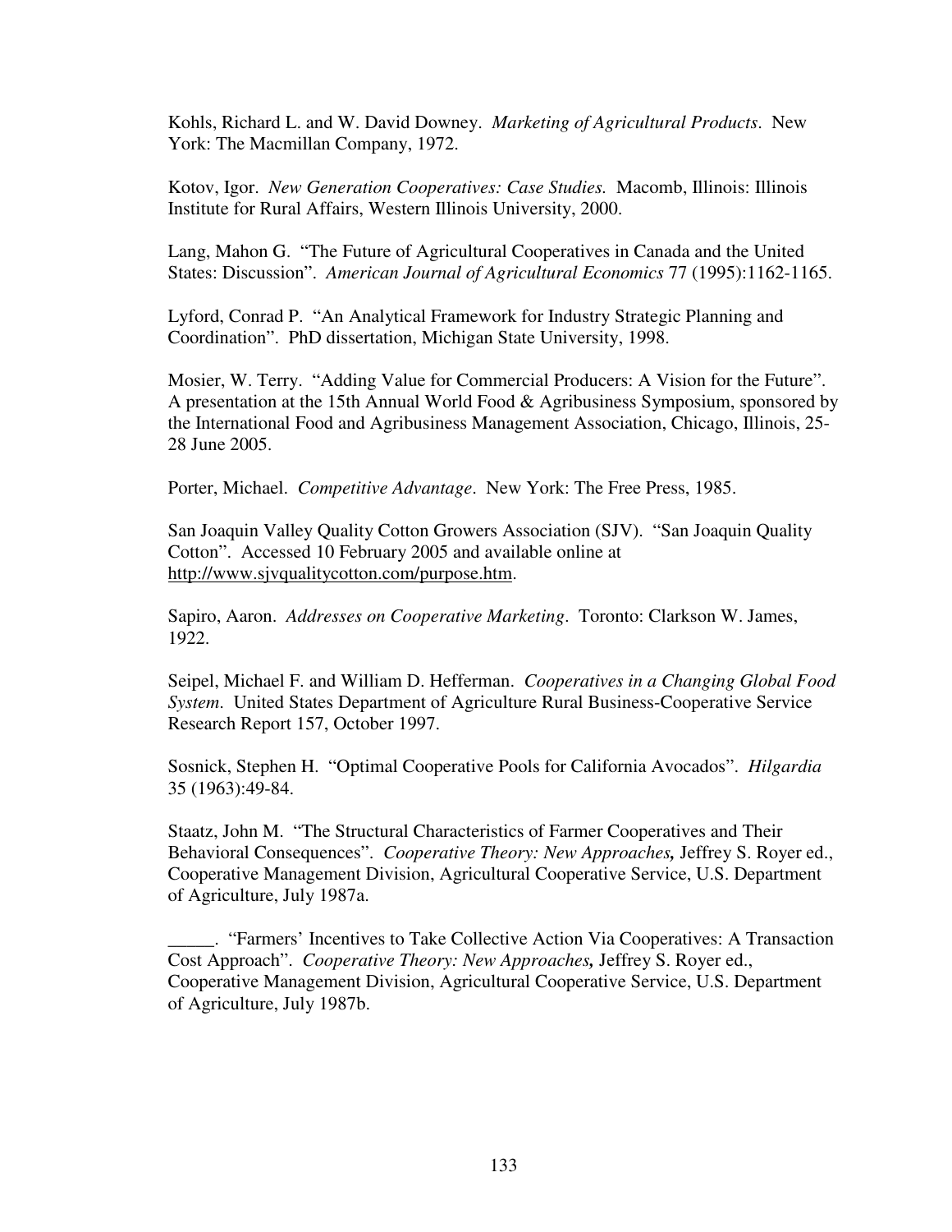Kohls, Richard L. and W. David Downey. *Marketing of Agricultural Products*. New York: The Macmillan Company, 1972.

Kotov, Igor. *New Generation Cooperatives: Case Studies.* Macomb, Illinois: Illinois Institute for Rural Affairs, Western Illinois University, 2000.

Lang, Mahon G. "The Future of Agricultural Cooperatives in Canada and the United States: Discussion". *American Journal of Agricultural Economics* 77 (1995):1162-1165.

Lyford, Conrad P. "An Analytical Framework for Industry Strategic Planning and Coordination". PhD dissertation, Michigan State University, 1998.

Mosier, W. Terry. "Adding Value for Commercial Producers: A Vision for the Future". A presentation at the 15th Annual World Food & Agribusiness Symposium, sponsored by the International Food and Agribusiness Management Association, Chicago, Illinois, 25-28 June 2005.

Porter, Michael. *Competitive Advantage*. New York: The Free Press, 1985.

San Joaquin Valley Quality Cotton Growers Association (SJV). "San Joaquin Quality Cotton". Accessed 10 February 2005 and available online at http://www.sjvqualitycotton.com/purpose.htm.

Sapiro, Aaron. *Addresses on Cooperative Marketing*. Toronto: Clarkson W. James, 1922.

Seipel, Michael F. and William D. Hefferman. *Cooperatives in a Changing Global Food System*. United States Department of Agriculture Rural Business-Cooperative Service Research Report 157, October 1997.

Sosnick, Stephen H. "Optimal Cooperative Pools for California Avocados". *Hilgardia* 35 (1963):49-84.

Staatz, John M. "The Structural Characteristics of Farmer Cooperatives and Their Behavioral Consequences". *Cooperative Theory: New Approaches,* Jeffrey S. Royer ed., Cooperative Management Division, Agricultural Cooperative Service, U.S. Department of Agriculture, July 1987a.

_____. "Farmers' Incentives to Take Collective Action Via Cooperatives: A Transaction Cost Approach". *Cooperative Theory: New Approaches,* Jeffrey S. Royer ed., Cooperative Management Division, Agricultural Cooperative Service, U.S. Department of Agriculture, July 1987b.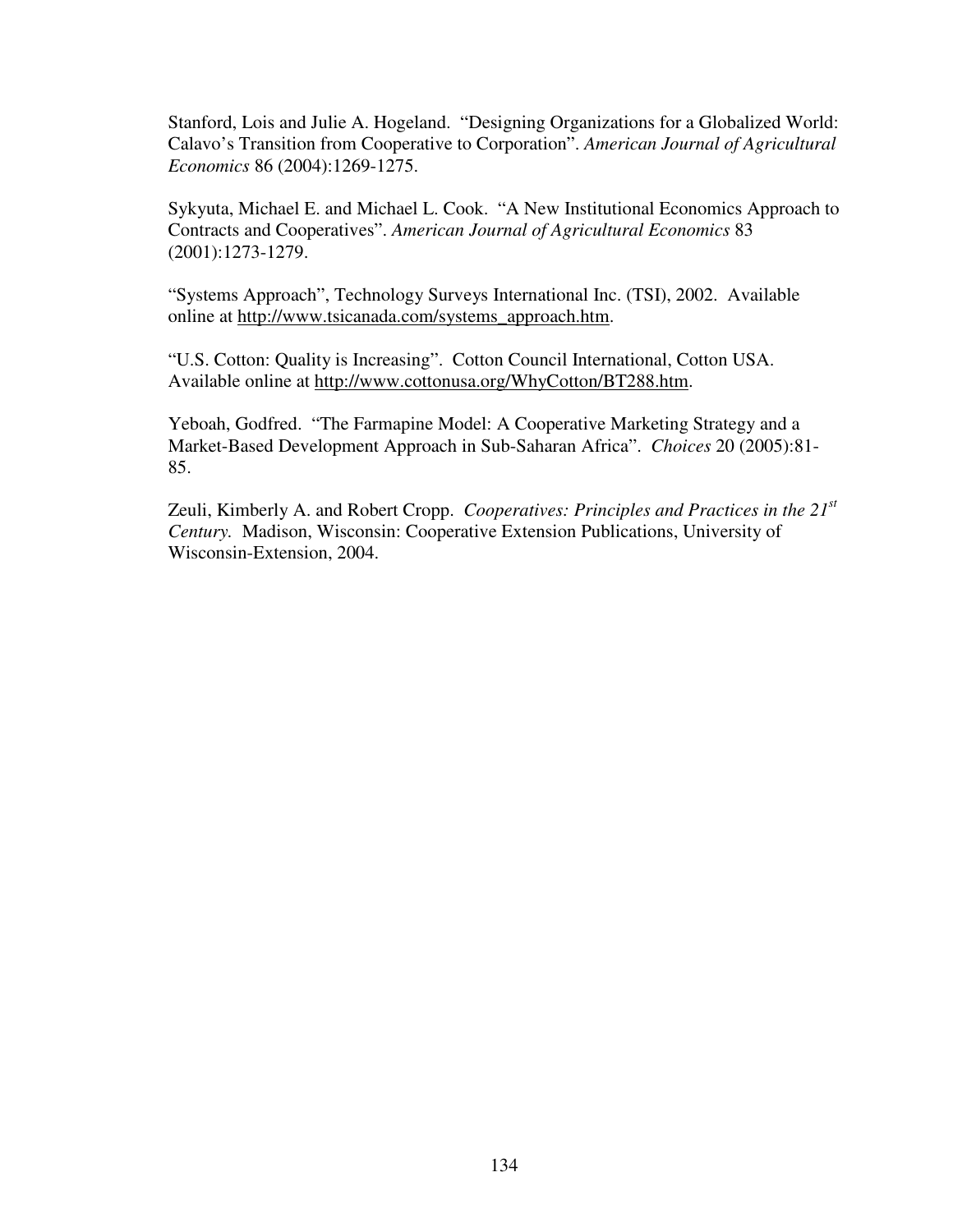Stanford, Lois and Julie A. Hogeland. "Designing Organizations for a Globalized World: Calavo's Transition from Cooperative to Corporation". *American Journal of Agricultural Economics* 86 (2004):1269-1275.

Sykyuta, Michael E. and Michael L. Cook. "A New Institutional Economics Approach to Contracts and Cooperatives". *American Journal of Agricultural Economics* 83 (2001):1273-1279.

"Systems Approach", Technology Surveys International Inc. (TSI), 2002. Available online at http://www.tsicanada.com/systems_approach.htm.

"U.S. Cotton: Quality is Increasing". Cotton Council International, Cotton USA. Available online at http://www.cottonusa.org/WhyCotton/BT288.htm.

Yeboah, Godfred. "The Farmapine Model: A Cooperative Marketing Strategy and a Market-Based Development Approach in Sub-Saharan Africa". *Choices* 20 (2005):81-85.

Zeuli, Kimberly A. and Robert Cropp. *Cooperatives: Principles and Practices in the 21st Century.* Madison, Wisconsin: Cooperative Extension Publications, University of Wisconsin-Extension, 2004.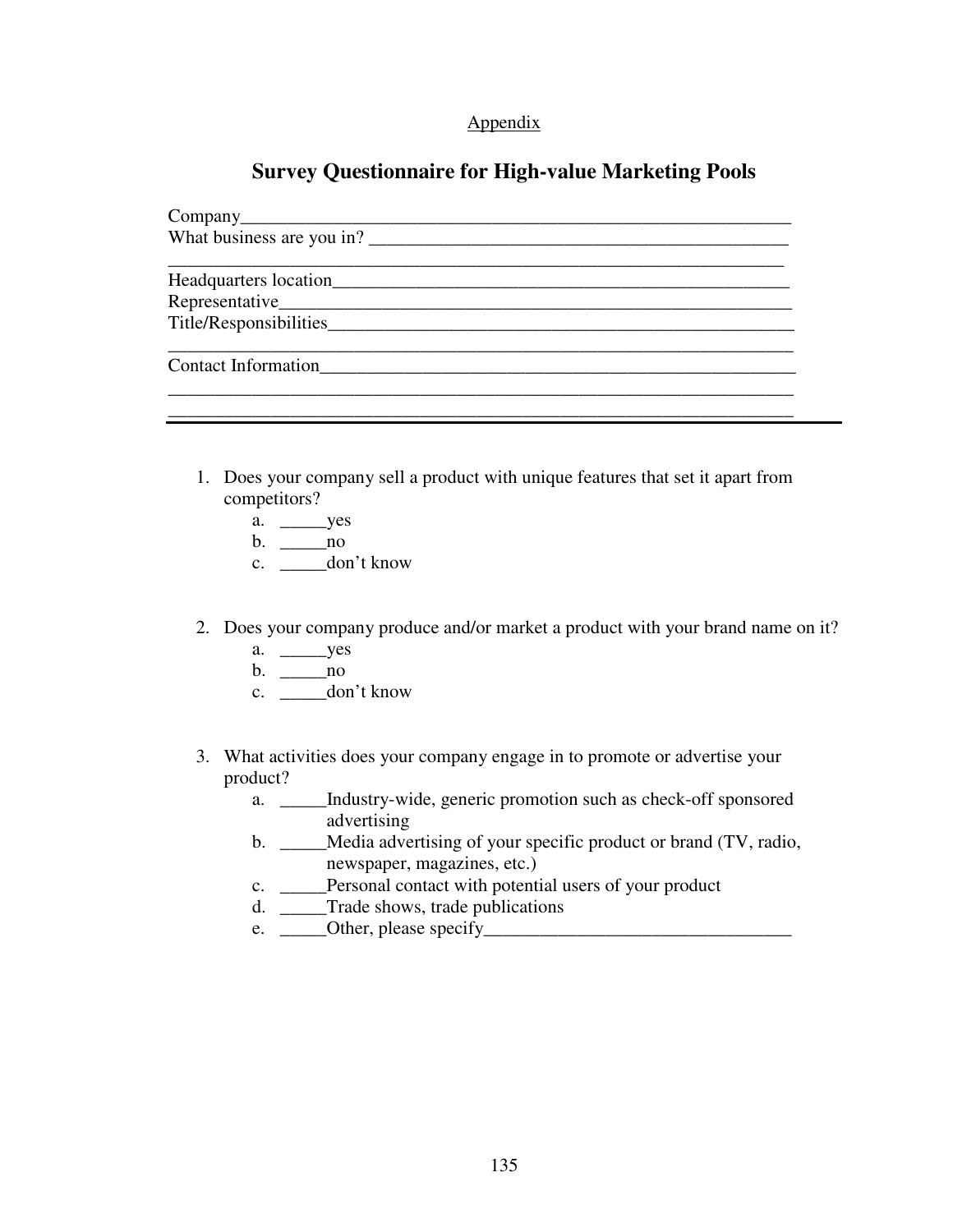Appendix

## Survey Questionnaire for High-value Marketing Pools

Company_______________________________________________________________
What business are you in? ______________________________________________
_____________________________________________________________________
Headquarters location__________________________________________________
Representative_______________________________________________________
Title/Responsibilities__________________________________________________
_____________________________________________________________________
Contact Information___________________________________________________
_____________________________________________________________________
_____________________________________________________________________

---

1. Does your company sell a product with unique features that set it apart from competitors?
   a. _____yes
   b. _____no
   c. _____don't know

2. Does your company produce and/or market a product with your brand name on it?
   a. _____yes
   b. _____no
   c. _____don't know

3. What activities does your company engage in to promote or advertise your product?
   a. _____Industry-wide, generic promotion such as check-off sponsored advertising
   b. _____Media advertising of your specific product or brand (TV, radio, newspaper, magazines, etc.)
   c. _____Personal contact with potential users of your product
   d. _____Trade shows, trade publications
   e. _____Other, please specify_________________________________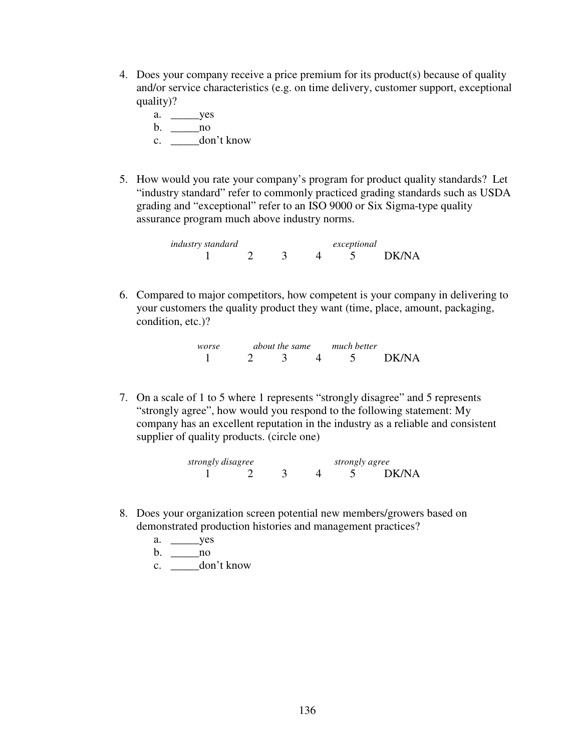4. Does your company receive a price premium for its product(s) because of quality and/or service characteristics (e.g. on time delivery, customer support, exceptional quality)?
   a. _____yes
   b. _____no
   c. _____don't know

5. How would you rate your company's program for product quality standards? Let "industry standard" refer to commonly practiced grading standards such as USDA grading and "exceptional" refer to an ISO 9000 or Six Sigma-type quality assurance program much above industry norms.

| *industry standard* | | | | *exceptional* | |
|---|---|---|---|---|---|
| 1 | 2 | 3 | 4 | 5 | DK/NA |

6. Compared to major competitors, how competent is your company in delivering to your customers the quality product they want (time, place, amount, packaging, condition, etc.)?

| *worse* | | *about the same* | | *much better* | |
|---|---|---|---|---|---|
| 1 | 2 | 3 | 4 | 5 | DK/NA |

7. On a scale of 1 to 5 where 1 represents "strongly disagree" and 5 represents "strongly agree", how would you respond to the following statement: My company has an excellent reputation in the industry as a reliable and consistent supplier of quality products. (circle one)

| *strongly disagree* | | | | *strongly agree* | |
|---|---|---|---|---|---|
| 1 | 2 | 3 | 4 | 5 | DK/NA |

8. Does your organization screen potential new members/growers based on demonstrated production histories and management practices?
   a. _____yes
   b. _____no
   c. _____don't know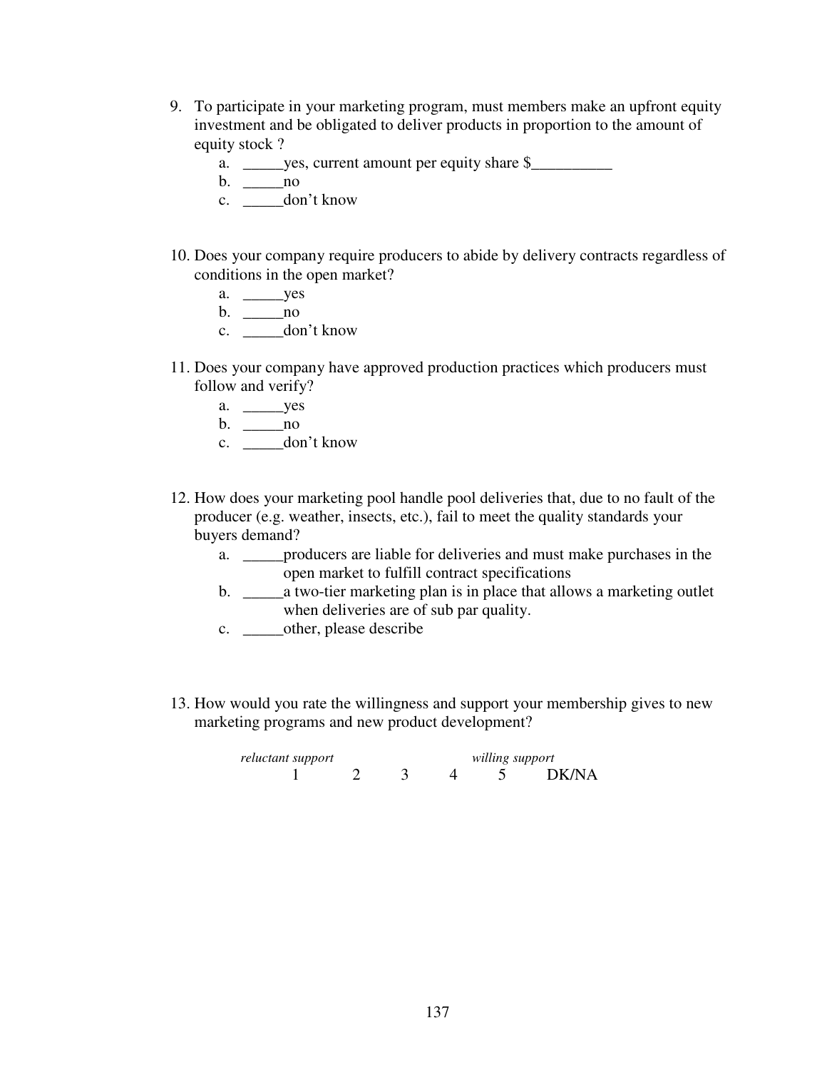9. To participate in your marketing program, must members make an upfront equity investment and be obligated to deliver products in proportion to the amount of equity stock ?
   a. _____yes, current amount per equity share $__________
   b. _____no
   c. _____don’t know

10. Does your company require producers to abide by delivery contracts regardless of conditions in the open market?
    a. _____yes
    b. _____no
    c. _____don’t know

11. Does your company have approved production practices which producers must follow and verify?
    a. _____yes
    b. _____no
    c. _____don’t know

12. How does your marketing pool handle pool deliveries that, due to no fault of the producer (e.g. weather, insects, etc.), fail to meet the quality standards your buyers demand?
    a. _____producers are liable for deliveries and must make purchases in the open market to fulfill contract specifications
    b. _____a two-tier marketing plan is in place that allows a marketing outlet when deliveries are of sub par quality.
    c. _____other, please describe

13. How would you rate the willingness and support your membership gives to new marketing programs and new product development?

| *reluctant support* | | | | *willing support* | |
|---|---|---|---|---|---|
| 1 | 2 | 3 | 4 | 5 | DK/NA |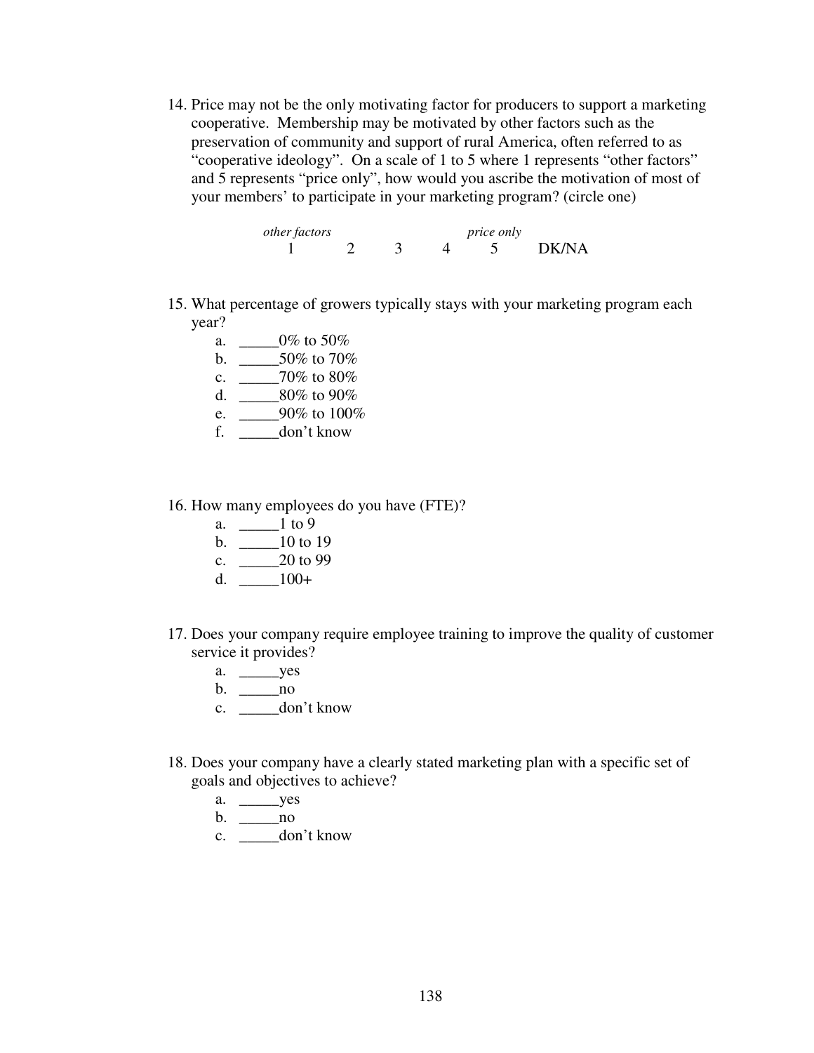14. Price may not be the only motivating factor for producers to support a marketing cooperative. Membership may be motivated by other factors such as the preservation of community and support of rural America, often referred to as "cooperative ideology". On a scale of 1 to 5 where 1 represents "other factors" and 5 represents "price only", how would you ascribe the motivation of most of your members' to participate in your marketing program? (circle one)

| *other factors* | | | | *price only* | |
|---|---|---|---|---|---|
| 1 | 2 | 3 | 4 | 5 | DK/NA |

15. What percentage of growers typically stays with your marketing program each year?
    a. _____0% to 50%
    b. _____50% to 70%
    c. _____70% to 80%
    d. _____80% to 90%
    e. _____90% to 100%
    f. _____don't know

16. How many employees do you have (FTE)?
    a. _____1 to 9
    b. _____10 to 19
    c. _____20 to 99
    d. _____100+

17. Does your company require employee training to improve the quality of customer service it provides?
    a. _____yes
    b. _____no
    c. _____don't know

18. Does your company have a clearly stated marketing plan with a specific set of goals and objectives to achieve?
    a. _____yes
    b. _____no
    c. _____don't know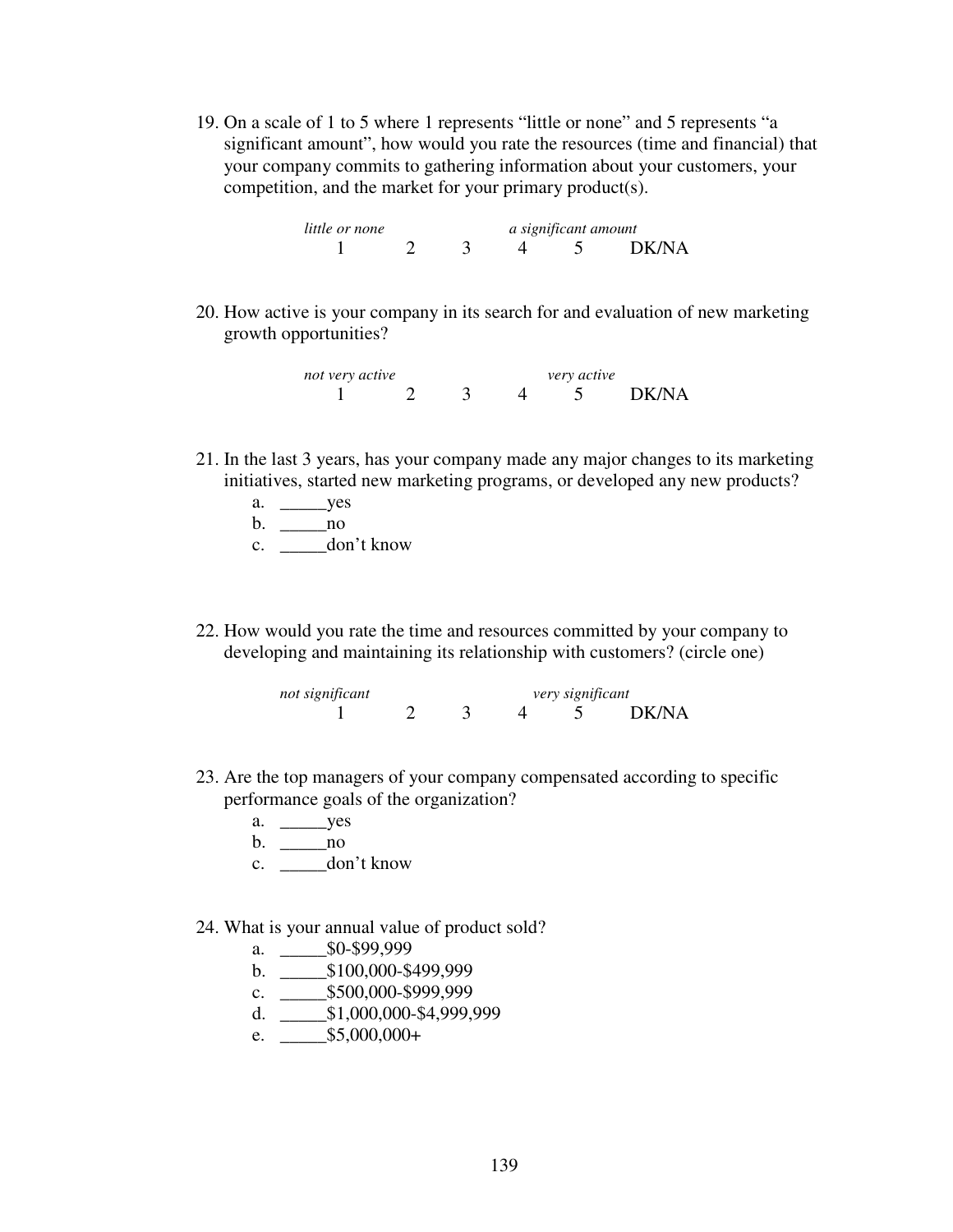19. On a scale of 1 to 5 where 1 represents "little or none" and 5 represents "a significant amount", how would you rate the resources (time and financial) that your company commits to gathering information about your customers, your competition, and the market for your primary product(s).

| *little or none* | | | *a significant amount* | | |
|---|---|---|---|---|---|
| 1 | 2 | 3 | 4 | 5 | DK/NA |

20. How active is your company in its search for and evaluation of new marketing growth opportunities?

| *not very active* | | | | *very active* | |
|---|---|---|---|---|---|
| 1 | 2 | 3 | 4 | 5 | DK/NA |

21. In the last 3 years, has your company made any major changes to its marketing initiatives, started new marketing programs, or developed any new products?
    a. _____yes
    b. _____no
    c. _____don't know

22. How would you rate the time and resources committed by your company to developing and maintaining its relationship with customers? (circle one)

| *not significant* | | | | *very significant* | |
|---|---|---|---|---|---|
| 1 | 2 | 3 | 4 | 5 | DK/NA |

23. Are the top managers of your company compensated according to specific performance goals of the organization?
    a. _____yes
    b. _____no
    c. _____don't know

24. What is your annual value of product sold?
    a. _____$0-$99,999
    b. _____$100,000-$499,999
    c. _____$500,000-$999,999
    d. _____$1,000,000-$4,999,999
    e. _____$5,000,000+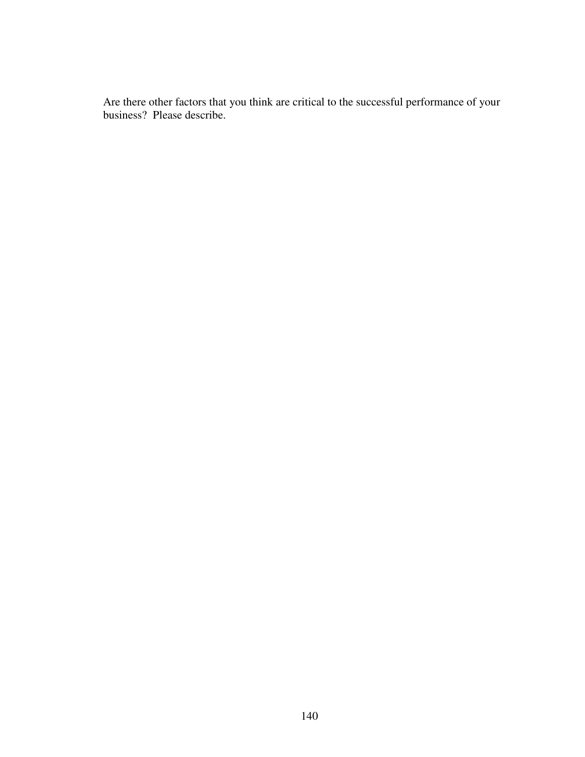Are there other factors that you think are critical to the successful performance of your business? Please describe.